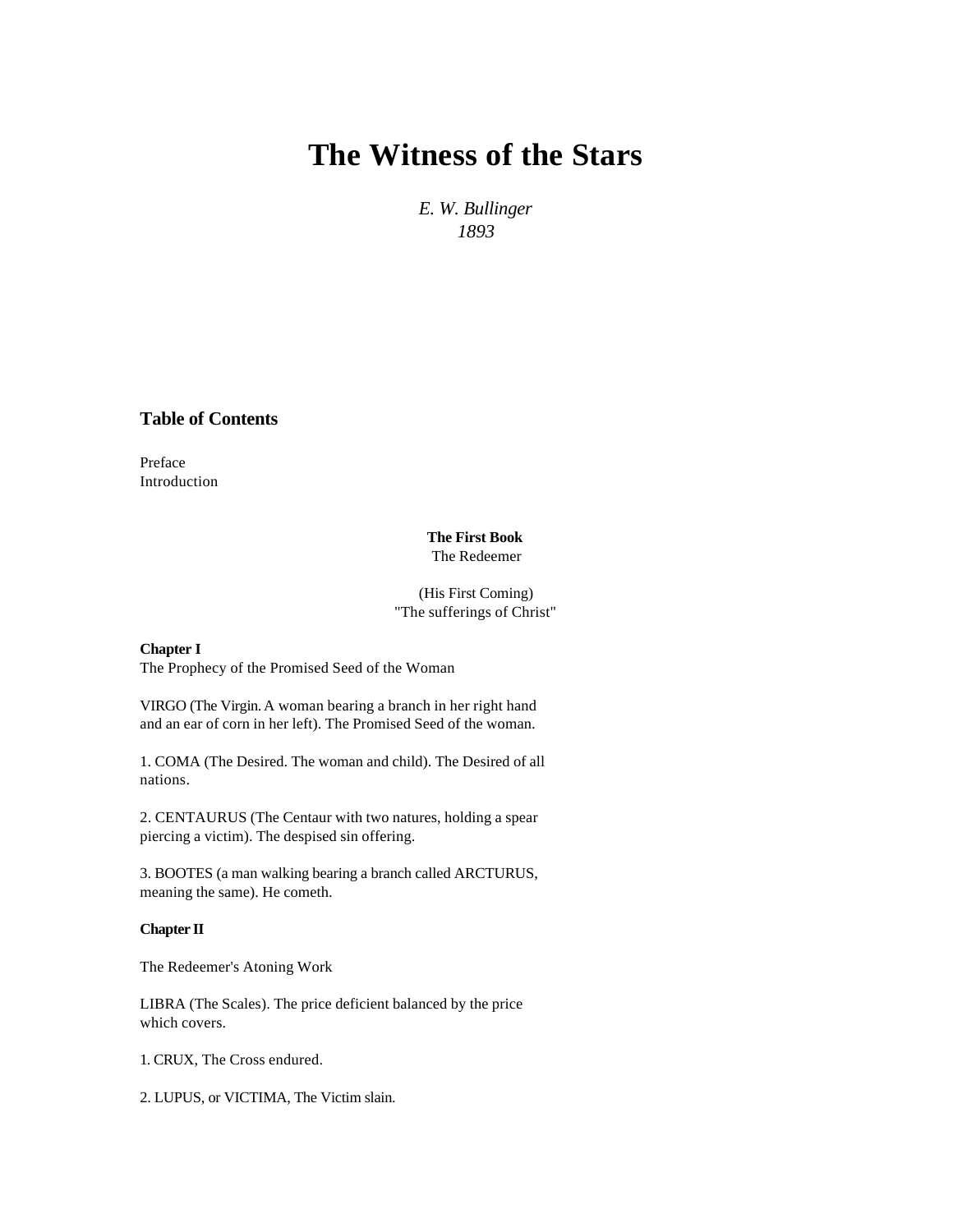# The Witness of the Stars

*E. W. Bullinger*
*1893*

## Table of Contents

Preface
Introduction

**The First Book**
The Redeemer

(His First Coming)
"The sufferings of Christ"

**Chapter I**
The Prophecy of the Promised Seed of the Woman

VIRGO (The Virgin. A woman bearing a branch in her right hand and an ear of corn in her left). The Promised Seed of the woman.

1. COMA (The Desired. The woman and child). The Desired of all nations.

2. CENTAURUS (The Centaur with two natures, holding a spear piercing a victim). The despised sin offering.

3. BOOTES (a man walking bearing a branch called ARCTURUS, meaning the same). He cometh.

**Chapter II**

The Redeemer's Atoning Work

LIBRA (The Scales). The price deficient balanced by the price which covers.

1. CRUX, The Cross endured.

2. LUPUS, or VICTIMA, The Victim slain.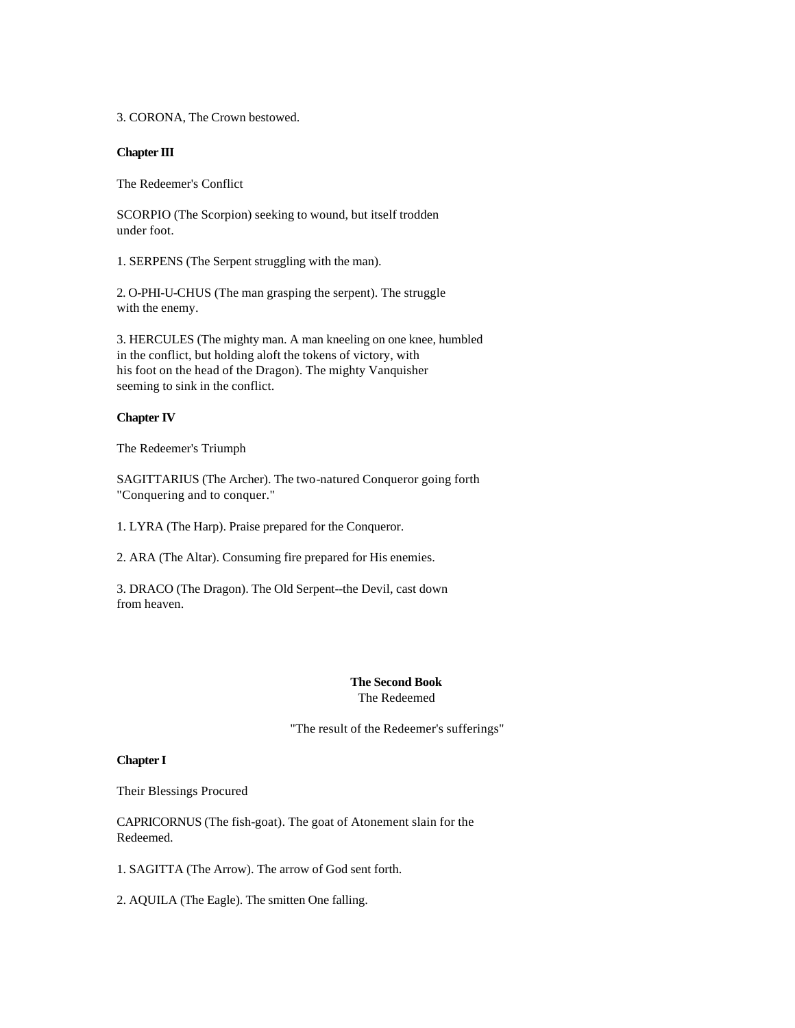3. CORONA, The Crown bestowed.

**Chapter III**

The Redeemer's Conflict

SCORPIO (The Scorpion) seeking to wound, but itself trodden under foot.

1. SERPENS (The Serpent struggling with the man).

2. O-PHI-U-CHUS (The man grasping the serpent). The struggle with the enemy.

3. HERCULES (The mighty man. A man kneeling on one knee, humbled in the conflict, but holding aloft the tokens of victory, with his foot on the head of the Dragon). The mighty Vanquisher seeming to sink in the conflict.

**Chapter IV**

The Redeemer's Triumph

SAGITTARIUS (The Archer). The two-natured Conqueror going forth "Conquering and to conquer."

1. LYRA (The Harp). Praise prepared for the Conqueror.

2. ARA (The Altar). Consuming fire prepared for His enemies.

3. DRACO (The Dragon). The Old Serpent--the Devil, cast down from heaven.

**The Second Book**
The Redeemed

"The result of the Redeemer's sufferings"

**Chapter I**

Their Blessings Procured

CAPRICORNUS (The fish-goat). The goat of Atonement slain for the Redeemed.

1. SAGITTA (The Arrow). The arrow of God sent forth.

2. AQUILA (The Eagle). The smitten One falling.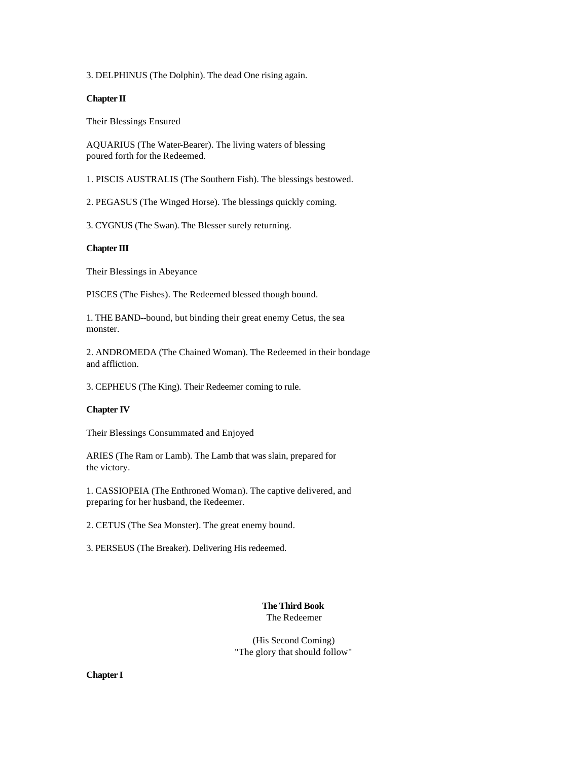3. DELPHINUS (The Dolphin). The dead One rising again.

**Chapter II**

Their Blessings Ensured

AQUARIUS (The Water-Bearer). The living waters of blessing poured forth for the Redeemed.

1. PISCIS AUSTRALIS (The Southern Fish). The blessings bestowed.

2. PEGASUS (The Winged Horse). The blessings quickly coming.

3. CYGNUS (The Swan). The Blesser surely returning.

**Chapter III**

Their Blessings in Abeyance

PISCES (The Fishes). The Redeemed blessed though bound.

1. THE BAND--bound, but binding their great enemy Cetus, the sea monster.

2. ANDROMEDA (The Chained Woman). The Redeemed in their bondage and affliction.

3. CEPHEUS (The King). Their Redeemer coming to rule.

**Chapter IV**

Their Blessings Consummated and Enjoyed

ARIES (The Ram or Lamb). The Lamb that was slain, prepared for the victory.

1. CASSIOPEIA (The Enthroned Woman). The captive delivered, and preparing for her husband, the Redeemer.

2. CETUS (The Sea Monster). The great enemy bound.

3. PERSEUS (The Breaker). Delivering His redeemed.

## The Third Book

The Redeemer

(His Second Coming)
"The glory that should follow"

**Chapter I**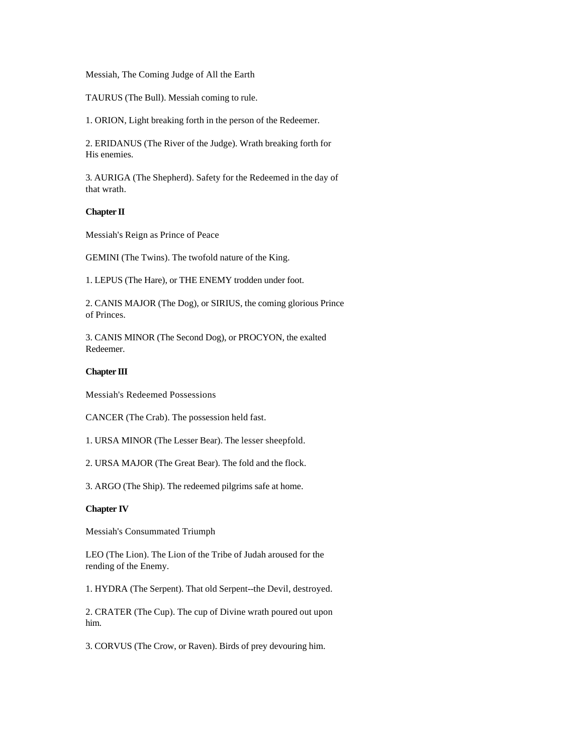Messiah, The Coming Judge of All the Earth

TAURUS (The Bull). Messiah coming to rule.

1. ORION, Light breaking forth in the person of the Redeemer.

2. ERIDANUS (The River of the Judge). Wrath breaking forth for His enemies.

3. AURIGA (The Shepherd). Safety for the Redeemed in the day of that wrath.

**Chapter II**

Messiah's Reign as Prince of Peace

GEMINI (The Twins). The twofold nature of the King.

1. LEPUS (The Hare), or THE ENEMY trodden under foot.

2. CANIS MAJOR (The Dog), or SIRIUS, the coming glorious Prince of Princes.

3. CANIS MINOR (The Second Dog), or PROCYON, the exalted Redeemer.

**Chapter III**

Messiah's Redeemed Possessions

CANCER (The Crab). The possession held fast.

1. URSA MINOR (The Lesser Bear). The lesser sheepfold.

2. URSA MAJOR (The Great Bear). The fold and the flock.

3. ARGO (The Ship). The redeemed pilgrims safe at home.

**Chapter IV**

Messiah's Consummated Triumph

LEO (The Lion). The Lion of the Tribe of Judah aroused for the rending of the Enemy.

1. HYDRA (The Serpent). That old Serpent--the Devil, destroyed.

2. CRATER (The Cup). The cup of Divine wrath poured out upon him.

3. CORVUS (The Crow, or Raven). Birds of prey devouring him.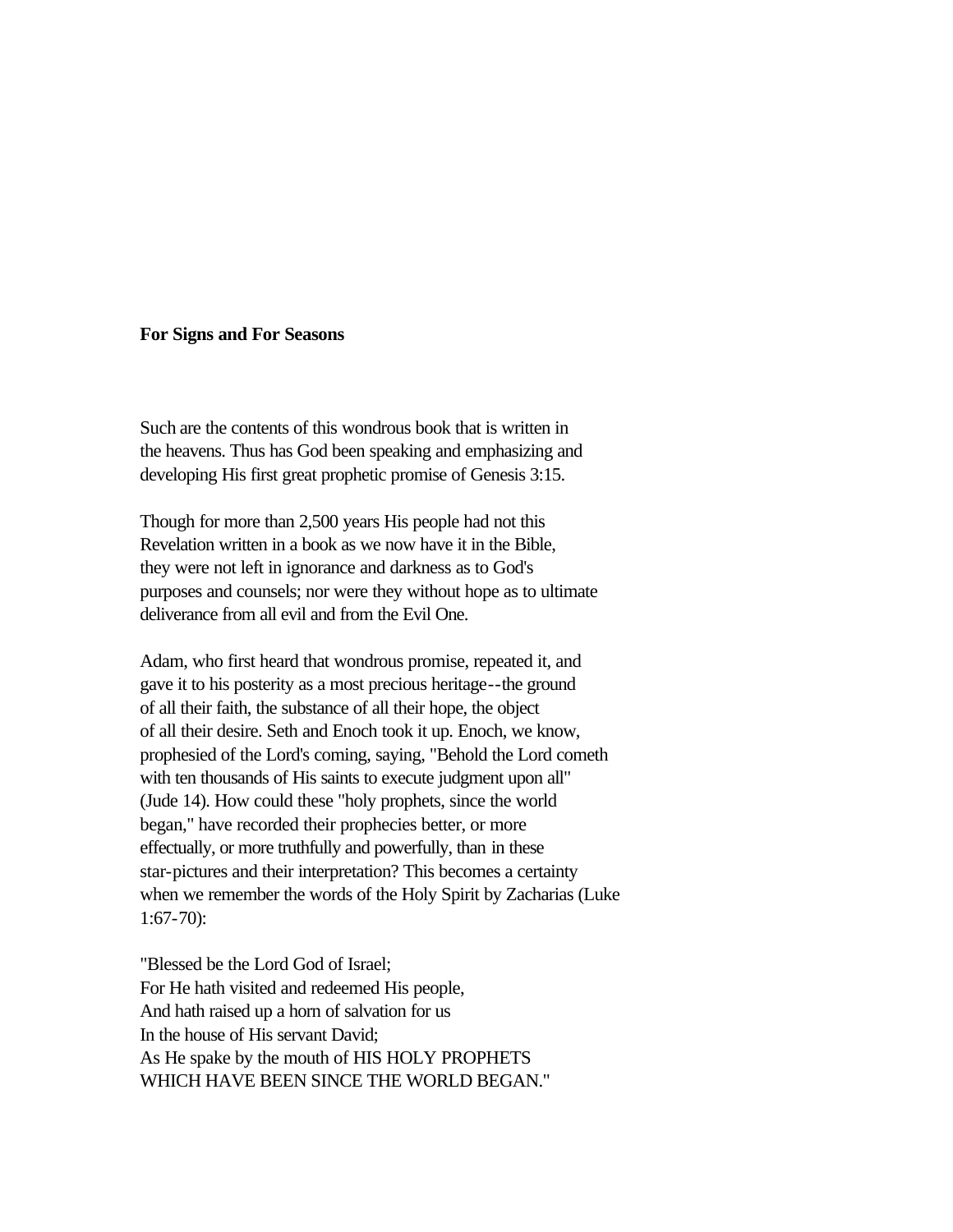**For Signs and For Seasons**

Such are the contents of this wondrous book that is written in the heavens. Thus has God been speaking and emphasizing and developing His first great prophetic promise of Genesis 3:15.

Though for more than 2,500 years His people had not this Revelation written in a book as we now have it in the Bible, they were not left in ignorance and darkness as to God's purposes and counsels; nor were they without hope as to ultimate deliverance from all evil and from the Evil One.

Adam, who first heard that wondrous promise, repeated it, and gave it to his posterity as a most precious heritage--the ground of all their faith, the substance of all their hope, the object of all their desire. Seth and Enoch took it up. Enoch, we know, prophesied of the Lord's coming, saying, "Behold the Lord cometh with ten thousands of His saints to execute judgment upon all" (Jude 14). How could these "holy prophets, since the world began," have recorded their prophecies better, or more effectually, or more truthfully and powerfully, than in these star-pictures and their interpretation? This becomes a certainty when we remember the words of the Holy Spirit by Zacharias (Luke 1:67-70):

"Blessed be the Lord God of Israel;  
For He hath visited and redeemed His people,  
And hath raised up a horn of salvation for us  
In the house of His servant David;  
As He spake by the mouth of HIS HOLY PROPHETS  
WHICH HAVE BEEN SINCE THE WORLD BEGAN."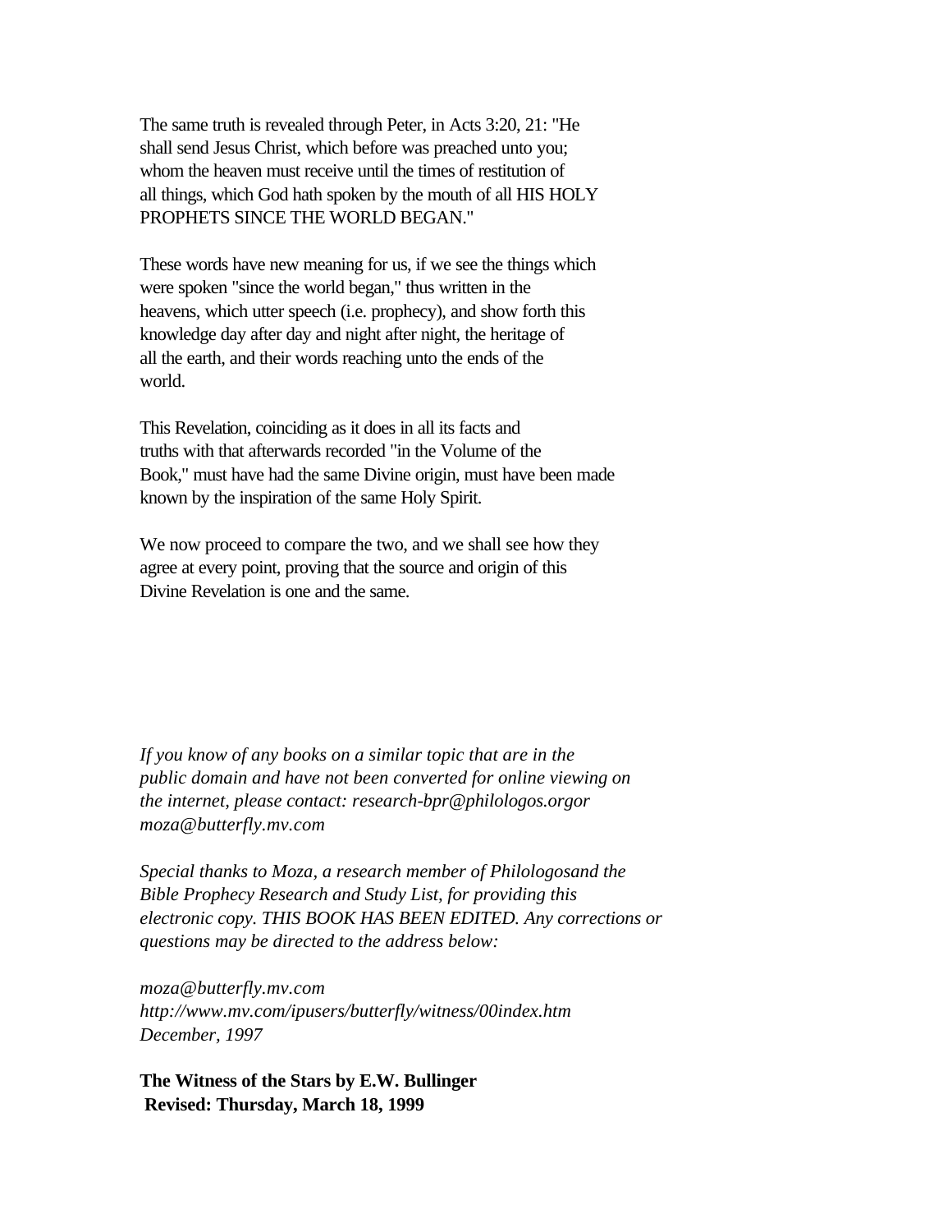The same truth is revealed through Peter, in Acts 3:20, 21: "He shall send Jesus Christ, which before was preached unto you; whom the heaven must receive until the times of restitution of all things, which God hath spoken by the mouth of all HIS HOLY PROPHETS SINCE THE WORLD BEGAN."

These words have new meaning for us, if we see the things which were spoken "since the world began," thus written in the heavens, which utter speech (i.e. prophecy), and show forth this knowledge day after day and night after night, the heritage of all the earth, and their words reaching unto the ends of the world.

This Revelation, coinciding as it does in all its facts and truths with that afterwards recorded "in the Volume of the Book," must have had the same Divine origin, must have been made known by the inspiration of the same Holy Spirit.

We now proceed to compare the two, and we shall see how they agree at every point, proving that the source and origin of this Divine Revelation is one and the same.

*If you know of any books on a similar topic that are in the public domain and have not been converted for online viewing on the internet, please contact: research-bpr@philologos.orgor moza@butterfly.mv.com*

*Special thanks to Moza, a research member of Philologosand the Bible Prophecy Research and Study List, for providing this electronic copy. THIS BOOK HAS BEEN EDITED. Any corrections or questions may be directed to the address below:*

*moza@butterfly.mv.com*
*http://www.mv.com/ipusers/butterfly/witness/00index.htm*
*December, 1997*

**The Witness of the Stars by E.W. Bullinger**
**Revised: Thursday, March 18, 1999**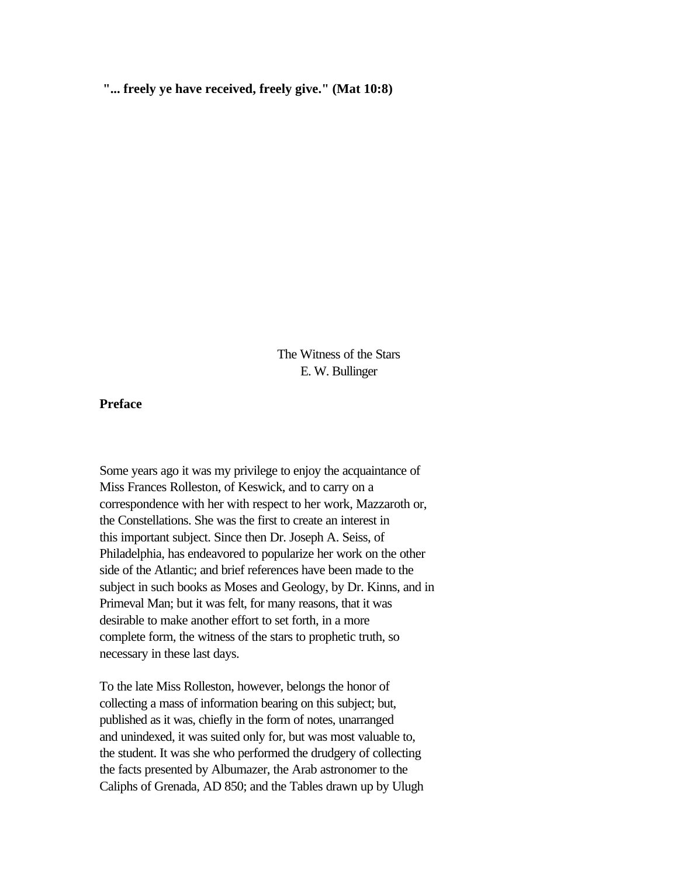**"... freely ye have received, freely give." (Mat 10:8)**

The Witness of the Stars
E. W. Bullinger

**Preface**

Some years ago it was my privilege to enjoy the acquaintance of Miss Frances Rolleston, of Keswick, and to carry on a correspondence with her with respect to her work, Mazzaroth or, the Constellations. She was the first to create an interest in this important subject. Since then Dr. Joseph A. Seiss, of Philadelphia, has endeavored to popularize her work on the other side of the Atlantic; and brief references have been made to the subject in such books as Moses and Geology, by Dr. Kinns, and in Primeval Man; but it was felt, for many reasons, that it was desirable to make another effort to set forth, in a more complete form, the witness of the stars to prophetic truth, so necessary in these last days.

To the late Miss Rolleston, however, belongs the honor of collecting a mass of information bearing on this subject; but, published as it was, chiefly in the form of notes, unarranged and unindexed, it was suited only for, but was most valuable to, the student. It was she who performed the drudgery of collecting the facts presented by Albumazer, the Arab astronomer to the Caliphs of Grenada, AD 850; and the Tables drawn up by Ulugh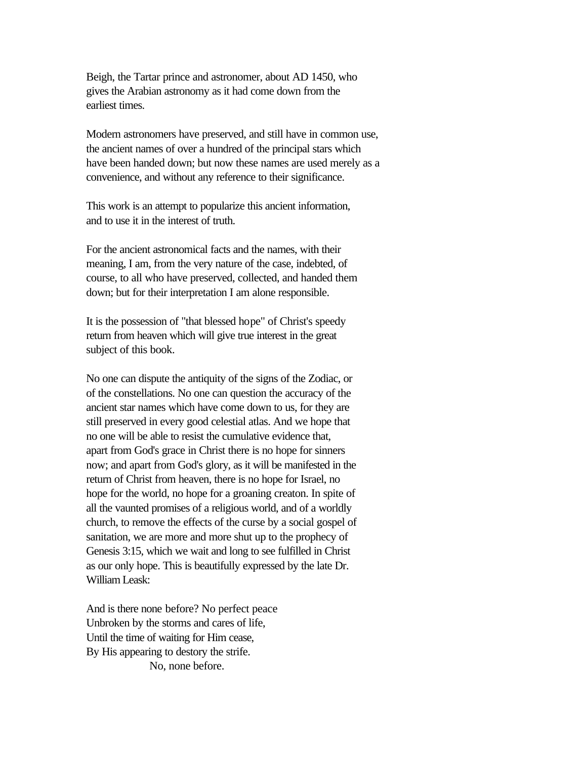Beigh, the Tartar prince and astronomer, about AD 1450, who gives the Arabian astronomy as it had come down from the earliest times.

Modern astronomers have preserved, and still have in common use, the ancient names of over a hundred of the principal stars which have been handed down; but now these names are used merely as a convenience, and without any reference to their significance.

This work is an attempt to popularize this ancient information, and to use it in the interest of truth.

For the ancient astronomical facts and the names, with their meaning, I am, from the very nature of the case, indebted, of course, to all who have preserved, collected, and handed them down; but for their interpretation I am alone responsible.

It is the possession of "that blessed hope" of Christ's speedy return from heaven which will give true interest in the great subject of this book.

No one can dispute the antiquity of the signs of the Zodiac, or of the constellations. No one can question the accuracy of the ancient star names which have come down to us, for they are still preserved in every good celestial atlas. And we hope that no one will be able to resist the cumulative evidence that, apart from God's grace in Christ there is no hope for sinners now; and apart from God's glory, as it will be manifested in the return of Christ from heaven, there is no hope for Israel, no hope for the world, no hope for a groaning creaton. In spite of all the vaunted promises of a religious world, and of a worldly church, to remove the effects of the curse by a social gospel of sanitation, we are more and more shut up to the prophecy of Genesis 3:15, which we wait and long to see fulfilled in Christ as our only hope. This is beautifully expressed by the late Dr. William Leask:

And is there none before? No perfect peace
Unbroken by the storms and cares of life,
Until the time of waiting for Him cease,
By His appearing to destory the strife.
No, none before.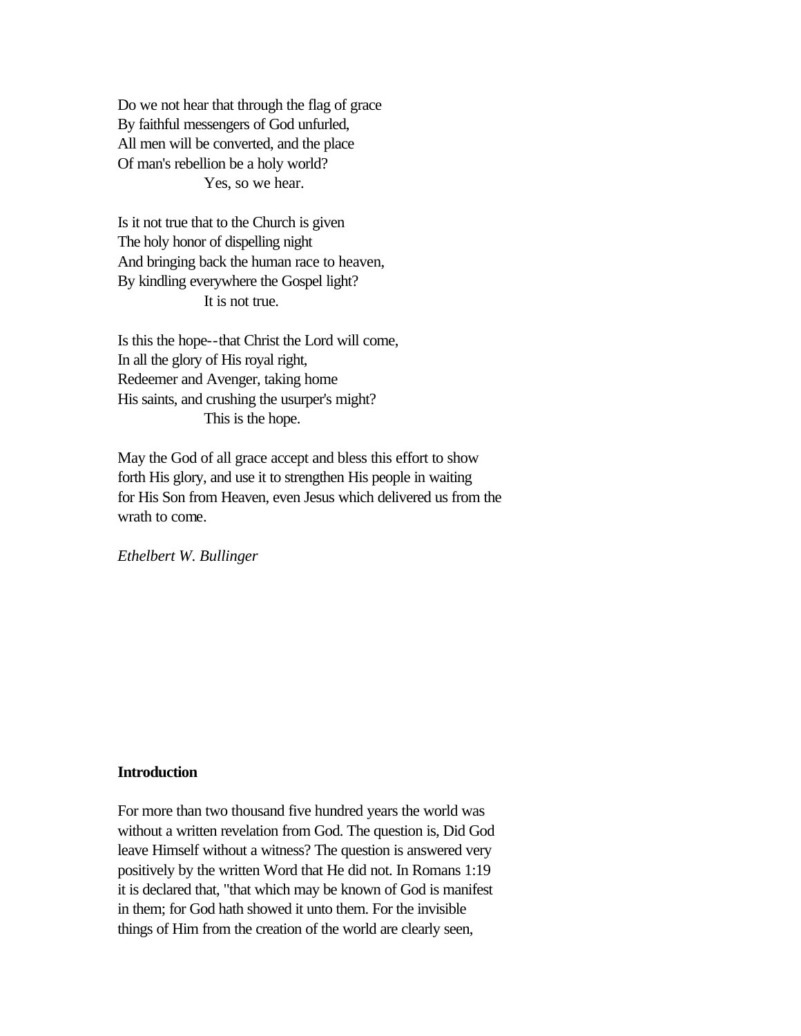Do we not hear that through the flag of grace  
By faithful messengers of God unfurled,  
All men will be converted, and the place  
Of man's rebellion be a holy world?  
Yes, so we hear.

Is it not true that to the Church is given  
The holy honor of dispelling night  
And bringing back the human race to heaven,  
By kindling everywhere the Gospel light?  
It is not true.

Is this the hope--that Christ the Lord will come,  
In all the glory of His royal right,  
Redeemer and Avenger, taking home  
His saints, and crushing the usurper's might?  
This is the hope.

May the God of all grace accept and bless this effort to show forth His glory, and use it to strengthen His people in waiting for His Son from Heaven, even Jesus which delivered us from the wrath to come.

*Ethelbert W. Bullinger*

**Introduction**

For more than two thousand five hundred years the world was without a written revelation from God. The question is, Did God leave Himself without a witness? The question is answered very positively by the written Word that He did not. In Romans 1:19 it is declared that, "that which may be known of God is manifest in them; for God hath showed it unto them. For the invisible things of Him from the creation of the world are clearly seen,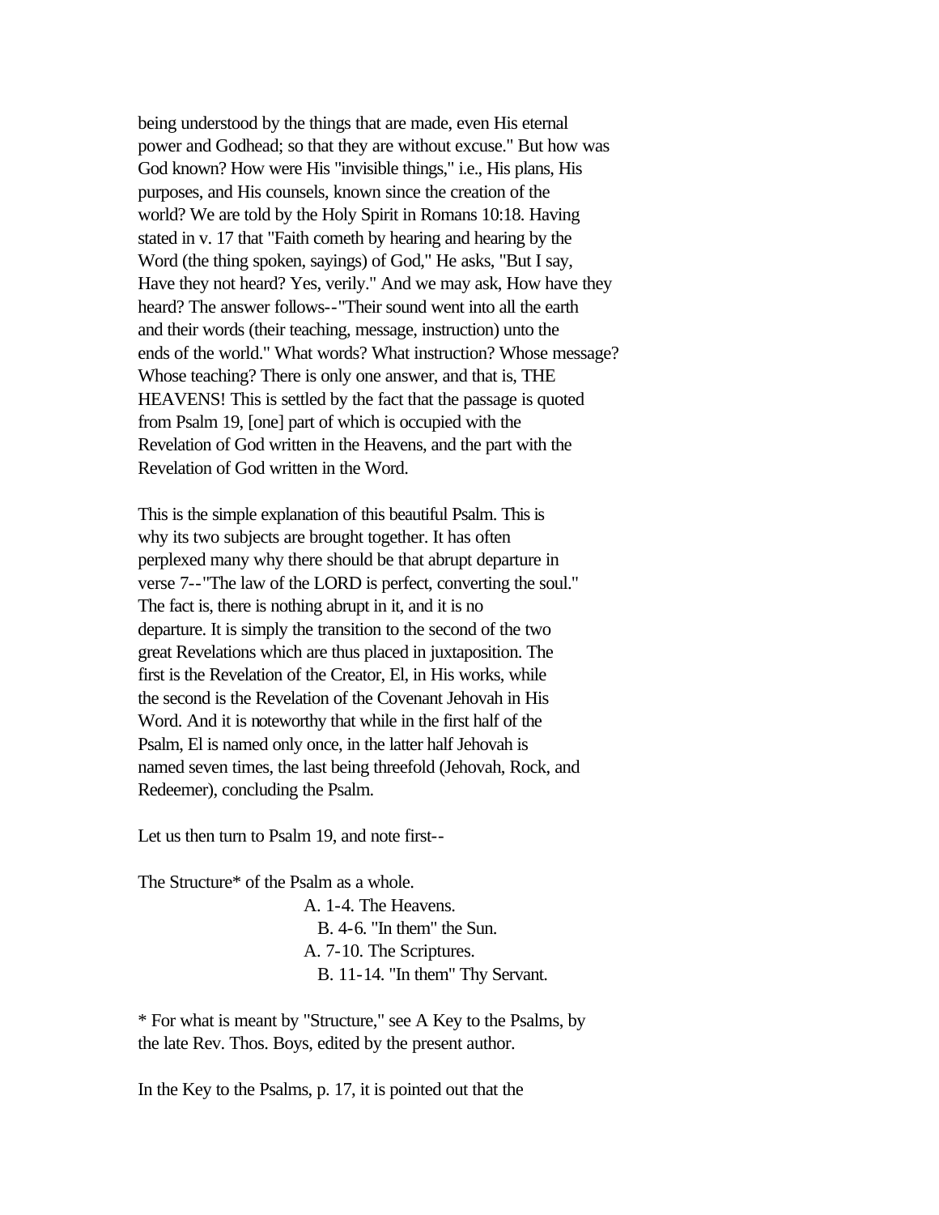being understood by the things that are made, even His eternal power and Godhead; so that they are without excuse." But how was God known? How were His "invisible things," i.e., His plans, His purposes, and His counsels, known since the creation of the world? We are told by the Holy Spirit in Romans 10:18. Having stated in v. 17 that "Faith cometh by hearing and hearing by the Word (the thing spoken, sayings) of God," He asks, "But I say, Have they not heard? Yes, verily." And we may ask, How have they heard? The answer follows--"Their sound went into all the earth and their words (their teaching, message, instruction) unto the ends of the world." What words? What instruction? Whose message? Whose teaching? There is only one answer, and that is, THE HEAVENS! This is settled by the fact that the passage is quoted from Psalm 19, [one] part of which is occupied with the Revelation of God written in the Heavens, and the part with the Revelation of God written in the Word.

This is the simple explanation of this beautiful Psalm. This is why its two subjects are brought together. It has often perplexed many why there should be that abrupt departure in verse 7--"The law of the LORD is perfect, converting the soul." The fact is, there is nothing abrupt in it, and it is no departure. It is simply the transition to the second of the two great Revelations which are thus placed in juxtaposition. The first is the Revelation of the Creator, El, in His works, while the second is the Revelation of the Covenant Jehovah in His Word. And it is noteworthy that while in the first half of the Psalm, El is named only once, in the latter half Jehovah is named seven times, the last being threefold (Jehovah, Rock, and Redeemer), concluding the Psalm.

Let us then turn to Psalm 19, and note first--

The Structure* of the Psalm as a whole.

- A. 1-4. The Heavens.
  - B. 4-6. "In them" the Sun.
- A. 7-10. The Scriptures.
  - B. 11-14. "In them" Thy Servant.

* For what is meant by "Structure," see A Key to the Psalms, by the late Rev. Thos. Boys, edited by the present author.

In the Key to the Psalms, p. 17, it is pointed out that the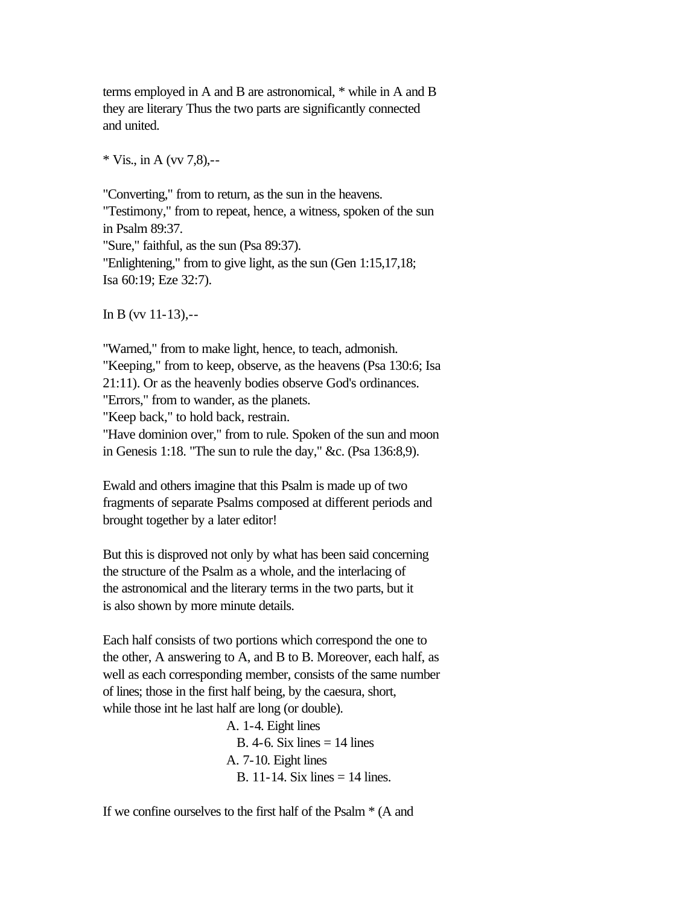terms employed in A and B are astronomical, * while in A and B they are literary Thus the two parts are significantly connected and united.

* Vis., in A (vv 7,8),--

"Converting," from to return, as the sun in the heavens.
"Testimony," from to repeat, hence, a witness, spoken of the sun in Psalm 89:37.
"Sure," faithful, as the sun (Psa 89:37).
"Enlightening," from to give light, as the sun (Gen 1:15,17,18; Isa 60:19; Eze 32:7).

In B (vv 11-13),--

"Warned," from to make light, hence, to teach, admonish.
"Keeping," from to keep, observe, as the heavens (Psa 130:6; Isa 21:11). Or as the heavenly bodies observe God's ordinances.
"Errors," from to wander, as the planets.
"Keep back," to hold back, restrain.
"Have dominion over," from to rule. Spoken of the sun and moon in Genesis 1:18. "The sun to rule the day," &c. (Psa 136:8,9).

Ewald and others imagine that this Psalm is made up of two fragments of separate Psalms composed at different periods and brought together by a later editor!

But this is disproved not only by what has been said concerning the structure of the Psalm as a whole, and the interlacing of the astronomical and the literary terms in the two parts, but it is also shown by more minute details.

Each half consists of two portions which correspond the one to the other, A answering to A, and B to B. Moreover, each half, as well as each corresponding member, consists of the same number of lines; those in the first half being, by the caesura, short, while those int he last half are long (or double).

A. 1-4. Eight lines
  B. 4-6. Six lines = 14 lines
A. 7-10. Eight lines
  B. 11-14. Six lines = 14 lines.

If we confine ourselves to the first half of the Psalm * (A and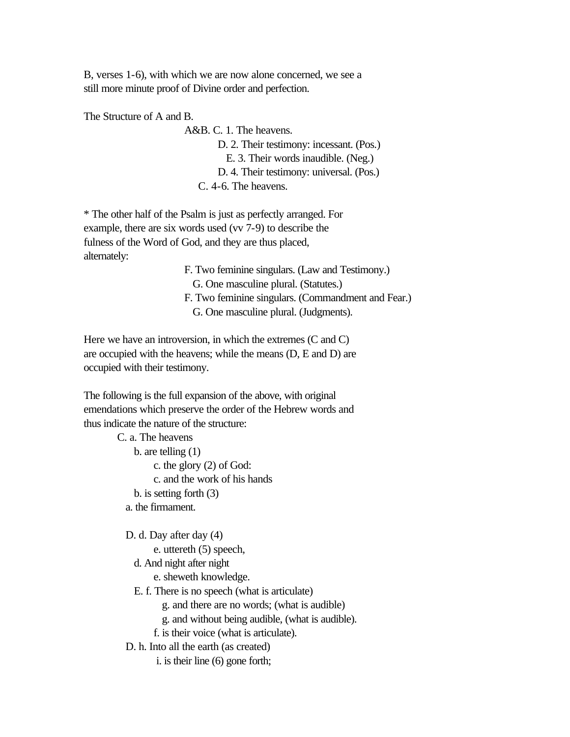B, verses 1-6), with which we are now alone concerned, we see a still more minute proof of Divine order and perfection.

The Structure of A and B.

A&B. C. 1. The heavens.
    D. 2. Their testimony: incessant. (Pos.)
        E. 3. Their words inaudible. (Neg.)
    D. 4. Their testimony: universal. (Pos.)
C. 4-6. The heavens.

* The other half of the Psalm is just as perfectly arranged. For example, there are six words used (vv 7-9) to describe the fulness of the Word of God, and they are thus placed, alternately:

F. Two feminine singulars. (Law and Testimony.)
    G. One masculine plural. (Statutes.)
F. Two feminine singulars. (Commandment and Fear.)
    G. One masculine plural. (Judgments).

Here we have an introversion, in which the extremes (C and C) are occupied with the heavens; while the means (D, E and D) are occupied with their testimony.

The following is the full expansion of the above, with original emendations which preserve the order of the Hebrew words and thus indicate the nature of the structure:

C. a. The heavens
    b. are telling (1)
        c. the glory (2) of God:
        c. and the work of his hands
    b. is setting forth (3)
a. the firmament.

D. d. Day after day (4)
        e. uttereth (5) speech,
    d. And night after night
        e. sheweth knowledge.
    E. f. There is no speech (what is articulate)
            g. and there are no words; (what is audible)
            g. and without being audible, (what is audible).
        f. is their voice (what is articulate).
D. h. Into all the earth (as created)
        i. is their line (6) gone forth;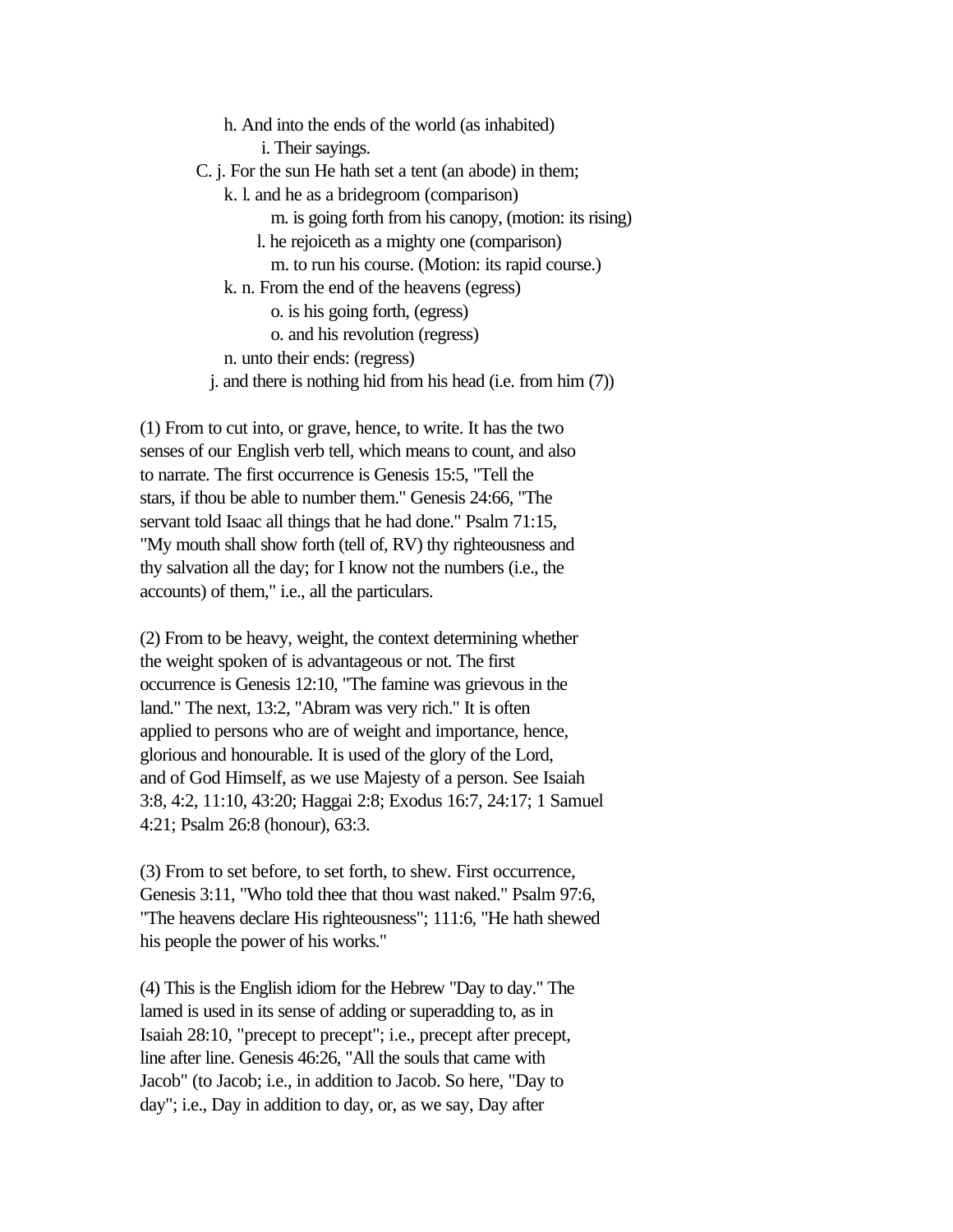h. And into the ends of the world (as inhabited)

i. Their sayings.

C. j. For the sun He hath set a tent (an abode) in them;

k. l. and he as a bridegroom (comparison)

m. is going forth from his canopy, (motion: its rising)

l. he rejoiceth as a mighty one (comparison)

m. to run his course. (Motion: its rapid course.)

k. n. From the end of the heavens (egress)

o. is his going forth, (egress)

o. and his revolution (regress)

n. unto their ends: (regress)

j. and there is nothing hid from his head (i.e. from him (7))

(1) From to cut into, or grave, hence, to write. It has the two senses of our English verb tell, which means to count, and also to narrate. The first occurrence is Genesis 15:5, "Tell the stars, if thou be able to number them." Genesis 24:66, "The servant told Isaac all things that he had done." Psalm 71:15, "My mouth shall show forth (tell of, RV) thy righteousness and thy salvation all the day; for I know not the numbers (i.e., the accounts) of them," i.e., all the particulars.

(2) From to be heavy, weight, the context determining whether the weight spoken of is advantageous or not. The first occurrence is Genesis 12:10, "The famine was grievous in the land." The next, 13:2, "Abram was very rich." It is often applied to persons who are of weight and importance, hence, glorious and honourable. It is used of the glory of the Lord, and of God Himself, as we use Majesty of a person. See Isaiah 3:8, 4:2, 11:10, 43:20; Haggai 2:8; Exodus 16:7, 24:17; 1 Samuel 4:21; Psalm 26:8 (honour), 63:3.

(3) From to set before, to set forth, to shew. First occurrence, Genesis 3:11, "Who told thee that thou wast naked." Psalm 97:6, "The heavens declare His righteousness"; 111:6, "He hath shewed his people the power of his works."

(4) This is the English idiom for the Hebrew "Day to day." The lamed is used in its sense of adding or superadding to, as in Isaiah 28:10, "precept to precept"; i.e., precept after precept, line after line. Genesis 46:26, "All the souls that came with Jacob" (to Jacob; i.e., in addition to Jacob. So here, "Day to day"; i.e., Day in addition to day, or, as we say, Day after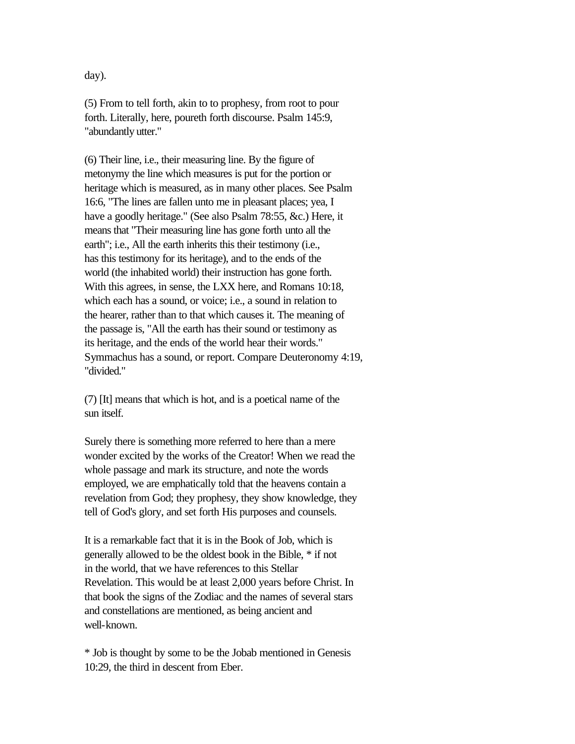day).

(5) From to tell forth, akin to to prophesy, from root to pour forth. Literally, here, poureth forth discourse. Psalm 145:9, "abundantly utter."

(6) Their line, i.e., their measuring line. By the figure of metonymy the line which measures is put for the portion or heritage which is measured, as in many other places. See Psalm 16:6, "The lines are fallen unto me in pleasant places; yea, I have a goodly heritage." (See also Psalm 78:55, &c.) Here, it means that "Their measuring line has gone forth unto all the earth"; i.e., All the earth inherits this their testimony (i.e., has this testimony for its heritage), and to the ends of the world (the inhabited world) their instruction has gone forth. With this agrees, in sense, the LXX here, and Romans 10:18, which each has a sound, or voice; i.e., a sound in relation to the hearer, rather than to that which causes it. The meaning of the passage is, "All the earth has their sound or testimony as its heritage, and the ends of the world hear their words." Symmachus has a sound, or report. Compare Deuteronomy 4:19, "divided."

(7) [It] means that which is hot, and is a poetical name of the sun itself.

Surely there is something more referred to here than a mere wonder excited by the works of the Creator! When we read the whole passage and mark its structure, and note the words employed, we are emphatically told that the heavens contain a revelation from God; they prophesy, they show knowledge, they tell of God's glory, and set forth His purposes and counsels.

It is a remarkable fact that it is in the Book of Job, which is generally allowed to be the oldest book in the Bible, * if not in the world, that we have references to this Stellar Revelation. This would be at least 2,000 years before Christ. In that book the signs of the Zodiac and the names of several stars and constellations are mentioned, as being ancient and well-known.

* Job is thought by some to be the Jobab mentioned in Genesis 10:29, the third in descent from Eber.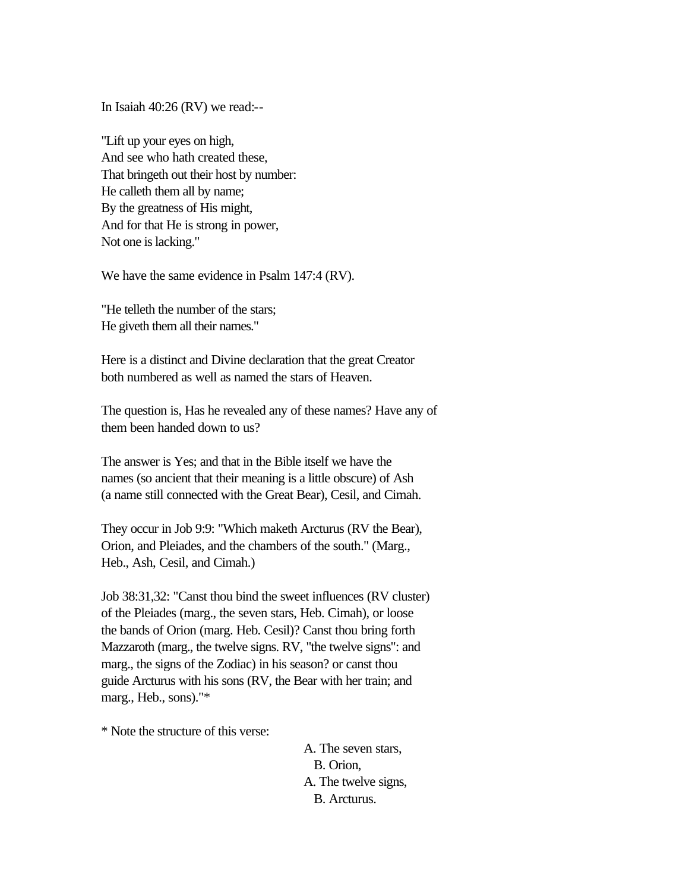In Isaiah 40:26 (RV) we read:--

"Lift up your eyes on high,
And see who hath created these,
That bringeth out their host by number:
He calleth them all by name;
By the greatness of His might,
And for that He is strong in power,
Not one is lacking."

We have the same evidence in Psalm 147:4 (RV).

"He telleth the number of the stars;
He giveth them all their names."

Here is a distinct and Divine declaration that the great Creator both numbered as well as named the stars of Heaven.

The question is, Has he revealed any of these names? Have any of them been handed down to us?

The answer is Yes; and that in the Bible itself we have the names (so ancient that their meaning is a little obscure) of Ash (a name still connected with the Great Bear), Cesil, and Cimah.

They occur in Job 9:9: "Which maketh Arcturus (RV the Bear), Orion, and Pleiades, and the chambers of the south." (Marg., Heb., Ash, Cesil, and Cimah.)

Job 38:31,32: "Canst thou bind the sweet influences (RV cluster) of the Pleiades (marg., the seven stars, Heb. Cimah), or loose the bands of Orion (marg. Heb. Cesil)? Canst thou bring forth Mazzaroth (marg., the twelve signs. RV, "the twelve signs": and marg., the signs of the Zodiac) in his season? or canst thou guide Arcturus with his sons (RV, the Bear with her train; and marg., Heb., sons)."*

* Note the structure of this verse:

A. The seven stars,
  B. Orion,
A. The twelve signs,
  B. Arcturus.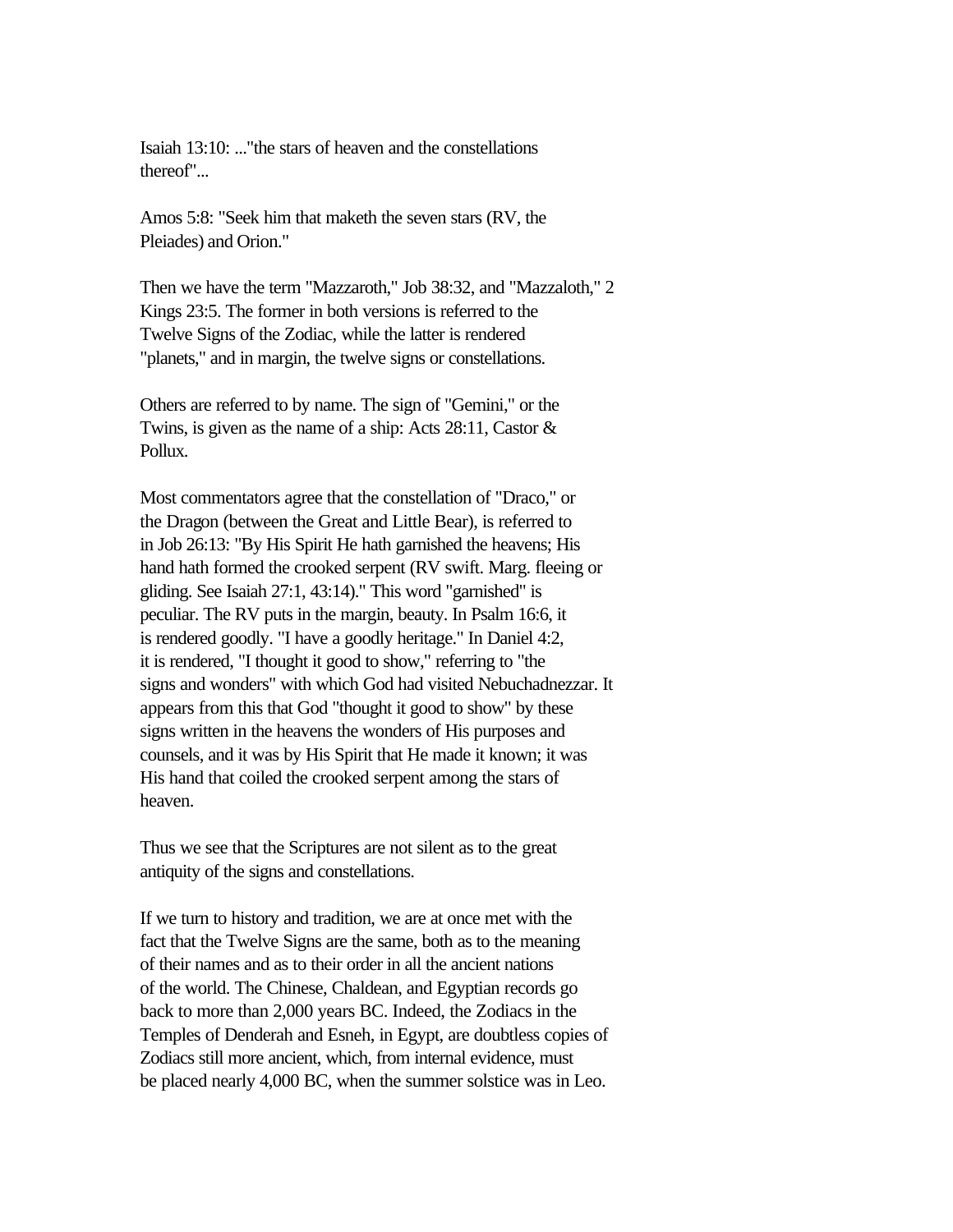Isaiah 13:10: ..."the stars of heaven and the constellations thereof"...

Amos 5:8: "Seek him that maketh the seven stars (RV, the Pleiades) and Orion."

Then we have the term "Mazzaroth," Job 38:32, and "Mazzaloth," 2 Kings 23:5. The former in both versions is referred to the Twelve Signs of the Zodiac, while the latter is rendered "planets," and in margin, the twelve signs or constellations.

Others are referred to by name. The sign of "Gemini," or the Twins, is given as the name of a ship: Acts 28:11, Castor & Pollux.

Most commentators agree that the constellation of "Draco," or the Dragon (between the Great and Little Bear), is referred to in Job 26:13: "By His Spirit He hath garnished the heavens; His hand hath formed the crooked serpent (RV swift. Marg. fleeing or gliding. See Isaiah 27:1, 43:14)." This word "garnished" is peculiar. The RV puts in the margin, beauty. In Psalm 16:6, it is rendered goodly. "I have a goodly heritage." In Daniel 4:2, it is rendered, "I thought it good to show," referring to "the signs and wonders" with which God had visited Nebuchadnezzar. It appears from this that God "thought it good to show" by these signs written in the heavens the wonders of His purposes and counsels, and it was by His Spirit that He made it known; it was His hand that coiled the crooked serpent among the stars of heaven.

Thus we see that the Scriptures are not silent as to the great antiquity of the signs and constellations.

If we turn to history and tradition, we are at once met with the fact that the Twelve Signs are the same, both as to the meaning of their names and as to their order in all the ancient nations of the world. The Chinese, Chaldean, and Egyptian records go back to more than 2,000 years BC. Indeed, the Zodiacs in the Temples of Denderah and Esneh, in Egypt, are doubtless copies of Zodiacs still more ancient, which, from internal evidence, must be placed nearly 4,000 BC, when the summer solstice was in Leo.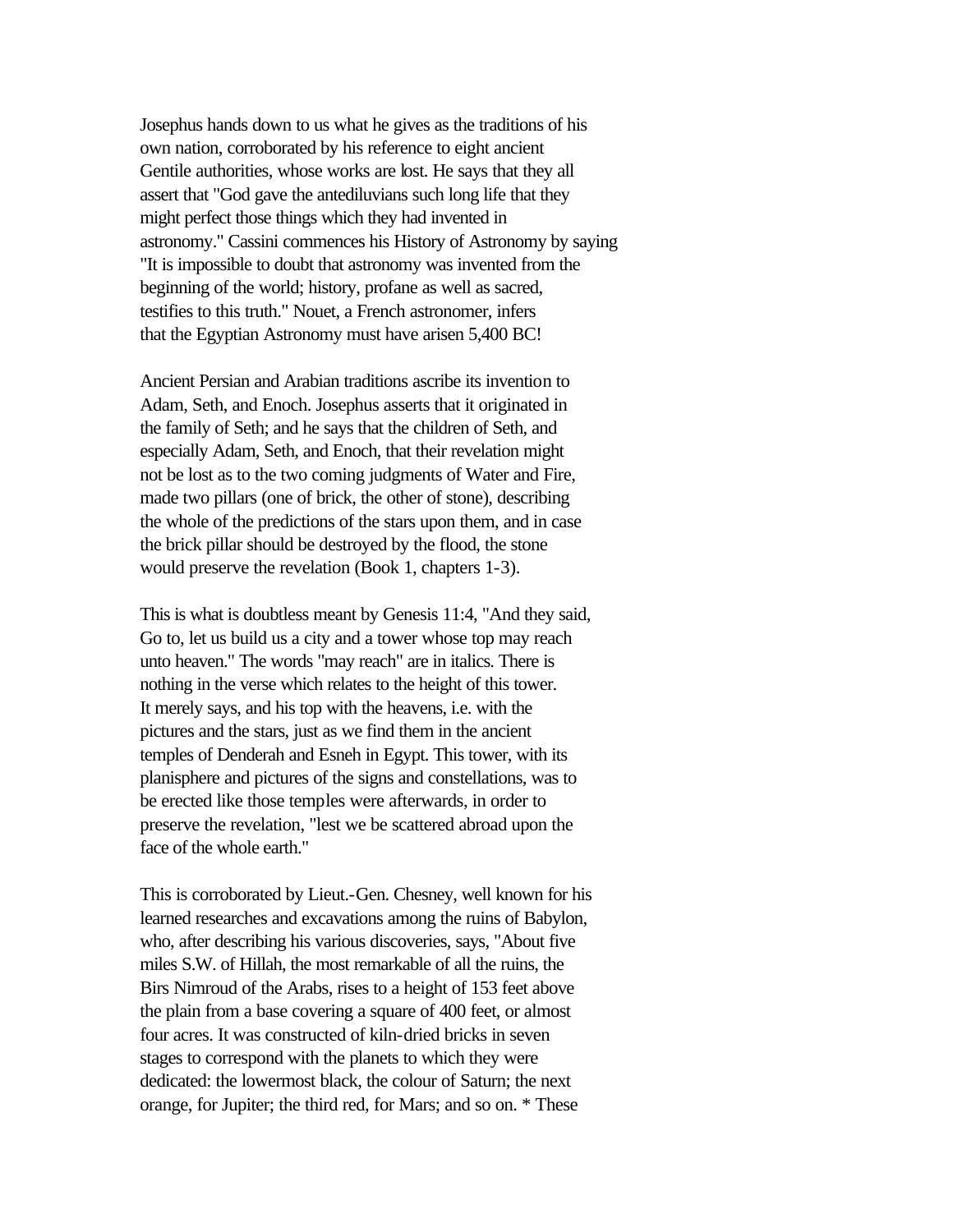Josephus hands down to us what he gives as the traditions of his own nation, corroborated by his reference to eight ancient Gentile authorities, whose works are lost. He says that they all assert that "God gave the antediluvians such long life that they might perfect those things which they had invented in astronomy." Cassini commences his History of Astronomy by saying "It is impossible to doubt that astronomy was invented from the beginning of the world; history, profane as well as sacred, testifies to this truth." Nouet, a French astronomer, infers that the Egyptian Astronomy must have arisen 5,400 BC!

Ancient Persian and Arabian traditions ascribe its invention to Adam, Seth, and Enoch. Josephus asserts that it originated in the family of Seth; and he says that the children of Seth, and especially Adam, Seth, and Enoch, that their revelation might not be lost as to the two coming judgments of Water and Fire, made two pillars (one of brick, the other of stone), describing the whole of the predictions of the stars upon them, and in case the brick pillar should be destroyed by the flood, the stone would preserve the revelation (Book 1, chapters 1-3).

This is what is doubtless meant by Genesis 11:4, "And they said, Go to, let us build us a city and a tower whose top may reach unto heaven." The words "may reach" are in italics. There is nothing in the verse which relates to the height of this tower. It merely says, and his top with the heavens, i.e. with the pictures and the stars, just as we find them in the ancient temples of Denderah and Esneh in Egypt. This tower, with its planisphere and pictures of the signs and constellations, was to be erected like those temples were afterwards, in order to preserve the revelation, "lest we be scattered abroad upon the face of the whole earth."

This is corroborated by Lieut.-Gen. Chesney, well known for his learned researches and excavations among the ruins of Babylon, who, after describing his various discoveries, says, "About five miles S.W. of Hillah, the most remarkable of all the ruins, the Birs Nimroud of the Arabs, rises to a height of 153 feet above the plain from a base covering a square of 400 feet, or almost four acres. It was constructed of kiln-dried bricks in seven stages to correspond with the planets to which they were dedicated: the lowermost black, the colour of Saturn; the next orange, for Jupiter; the third red, for Mars; and so on. * These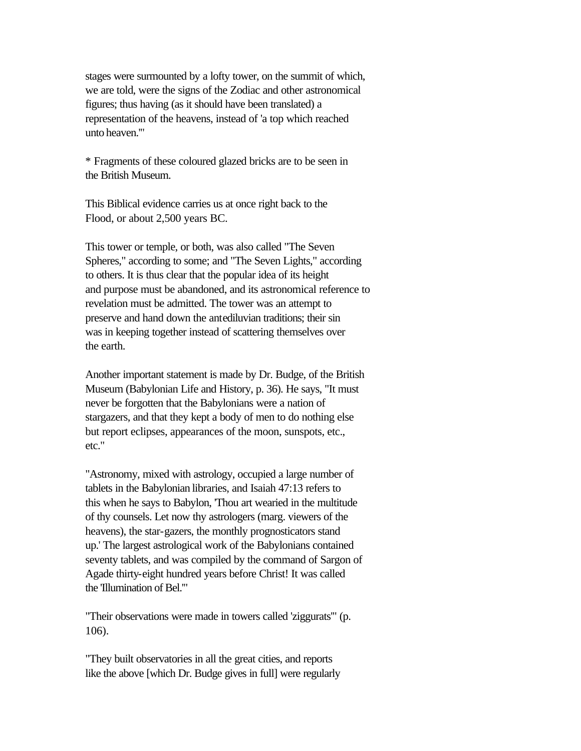stages were surmounted by a lofty tower, on the summit of which, we are told, were the signs of the Zodiac and other astronomical figures; thus having (as it should have been translated) a representation of the heavens, instead of 'a top which reached unto heaven.'"

* Fragments of these coloured glazed bricks are to be seen in the British Museum.

This Biblical evidence carries us at once right back to the Flood, or about 2,500 years BC.

This tower or temple, or both, was also called "The Seven Spheres," according to some; and "The Seven Lights," according to others. It is thus clear that the popular idea of its height and purpose must be abandoned, and its astronomical reference to revelation must be admitted. The tower was an attempt to preserve and hand down the antediluvian traditions; their sin was in keeping together instead of scattering themselves over the earth.

Another important statement is made by Dr. Budge, of the British Museum (Babylonian Life and History, p. 36). He says, "It must never be forgotten that the Babylonians were a nation of stargazers, and that they kept a body of men to do nothing else but report eclipses, appearances of the moon, sunspots, etc., etc."

"Astronomy, mixed with astrology, occupied a large number of tablets in the Babylonian libraries, and Isaiah 47:13 refers to this when he says to Babylon, 'Thou art wearied in the multitude of thy counsels. Let now thy astrologers (marg. viewers of the heavens), the star-gazers, the monthly prognosticators stand up.' The largest astrological work of the Babylonians contained seventy tablets, and was compiled by the command of Sargon of Agade thirty-eight hundred years before Christ! It was called the 'Illumination of Bel.'"

"Their observations were made in towers called 'ziggurats'" (p. 106).

"They built observatories in all the great cities, and reports like the above [which Dr. Budge gives in full] were regularly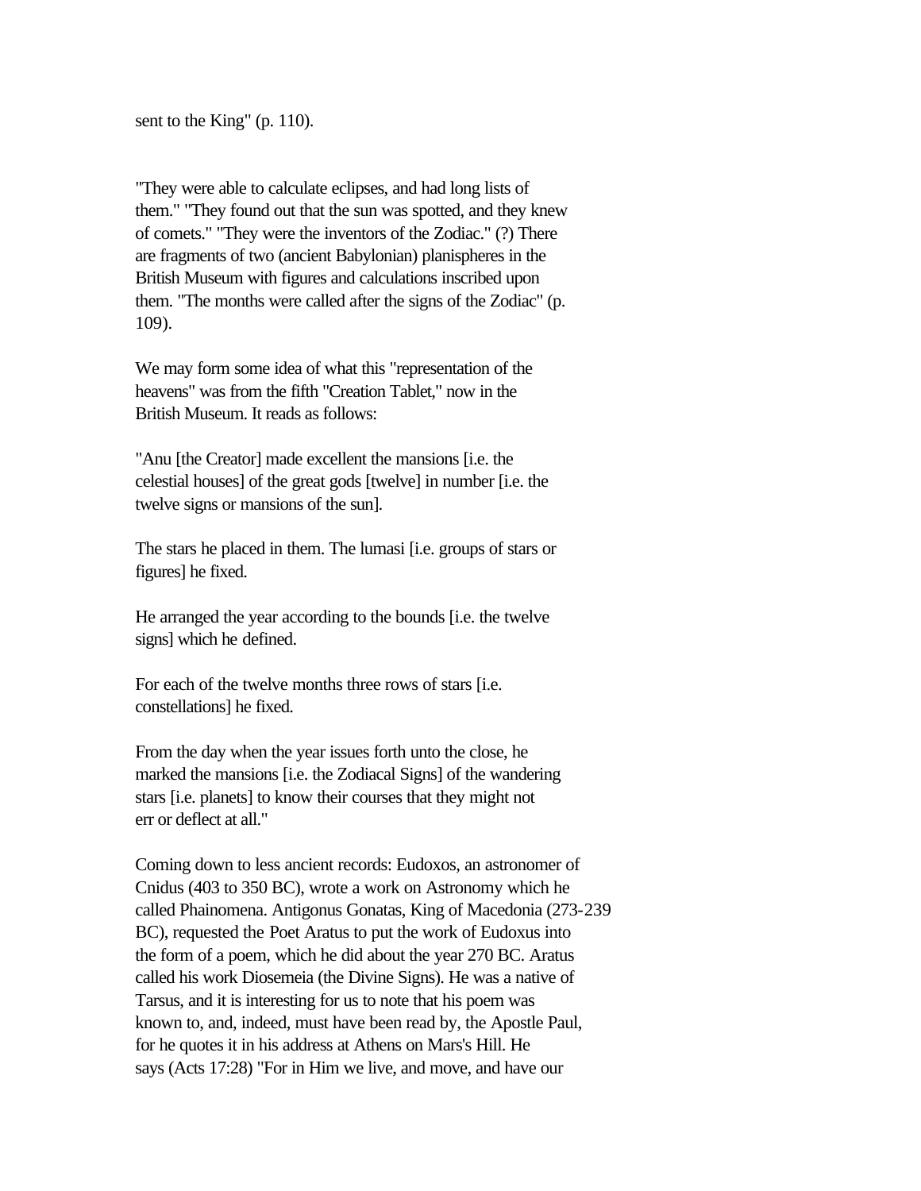sent to the King" (p. 110).

"They were able to calculate eclipses, and had long lists of them." "They found out that the sun was spotted, and they knew of comets." "They were the inventors of the Zodiac." (?) There are fragments of two (ancient Babylonian) planispheres in the British Museum with figures and calculations inscribed upon them. "The months were called after the signs of the Zodiac" (p. 109).

We may form some idea of what this "representation of the heavens" was from the fifth "Creation Tablet," now in the British Museum. It reads as follows:

"Anu [the Creator] made excellent the mansions [i.e. the celestial houses] of the great gods [twelve] in number [i.e. the twelve signs or mansions of the sun].

The stars he placed in them. The lumasi [i.e. groups of stars or figures] he fixed.

He arranged the year according to the bounds [i.e. the twelve signs] which he defined.

For each of the twelve months three rows of stars [i.e. constellations] he fixed.

From the day when the year issues forth unto the close, he marked the mansions [i.e. the Zodiacal Signs] of the wandering stars [i.e. planets] to know their courses that they might not err or deflect at all."

Coming down to less ancient records: Eudoxos, an astronomer of Cnidus (403 to 350 BC), wrote a work on Astronomy which he called Phainomena. Antigonus Gonatas, King of Macedonia (273-239 BC), requested the Poet Aratus to put the work of Eudoxus into the form of a poem, which he did about the year 270 BC. Aratus called his work Diosemeia (the Divine Signs). He was a native of Tarsus, and it is interesting for us to note that his poem was known to, and, indeed, must have been read by, the Apostle Paul, for he quotes it in his address at Athens on Mars's Hill. He says (Acts 17:28) "For in Him we live, and move, and have our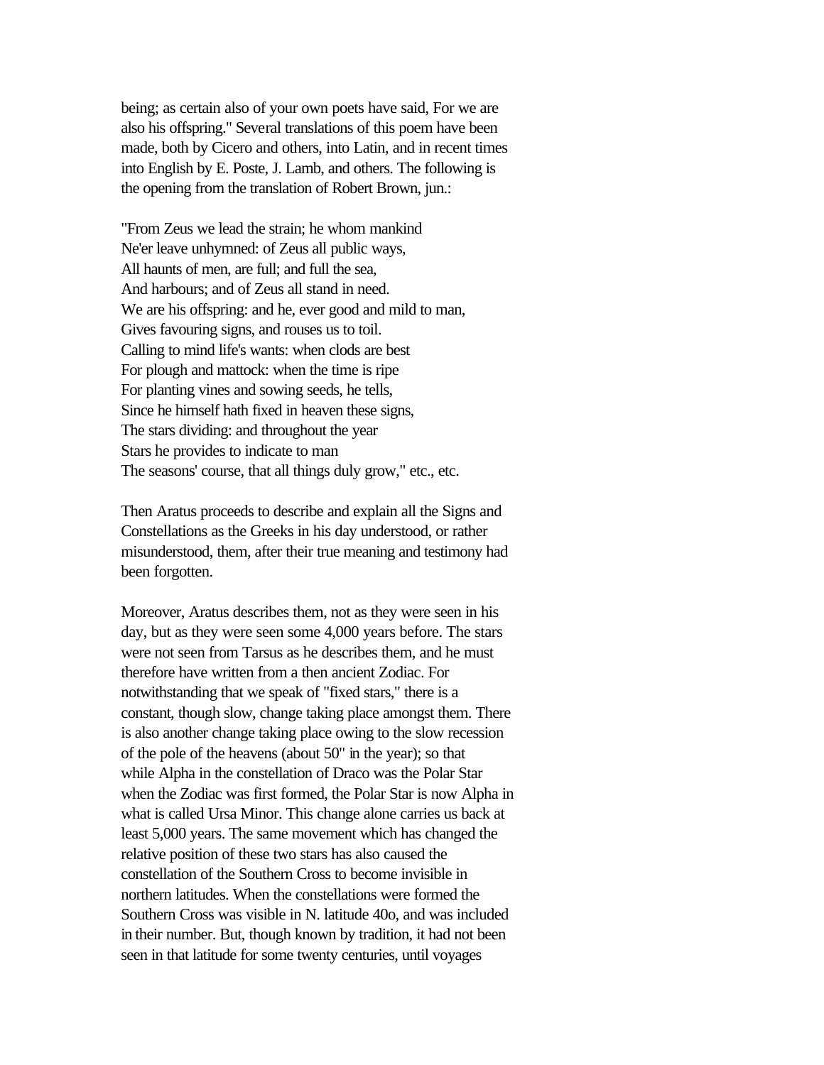being; as certain also of your own poets have said, For we are also his offspring." Several translations of this poem have been made, both by Cicero and others, into Latin, and in recent times into English by E. Poste, J. Lamb, and others. The following is the opening from the translation of Robert Brown, jun.:

"From Zeus we lead the strain; he whom mankind
Ne'er leave unhymned: of Zeus all public ways,
All haunts of men, are full; and full the sea,
And harbours; and of Zeus all stand in need.
We are his offspring: and he, ever good and mild to man,
Gives favouring signs, and rouses us to toil.
Calling to mind life's wants: when clods are best
For plough and mattock: when the time is ripe
For planting vines and sowing seeds, he tells,
Since he himself hath fixed in heaven these signs,
The stars dividing: and throughout the year
Stars he provides to indicate to man
The seasons' course, that all things duly grow," etc., etc.

Then Aratus proceeds to describe and explain all the Signs and Constellations as the Greeks in his day understood, or rather misunderstood, them, after their true meaning and testimony had been forgotten.

Moreover, Aratus describes them, not as they were seen in his day, but as they were seen some 4,000 years before. The stars were not seen from Tarsus as he describes them, and he must therefore have written from a then ancient Zodiac. For notwithstanding that we speak of "fixed stars," there is a constant, though slow, change taking place amongst them. There is also another change taking place owing to the slow recession of the pole of the heavens (about 50" in the year); so that while Alpha in the constellation of Draco was the Polar Star when the Zodiac was first formed, the Polar Star is now Alpha in what is called Ursa Minor. This change alone carries us back at least 5,000 years. The same movement which has changed the relative position of these two stars has also caused the constellation of the Southern Cross to become invisible in northern latitudes. When the constellations were formed the Southern Cross was visible in N. latitude 40o, and was included in their number. But, though known by tradition, it had not been seen in that latitude for some twenty centuries, until voyages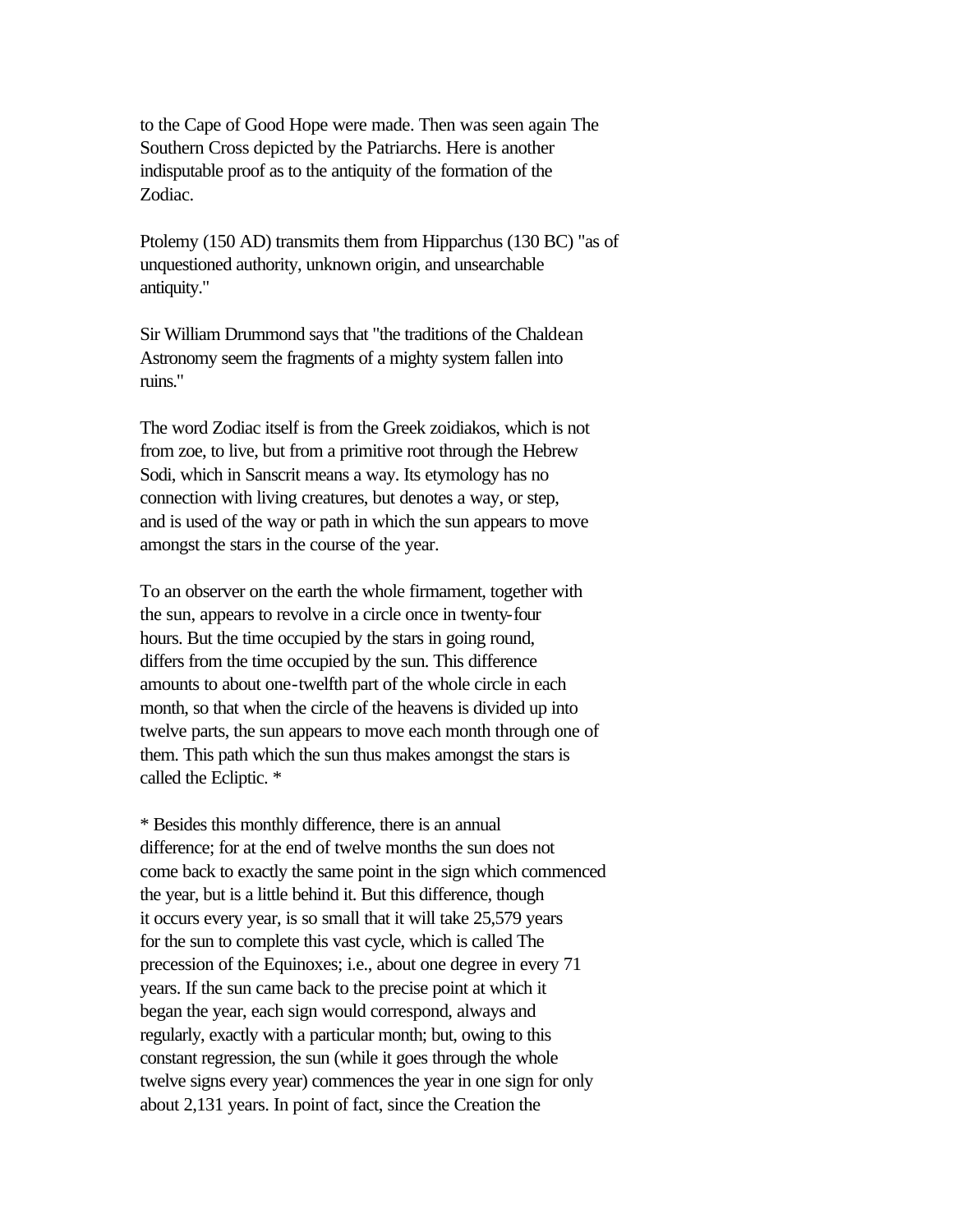to the Cape of Good Hope were made. Then was seen again The Southern Cross depicted by the Patriarchs. Here is another indisputable proof as to the antiquity of the formation of the Zodiac.

Ptolemy (150 AD) transmits them from Hipparchus (130 BC) "as of unquestioned authority, unknown origin, and unsearchable antiquity."

Sir William Drummond says that "the traditions of the Chaldean Astronomy seem the fragments of a mighty system fallen into ruins."

The word Zodiac itself is from the Greek zoidiakos, which is not from zoe, to live, but from a primitive root through the Hebrew Sodi, which in Sanscrit means a way. Its etymology has no connection with living creatures, but denotes a way, or step, and is used of the way or path in which the sun appears to move amongst the stars in the course of the year.

To an observer on the earth the whole firmament, together with the sun, appears to revolve in a circle once in twenty-four hours. But the time occupied by the stars in going round, differs from the time occupied by the sun. This difference amounts to about one-twelfth part of the whole circle in each month, so that when the circle of the heavens is divided up into twelve parts, the sun appears to move each month through one of them. This path which the sun thus makes amongst the stars is called the Ecliptic. *

* Besides this monthly difference, there is an annual difference; for at the end of twelve months the sun does not come back to exactly the same point in the sign which commenced the year, but is a little behind it. But this difference, though it occurs every year, is so small that it will take 25,579 years for the sun to complete this vast cycle, which is called The precession of the Equinoxes; i.e., about one degree in every 71 years. If the sun came back to the precise point at which it began the year, each sign would correspond, always and regularly, exactly with a particular month; but, owing to this constant regression, the sun (while it goes through the whole twelve signs every year) commences the year in one sign for only about 2,131 years. In point of fact, since the Creation the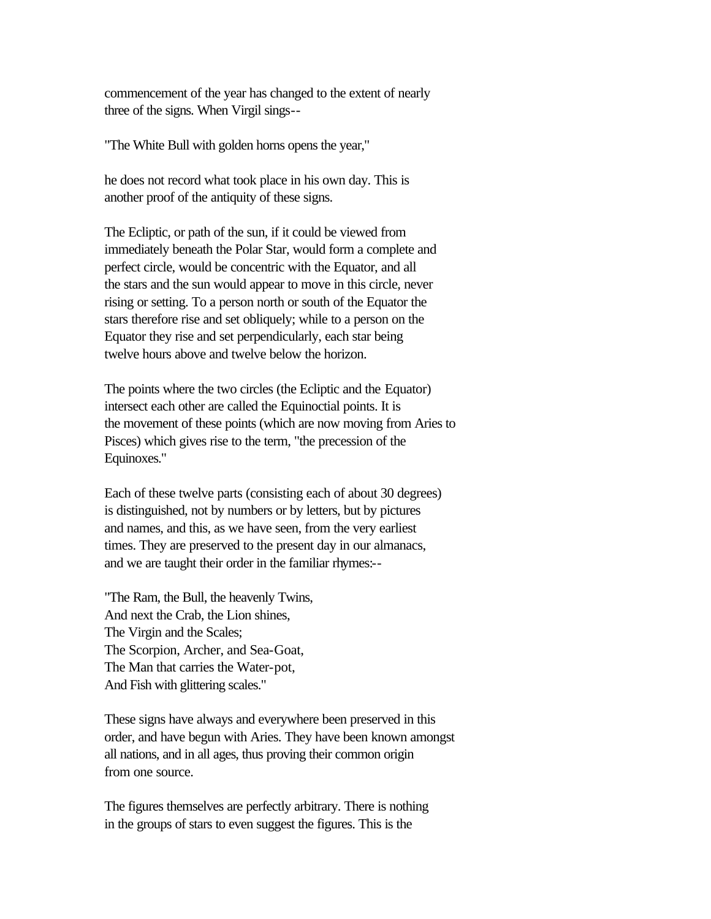commencement of the year has changed to the extent of nearly three of the signs. When Virgil sings--

"The White Bull with golden horns opens the year,"

he does not record what took place in his own day. This is another proof of the antiquity of these signs.

The Ecliptic, or path of the sun, if it could be viewed from immediately beneath the Polar Star, would form a complete and perfect circle, would be concentric with the Equator, and all the stars and the sun would appear to move in this circle, never rising or setting. To a person north or south of the Equator the stars therefore rise and set obliquely; while to a person on the Equator they rise and set perpendicularly, each star being twelve hours above and twelve below the horizon.

The points where the two circles (the Ecliptic and the Equator) intersect each other are called the Equinoctial points. It is the movement of these points (which are now moving from Aries to Pisces) which gives rise to the term, "the precession of the Equinoxes."

Each of these twelve parts (consisting each of about 30 degrees) is distinguished, not by numbers or by letters, but by pictures and names, and this, as we have seen, from the very earliest times. They are preserved to the present day in our almanacs, and we are taught their order in the familiar rhymes:--

"The Ram, the Bull, the heavenly Twins,
And next the Crab, the Lion shines,
The Virgin and the Scales;
The Scorpion, Archer, and Sea-Goat,
The Man that carries the Water-pot,
And Fish with glittering scales."

These signs have always and everywhere been preserved in this order, and have begun with Aries. They have been known amongst all nations, and in all ages, thus proving their common origin from one source.

The figures themselves are perfectly arbitrary. There is nothing in the groups of stars to even suggest the figures. This is the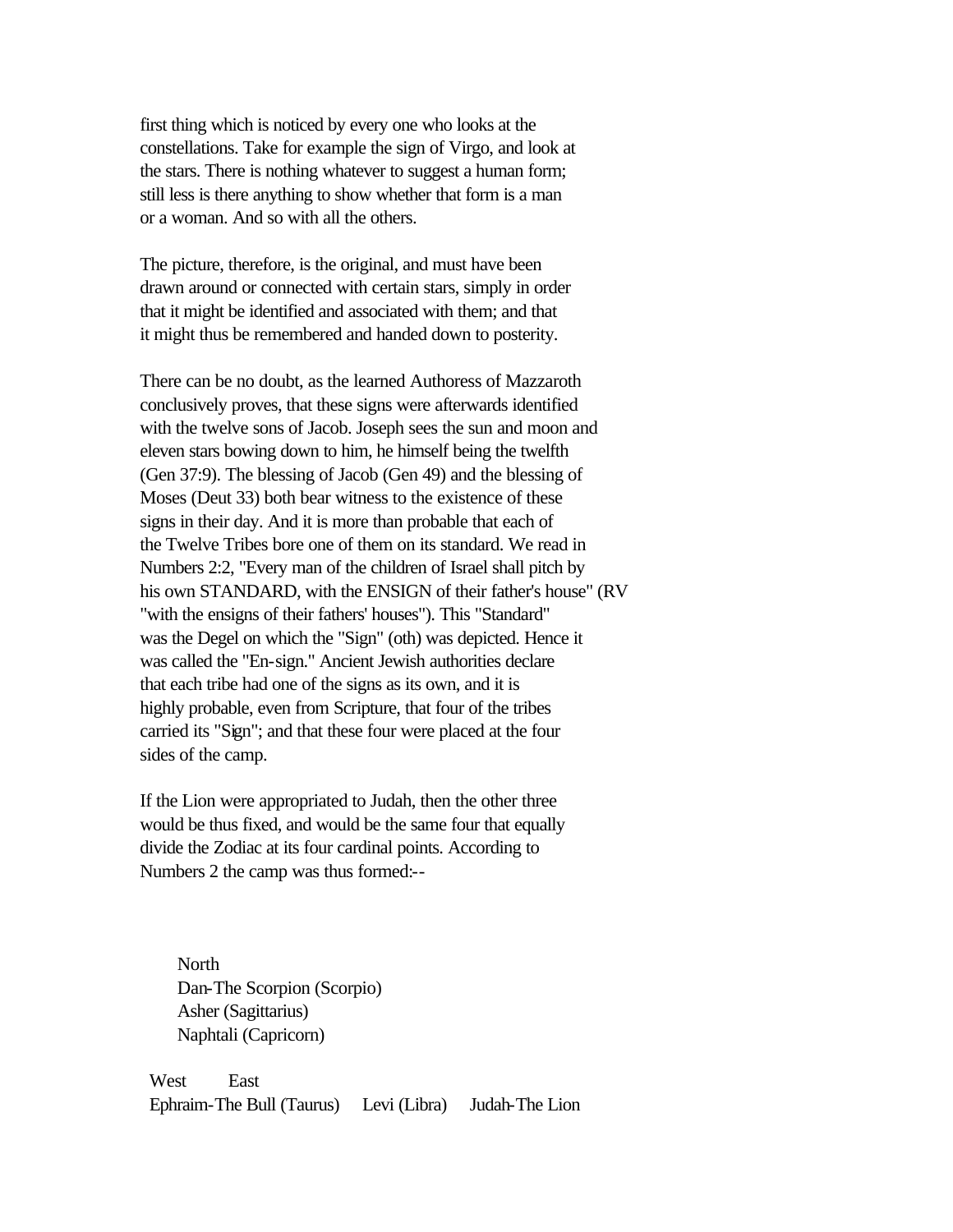first thing which is noticed by every one who looks at the constellations. Take for example the sign of Virgo, and look at the stars. There is nothing whatever to suggest a human form; still less is there anything to show whether that form is a man or a woman. And so with all the others.

The picture, therefore, is the original, and must have been drawn around or connected with certain stars, simply in order that it might be identified and associated with them; and that it might thus be remembered and handed down to posterity.

There can be no doubt, as the learned Authoress of Mazzaroth conclusively proves, that these signs were afterwards identified with the twelve sons of Jacob. Joseph sees the sun and moon and eleven stars bowing down to him, he himself being the twelfth (Gen 37:9). The blessing of Jacob (Gen 49) and the blessing of Moses (Deut 33) both bear witness to the existence of these signs in their day. And it is more than probable that each of the Twelve Tribes bore one of them on its standard. We read in Numbers 2:2, "Every man of the children of Israel shall pitch by his own STANDARD, with the ENSIGN of their father's house" (RV "with the ensigns of their fathers' houses"). This "Standard" was the Degel on which the "Sign" (oth) was depicted. Hence it was called the "En-sign." Ancient Jewish authorities declare that each tribe had one of the signs as its own, and it is highly probable, even from Scripture, that four of the tribes carried its "Sign"; and that these four were placed at the four sides of the camp.

If the Lion were appropriated to Judah, then the other three would be thus fixed, and would be the same four that equally divide the Zodiac at its four cardinal points. According to Numbers 2 the camp was thus formed:--

North
Dan-The Scorpion (Scorpio)
Asher (Sagittarius)
Naphtali (Capricorn)

West East
Ephraim-The Bull (Taurus) Levi (Libra) Judah-The Lion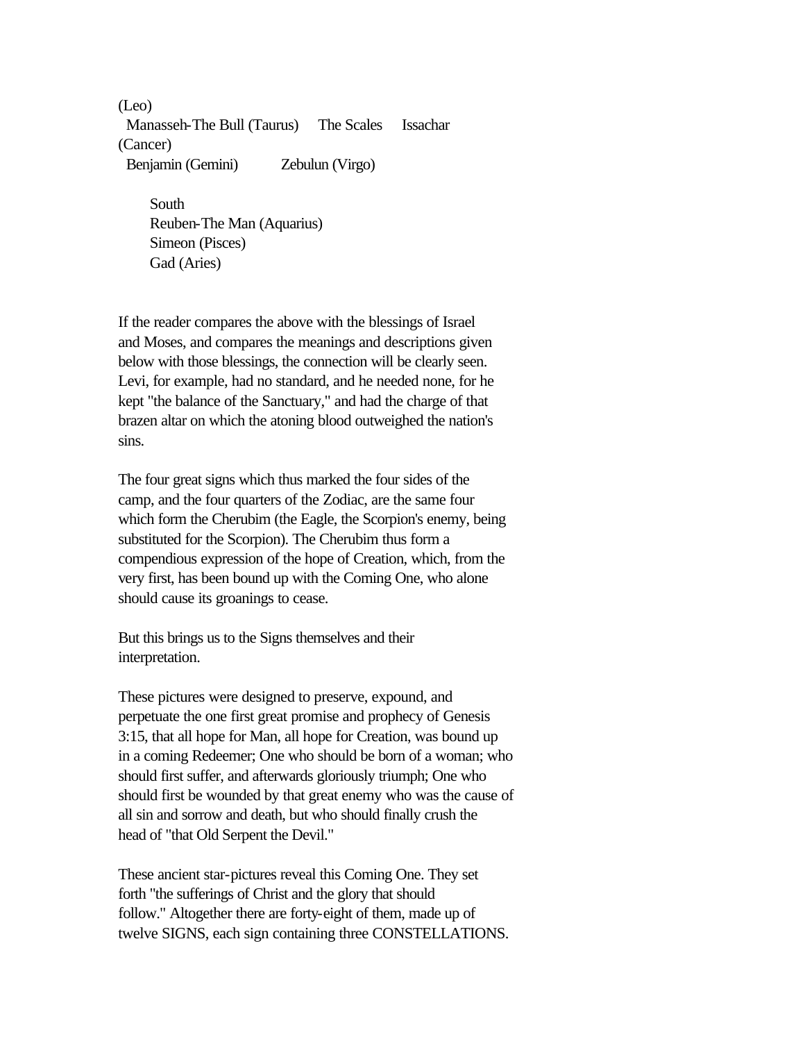(Leo)
  Manasseh-The Bull (Taurus)     The Scales     Issachar
(Cancer)
  Benjamin (Gemini)          Zebulun (Virgo)

      South
      Reuben-The Man (Aquarius)
      Simeon (Pisces)
      Gad (Aries)

If the reader compares the above with the blessings of Israel and Moses, and compares the meanings and descriptions given below with those blessings, the connection will be clearly seen. Levi, for example, had no standard, and he needed none, for he kept "the balance of the Sanctuary," and had the charge of that brazen altar on which the atoning blood outweighed the nation's sins.

The four great signs which thus marked the four sides of the camp, and the four quarters of the Zodiac, are the same four which form the Cherubim (the Eagle, the Scorpion's enemy, being substituted for the Scorpion). The Cherubim thus form a compendious expression of the hope of Creation, which, from the very first, has been bound up with the Coming One, who alone should cause its groanings to cease.

But this brings us to the Signs themselves and their interpretation.

These pictures were designed to preserve, expound, and perpetuate the one first great promise and prophecy of Genesis 3:15, that all hope for Man, all hope for Creation, was bound up in a coming Redeemer; One who should be born of a woman; who should first suffer, and afterwards gloriously triumph; One who should first be wounded by that great enemy who was the cause of all sin and sorrow and death, but who should finally crush the head of "that Old Serpent the Devil."

These ancient star-pictures reveal this Coming One. They set forth "the sufferings of Christ and the glory that should follow." Altogether there are forty-eight of them, made up of twelve SIGNS, each sign containing three CONSTELLATIONS.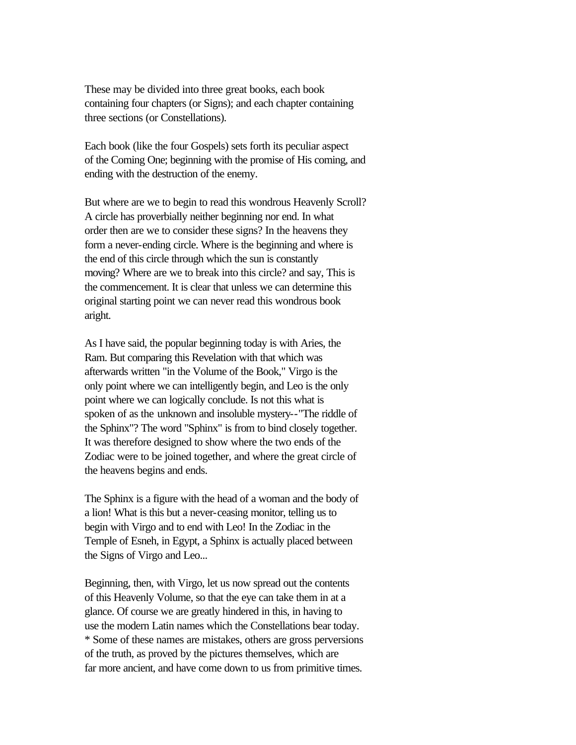These may be divided into three great books, each book containing four chapters (or Signs); and each chapter containing three sections (or Constellations).

Each book (like the four Gospels) sets forth its peculiar aspect of the Coming One; beginning with the promise of His coming, and ending with the destruction of the enemy.

But where are we to begin to read this wondrous Heavenly Scroll? A circle has proverbially neither beginning nor end. In what order then are we to consider these signs? In the heavens they form a never-ending circle. Where is the beginning and where is the end of this circle through which the sun is constantly moving? Where are we to break into this circle? and say, This is the commencement. It is clear that unless we can determine this original starting point we can never read this wondrous book aright.

As I have said, the popular beginning today is with Aries, the Ram. But comparing this Revelation with that which was afterwards written "in the Volume of the Book," Virgo is the only point where we can intelligently begin, and Leo is the only point where we can logically conclude. Is not this what is spoken of as the unknown and insoluble mystery--"The riddle of the Sphinx"? The word "Sphinx" is from to bind closely together. It was therefore designed to show where the two ends of the Zodiac were to be joined together, and where the great circle of the heavens begins and ends.

The Sphinx is a figure with the head of a woman and the body of a lion! What is this but a never-ceasing monitor, telling us to begin with Virgo and to end with Leo! In the Zodiac in the Temple of Esneh, in Egypt, a Sphinx is actually placed between the Signs of Virgo and Leo...

Beginning, then, with Virgo, let us now spread out the contents of this Heavenly Volume, so that the eye can take them in at a glance. Of course we are greatly hindered in this, in having to use the modern Latin names which the Constellations bear today. * Some of these names are mistakes, others are gross perversions of the truth, as proved by the pictures themselves, which are far more ancient, and have come down to us from primitive times.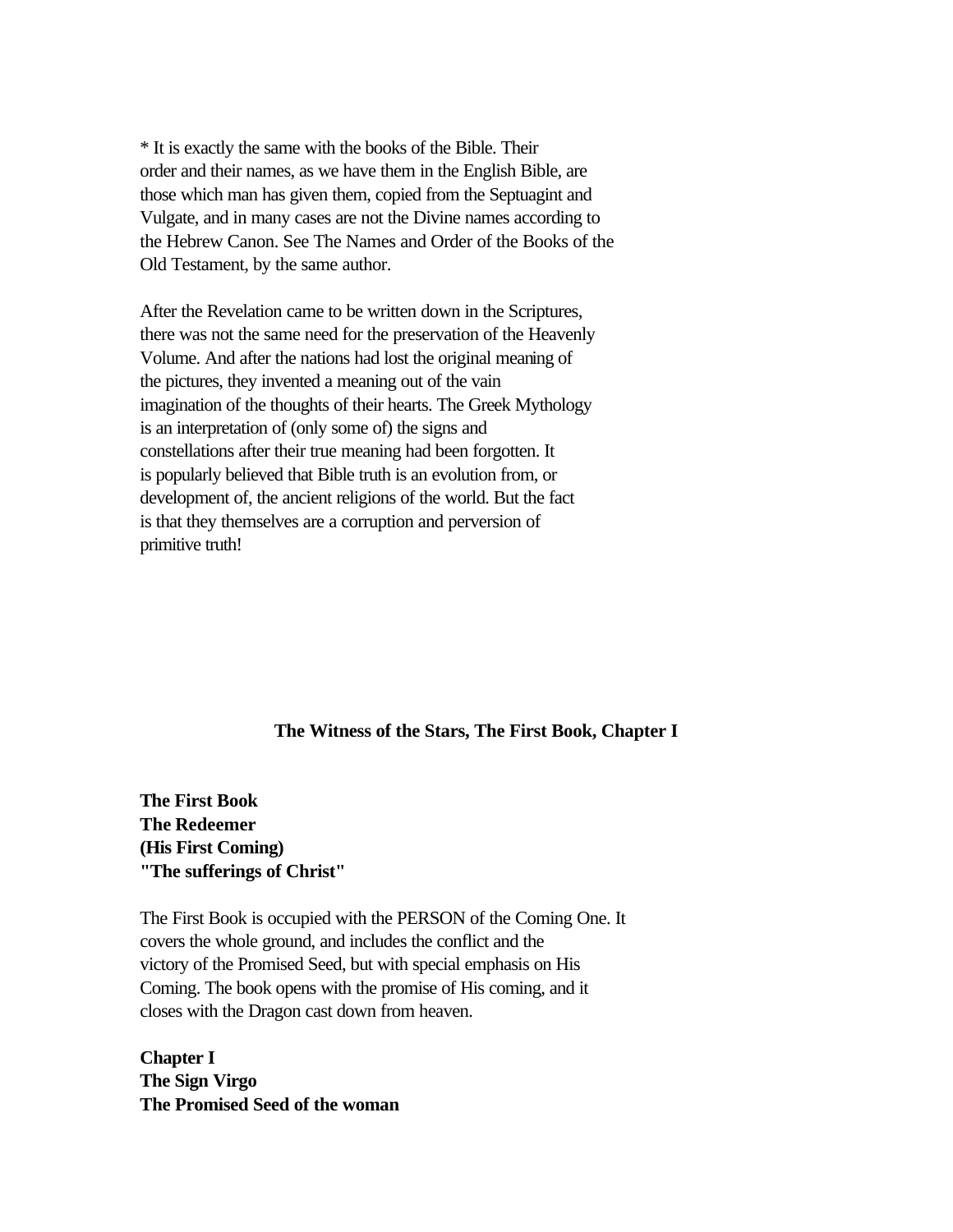* It is exactly the same with the books of the Bible. Their order and their names, as we have them in the English Bible, are those which man has given them, copied from the Septuagint and Vulgate, and in many cases are not the Divine names according to the Hebrew Canon. See The Names and Order of the Books of the Old Testament, by the same author.

After the Revelation came to be written down in the Scriptures, there was not the same need for the preservation of the Heavenly Volume. And after the nations had lost the original meaning of the pictures, they invented a meaning out of the vain imagination of the thoughts of their hearts. The Greek Mythology is an interpretation of (only some of) the signs and constellations after their true meaning had been forgotten. It is popularly believed that Bible truth is an evolution from, or development of, the ancient religions of the world. But the fact is that they themselves are a corruption and perversion of primitive truth!

## The Witness of the Stars, The First Book, Chapter I

**The First Book**
**The Redeemer**
**(His First Coming)**
**"The sufferings of Christ"**

The First Book is occupied with the PERSON of the Coming One. It covers the whole ground, and includes the conflict and the victory of the Promised Seed, but with special emphasis on His Coming. The book opens with the promise of His coming, and it closes with the Dragon cast down from heaven.

**Chapter I**
**The Sign Virgo**
**The Promised Seed of the woman**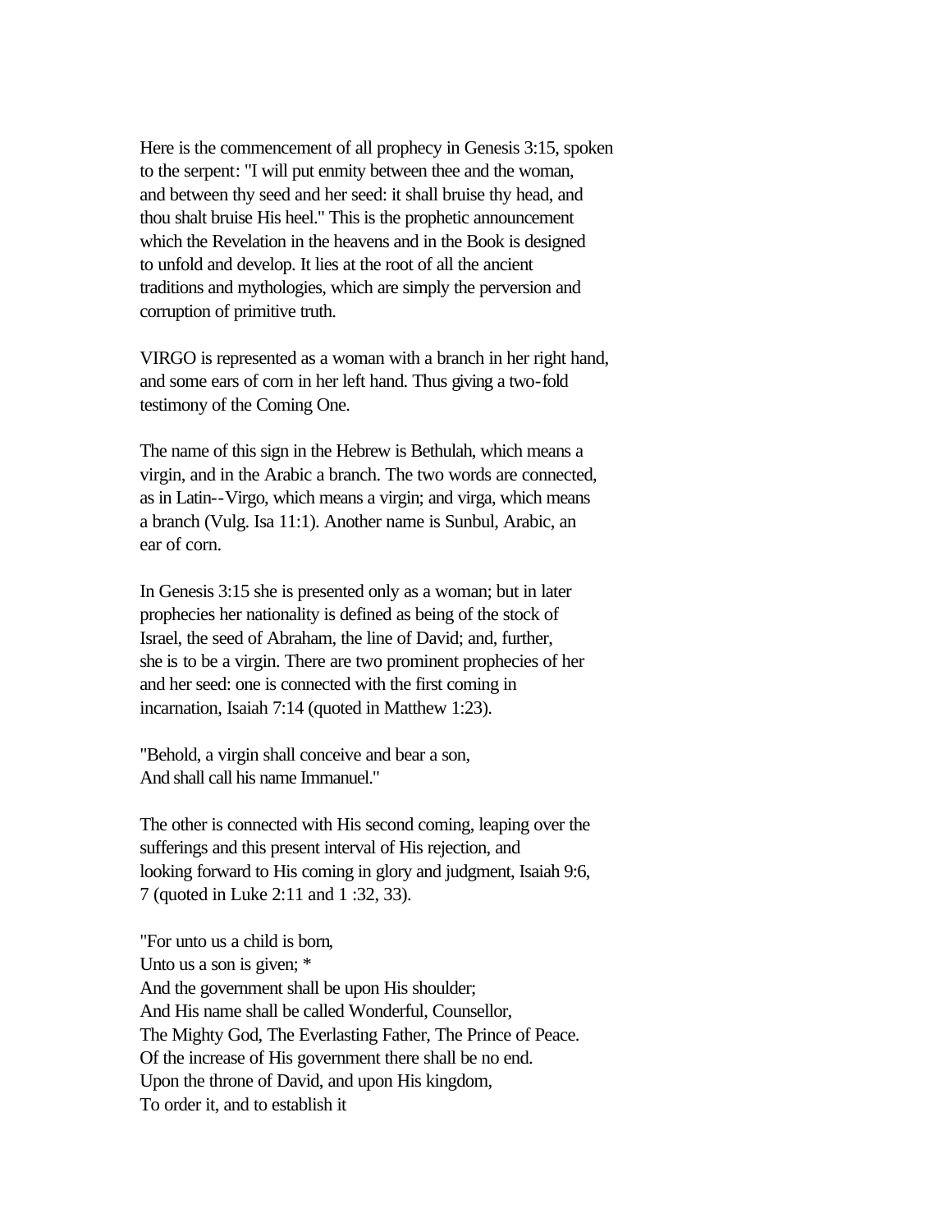Here is the commencement of all prophecy in Genesis 3:15, spoken to the serpent: "I will put enmity between thee and the woman, and between thy seed and her seed: it shall bruise thy head, and thou shalt bruise His heel." This is the prophetic announcement which the Revelation in the heavens and in the Book is designed to unfold and develop. It lies at the root of all the ancient traditions and mythologies, which are simply the perversion and corruption of primitive truth.

VIRGO is represented as a woman with a branch in her right hand, and some ears of corn in her left hand. Thus giving a two-fold testimony of the Coming One.

The name of this sign in the Hebrew is Bethulah, which means a virgin, and in the Arabic a branch. The two words are connected, as in Latin--Virgo, which means a virgin; and virga, which means a branch (Vulg. Isa 11:1). Another name is Sunbul, Arabic, an ear of corn.

In Genesis 3:15 she is presented only as a woman; but in later prophecies her nationality is defined as being of the stock of Israel, the seed of Abraham, the line of David; and, further, she is to be a virgin. There are two prominent prophecies of her and her seed: one is connected with the first coming in incarnation, Isaiah 7:14 (quoted in Matthew 1:23).

"Behold, a virgin shall conceive and bear a son,
And shall call his name Immanuel."

The other is connected with His second coming, leaping over the sufferings and this present interval of His rejection, and looking forward to His coming in glory and judgment, Isaiah 9:6, 7 (quoted in Luke 2:11 and 1 :32, 33).

"For unto us a child is born,
Unto us a son is given; *
And the government shall be upon His shoulder;
And His name shall be called Wonderful, Counsellor,
The Mighty God, The Everlasting Father, The Prince of Peace.
Of the increase of His government there shall be no end.
Upon the throne of David, and upon His kingdom,
To order it, and to establish it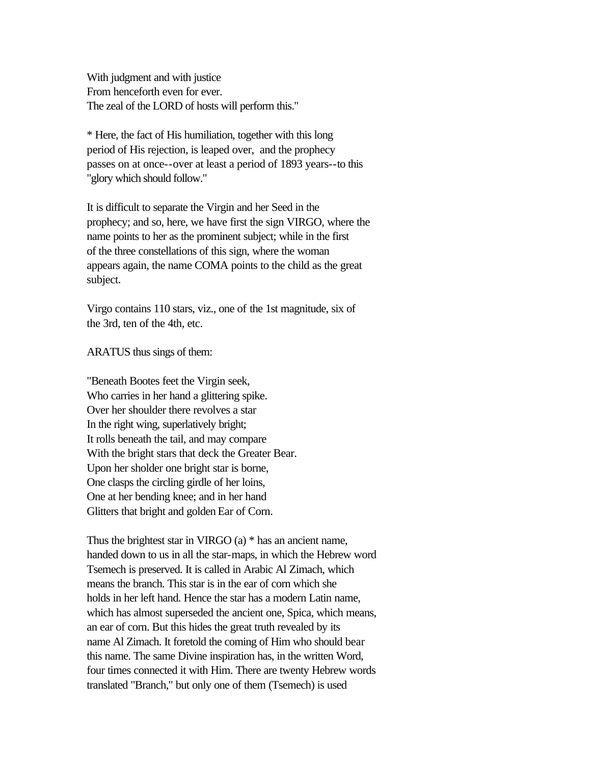With judgment and with justice
From henceforth even for ever.
The zeal of the LORD of hosts will perform this."

* Here, the fact of His humiliation, together with this long period of His rejection, is leaped over, and the prophecy passes on at once--over at least a period of 1893 years--to this "glory which should follow."

It is difficult to separate the Virgin and her Seed in the prophecy; and so, here, we have first the sign VIRGO, where the name points to her as the prominent subject; while in the first of the three constellations of this sign, where the woman appears again, the name COMA points to the child as the great subject.

Virgo contains 110 stars, viz., one of the 1st magnitude, six of the 3rd, ten of the 4th, etc.

ARATUS thus sings of them:

"Beneath Bootes feet the Virgin seek,
Who carries in her hand a glittering spike.
Over her shoulder there revolves a star
In the right wing, superlatively bright;
It rolls beneath the tail, and may compare
With the bright stars that deck the Greater Bear.
Upon her sholder one bright star is borne,
One clasps the circling girdle of her loins,
One at her bending knee; and in her hand
Glitters that bright and golden Ear of Corn.

Thus the brightest star in VIRGO (a) * has an ancient name, handed down to us in all the star-maps, in which the Hebrew word Tsemech is preserved. It is called in Arabic Al Zimach, which means the branch. This star is in the ear of corn which she holds in her left hand. Hence the star has a modern Latin name, which has almost superseded the ancient one, Spica, which means, an ear of corn. But this hides the great truth revealed by its name Al Zimach. It foretold the coming of Him who should bear this name. The same Divine inspiration has, in the written Word, four times connected it with Him. There are twenty Hebrew words translated "Branch," but only one of them (Tsemech) is used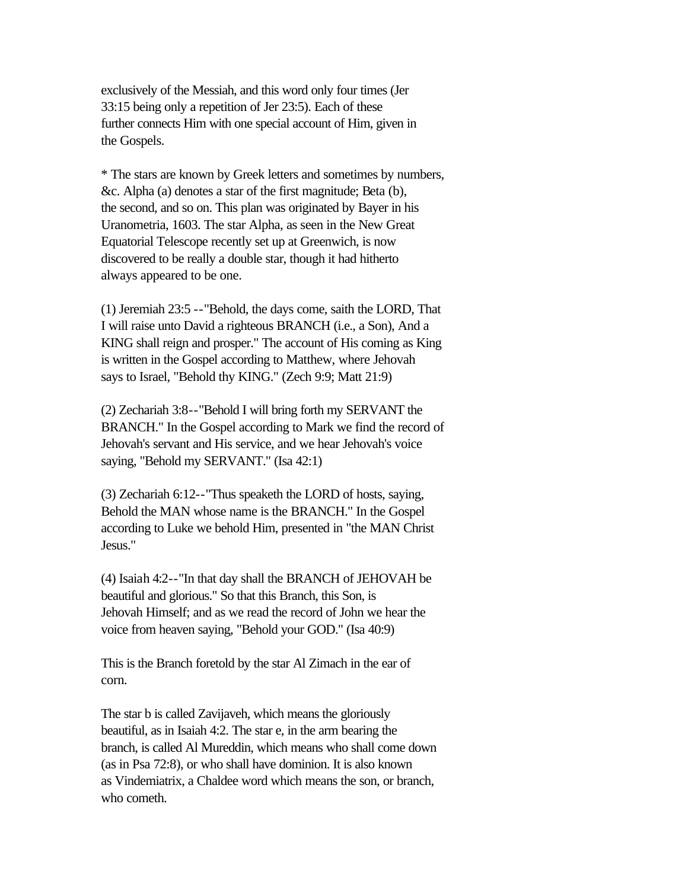exclusively of the Messiah, and this word only four times (Jer 33:15 being only a repetition of Jer 23:5). Each of these further connects Him with one special account of Him, given in the Gospels.

* The stars are known by Greek letters and sometimes by numbers, &c. Alpha (a) denotes a star of the first magnitude; Beta (b), the second, and so on. This plan was originated by Bayer in his Uranometria, 1603. The star Alpha, as seen in the New Great Equatorial Telescope recently set up at Greenwich, is now discovered to be really a double star, though it had hitherto always appeared to be one.

(1) Jeremiah 23:5 --"Behold, the days come, saith the LORD, That I will raise unto David a righteous BRANCH (i.e., a Son), And a KING shall reign and prosper." The account of His coming as King is written in the Gospel according to Matthew, where Jehovah says to Israel, "Behold thy KING." (Zech 9:9; Matt 21:9)

(2) Zechariah 3:8--"Behold I will bring forth my SERVANT the BRANCH." In the Gospel according to Mark we find the record of Jehovah's servant and His service, and we hear Jehovah's voice saying, "Behold my SERVANT." (Isa 42:1)

(3) Zechariah 6:12--"Thus speaketh the LORD of hosts, saying, Behold the MAN whose name is the BRANCH." In the Gospel according to Luke we behold Him, presented in "the MAN Christ Jesus."

(4) Isaiah 4:2--"In that day shall the BRANCH of JEHOVAH be beautiful and glorious." So that this Branch, this Son, is Jehovah Himself; and as we read the record of John we hear the voice from heaven saying, "Behold your GOD." (Isa 40:9)

This is the Branch foretold by the star Al Zimach in the ear of corn.

The star b is called Zavijaveh, which means the gloriously beautiful, as in Isaiah 4:2. The star e, in the arm bearing the branch, is called Al Mureddin, which means who shall come down (as in Psa 72:8), or who shall have dominion. It is also known as Vindemiatrix, a Chaldee word which means the son, or branch, who cometh.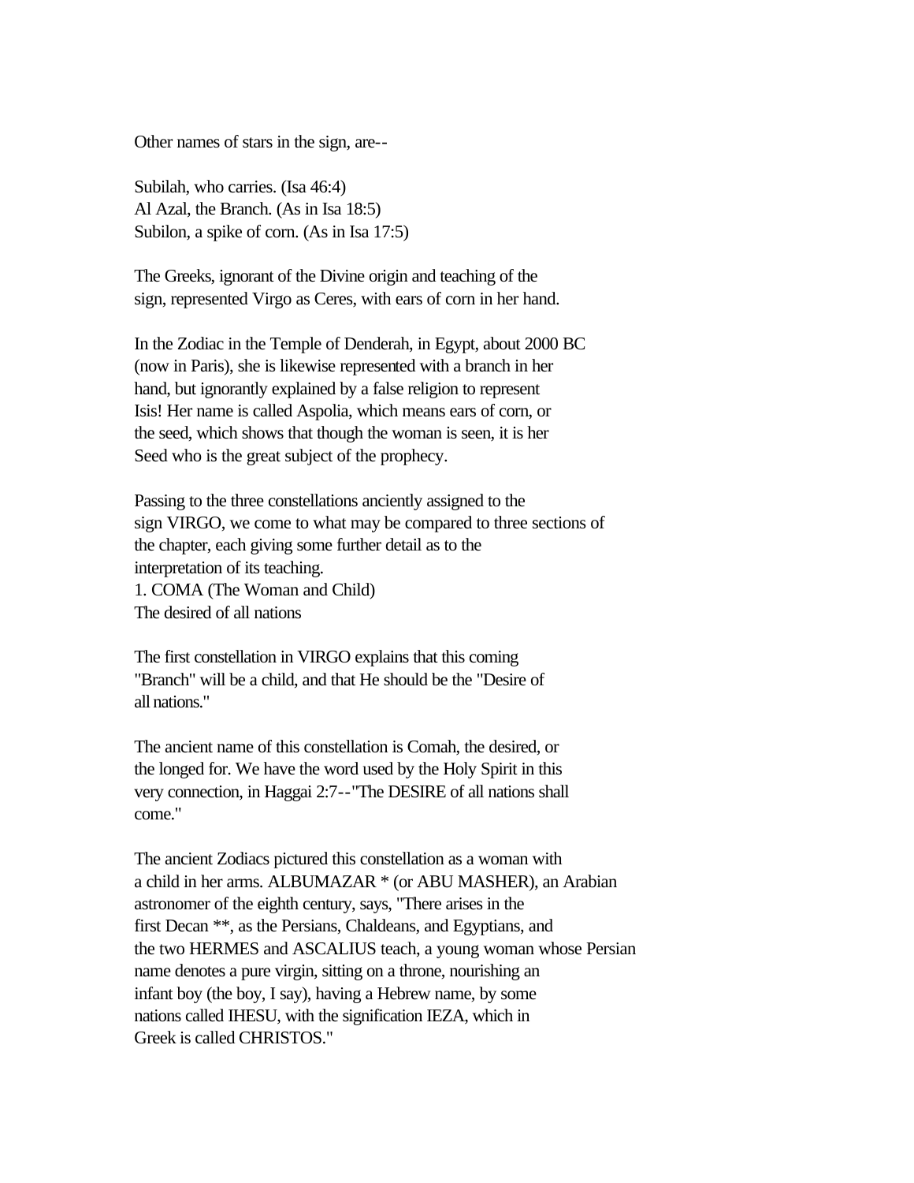Other names of stars in the sign, are--

Subilah, who carries. (Isa 46:4)
Al Azal, the Branch. (As in Isa 18:5)
Subilon, a spike of corn. (As in Isa 17:5)

The Greeks, ignorant of the Divine origin and teaching of the sign, represented Virgo as Ceres, with ears of corn in her hand.

In the Zodiac in the Temple of Denderah, in Egypt, about 2000 BC (now in Paris), she is likewise represented with a branch in her hand, but ignorantly explained by a false religion to represent Isis! Her name is called Aspolia, which means ears of corn, or the seed, which shows that though the woman is seen, it is her Seed who is the great subject of the prophecy.

Passing to the three constellations anciently assigned to the sign VIRGO, we come to what may be compared to three sections of the chapter, each giving some further detail as to the interpretation of its teaching.

1. COMA (The Woman and Child)
The desired of all nations

The first constellation in VIRGO explains that this coming "Branch" will be a child, and that He should be the "Desire of all nations."

The ancient name of this constellation is Comah, the desired, or the longed for. We have the word used by the Holy Spirit in this very connection, in Haggai 2:7--"The DESIRE of all nations shall come."

The ancient Zodiacs pictured this constellation as a woman with a child in her arms. ALBUMAZAR * (or ABU MASHER), an Arabian astronomer of the eighth century, says, "There arises in the first Decan **, as the Persians, Chaldeans, and Egyptians, and the two HERMES and ASCALIUS teach, a young woman whose Persian name denotes a pure virgin, sitting on a throne, nourishing an infant boy (the boy, I say), having a Hebrew name, by some nations called IHESU, with the signification IEZA, which in Greek is called CHRISTOS."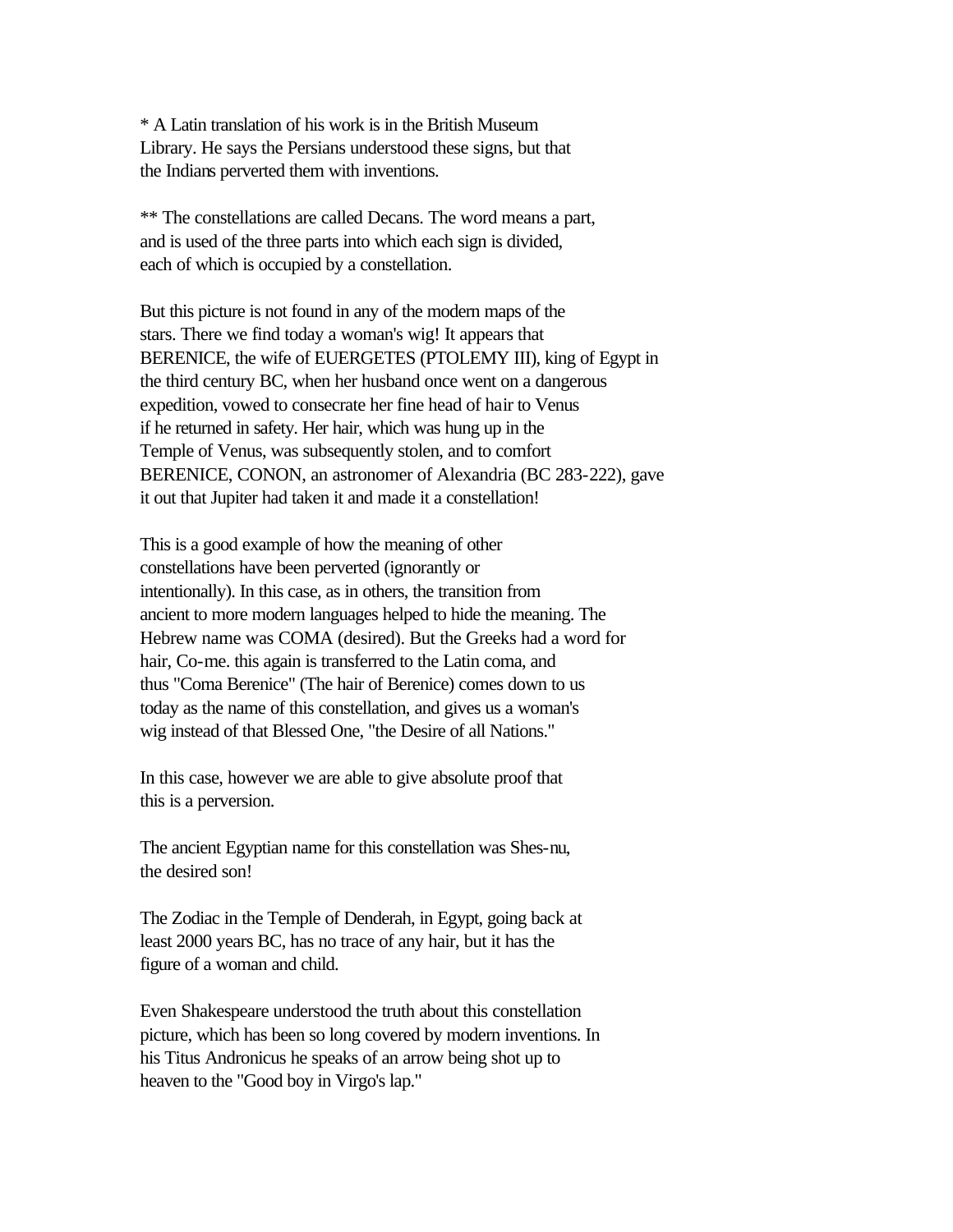* A Latin translation of his work is in the British Museum Library. He says the Persians understood these signs, but that the Indians perverted them with inventions.

** The constellations are called Decans. The word means a part, and is used of the three parts into which each sign is divided, each of which is occupied by a constellation.

But this picture is not found in any of the modern maps of the stars. There we find today a woman's wig! It appears that BERENICE, the wife of EUERGETES (PTOLEMY III), king of Egypt in the third century BC, when her husband once went on a dangerous expedition, vowed to consecrate her fine head of hair to Venus if he returned in safety. Her hair, which was hung up in the Temple of Venus, was subsequently stolen, and to comfort BERENICE, CONON, an astronomer of Alexandria (BC 283-222), gave it out that Jupiter had taken it and made it a constellation!

This is a good example of how the meaning of other constellations have been perverted (ignorantly or intentionally). In this case, as in others, the transition from ancient to more modern languages helped to hide the meaning. The Hebrew name was COMA (desired). But the Greeks had a word for hair, Co-me. this again is transferred to the Latin coma, and thus "Coma Berenice" (The hair of Berenice) comes down to us today as the name of this constellation, and gives us a woman's wig instead of that Blessed One, "the Desire of all Nations."

In this case, however we are able to give absolute proof that this is a perversion.

The ancient Egyptian name for this constellation was Shes-nu, the desired son!

The Zodiac in the Temple of Denderah, in Egypt, going back at least 2000 years BC, has no trace of any hair, but it has the figure of a woman and child.

Even Shakespeare understood the truth about this constellation picture, which has been so long covered by modern inventions. In his Titus Andronicus he speaks of an arrow being shot up to heaven to the "Good boy in Virgo's lap."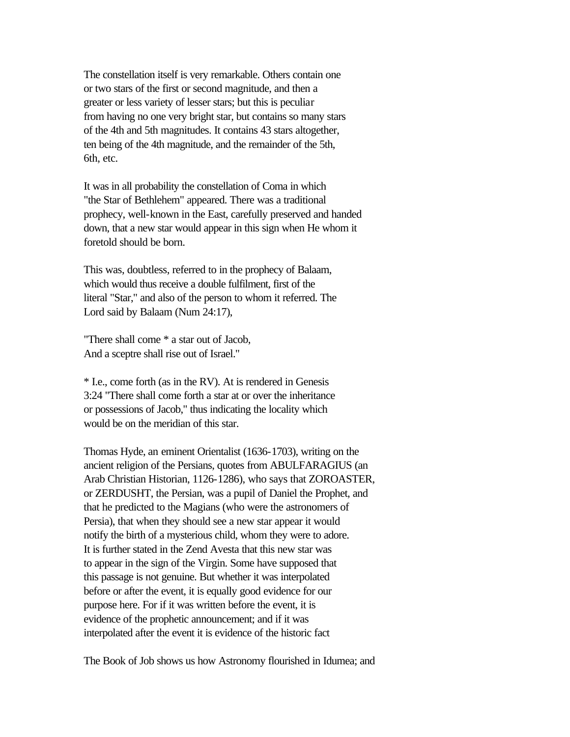The constellation itself is very remarkable. Others contain one or two stars of the first or second magnitude, and then a greater or less variety of lesser stars; but this is peculiar from having no one very bright star, but contains so many stars of the 4th and 5th magnitudes. It contains 43 stars altogether, ten being of the 4th magnitude, and the remainder of the 5th, 6th, etc.

It was in all probability the constellation of Coma in which "the Star of Bethlehem" appeared. There was a traditional prophecy, well-known in the East, carefully preserved and handed down, that a new star would appear in this sign when He whom it foretold should be born.

This was, doubtless, referred to in the prophecy of Balaam, which would thus receive a double fulfilment, first of the literal "Star," and also of the person to whom it referred. The Lord said by Balaam (Num 24:17),

"There shall come * a star out of Jacob,
And a sceptre shall rise out of Israel."

* I.e., come forth (as in the RV). At is rendered in Genesis 3:24 "There shall come forth a star at or over the inheritance or possessions of Jacob," thus indicating the locality which would be on the meridian of this star.

Thomas Hyde, an eminent Orientalist (1636-1703), writing on the ancient religion of the Persians, quotes from ABULFARAGIUS (an Arab Christian Historian, 1126-1286), who says that ZOROASTER, or ZERDUSHT, the Persian, was a pupil of Daniel the Prophet, and that he predicted to the Magians (who were the astronomers of Persia), that when they should see a new star appear it would notify the birth of a mysterious child, whom they were to adore. It is further stated in the Zend Avesta that this new star was to appear in the sign of the Virgin. Some have supposed that this passage is not genuine. But whether it was interpolated before or after the event, it is equally good evidence for our purpose here. For if it was written before the event, it is evidence of the prophetic announcement; and if it was interpolated after the event it is evidence of the historic fact

The Book of Job shows us how Astronomy flourished in Idumea; and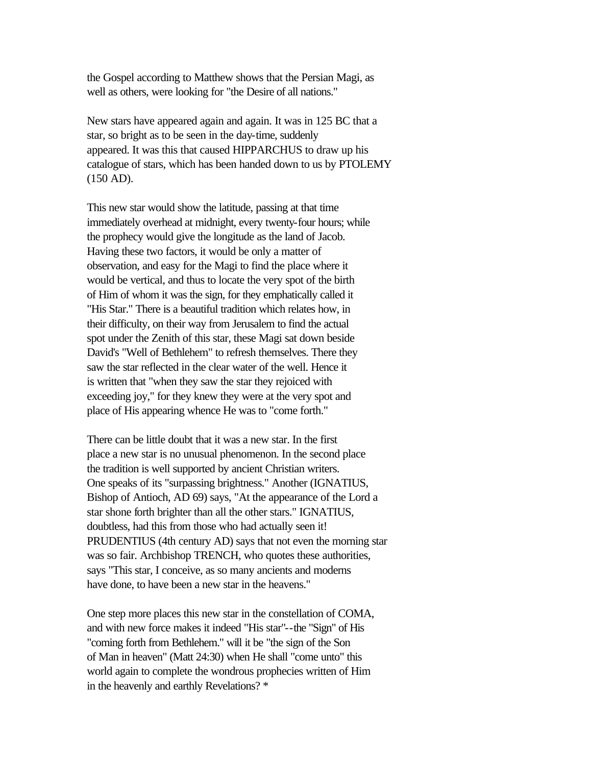the Gospel according to Matthew shows that the Persian Magi, as well as others, were looking for "the Desire of all nations."

New stars have appeared again and again. It was in 125 BC that a star, so bright as to be seen in the day-time, suddenly appeared. It was this that caused HIPPARCHUS to draw up his catalogue of stars, which has been handed down to us by PTOLEMY (150 AD).

This new star would show the latitude, passing at that time immediately overhead at midnight, every twenty-four hours; while the prophecy would give the longitude as the land of Jacob. Having these two factors, it would be only a matter of observation, and easy for the Magi to find the place where it would be vertical, and thus to locate the very spot of the birth of Him of whom it was the sign, for they emphatically called it "His Star." There is a beautiful tradition which relates how, in their difficulty, on their way from Jerusalem to find the actual spot under the Zenith of this star, these Magi sat down beside David's "Well of Bethlehem" to refresh themselves. There they saw the star reflected in the clear water of the well. Hence it is written that "when they saw the star they rejoiced with exceeding joy," for they knew they were at the very spot and place of His appearing whence He was to "come forth."

There can be little doubt that it was a new star. In the first place a new star is no unusual phenomenon. In the second place the tradition is well supported by ancient Christian writers. One speaks of its "surpassing brightness." Another (IGNATIUS, Bishop of Antioch, AD 69) says, "At the appearance of the Lord a star shone forth brighter than all the other stars." IGNATIUS, doubtless, had this from those who had actually seen it! PRUDENTIUS (4th century AD) says that not even the morning star was so fair. Archbishop TRENCH, who quotes these authorities, says "This star, I conceive, as so many ancients and moderns have done, to have been a new star in the heavens."

One step more places this new star in the constellation of COMA, and with new force makes it indeed "His star"--the "Sign" of His "coming forth from Bethlehem." will it be "the sign of the Son of Man in heaven" (Matt 24:30) when He shall "come unto" this world again to complete the wondrous prophecies written of Him in the heavenly and earthly Revelations? *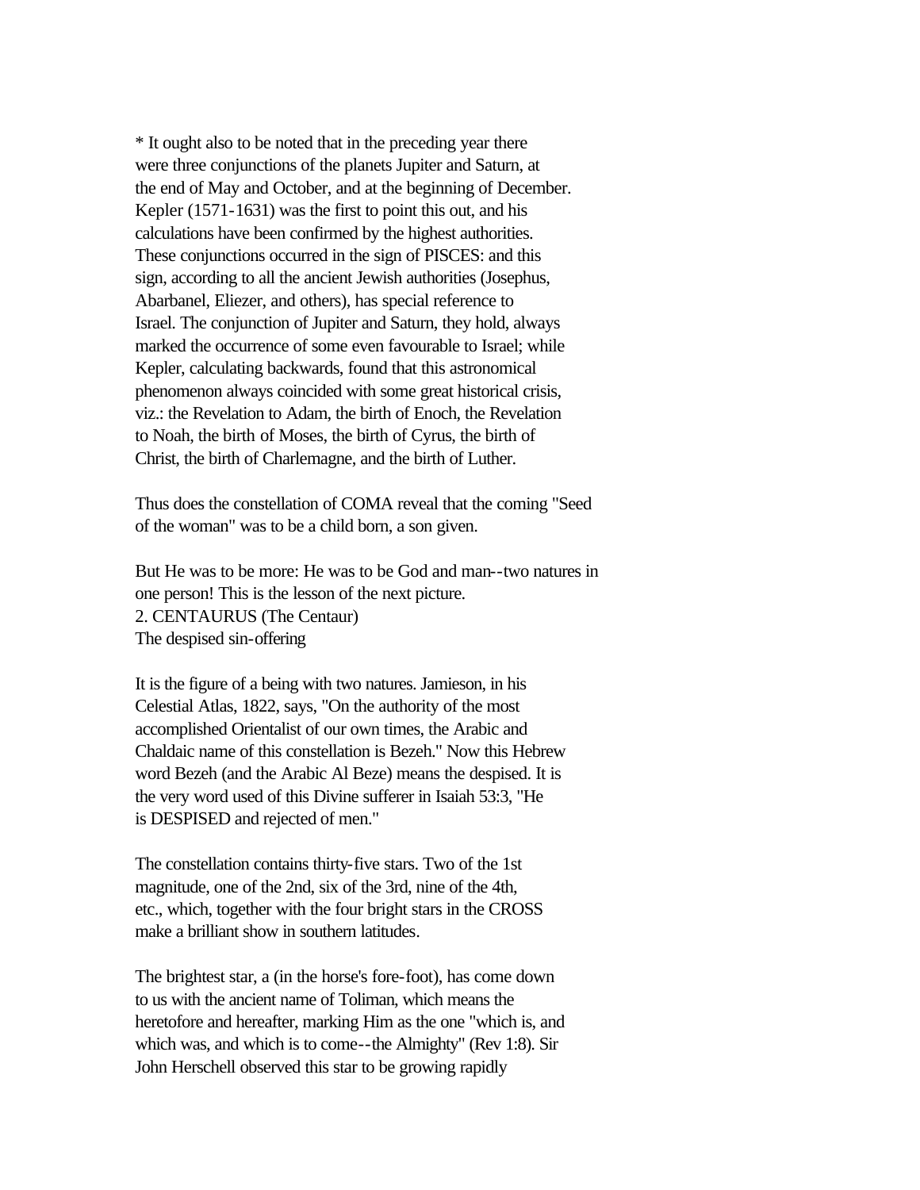* It ought also to be noted that in the preceding year there were three conjunctions of the planets Jupiter and Saturn, at the end of May and October, and at the beginning of December. Kepler (1571-1631) was the first to point this out, and his calculations have been confirmed by the highest authorities. These conjunctions occurred in the sign of PISCES: and this sign, according to all the ancient Jewish authorities (Josephus, Abarbanel, Eliezer, and others), has special reference to Israel. The conjunction of Jupiter and Saturn, they hold, always marked the occurrence of some even favourable to Israel; while Kepler, calculating backwards, found that this astronomical phenomenon always coincided with some great historical crisis, viz.: the Revelation to Adam, the birth of Enoch, the Revelation to Noah, the birth of Moses, the birth of Cyrus, the birth of Christ, the birth of Charlemagne, and the birth of Luther.

Thus does the constellation of COMA reveal that the coming "Seed of the woman" was to be a child born, a son given.

But He was to be more: He was to be God and man--two natures in one person! This is the lesson of the next picture.

## 2. CENTAURUS (The Centaur)

The despised sin-offering

It is the figure of a being with two natures. Jamieson, in his Celestial Atlas, 1822, says, "On the authority of the most accomplished Orientalist of our own times, the Arabic and Chaldaic name of this constellation is Bezeh." Now this Hebrew word Bezeh (and the Arabic Al Beze) means the despised. It is the very word used of this Divine sufferer in Isaiah 53:3, "He is DESPISED and rejected of men."

The constellation contains thirty-five stars. Two of the 1st magnitude, one of the 2nd, six of the 3rd, nine of the 4th, etc., which, together with the four bright stars in the CROSS make a brilliant show in southern latitudes.

The brightest star, a (in the horse's fore-foot), has come down to us with the ancient name of Toliman, which means the heretofore and hereafter, marking Him as the one "which is, and which was, and which is to come--the Almighty" (Rev 1:8). Sir John Herschell observed this star to be growing rapidly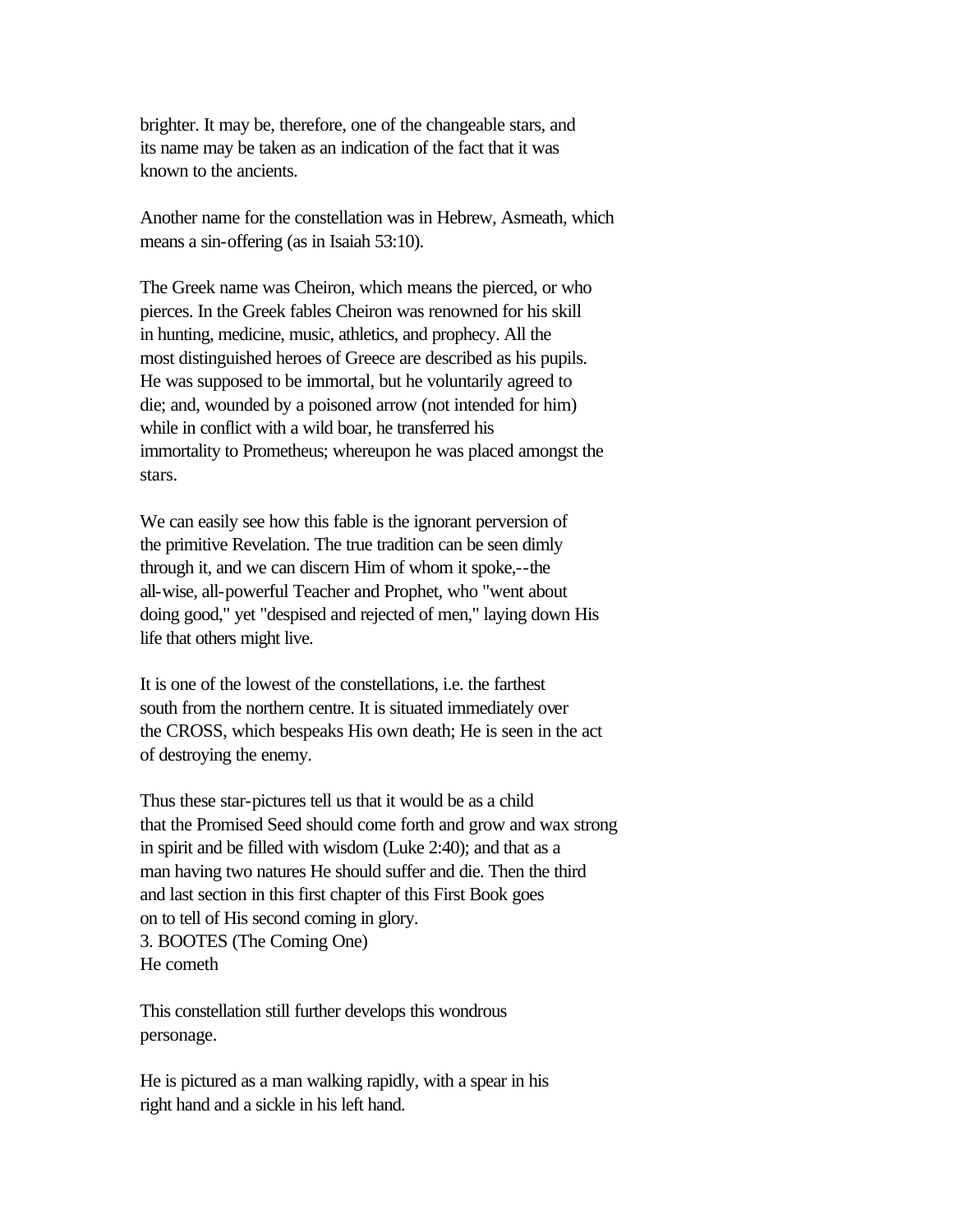brighter. It may be, therefore, one of the changeable stars, and its name may be taken as an indication of the fact that it was known to the ancients.

Another name for the constellation was in Hebrew, Asmeath, which means a sin-offering (as in Isaiah 53:10).

The Greek name was Cheiron, which means the pierced, or who pierces. In the Greek fables Cheiron was renowned for his skill in hunting, medicine, music, athletics, and prophecy. All the most distinguished heroes of Greece are described as his pupils. He was supposed to be immortal, but he voluntarily agreed to die; and, wounded by a poisoned arrow (not intended for him) while in conflict with a wild boar, he transferred his immortality to Prometheus; whereupon he was placed amongst the stars.

We can easily see how this fable is the ignorant perversion of the primitive Revelation. The true tradition can be seen dimly through it, and we can discern Him of whom it spoke,--the all-wise, all-powerful Teacher and Prophet, who "went about doing good," yet "despised and rejected of men," laying down His life that others might live.

It is one of the lowest of the constellations, i.e. the farthest south from the northern centre. It is situated immediately over the CROSS, which bespeaks His own death; He is seen in the act of destroying the enemy.

Thus these star-pictures tell us that it would be as a child that the Promised Seed should come forth and grow and wax strong in spirit and be filled with wisdom (Luke 2:40); and that as a man having two natures He should suffer and die. Then the third and last section in this first chapter of this First Book goes on to tell of His second coming in glory.

### 3. BOOTES (The Coming One)

He cometh

This constellation still further develops this wondrous personage.

He is pictured as a man walking rapidly, with a spear in his right hand and a sickle in his left hand.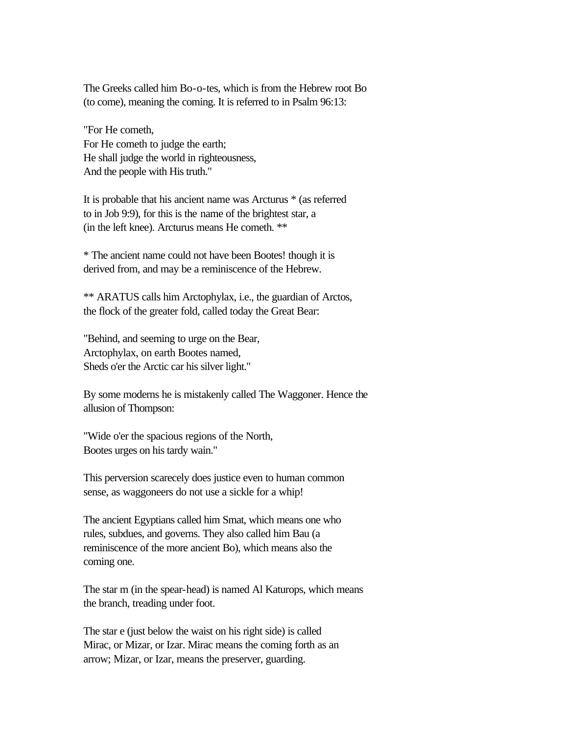The Greeks called him Bo-o-tes, which is from the Hebrew root Bo (to come), meaning the coming. It is referred to in Psalm 96:13:

"For He cometh,
For He cometh to judge the earth;
He shall judge the world in righteousness,
And the people with His truth."

It is probable that his ancient name was Arcturus * (as referred to in Job 9:9), for this is the name of the brightest star, a (in the left knee). Arcturus means He cometh. **

* The ancient name could not have been Bootes! though it is derived from, and may be a reminiscence of the Hebrew.

** ARATUS calls him Arctophylax, i.e., the guardian of Arctos, the flock of the greater fold, called today the Great Bear:

"Behind, and seeming to urge on the Bear,
Arctophylax, on earth Bootes named,
Sheds o'er the Arctic car his silver light."

By some moderns he is mistakenly called The Waggoner. Hence the allusion of Thompson:

"Wide o'er the spacious regions of the North,
Bootes urges on his tardy wain."

This perversion scarecely does justice even to human common sense, as waggoneers do not use a sickle for a whip!

The ancient Egyptians called him Smat, which means one who rules, subdues, and governs. They also called him Bau (a reminiscence of the more ancient Bo), which means also the coming one.

The star m (in the spear-head) is named Al Katurops, which means the branch, treading under foot.

The star e (just below the waist on his right side) is called Mirac, or Mizar, or Izar. Mirac means the coming forth as an arrow; Mizar, or Izar, means the preserver, guarding.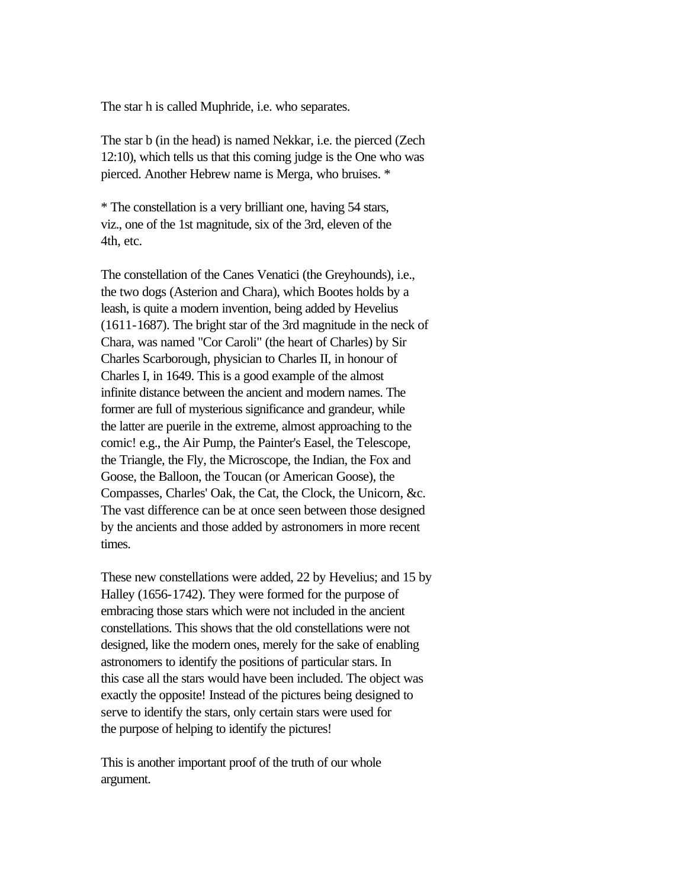The star h is called Muphride, i.e. who separates.

The star b (in the head) is named Nekkar, i.e. the pierced (Zech 12:10), which tells us that this coming judge is the One who was pierced. Another Hebrew name is Merga, who bruises. *

* The constellation is a very brilliant one, having 54 stars, viz., one of the 1st magnitude, six of the 3rd, eleven of the 4th, etc.

The constellation of the Canes Venatici (the Greyhounds), i.e., the two dogs (Asterion and Chara), which Bootes holds by a leash, is quite a modern invention, being added by Hevelius (1611-1687). The bright star of the 3rd magnitude in the neck of Chara, was named "Cor Caroli" (the heart of Charles) by Sir Charles Scarborough, physician to Charles II, in honour of Charles I, in 1649. This is a good example of the almost infinite distance between the ancient and modern names. The former are full of mysterious significance and grandeur, while the latter are puerile in the extreme, almost approaching to the comic! e.g., the Air Pump, the Painter's Easel, the Telescope, the Triangle, the Fly, the Microscope, the Indian, the Fox and Goose, the Balloon, the Toucan (or American Goose), the Compasses, Charles' Oak, the Cat, the Clock, the Unicorn, &c. The vast difference can be at once seen between those designed by the ancients and those added by astronomers in more recent times.

These new constellations were added, 22 by Hevelius; and 15 by Halley (1656-1742). They were formed for the purpose of embracing those stars which were not included in the ancient constellations. This shows that the old constellations were not designed, like the modern ones, merely for the sake of enabling astronomers to identify the positions of particular stars. In this case all the stars would have been included. The object was exactly the opposite! Instead of the pictures being designed to serve to identify the stars, only certain stars were used for the purpose of helping to identify the pictures!

This is another important proof of the truth of our whole argument.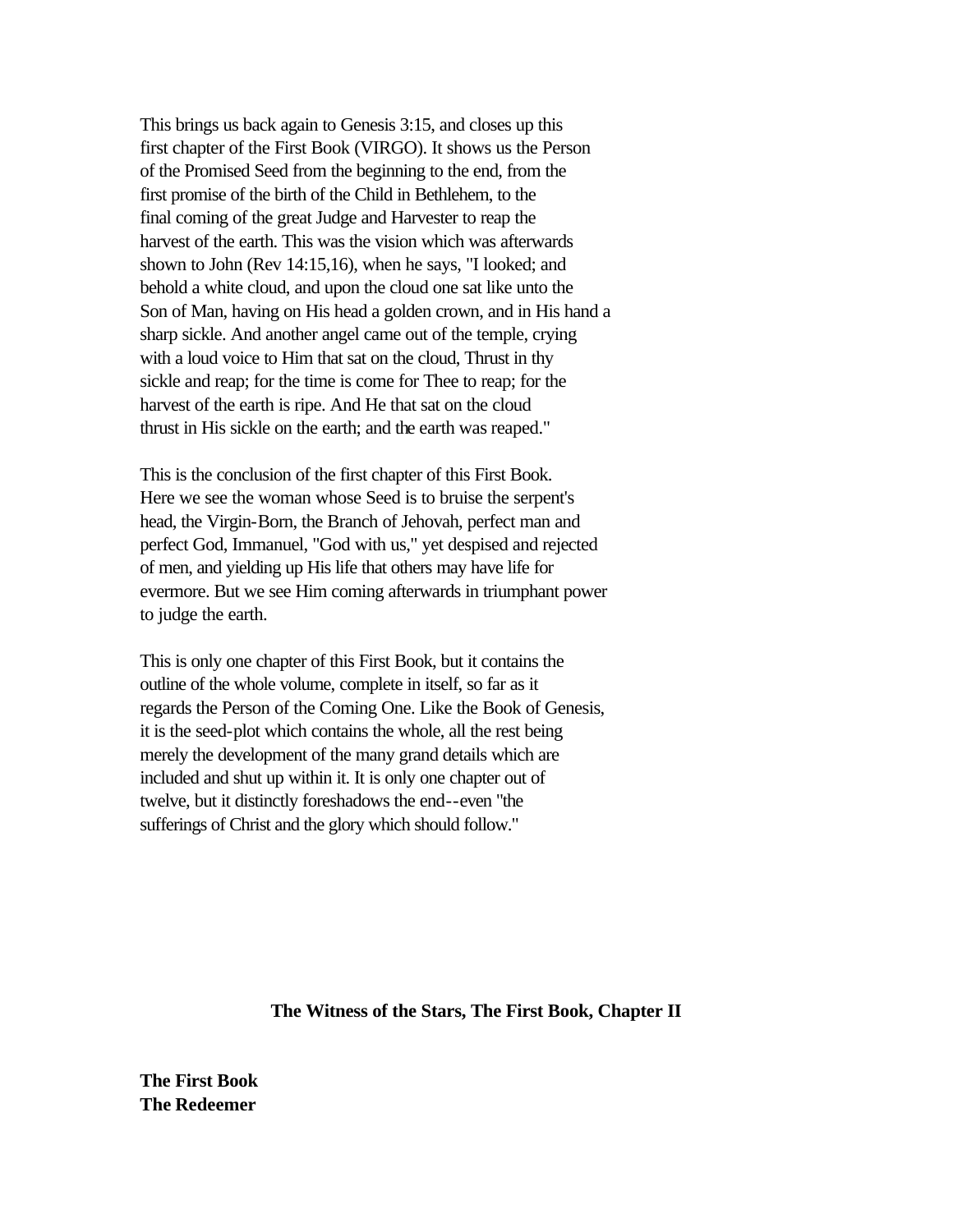This brings us back again to Genesis 3:15, and closes up this first chapter of the First Book (VIRGO). It shows us the Person of the Promised Seed from the beginning to the end, from the first promise of the birth of the Child in Bethlehem, to the final coming of the great Judge and Harvester to reap the harvest of the earth. This was the vision which was afterwards shown to John (Rev 14:15,16), when he says, "I looked; and behold a white cloud, and upon the cloud one sat like unto the Son of Man, having on His head a golden crown, and in His hand a sharp sickle. And another angel came out of the temple, crying with a loud voice to Him that sat on the cloud, Thrust in thy sickle and reap; for the time is come for Thee to reap; for the harvest of the earth is ripe. And He that sat on the cloud thrust in His sickle on the earth; and the earth was reaped."

This is the conclusion of the first chapter of this First Book. Here we see the woman whose Seed is to bruise the serpent's head, the Virgin-Born, the Branch of Jehovah, perfect man and perfect God, Immanuel, "God with us," yet despised and rejected of men, and yielding up His life that others may have life for evermore. But we see Him coming afterwards in triumphant power to judge the earth.

This is only one chapter of this First Book, but it contains the outline of the whole volume, complete in itself, so far as it regards the Person of the Coming One. Like the Book of Genesis, it is the seed-plot which contains the whole, all the rest being merely the development of the many grand details which are included and shut up within it. It is only one chapter out of twelve, but it distinctly foreshadows the end--even "the sufferings of Christ and the glory which should follow."

## The Witness of the Stars, The First Book, Chapter II

**The First Book**
**The Redeemer**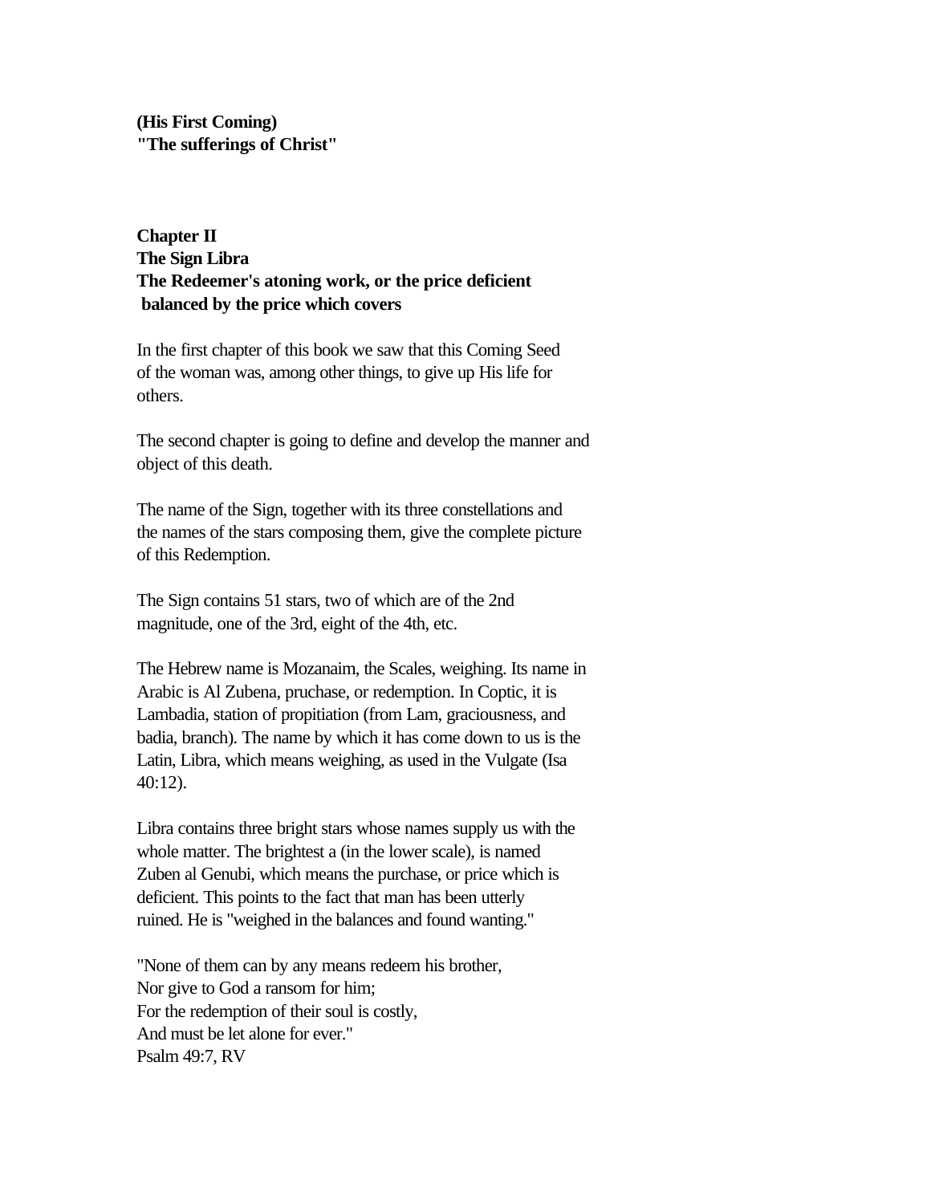**(His First Coming)**
**"The sufferings of Christ"**

## Chapter II
## The Sign Libra
## The Redeemer's atoning work, or the price deficient balanced by the price which covers

In the first chapter of this book we saw that this Coming Seed of the woman was, among other things, to give up His life for others.

The second chapter is going to define and develop the manner and object of this death.

The name of the Sign, together with its three constellations and the names of the stars composing them, give the complete picture of this Redemption.

The Sign contains 51 stars, two of which are of the 2nd magnitude, one of the 3rd, eight of the 4th, etc.

The Hebrew name is Mozanaim, the Scales, weighing. Its name in Arabic is Al Zubena, pruchase, or redemption. In Coptic, it is Lambadia, station of propitiation (from Lam, graciousness, and badia, branch). The name by which it has come down to us is the Latin, Libra, which means weighing, as used in the Vulgate (Isa 40:12).

Libra contains three bright stars whose names supply us with the whole matter. The brightest a (in the lower scale), is named Zuben al Genubi, which means the purchase, or price which is deficient. This points to the fact that man has been utterly ruined. He is "weighed in the balances and found wanting."

"None of them can by any means redeem his brother,
Nor give to God a ransom for him;
For the redemption of their soul is costly,
And must be let alone for ever."
Psalm 49:7, RV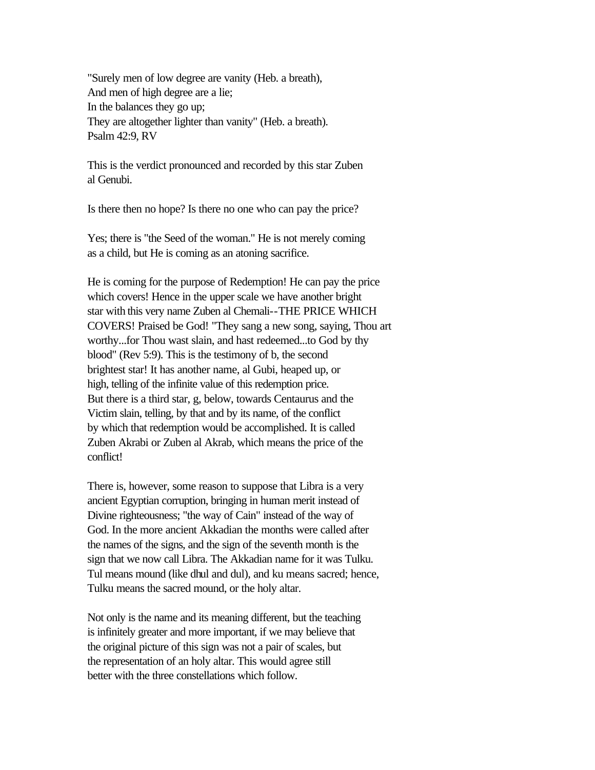"Surely men of low degree are vanity (Heb. a breath),
And men of high degree are a lie;
In the balances they go up;
They are altogether lighter than vanity" (Heb. a breath).
Psalm 42:9, RV

This is the verdict pronounced and recorded by this star Zuben al Genubi.

Is there then no hope? Is there no one who can pay the price?

Yes; there is "the Seed of the woman." He is not merely coming as a child, but He is coming as an atoning sacrifice.

He is coming for the purpose of Redemption! He can pay the price which covers! Hence in the upper scale we have another bright star with this very name Zuben al Chemali--THE PRICE WHICH COVERS! Praised be God! "They sang a new song, saying, Thou art worthy...for Thou wast slain, and hast redeemed...to God by thy blood" (Rev 5:9). This is the testimony of b, the second brightest star! It has another name, al Gubi, heaped up, or high, telling of the infinite value of this redemption price. But there is a third star, g, below, towards Centaurus and the Victim slain, telling, by that and by its name, of the conflict by which that redemption would be accomplished. It is called Zuben Akrabi or Zuben al Akrab, which means the price of the conflict!

There is, however, some reason to suppose that Libra is a very ancient Egyptian corruption, bringing in human merit instead of Divine righteousness; "the way of Cain" instead of the way of God. In the more ancient Akkadian the months were called after the names of the signs, and the sign of the seventh month is the sign that we now call Libra. The Akkadian name for it was Tulku. Tul means mound (like dhul and dul), and ku means sacred; hence, Tulku means the sacred mound, or the holy altar.

Not only is the name and its meaning different, but the teaching is infinitely greater and more important, if we may believe that the original picture of this sign was not a pair of scales, but the representation of an holy altar. This would agree still better with the three constellations which follow.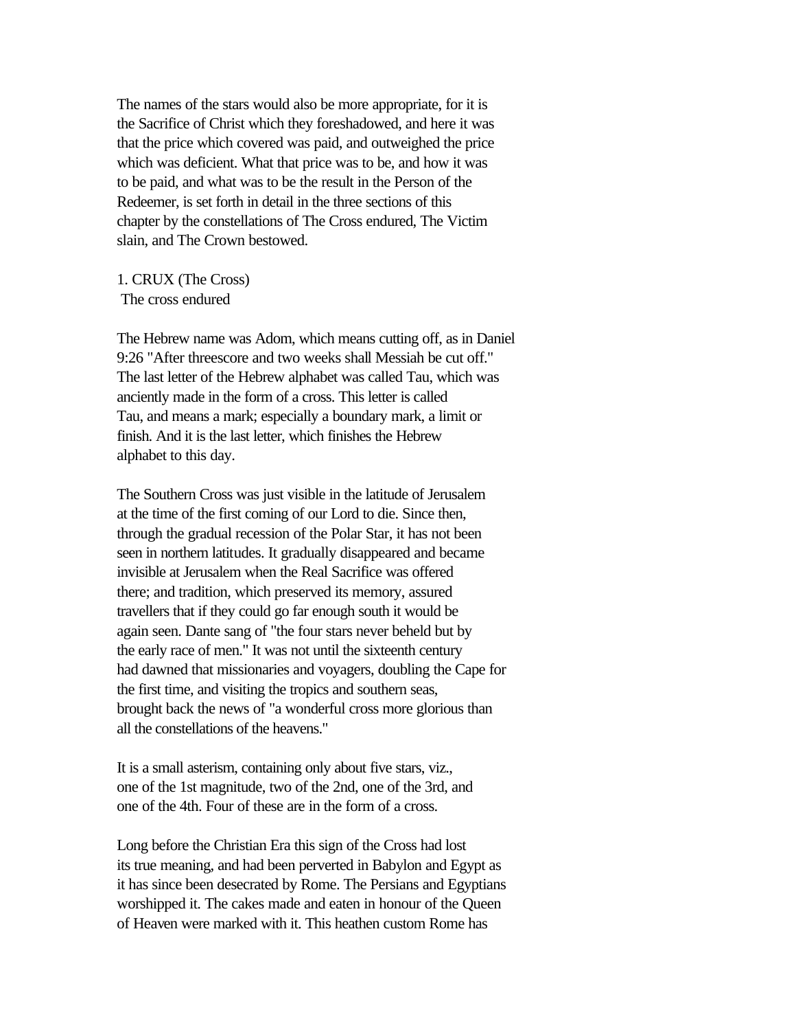The names of the stars would also be more appropriate, for it is the Sacrifice of Christ which they foreshadowed, and here it was that the price which covered was paid, and outweighed the price which was deficient. What that price was to be, and how it was to be paid, and what was to be the result in the Person of the Redeemer, is set forth in detail in the three sections of this chapter by the constellations of The Cross endured, The Victim slain, and The Crown bestowed.

1. CRUX (The Cross)
The cross endured

The Hebrew name was Adom, which means cutting off, as in Daniel 9:26 "After threescore and two weeks shall Messiah be cut off." The last letter of the Hebrew alphabet was called Tau, which was anciently made in the form of a cross. This letter is called Tau, and means a mark; especially a boundary mark, a limit or finish. And it is the last letter, which finishes the Hebrew alphabet to this day.

The Southern Cross was just visible in the latitude of Jerusalem at the time of the first coming of our Lord to die. Since then, through the gradual recession of the Polar Star, it has not been seen in northern latitudes. It gradually disappeared and became invisible at Jerusalem when the Real Sacrifice was offered there; and tradition, which preserved its memory, assured travellers that if they could go far enough south it would be again seen. Dante sang of "the four stars never beheld but by the early race of men." It was not until the sixteenth century had dawned that missionaries and voyagers, doubling the Cape for the first time, and visiting the tropics and southern seas, brought back the news of "a wonderful cross more glorious than all the constellations of the heavens."

It is a small asterism, containing only about five stars, viz., one of the 1st magnitude, two of the 2nd, one of the 3rd, and one of the 4th. Four of these are in the form of a cross.

Long before the Christian Era this sign of the Cross had lost its true meaning, and had been perverted in Babylon and Egypt as it has since been desecrated by Rome. The Persians and Egyptians worshipped it. The cakes made and eaten in honour of the Queen of Heaven were marked with it. This heathen custom Rome has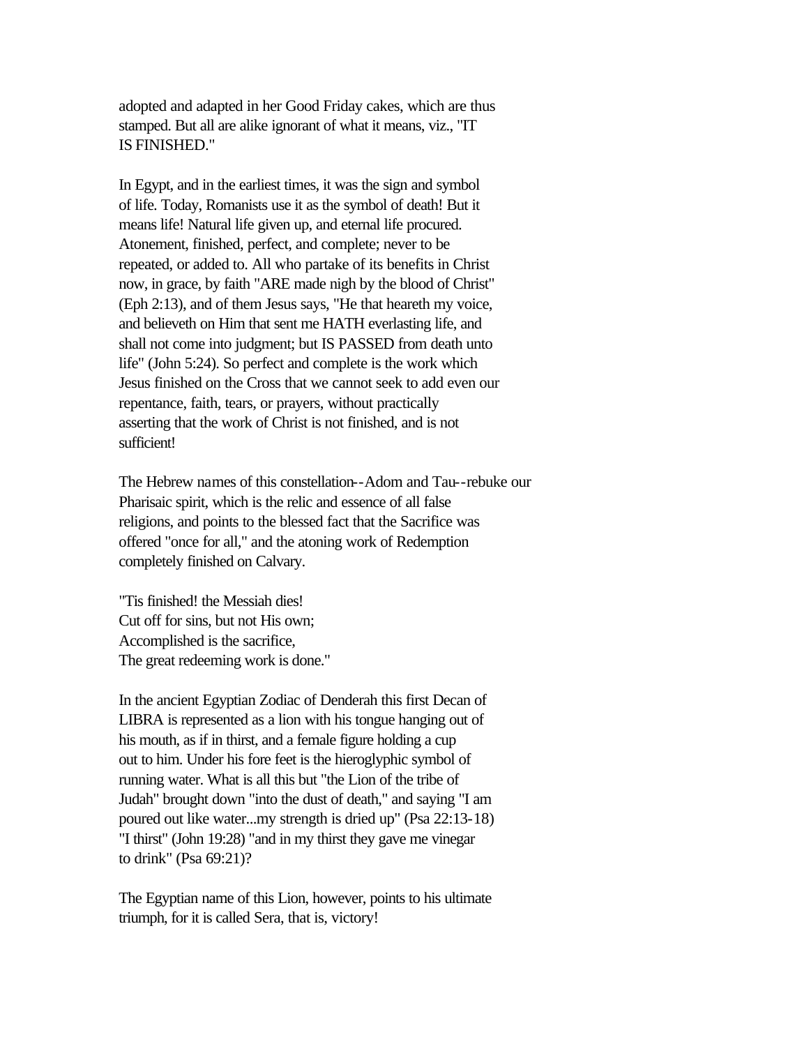adopted and adapted in her Good Friday cakes, which are thus stamped. But all are alike ignorant of what it means, viz., "IT IS FINISHED."

In Egypt, and in the earliest times, it was the sign and symbol of life. Today, Romanists use it as the symbol of death! But it means life! Natural life given up, and eternal life procured. Atonement, finished, perfect, and complete; never to be repeated, or added to. All who partake of its benefits in Christ now, in grace, by faith "ARE made nigh by the blood of Christ" (Eph 2:13), and of them Jesus says, "He that heareth my voice, and believeth on Him that sent me HATH everlasting life, and shall not come into judgment; but IS PASSED from death unto life" (John 5:24). So perfect and complete is the work which Jesus finished on the Cross that we cannot seek to add even our repentance, faith, tears, or prayers, without practically asserting that the work of Christ is not finished, and is not sufficient!

The Hebrew names of this constellation--Adom and Tau--rebuke our Pharisaic spirit, which is the relic and essence of all false religions, and points to the blessed fact that the Sacrifice was offered "once for all," and the atoning work of Redemption completely finished on Calvary.

"Tis finished! the Messiah dies!  
Cut off for sins, but not His own;  
Accomplished is the sacrifice,  
The great redeeming work is done."

In the ancient Egyptian Zodiac of Denderah this first Decan of LIBRA is represented as a lion with his tongue hanging out of his mouth, as if in thirst, and a female figure holding a cup out to him. Under his fore feet is the hieroglyphic symbol of running water. What is all this but "the Lion of the tribe of Judah" brought down "into the dust of death," and saying "I am poured out like water...my strength is dried up" (Psa 22:13-18) "I thirst" (John 19:28) "and in my thirst they gave me vinegar to drink" (Psa 69:21)?

The Egyptian name of this Lion, however, points to his ultimate triumph, for it is called Sera, that is, victory!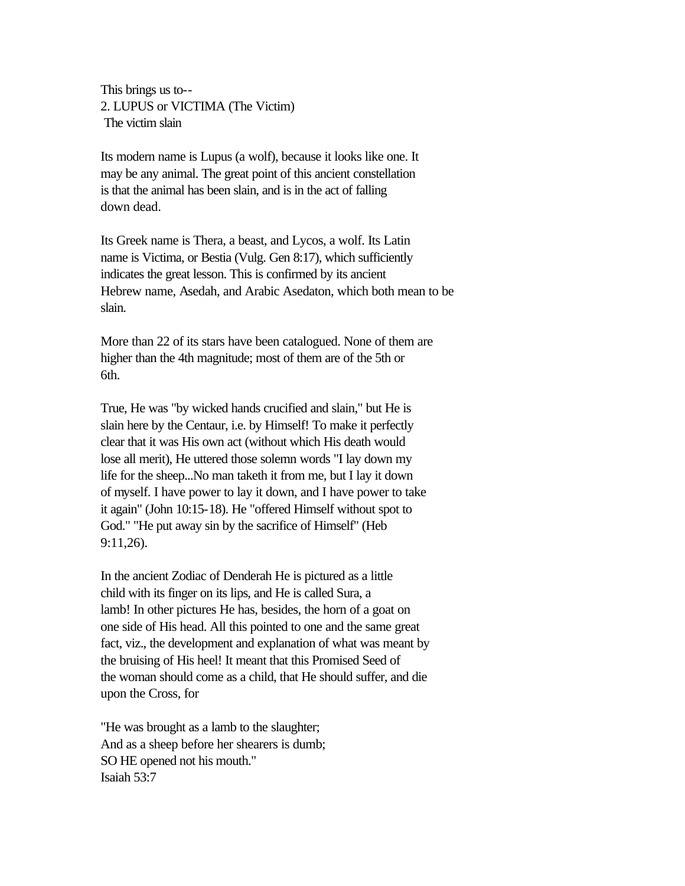This brings us to--

## 2. LUPUS or VICTIMA (The Victim)

The victim slain

Its modern name is Lupus (a wolf), because it looks like one. It may be any animal. The great point of this ancient constellation is that the animal has been slain, and is in the act of falling down dead.

Its Greek name is Thera, a beast, and Lycos, a wolf. Its Latin name is Victima, or Bestia (Vulg. Gen 8:17), which sufficiently indicates the great lesson. This is confirmed by its ancient Hebrew name, Asedah, and Arabic Asedaton, which both mean to be slain.

More than 22 of its stars have been catalogued. None of them are higher than the 4th magnitude; most of them are of the 5th or 6th.

True, He was "by wicked hands crucified and slain," but He is slain here by the Centaur, i.e. by Himself! To make it perfectly clear that it was His own act (without which His death would lose all merit), He uttered those solemn words "I lay down my life for the sheep...No man taketh it from me, but I lay it down of myself. I have power to lay it down, and I have power to take it again" (John 10:15-18). He "offered Himself without spot to God." "He put away sin by the sacrifice of Himself" (Heb 9:11,26).

In the ancient Zodiac of Denderah He is pictured as a little child with its finger on its lips, and He is called Sura, a lamb! In other pictures He has, besides, the horn of a goat on one side of His head. All this pointed to one and the same great fact, viz., the development and explanation of what was meant by the bruising of His heel! It meant that this Promised Seed of the woman should come as a child, that He should suffer, and die upon the Cross, for

"He was brought as a lamb to the slaughter;
And as a sheep before her shearers is dumb;
SO HE opened not his mouth."
Isaiah 53:7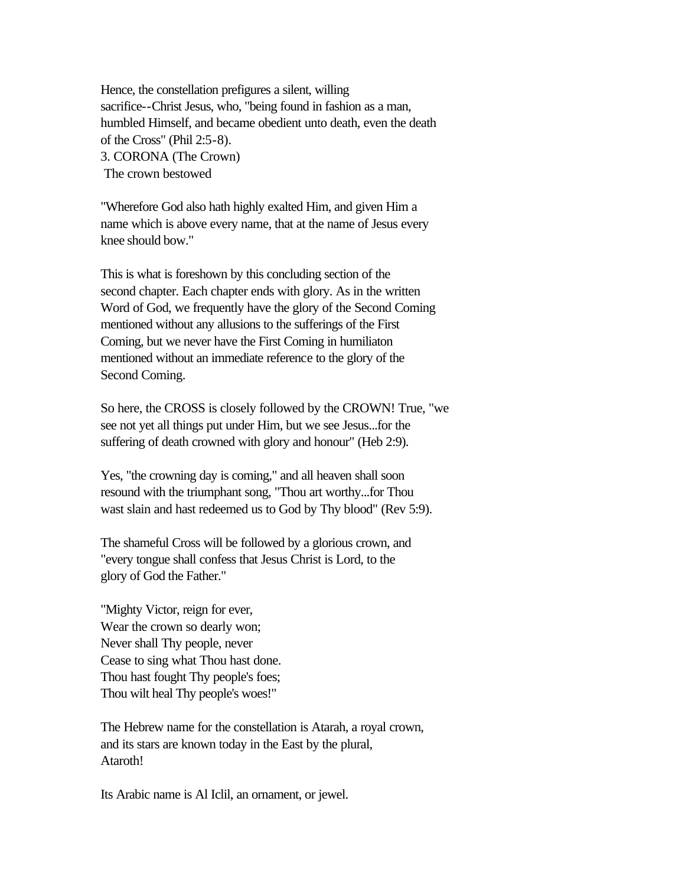Hence, the constellation prefigures a silent, willing sacrifice--Christ Jesus, who, "being found in fashion as a man, humbled Himself, and became obedient unto death, even the death of the Cross" (Phil 2:5-8).

### 3. CORONA (The Crown)

The crown bestowed

"Wherefore God also hath highly exalted Him, and given Him a name which is above every name, that at the name of Jesus every knee should bow."

This is what is foreshown by this concluding section of the second chapter. Each chapter ends with glory. As in the written Word of God, we frequently have the glory of the Second Coming mentioned without any allusions to the sufferings of the First Coming, but we never have the First Coming in humiliaton mentioned without an immediate reference to the glory of the Second Coming.

So here, the CROSS is closely followed by the CROWN! True, "we see not yet all things put under Him, but we see Jesus...for the suffering of death crowned with glory and honour" (Heb 2:9).

Yes, "the crowning day is coming," and all heaven shall soon resound with the triumphant song, "Thou art worthy...for Thou wast slain and hast redeemed us to God by Thy blood" (Rev 5:9).

The shameful Cross will be followed by a glorious crown, and "every tongue shall confess that Jesus Christ is Lord, to the glory of God the Father."

"Mighty Victor, reign for ever,  
Wear the crown so dearly won;  
Never shall Thy people, never  
Cease to sing what Thou hast done.  
Thou hast fought Thy people's foes;  
Thou wilt heal Thy people's woes!"

The Hebrew name for the constellation is Atarah, a royal crown, and its stars are known today in the East by the plural, Ataroth!

Its Arabic name is Al Iclil, an ornament, or jewel.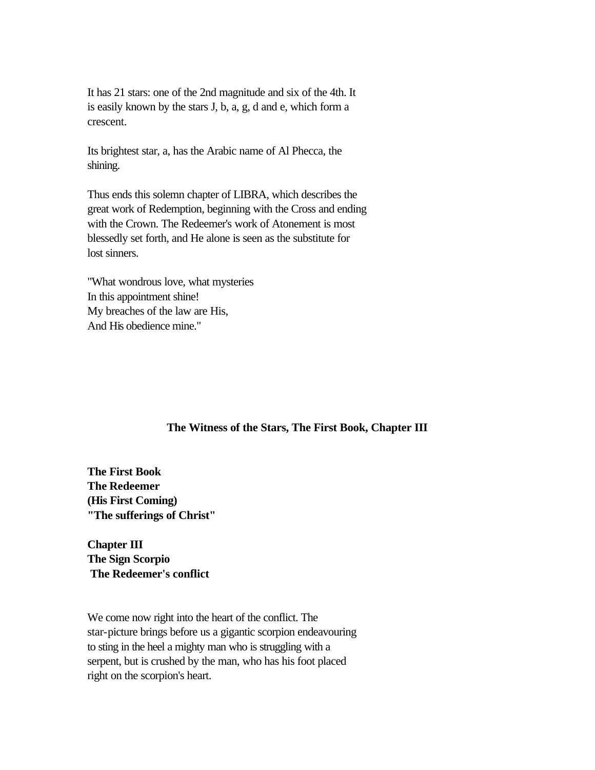It has 21 stars: one of the 2nd magnitude and six of the 4th. It is easily known by the stars J, b, a, g, d and e, which form a crescent.

Its brightest star, a, has the Arabic name of Al Phecca, the shining.

Thus ends this solemn chapter of LIBRA, which describes the great work of Redemption, beginning with the Cross and ending with the Crown. The Redeemer's work of Atonement is most blessedly set forth, and He alone is seen as the substitute for lost sinners.

"What wondrous love, what mysteries
In this appointment shine!
My breaches of the law are His,
And His obedience mine."

## The Witness of the Stars, The First Book, Chapter III

**The First Book**
**The Redeemer**
**(His First Coming)**
**"The sufferings of Christ"**

**Chapter III**
**The Sign Scorpio**
**The Redeemer's conflict**

We come now right into the heart of the conflict. The star-picture brings before us a gigantic scorpion endeavouring to sting in the heel a mighty man who is struggling with a serpent, but is crushed by the man, who has his foot placed right on the scorpion's heart.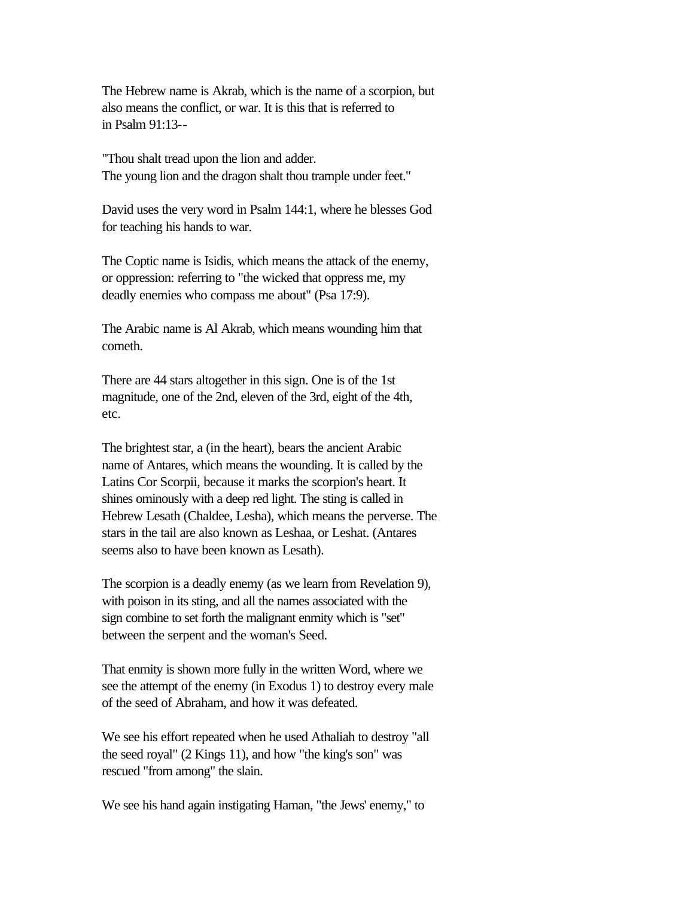The Hebrew name is Akrab, which is the name of a scorpion, but also means the conflict, or war. It is this that is referred to in Psalm 91:13--

"Thou shalt tread upon the lion and adder.
The young lion and the dragon shalt thou trample under feet."

David uses the very word in Psalm 144:1, where he blesses God for teaching his hands to war.

The Coptic name is Isidis, which means the attack of the enemy, or oppression: referring to "the wicked that oppress me, my deadly enemies who compass me about" (Psa 17:9).

The Arabic name is Al Akrab, which means wounding him that cometh.

There are 44 stars altogether in this sign. One is of the 1st magnitude, one of the 2nd, eleven of the 3rd, eight of the 4th, etc.

The brightest star, a (in the heart), bears the ancient Arabic name of Antares, which means the wounding. It is called by the Latins Cor Scorpii, because it marks the scorpion's heart. It shines ominously with a deep red light. The sting is called in Hebrew Lesath (Chaldee, Lesha), which means the perverse. The stars in the tail are also known as Leshaa, or Leshat. (Antares seems also to have been known as Lesath).

The scorpion is a deadly enemy (as we learn from Revelation 9), with poison in its sting, and all the names associated with the sign combine to set forth the malignant enmity which is "set" between the serpent and the woman's Seed.

That enmity is shown more fully in the written Word, where we see the attempt of the enemy (in Exodus 1) to destroy every male of the seed of Abraham, and how it was defeated.

We see his effort repeated when he used Athaliah to destroy "all the seed royal" (2 Kings 11), and how "the king's son" was rescued "from among" the slain.

We see his hand again instigating Haman, "the Jews' enemy," to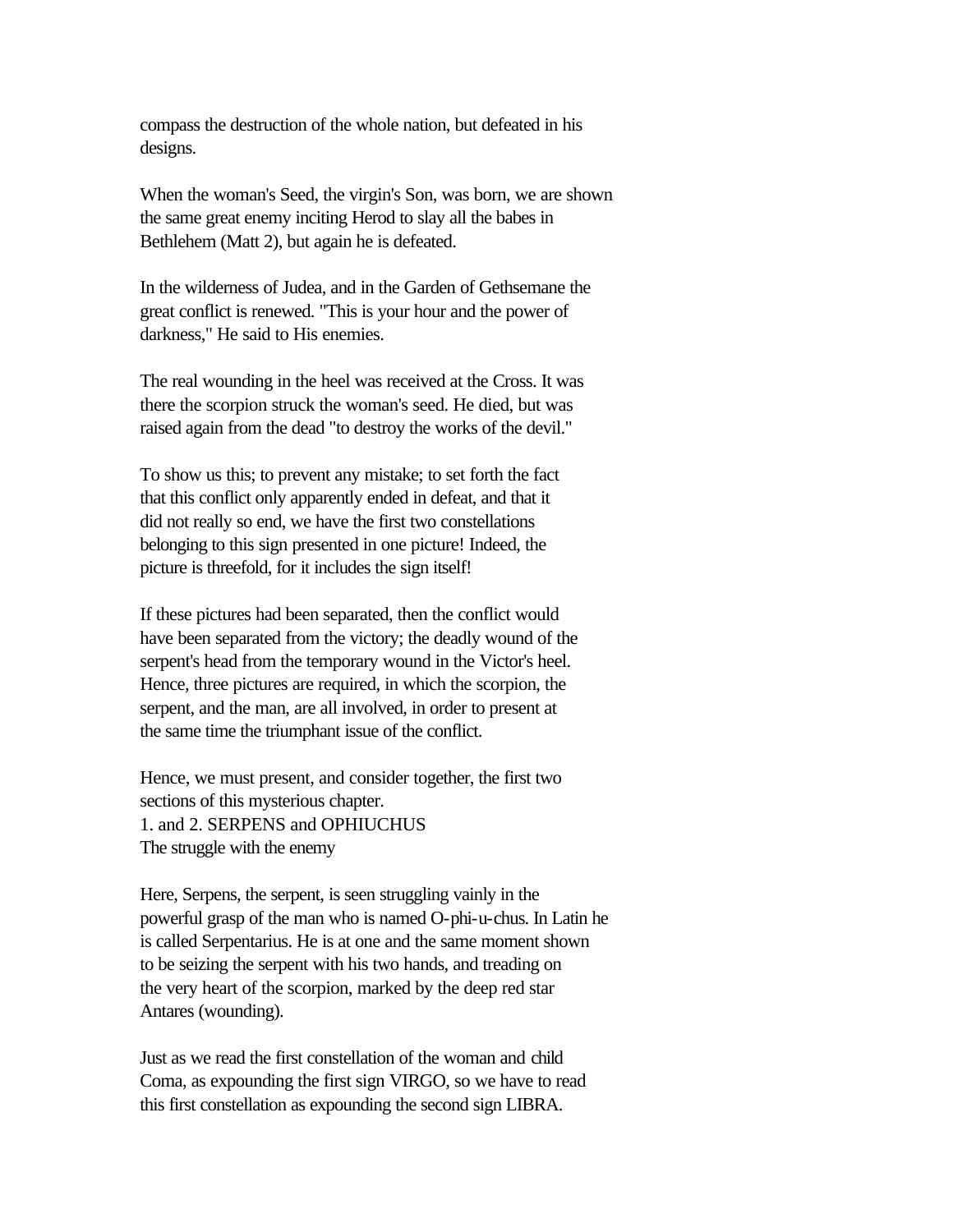compass the destruction of the whole nation, but defeated in his designs.

When the woman's Seed, the virgin's Son, was born, we are shown the same great enemy inciting Herod to slay all the babes in Bethlehem (Matt 2), but again he is defeated.

In the wilderness of Judea, and in the Garden of Gethsemane the great conflict is renewed. "This is your hour and the power of darkness," He said to His enemies.

The real wounding in the heel was received at the Cross. It was there the scorpion struck the woman's seed. He died, but was raised again from the dead "to destroy the works of the devil."

To show us this; to prevent any mistake; to set forth the fact that this conflict only apparently ended in defeat, and that it did not really so end, we have the first two constellations belonging to this sign presented in one picture! Indeed, the picture is threefold, for it includes the sign itself!

If these pictures had been separated, then the conflict would have been separated from the victory; the deadly wound of the serpent's head from the temporary wound in the Victor's heel. Hence, three pictures are required, in which the scorpion, the serpent, and the man, are all involved, in order to present at the same time the triumphant issue of the conflict.

Hence, we must present, and consider together, the first two sections of this mysterious chapter.

## 1. and 2. SERPENS and OPHIUCHUS

### The struggle with the enemy

Here, Serpens, the serpent, is seen struggling vainly in the powerful grasp of the man who is named O-phi-u-chus. In Latin he is called Serpentarius. He is at one and the same moment shown to be seizing the serpent with his two hands, and treading on the very heart of the scorpion, marked by the deep red star Antares (wounding).

Just as we read the first constellation of the woman and child Coma, as expounding the first sign VIRGO, so we have to read this first constellation as expounding the second sign LIBRA.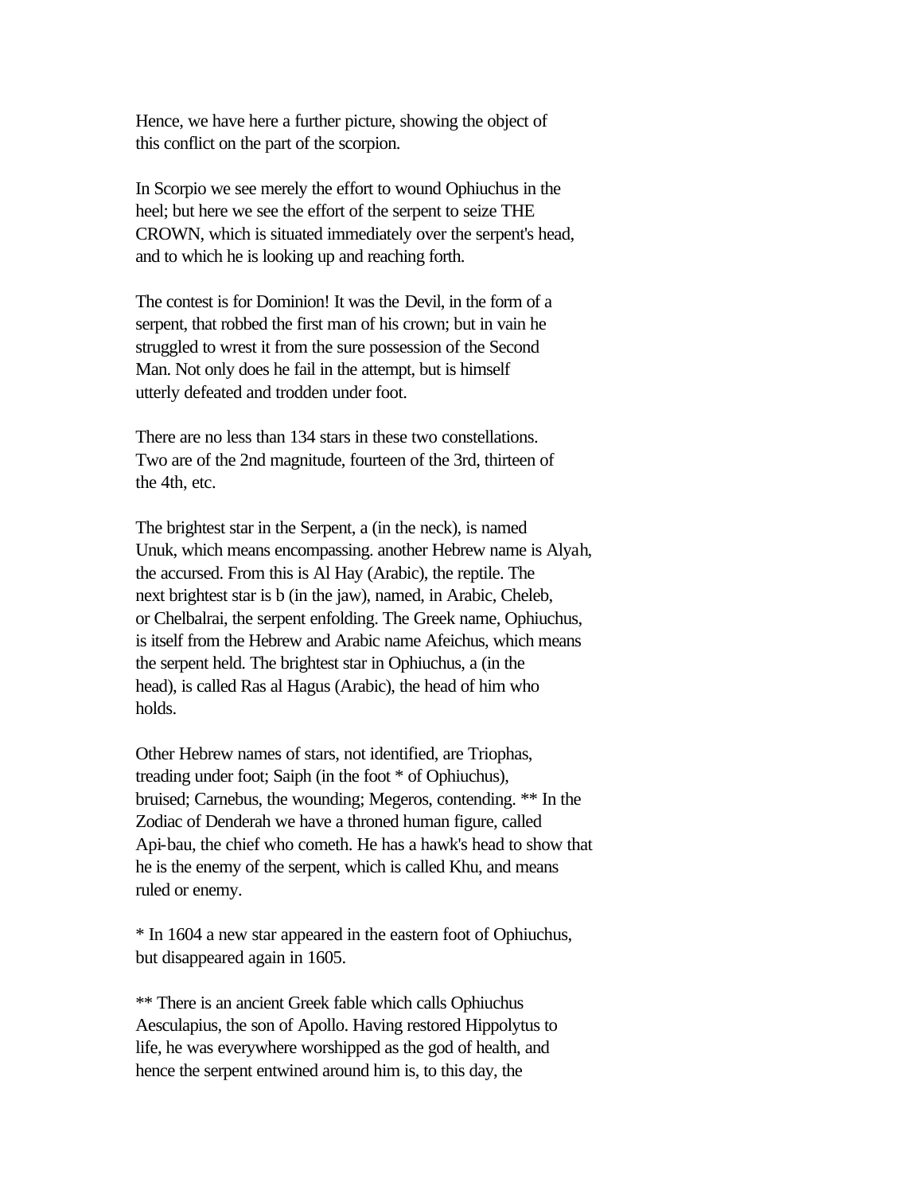Hence, we have here a further picture, showing the object of this conflict on the part of the scorpion.

In Scorpio we see merely the effort to wound Ophiuchus in the heel; but here we see the effort of the serpent to seize THE CROWN, which is situated immediately over the serpent's head, and to which he is looking up and reaching forth.

The contest is for Dominion! It was the Devil, in the form of a serpent, that robbed the first man of his crown; but in vain he struggled to wrest it from the sure possession of the Second Man. Not only does he fail in the attempt, but is himself utterly defeated and trodden under foot.

There are no less than 134 stars in these two constellations. Two are of the 2nd magnitude, fourteen of the 3rd, thirteen of the 4th, etc.

The brightest star in the Serpent, a (in the neck), is named Unuk, which means encompassing. another Hebrew name is Alyah, the accursed. From this is Al Hay (Arabic), the reptile. The next brightest star is b (in the jaw), named, in Arabic, Cheleb, or Chelbalrai, the serpent enfolding. The Greek name, Ophiuchus, is itself from the Hebrew and Arabic name Afeichus, which means the serpent held. The brightest star in Ophiuchus, a (in the head), is called Ras al Hagus (Arabic), the head of him who holds.

Other Hebrew names of stars, not identified, are Triophas, treading under foot; Saiph (in the foot * of Ophiuchus), bruised; Carnebus, the wounding; Megeros, contending. ** In the Zodiac of Denderah we have a throned human figure, called Api-bau, the chief who cometh. He has a hawk's head to show that he is the enemy of the serpent, which is called Khu, and means ruled or enemy.

* In 1604 a new star appeared in the eastern foot of Ophiuchus, but disappeared again in 1605.

** There is an ancient Greek fable which calls Ophiuchus Aesculapius, the son of Apollo. Having restored Hippolytus to life, he was everywhere worshipped as the god of health, and hence the serpent entwined around him is, to this day, the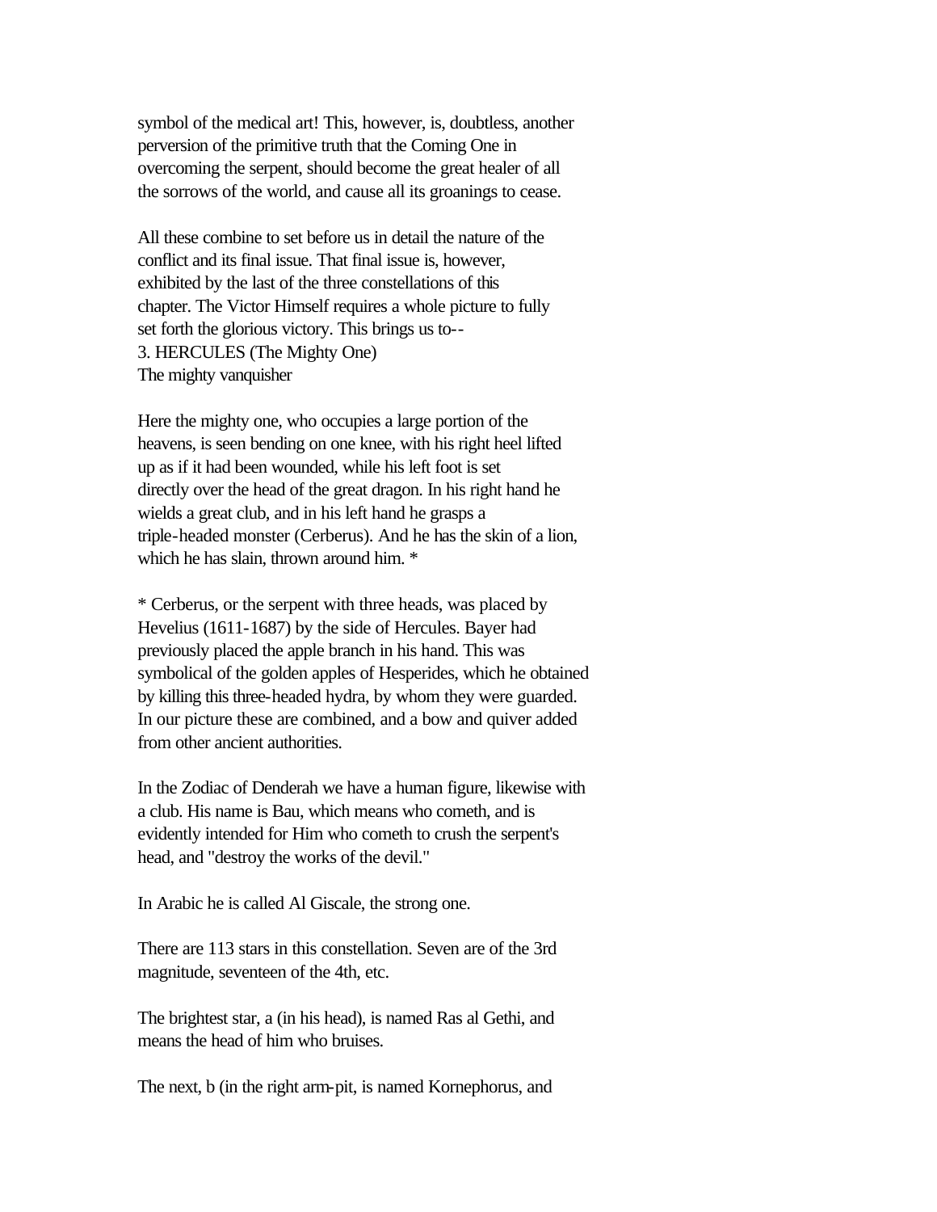symbol of the medical art! This, however, is, doubtless, another perversion of the primitive truth that the Coming One in overcoming the serpent, should become the great healer of all the sorrows of the world, and cause all its groanings to cease.

All these combine to set before us in detail the nature of the conflict and its final issue. That final issue is, however, exhibited by the last of the three constellations of this chapter. The Victor Himself requires a whole picture to fully set forth the glorious victory. This brings us to--

### 3. HERCULES (The Mighty One)

The mighty vanquisher

Here the mighty one, who occupies a large portion of the heavens, is seen bending on one knee, with his right heel lifted up as if it had been wounded, while his left foot is set directly over the head of the great dragon. In his right hand he wields a great club, and in his left hand he grasps a triple-headed monster (Cerberus). And he has the skin of a lion, which he has slain, thrown around him. *

* Cerberus, or the serpent with three heads, was placed by Hevelius (1611-1687) by the side of Hercules. Bayer had previously placed the apple branch in his hand. This was symbolical of the golden apples of Hesperides, which he obtained by killing this three-headed hydra, by whom they were guarded. In our picture these are combined, and a bow and quiver added from other ancient authorities.

In the Zodiac of Denderah we have a human figure, likewise with a club. His name is Bau, which means who cometh, and is evidently intended for Him who cometh to crush the serpent's head, and "destroy the works of the devil."

In Arabic he is called Al Giscale, the strong one.

There are 113 stars in this constellation. Seven are of the 3rd magnitude, seventeen of the 4th, etc.

The brightest star, a (in his head), is named Ras al Gethi, and means the head of him who bruises.

The next, b (in the right arm-pit, is named Kornephorus, and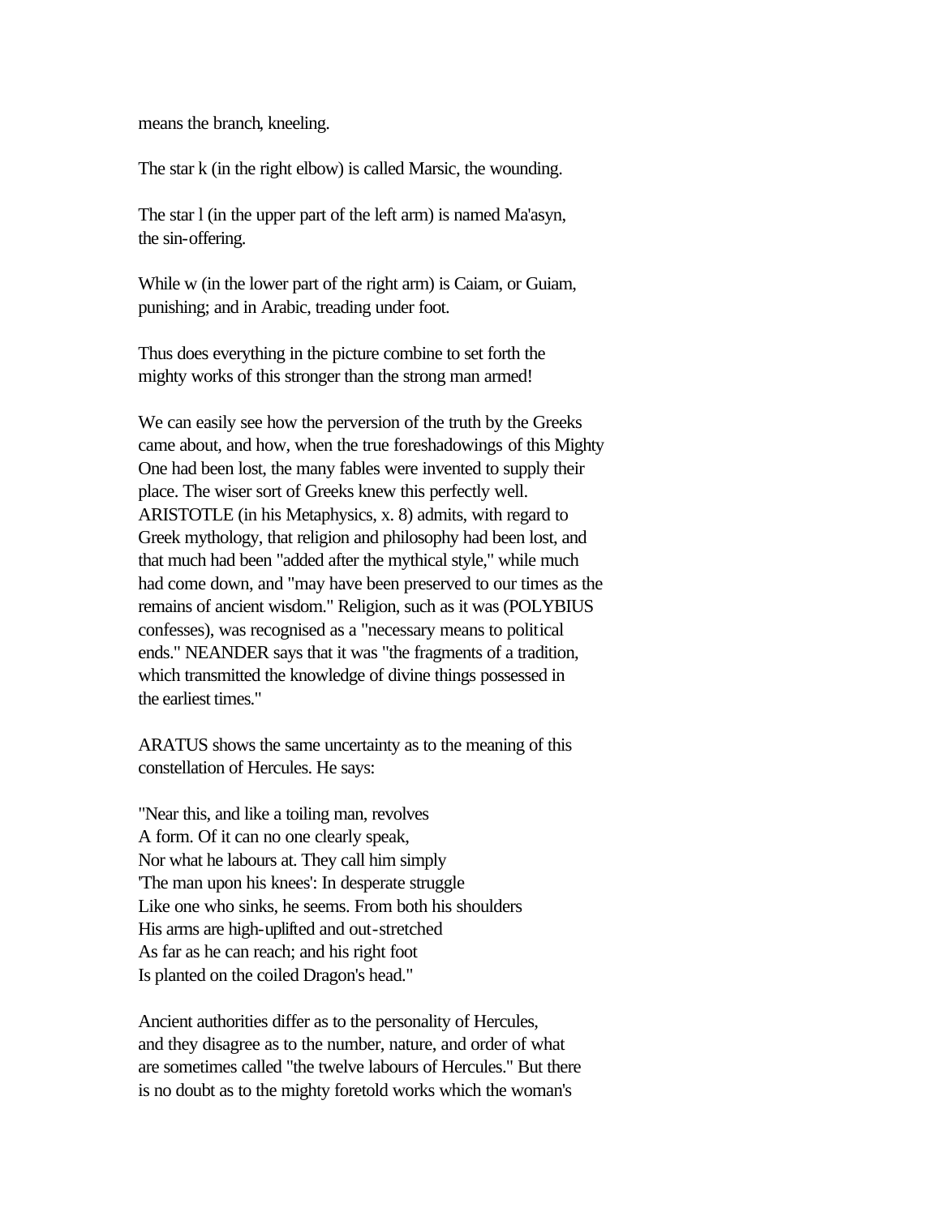means the branch, kneeling.

The star k (in the right elbow) is called Marsic, the wounding.

The star l (in the upper part of the left arm) is named Ma'asyn, the sin-offering.

While w (in the lower part of the right arm) is Caiam, or Guiam, punishing; and in Arabic, treading under foot.

Thus does everything in the picture combine to set forth the mighty works of this stronger than the strong man armed!

We can easily see how the perversion of the truth by the Greeks came about, and how, when the true foreshadowings of this Mighty One had been lost, the many fables were invented to supply their place. The wiser sort of Greeks knew this perfectly well. ARISTOTLE (in his Metaphysics, x. 8) admits, with regard to Greek mythology, that religion and philosophy had been lost, and that much had been "added after the mythical style," while much had come down, and "may have been preserved to our times as the remains of ancient wisdom." Religion, such as it was (POLYBIUS confesses), was recognised as a "necessary means to political ends." NEANDER says that it was "the fragments of a tradition, which transmitted the knowledge of divine things possessed in the earliest times."

ARATUS shows the same uncertainty as to the meaning of this constellation of Hercules. He says:

"Near this, and like a toiling man, revolves  
A form. Of it can no one clearly speak,  
Nor what he labours at. They call him simply  
'The man upon his knees': In desperate struggle  
Like one who sinks, he seems. From both his shoulders  
His arms are high-uplifted and out-stretched  
As far as he can reach; and his right foot  
Is planted on the coiled Dragon's head."

Ancient authorities differ as to the personality of Hercules, and they disagree as to the number, nature, and order of what are sometimes called "the twelve labours of Hercules." But there is no doubt as to the mighty foretold works which the woman's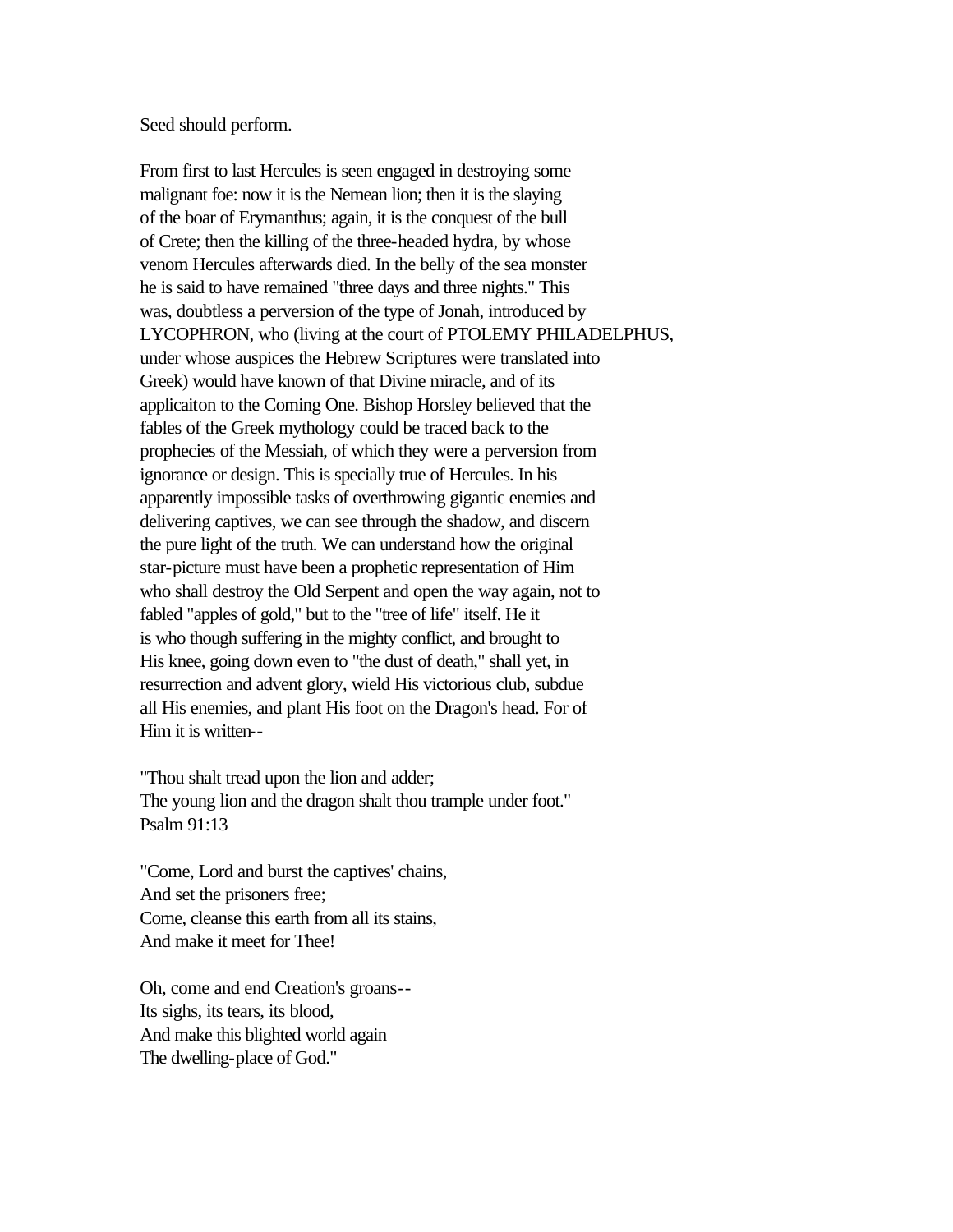Seed should perform.

From first to last Hercules is seen engaged in destroying some malignant foe: now it is the Nemean lion; then it is the slaying of the boar of Erymanthus; again, it is the conquest of the bull of Crete; then the killing of the three-headed hydra, by whose venom Hercules afterwards died. In the belly of the sea monster he is said to have remained "three days and three nights." This was, doubtless a perversion of the type of Jonah, introduced by LYCOPHRON, who (living at the court of PTOLEMY PHILADELPHUS, under whose auspices the Hebrew Scriptures were translated into Greek) would have known of that Divine miracle, and of its applicaiton to the Coming One. Bishop Horsley believed that the fables of the Greek mythology could be traced back to the prophecies of the Messiah, of which they were a perversion from ignorance or design. This is specially true of Hercules. In his apparently impossible tasks of overthrowing gigantic enemies and delivering captives, we can see through the shadow, and discern the pure light of the truth. We can understand how the original star-picture must have been a prophetic representation of Him who shall destroy the Old Serpent and open the way again, not to fabled "apples of gold," but to the "tree of life" itself. He it is who though suffering in the mighty conflict, and brought to His knee, going down even to "the dust of death," shall yet, in resurrection and advent glory, wield His victorious club, subdue all His enemies, and plant His foot on the Dragon's head. For of Him it is written--

"Thou shalt tread upon the lion and adder;
The young lion and the dragon shalt thou trample under foot."
Psalm 91:13

"Come, Lord and burst the captives' chains,
And set the prisoners free;
Come, cleanse this earth from all its stains,
And make it meet for Thee!

Oh, come and end Creation's groans--
Its sighs, its tears, its blood,
And make this blighted world again
The dwelling-place of God."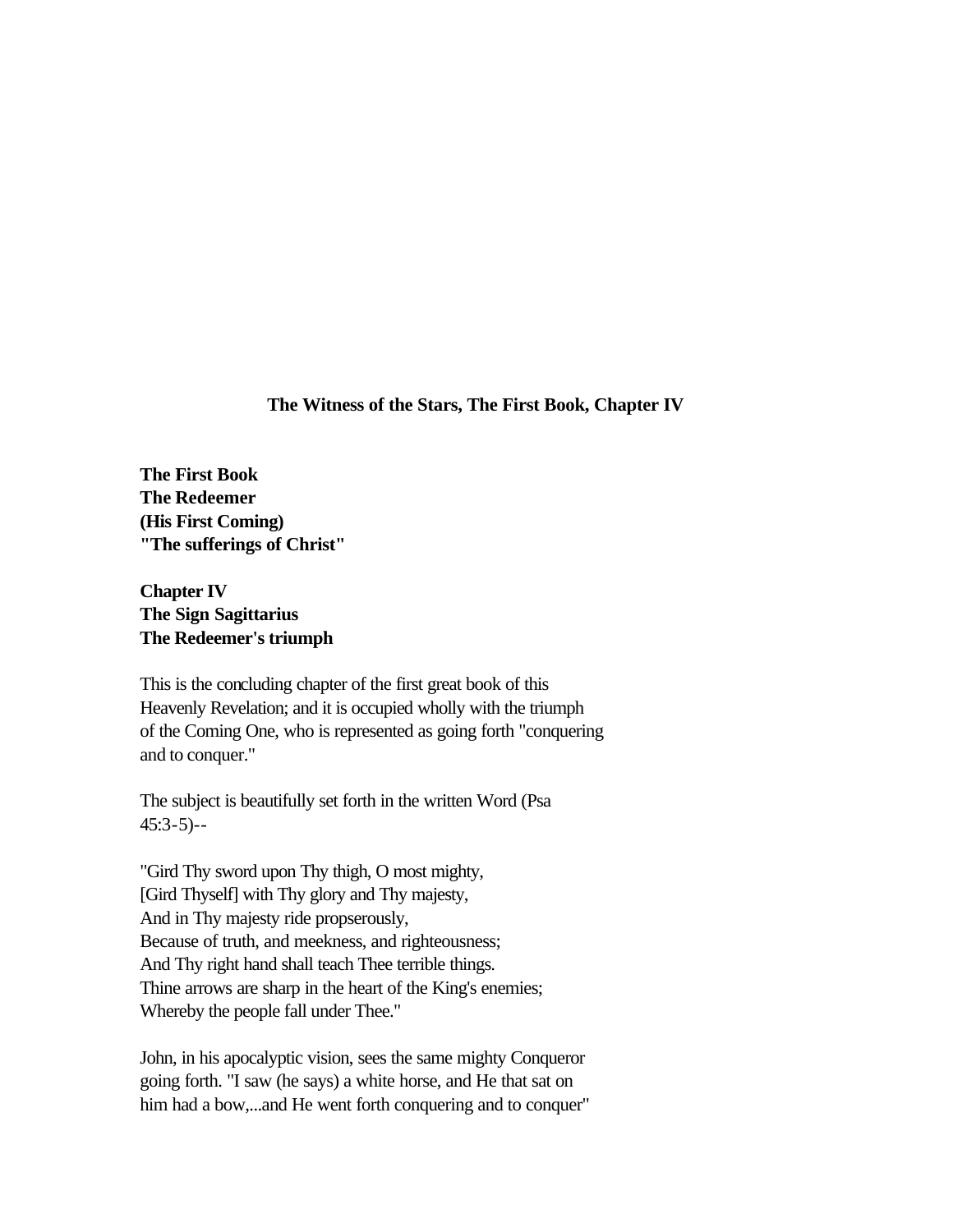**The Witness of the Stars, The First Book, Chapter IV**

**The First Book**
**The Redeemer**
**(His First Coming)**
**"The sufferings of Christ"**

**Chapter IV**
**The Sign Sagittarius**
**The Redeemer's triumph**

This is the concluding chapter of the first great book of this Heavenly Revelation; and it is occupied wholly with the triumph of the Coming One, who is represented as going forth "conquering and to conquer."

The subject is beautifully set forth in the written Word (Psa 45:3-5)--

"Gird Thy sword upon Thy thigh, O most mighty,
[Gird Thyself] with Thy glory and Thy majesty,
And in Thy majesty ride propserously,
Because of truth, and meekness, and righteousness;
And Thy right hand shall teach Thee terrible things.
Thine arrows are sharp in the heart of the King's enemies;
Whereby the people fall under Thee."

John, in his apocalyptic vision, sees the same mighty Conqueror going forth. "I saw (he says) a white horse, and He that sat on him had a bow,...and He went forth conquering and to conquer"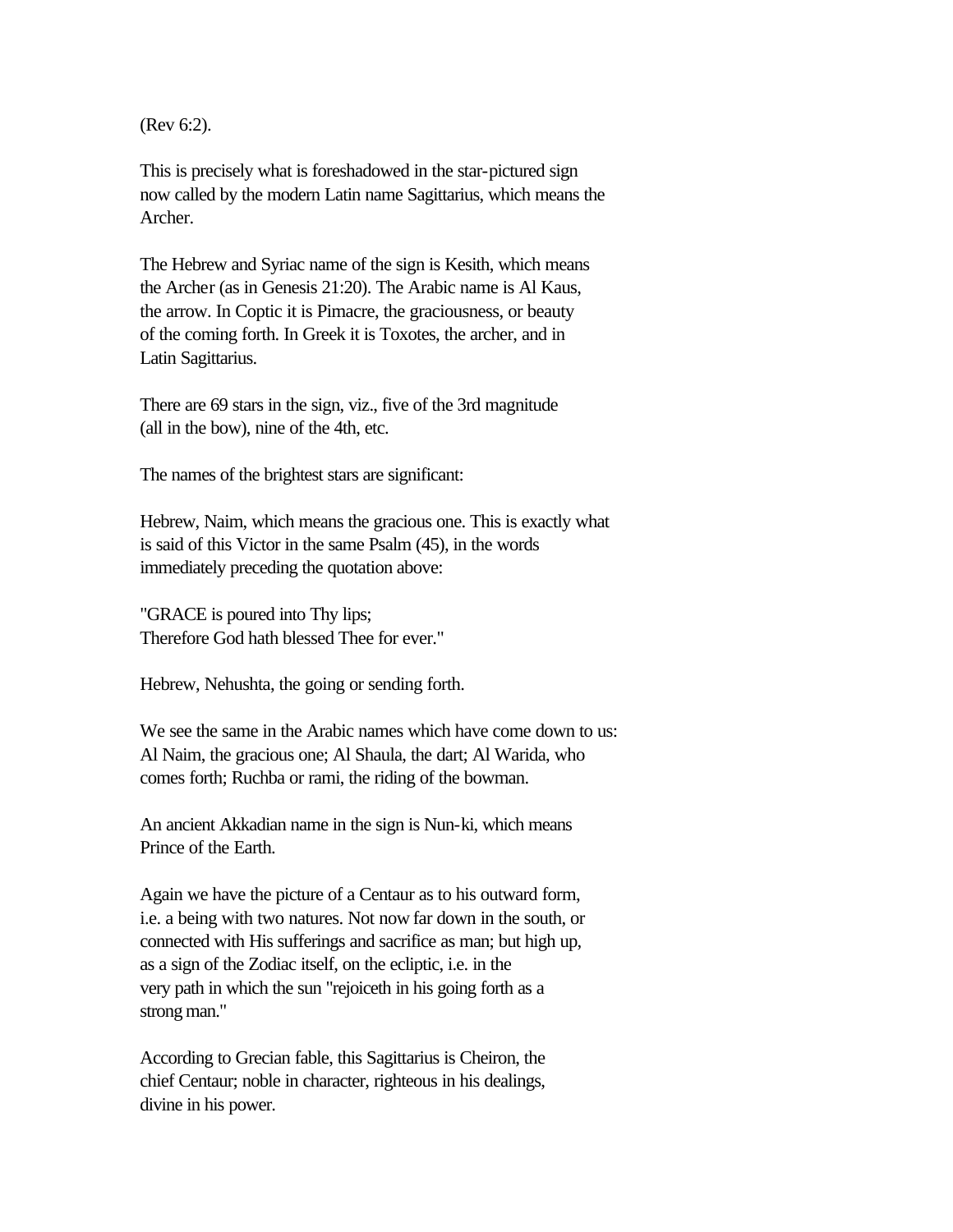(Rev 6:2).

This is precisely what is foreshadowed in the star-pictured sign now called by the modern Latin name Sagittarius, which means the Archer.

The Hebrew and Syriac name of the sign is Kesith, which means the Archer (as in Genesis 21:20). The Arabic name is Al Kaus, the arrow. In Coptic it is Pimacre, the graciousness, or beauty of the coming forth. In Greek it is Toxotes, the archer, and in Latin Sagittarius.

There are 69 stars in the sign, viz., five of the 3rd magnitude (all in the bow), nine of the 4th, etc.

The names of the brightest stars are significant:

Hebrew, Naim, which means the gracious one. This is exactly what is said of this Victor in the same Psalm (45), in the words immediately preceding the quotation above:

"GRACE is poured into Thy lips;
Therefore God hath blessed Thee for ever."

Hebrew, Nehushta, the going or sending forth.

We see the same in the Arabic names which have come down to us: Al Naim, the gracious one; Al Shaula, the dart; Al Warida, who comes forth; Ruchba or rami, the riding of the bowman.

An ancient Akkadian name in the sign is Nun-ki, which means Prince of the Earth.

Again we have the picture of a Centaur as to his outward form, i.e. a being with two natures. Not now far down in the south, or connected with His sufferings and sacrifice as man; but high up, as a sign of the Zodiac itself, on the ecliptic, i.e. in the very path in which the sun "rejoiceth in his going forth as a strong man."

According to Grecian fable, this Sagittarius is Cheiron, the chief Centaur; noble in character, righteous in his dealings, divine in his power.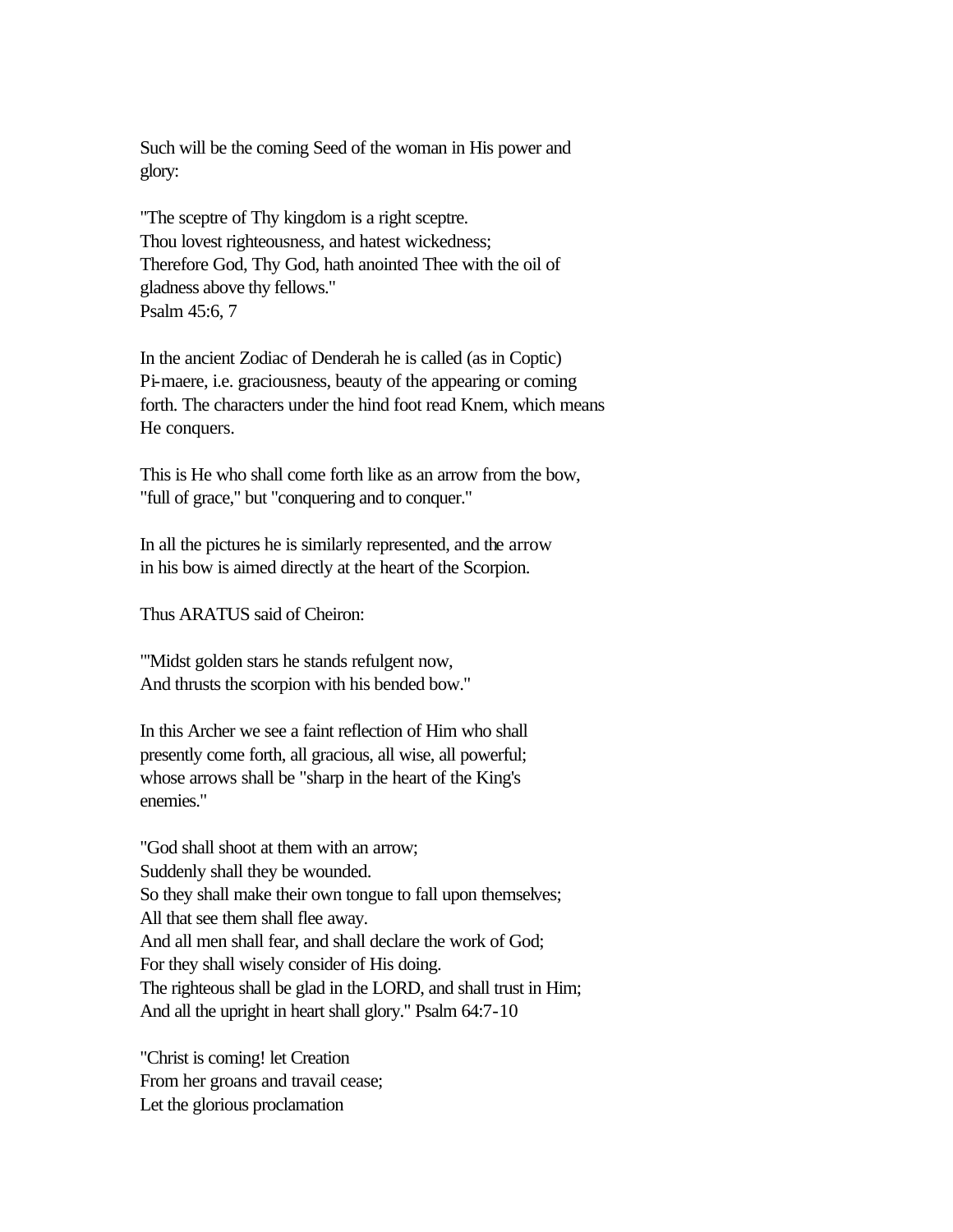Such will be the coming Seed of the woman in His power and glory:

"The sceptre of Thy kingdom is a right sceptre.  
Thou lovest righteousness, and hatest wickedness;  
Therefore God, Thy God, hath anointed Thee with the oil of gladness above thy fellows."  
Psalm 45:6, 7

In the ancient Zodiac of Denderah he is called (as in Coptic) Pi-maere, i.e. graciousness, beauty of the appearing or coming forth. The characters under the hind foot read Knem, which means He conquers.

This is He who shall come forth like as an arrow from the bow, "full of grace," but "conquering and to conquer."

In all the pictures he is similarly represented, and the arrow in his bow is aimed directly at the heart of the Scorpion.

Thus ARATUS said of Cheiron:

"'Midst golden stars he stands refulgent now,  
And thrusts the scorpion with his bended bow."

In this Archer we see a faint reflection of Him who shall presently come forth, all gracious, all wise, all powerful; whose arrows shall be "sharp in the heart of the King's enemies."

"God shall shoot at them with an arrow;  
Suddenly shall they be wounded.  
So they shall make their own tongue to fall upon themselves;  
All that see them shall flee away.  
And all men shall fear, and shall declare the work of God;  
For they shall wisely consider of His doing.  
The righteous shall be glad in the LORD, and shall trust in Him;  
And all the upright in heart shall glory." Psalm 64:7-10

"Christ is coming! let Creation  
From her groans and travail cease;  
Let the glorious proclamation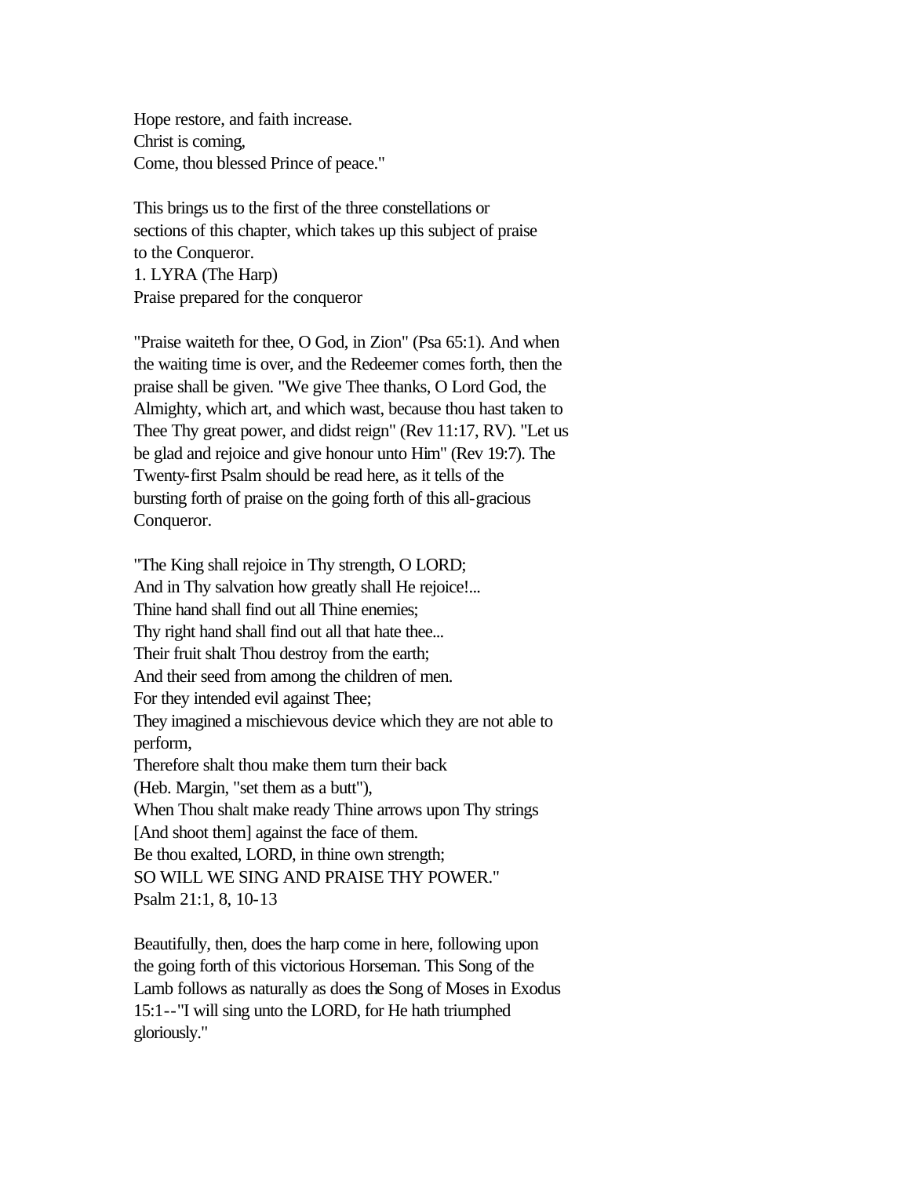Hope restore, and faith increase.
Christ is coming,
Come, thou blessed Prince of peace."

This brings us to the first of the three constellations or sections of this chapter, which takes up this subject of praise to the Conqueror.

### 1. LYRA (The Harp)

Praise prepared for the conqueror

"Praise waiteth for thee, O God, in Zion" (Psa 65:1). And when the waiting time is over, and the Redeemer comes forth, then the praise shall be given. "We give Thee thanks, O Lord God, the Almighty, which art, and which wast, because thou hast taken to Thee Thy great power, and didst reign" (Rev 11:17, RV). "Let us be glad and rejoice and give honour unto Him" (Rev 19:7). The Twenty-first Psalm should be read here, as it tells of the bursting forth of praise on the going forth of this all-gracious Conqueror.

"The King shall rejoice in Thy strength, O LORD;
And in Thy salvation how greatly shall He rejoice!...
Thine hand shall find out all Thine enemies;
Thy right hand shall find out all that hate thee...
Their fruit shalt Thou destroy from the earth;
And their seed from among the children of men.
For they intended evil against Thee;
They imagined a mischievous device which they are not able to perform,
Therefore shalt thou make them turn their back
(Heb. Margin, "set them as a butt"),
When Thou shalt make ready Thine arrows upon Thy strings
[And shoot them] against the face of them.
Be thou exalted, LORD, in thine own strength;
SO WILL WE SING AND PRAISE THY POWER."
Psalm 21:1, 8, 10-13

Beautifully, then, does the harp come in here, following upon the going forth of this victorious Horseman. This Song of the Lamb follows as naturally as does the Song of Moses in Exodus 15:1--"I will sing unto the LORD, for He hath triumphed gloriously."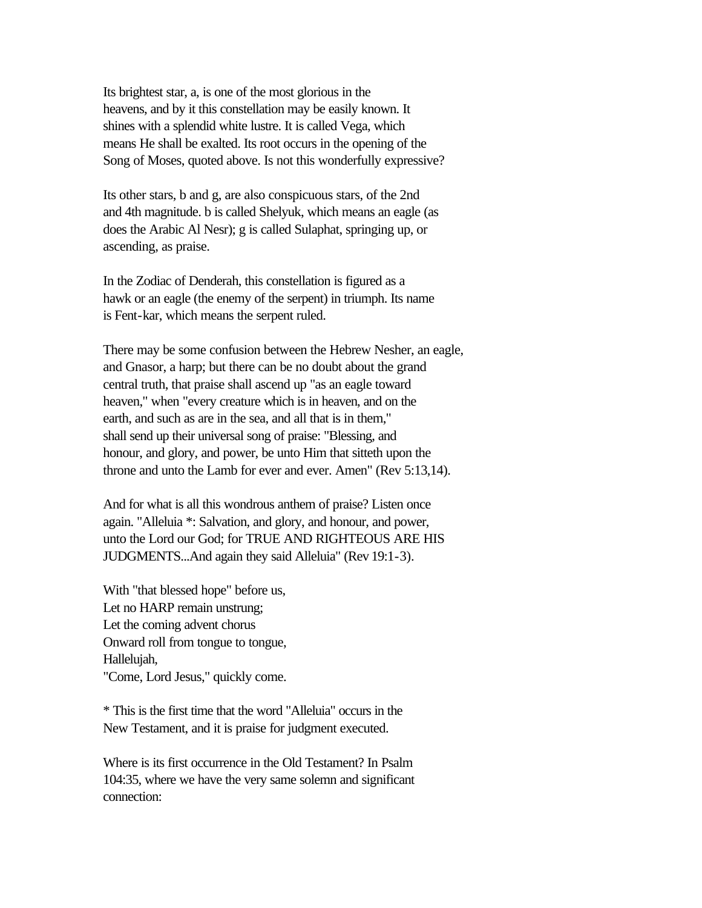Its brightest star, a, is one of the most glorious in the heavens, and by it this constellation may be easily known. It shines with a splendid white lustre. It is called Vega, which means He shall be exalted. Its root occurs in the opening of the Song of Moses, quoted above. Is not this wonderfully expressive?

Its other stars, b and g, are also conspicuous stars, of the 2nd and 4th magnitude. b is called Shelyuk, which means an eagle (as does the Arabic Al Nesr); g is called Sulaphat, springing up, or ascending, as praise.

In the Zodiac of Denderah, this constellation is figured as a hawk or an eagle (the enemy of the serpent) in triumph. Its name is Fent-kar, which means the serpent ruled.

There may be some confusion between the Hebrew Nesher, an eagle, and Gnasor, a harp; but there can be no doubt about the grand central truth, that praise shall ascend up "as an eagle toward heaven," when "every creature which is in heaven, and on the earth, and such as are in the sea, and all that is in them," shall send up their universal song of praise: "Blessing, and honour, and glory, and power, be unto Him that sitteth upon the throne and unto the Lamb for ever and ever. Amen" (Rev 5:13,14).

And for what is all this wondrous anthem of praise? Listen once again. "Alleluia *: Salvation, and glory, and honour, and power, unto the Lord our God; for TRUE AND RIGHTEOUS ARE HIS JUDGMENTS...And again they said Alleluia" (Rev 19:1-3).

With "that blessed hope" before us,  
Let no HARP remain unstrung;  
Let the coming advent chorus  
Onward roll from tongue to tongue,  
Hallelujah,  
"Come, Lord Jesus," quickly come.

* This is the first time that the word "Alleluia" occurs in the New Testament, and it is praise for judgment executed.

Where is its first occurrence in the Old Testament? In Psalm 104:35, where we have the very same solemn and significant connection: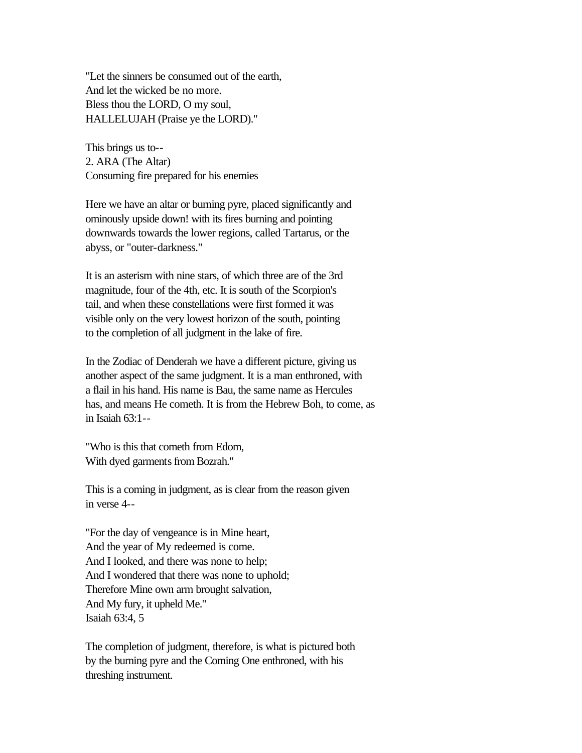"Let the sinners be consumed out of the earth,
And let the wicked be no more.
Bless thou the LORD, O my soul,
HALLELUJAH (Praise ye the LORD)."

This brings us to--

2. ARA (The Altar)
Consuming fire prepared for his enemies

Here we have an altar or burning pyre, placed significantly and ominously upside down! with its fires burning and pointing downwards towards the lower regions, called Tartarus, or the abyss, or "outer-darkness."

It is an asterism with nine stars, of which three are of the 3rd magnitude, four of the 4th, etc. It is south of the Scorpion's tail, and when these constellations were first formed it was visible only on the very lowest horizon of the south, pointing to the completion of all judgment in the lake of fire.

In the Zodiac of Denderah we have a different picture, giving us another aspect of the same judgment. It is a man enthroned, with a flail in his hand. His name is Bau, the same name as Hercules has, and means He cometh. It is from the Hebrew Boh, to come, as in Isaiah 63:1--

"Who is this that cometh from Edom,
With dyed garments from Bozrah."

This is a coming in judgment, as is clear from the reason given in verse 4--

"For the day of vengeance is in Mine heart,
And the year of My redeemed is come.
And I looked, and there was none to help;
And I wondered that there was none to uphold;
Therefore Mine own arm brought salvation,
And My fury, it upheld Me."
Isaiah 63:4, 5

The completion of judgment, therefore, is what is pictured both by the burning pyre and the Coming One enthroned, with his threshing instrument.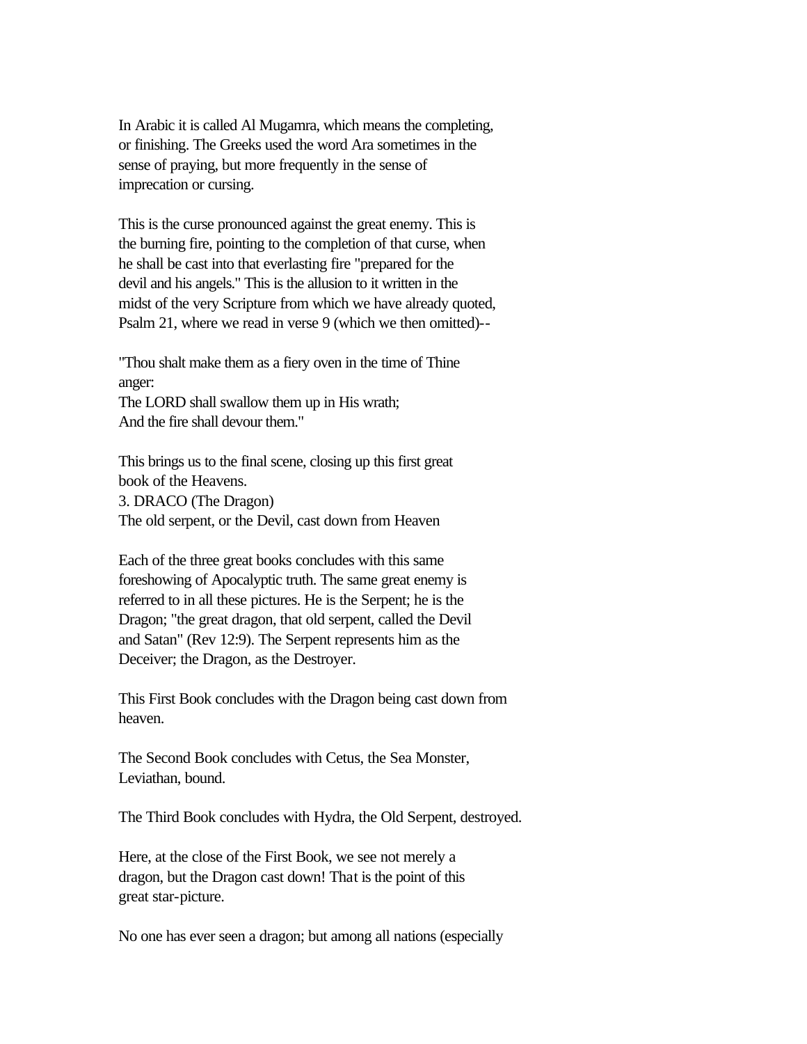In Arabic it is called Al Mugamra, which means the completing, or finishing. The Greeks used the word Ara sometimes in the sense of praying, but more frequently in the sense of imprecation or cursing.

This is the curse pronounced against the great enemy. This is the burning fire, pointing to the completion of that curse, when he shall be cast into that everlasting fire "prepared for the devil and his angels." This is the allusion to it written in the midst of the very Scripture from which we have already quoted, Psalm 21, where we read in verse 9 (which we then omitted)--

"Thou shalt make them as a fiery oven in the time of Thine anger:  
The LORD shall swallow them up in His wrath;  
And the fire shall devour them."

This brings us to the final scene, closing up this first great book of the Heavens.

### 3. DRACO (The Dragon)

The old serpent, or the Devil, cast down from Heaven

Each of the three great books concludes with this same foreshowing of Apocalyptic truth. The same great enemy is referred to in all these pictures. He is the Serpent; he is the Dragon; "the great dragon, that old serpent, called the Devil and Satan" (Rev 12:9). The Serpent represents him as the Deceiver; the Dragon, as the Destroyer.

This First Book concludes with the Dragon being cast down from heaven.

The Second Book concludes with Cetus, the Sea Monster, Leviathan, bound.

The Third Book concludes with Hydra, the Old Serpent, destroyed.

Here, at the close of the First Book, we see not merely a dragon, but the Dragon cast down! That is the point of this great star-picture.

No one has ever seen a dragon; but among all nations (especially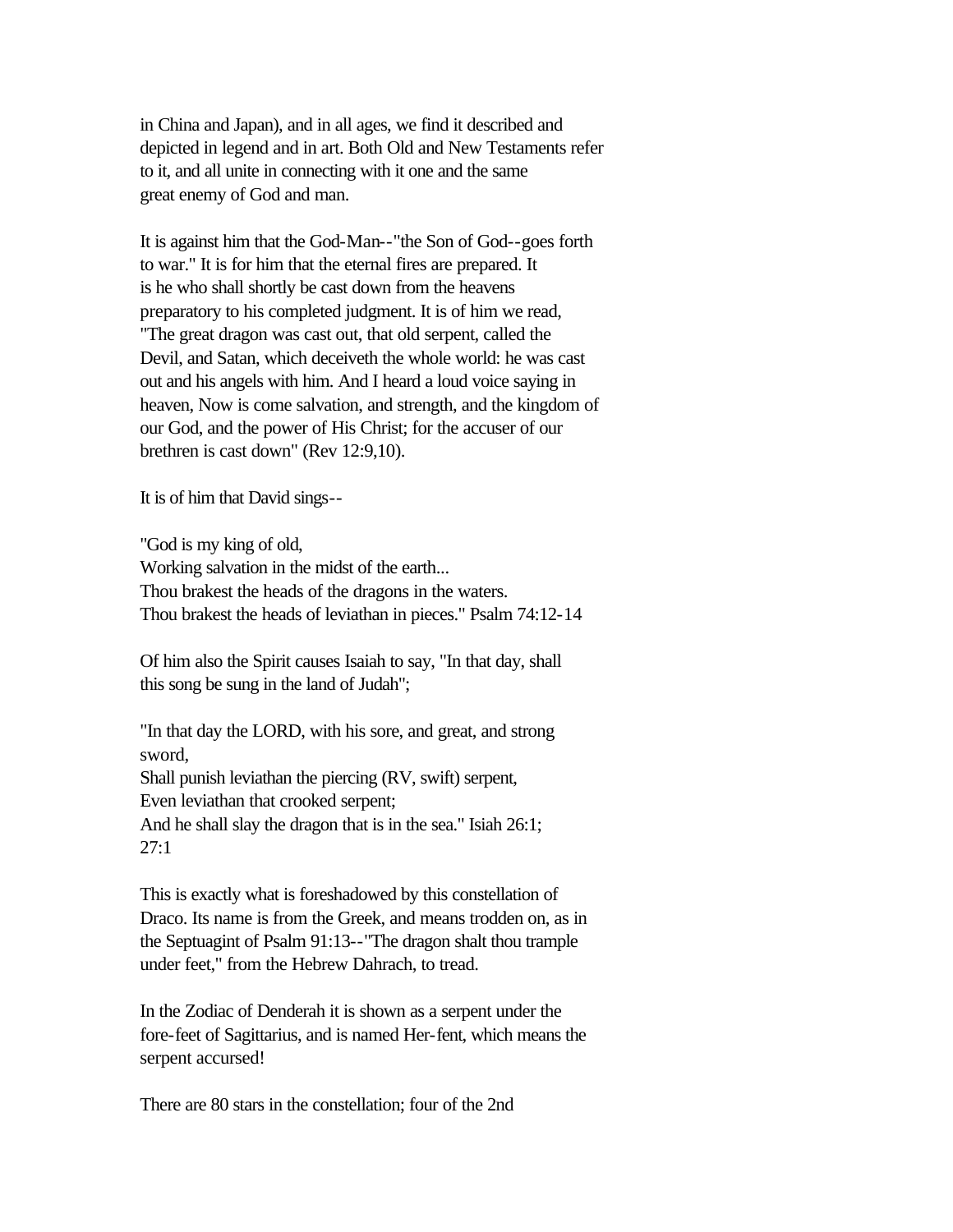in China and Japan), and in all ages, we find it described and depicted in legend and in art. Both Old and New Testaments refer to it, and all unite in connecting with it one and the same great enemy of God and man.

It is against him that the God-Man--"the Son of God--goes forth to war." It is for him that the eternal fires are prepared. It is he who shall shortly be cast down from the heavens preparatory to his completed judgment. It is of him we read, "The great dragon was cast out, that old serpent, called the Devil, and Satan, which deceiveth the whole world: he was cast out and his angels with him. And I heard a loud voice saying in heaven, Now is come salvation, and strength, and the kingdom of our God, and the power of His Christ; for the accuser of our brethren is cast down" (Rev 12:9,10).

It is of him that David sings--

"God is my king of old,  
Working salvation in the midst of the earth...  
Thou brakest the heads of the dragons in the waters.  
Thou brakest the heads of leviathan in pieces." Psalm 74:12-14

Of him also the Spirit causes Isaiah to say, "In that day, shall this song be sung in the land of Judah";

"In that day the LORD, with his sore, and great, and strong sword,  
Shall punish leviathan the piercing (RV, swift) serpent,  
Even leviathan that crooked serpent;  
And he shall slay the dragon that is in the sea." Isiah 26:1; 27:1

This is exactly what is foreshadowed by this constellation of Draco. Its name is from the Greek, and means trodden on, as in the Septuagint of Psalm 91:13--"The dragon shalt thou trample under feet," from the Hebrew Dahrach, to tread.

In the Zodiac of Denderah it is shown as a serpent under the fore-feet of Sagittarius, and is named Her-fent, which means the serpent accursed!

There are 80 stars in the constellation; four of the 2nd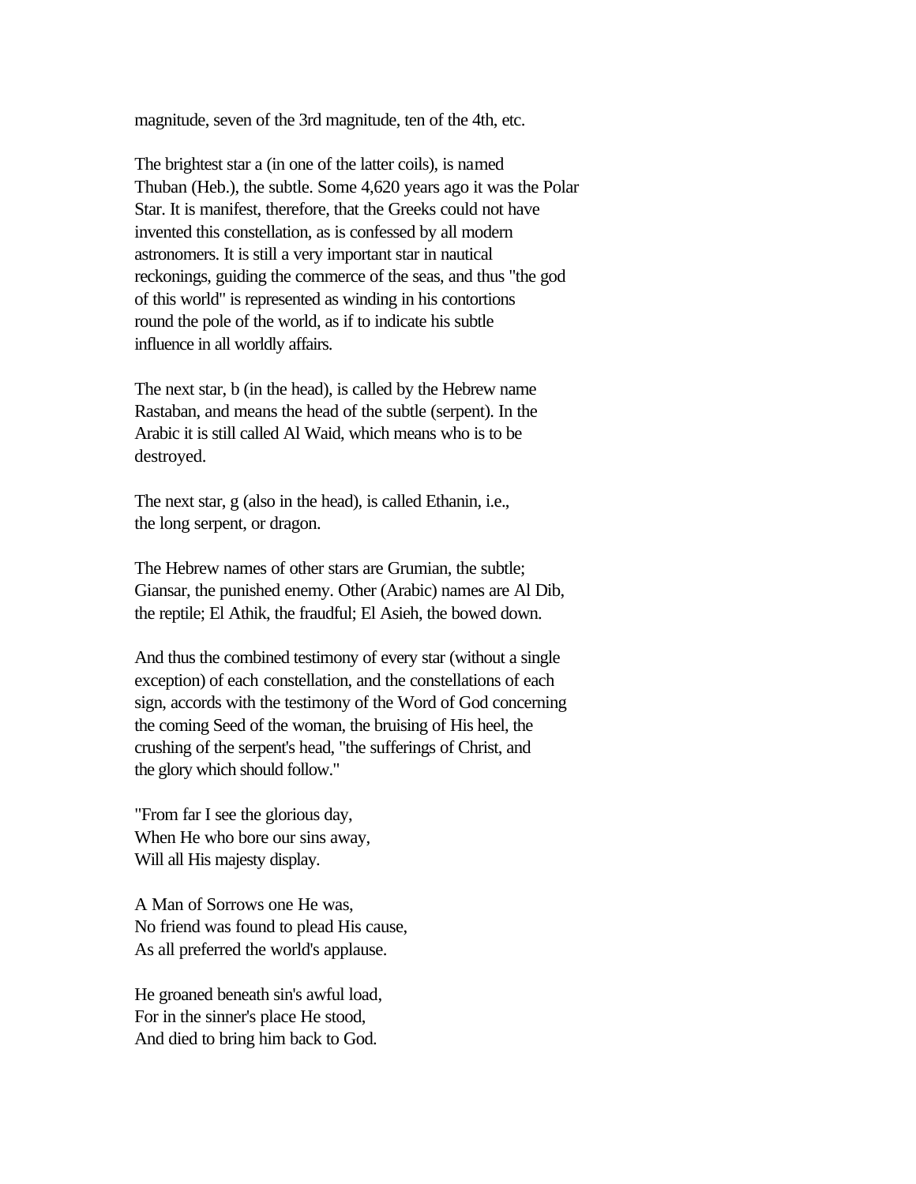magnitude, seven of the 3rd magnitude, ten of the 4th, etc.

The brightest star a (in one of the latter coils), is named Thuban (Heb.), the subtle. Some 4,620 years ago it was the Polar Star. It is manifest, therefore, that the Greeks could not have invented this constellation, as is confessed by all modern astronomers. It is still a very important star in nautical reckonings, guiding the commerce of the seas, and thus "the god of this world" is represented as winding in his contortions round the pole of the world, as if to indicate his subtle influence in all worldly affairs.

The next star, b (in the head), is called by the Hebrew name Rastaban, and means the head of the subtle (serpent). In the Arabic it is still called Al Waid, which means who is to be destroyed.

The next star, g (also in the head), is called Ethanin, i.e., the long serpent, or dragon.

The Hebrew names of other stars are Grumian, the subtle; Giansar, the punished enemy. Other (Arabic) names are Al Dib, the reptile; El Athik, the fraudful; El Asieh, the bowed down.

And thus the combined testimony of every star (without a single exception) of each constellation, and the constellations of each sign, accords with the testimony of the Word of God concerning the coming Seed of the woman, the bruising of His heel, the crushing of the serpent's head, "the sufferings of Christ, and the glory which should follow."

"From far I see the glorious day,
When He who bore our sins away,
Will all His majesty display.

A Man of Sorrows one He was,
No friend was found to plead His cause,
As all preferred the world's applause.

He groaned beneath sin's awful load,
For in the sinner's place He stood,
And died to bring him back to God.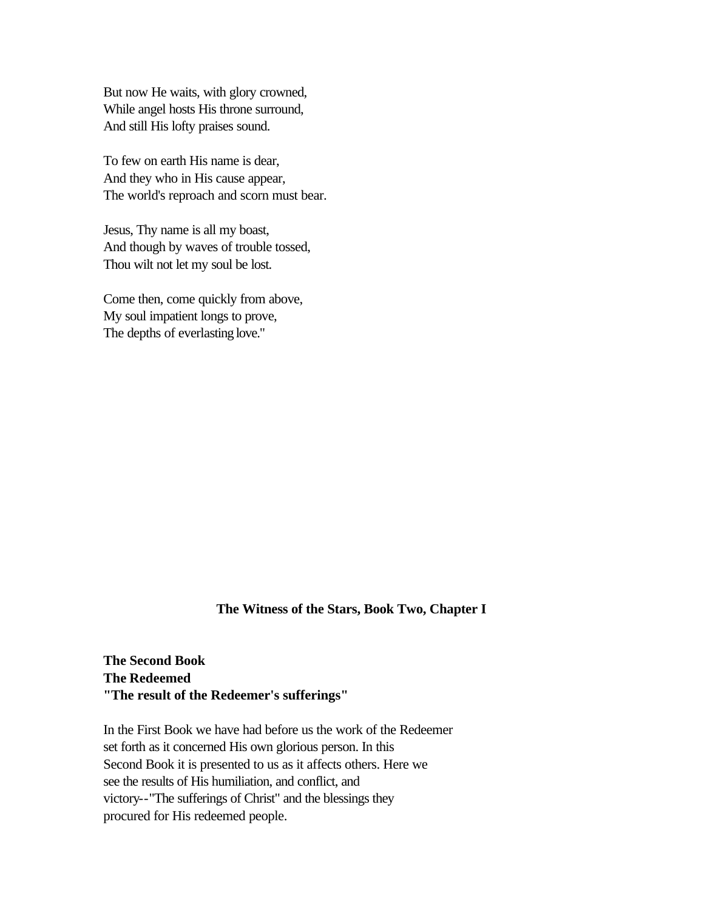But now He waits, with glory crowned,
While angel hosts His throne surround,
And still His lofty praises sound.

To few on earth His name is dear,
And they who in His cause appear,
The world's reproach and scorn must bear.

Jesus, Thy name is all my boast,
And though by waves of trouble tossed,
Thou wilt not let my soul be lost.

Come then, come quickly from above,
My soul impatient longs to prove,
The depths of everlasting love."

**The Witness of the Stars, Book Two, Chapter I**

## The Second Book
## The Redeemed
## "The result of the Redeemer's sufferings"

In the First Book we have had before us the work of the Redeemer set forth as it concerned His own glorious person. In this Second Book it is presented to us as it affects others. Here we see the results of His humiliation, and conflict, and victory--"The sufferings of Christ" and the blessings they procured for His redeemed people.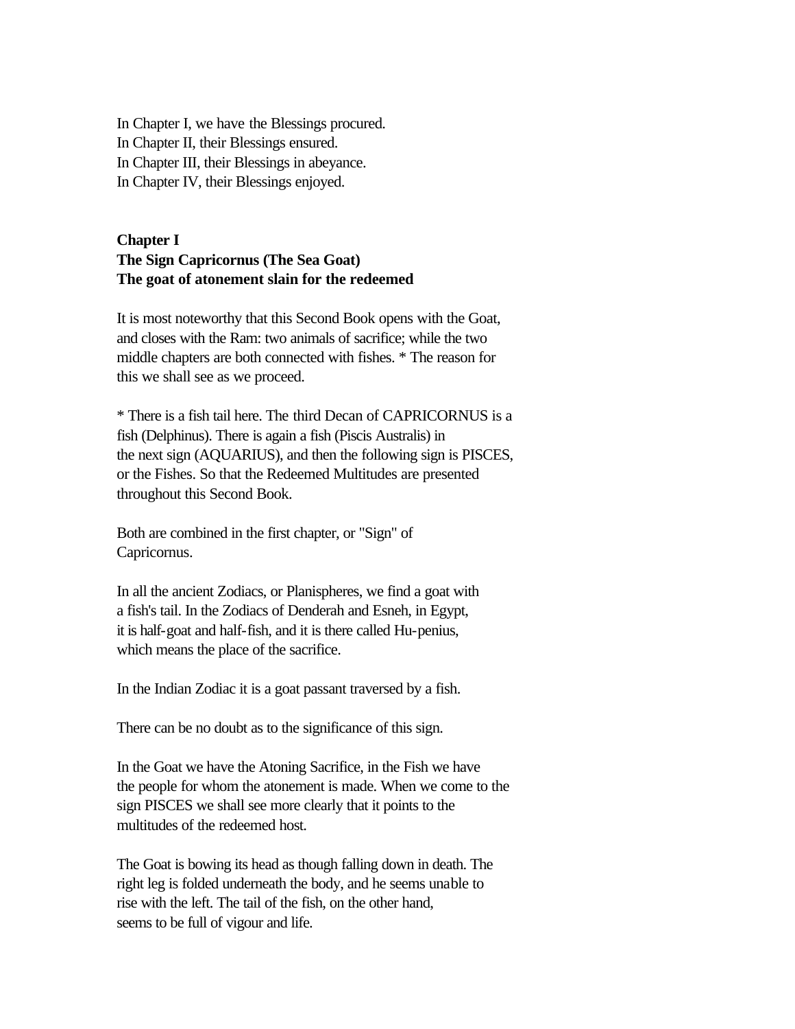In Chapter I, we have the Blessings procured.
In Chapter II, their Blessings ensured.
In Chapter III, their Blessings in abeyance.
In Chapter IV, their Blessings enjoyed.

**Chapter I**
**The Sign Capricornus (The Sea Goat)**
**The goat of atonement slain for the redeemed**

It is most noteworthy that this Second Book opens with the Goat, and closes with the Ram: two animals of sacrifice; while the two middle chapters are both connected with fishes. * The reason for this we shall see as we proceed.

* There is a fish tail here. The third Decan of CAPRICORNUS is a fish (Delphinus). There is again a fish (Piscis Australis) in the next sign (AQUARIUS), and then the following sign is PISCES, or the Fishes. So that the Redeemed Multitudes are presented throughout this Second Book.

Both are combined in the first chapter, or "Sign" of Capricornus.

In all the ancient Zodiacs, or Planispheres, we find a goat with a fish's tail. In the Zodiacs of Denderah and Esneh, in Egypt, it is half-goat and half-fish, and it is there called Hu-penius, which means the place of the sacrifice.

In the Indian Zodiac it is a goat passant traversed by a fish.

There can be no doubt as to the significance of this sign.

In the Goat we have the Atoning Sacrifice, in the Fish we have the people for whom the atonement is made. When we come to the sign PISCES we shall see more clearly that it points to the multitudes of the redeemed host.

The Goat is bowing its head as though falling down in death. The right leg is folded underneath the body, and he seems unable to rise with the left. The tail of the fish, on the other hand, seems to be full of vigour and life.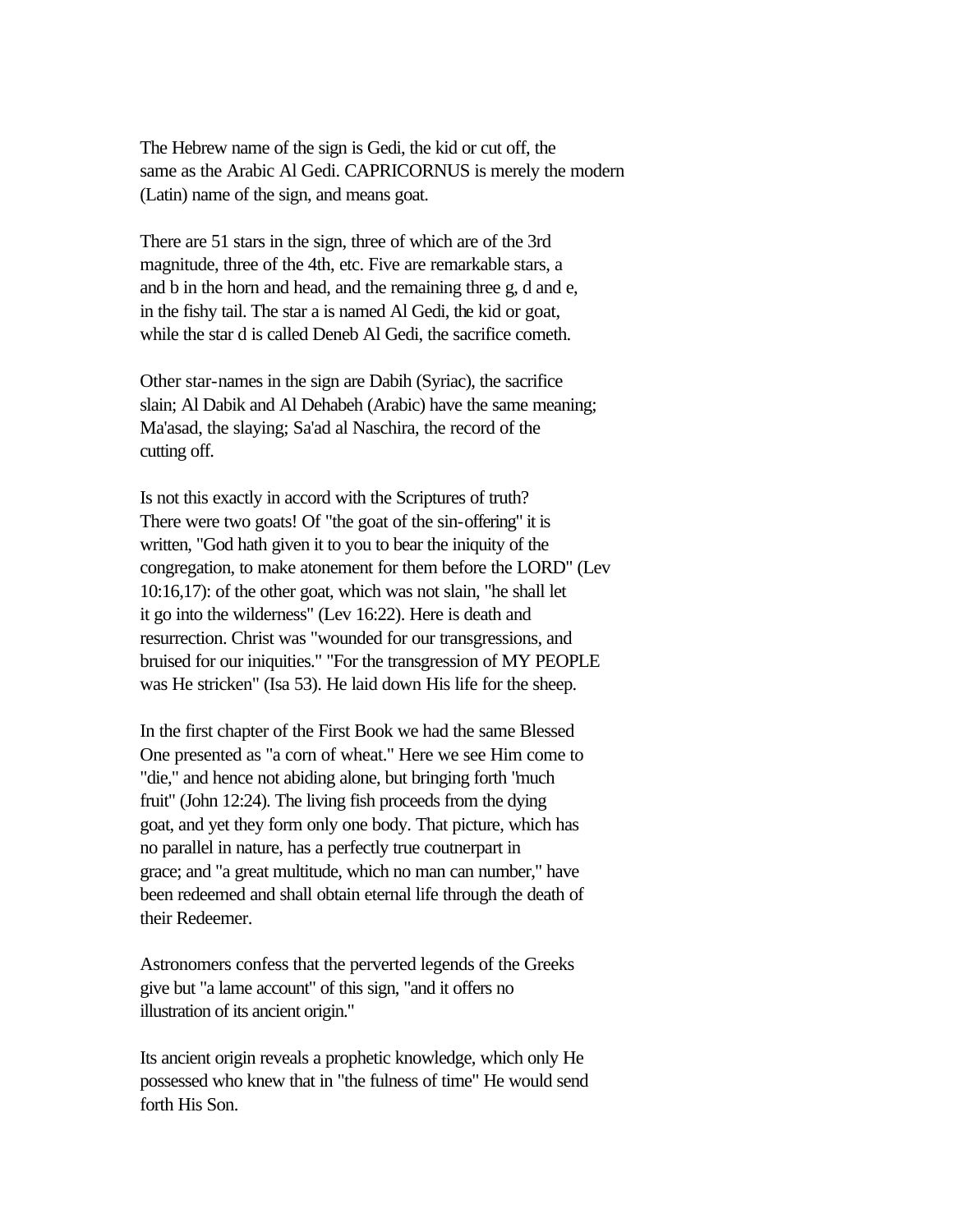The Hebrew name of the sign is Gedi, the kid or cut off, the same as the Arabic Al Gedi. CAPRICORNUS is merely the modern (Latin) name of the sign, and means goat.

There are 51 stars in the sign, three of which are of the 3rd magnitude, three of the 4th, etc. Five are remarkable stars, a and b in the horn and head, and the remaining three g, d and e, in the fishy tail. The star a is named Al Gedi, the kid or goat, while the star d is called Deneb Al Gedi, the sacrifice cometh.

Other star-names in the sign are Dabih (Syriac), the sacrifice slain; Al Dabik and Al Dehabeh (Arabic) have the same meaning; Ma'asad, the slaying; Sa'ad al Naschira, the record of the cutting off.

Is not this exactly in accord with the Scriptures of truth? There were two goats! Of "the goat of the sin-offering" it is written, "God hath given it to you to bear the iniquity of the congregation, to make atonement for them before the LORD" (Lev 10:16,17): of the other goat, which was not slain, "he shall let it go into the wilderness" (Lev 16:22). Here is death and resurrection. Christ was "wounded for our transgressions, and bruised for our iniquities." "For the transgression of MY PEOPLE was He stricken" (Isa 53). He laid down His life for the sheep.

In the first chapter of the First Book we had the same Blessed One presented as "a corn of wheat." Here we see Him come to "die," and hence not abiding alone, but bringing forth "much fruit" (John 12:24). The living fish proceeds from the dying goat, and yet they form only one body. That picture, which has no parallel in nature, has a perfectly true coutnerpart in grace; and "a great multitude, which no man can number," have been redeemed and shall obtain eternal life through the death of their Redeemer.

Astronomers confess that the perverted legends of the Greeks give but "a lame account" of this sign, "and it offers no illustration of its ancient origin."

Its ancient origin reveals a prophetic knowledge, which only He possessed who knew that in "the fulness of time" He would send forth His Son.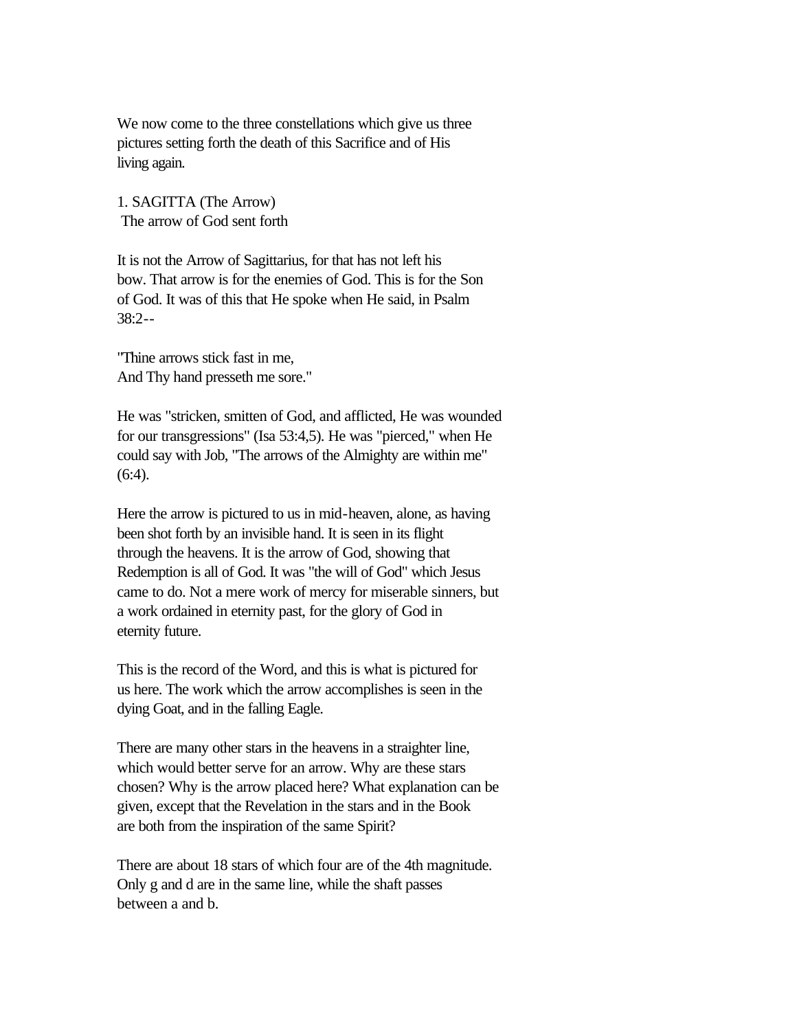We now come to the three constellations which give us three pictures setting forth the death of this Sacrifice and of His living again.

## 1. SAGITTA (The Arrow)

The arrow of God sent forth

It is not the Arrow of Sagittarius, for that has not left his bow. That arrow is for the enemies of God. This is for the Son of God. It was of this that He spoke when He said, in Psalm 38:2--

"Thine arrows stick fast in me,
And Thy hand presseth me sore."

He was "stricken, smitten of God, and afflicted, He was wounded for our transgressions" (Isa 53:4,5). He was "pierced," when He could say with Job, "The arrows of the Almighty are within me" (6:4).

Here the arrow is pictured to us in mid-heaven, alone, as having been shot forth by an invisible hand. It is seen in its flight through the heavens. It is the arrow of God, showing that Redemption is all of God. It was "the will of God" which Jesus came to do. Not a mere work of mercy for miserable sinners, but a work ordained in eternity past, for the glory of God in eternity future.

This is the record of the Word, and this is what is pictured for us here. The work which the arrow accomplishes is seen in the dying Goat, and in the falling Eagle.

There are many other stars in the heavens in a straighter line, which would better serve for an arrow. Why are these stars chosen? Why is the arrow placed here? What explanation can be given, except that the Revelation in the stars and in the Book are both from the inspiration of the same Spirit?

There are about 18 stars of which four are of the 4th magnitude. Only g and d are in the same line, while the shaft passes between a and b.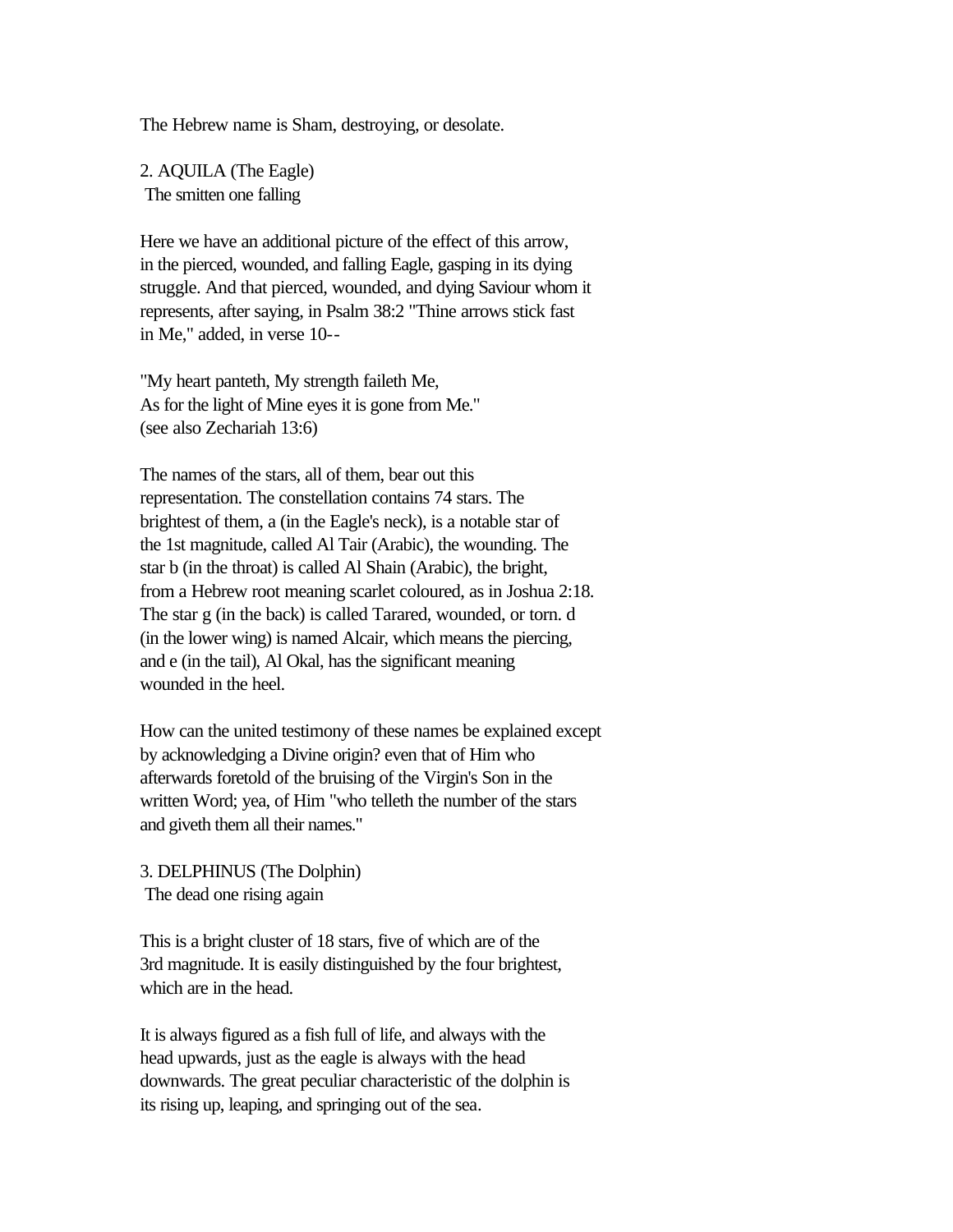The Hebrew name is Sham, destroying, or desolate.

## 2. AQUILA (The Eagle)

The smitten one falling

Here we have an additional picture of the effect of this arrow, in the pierced, wounded, and falling Eagle, gasping in its dying struggle. And that pierced, wounded, and dying Saviour whom it represents, after saying, in Psalm 38:2 "Thine arrows stick fast in Me," added, in verse 10--

"My heart panteth, My strength faileth Me,
As for the light of Mine eyes it is gone from Me."
(see also Zechariah 13:6)

The names of the stars, all of them, bear out this representation. The constellation contains 74 stars. The brightest of them, a (in the Eagle's neck), is a notable star of the 1st magnitude, called Al Tair (Arabic), the wounding. The star b (in the throat) is called Al Shain (Arabic), the bright, from a Hebrew root meaning scarlet coloured, as in Joshua 2:18. The star g (in the back) is called Tarared, wounded, or torn. d (in the lower wing) is named Alcair, which means the piercing, and e (in the tail), Al Okal, has the significant meaning wounded in the heel.

How can the united testimony of these names be explained except by acknowledging a Divine origin? even that of Him who afterwards foretold of the bruising of the Virgin's Son in the written Word; yea, of Him "who telleth the number of the stars and giveth them all their names."

## 3. DELPHINUS (The Dolphin)

The dead one rising again

This is a bright cluster of 18 stars, five of which are of the 3rd magnitude. It is easily distinguished by the four brightest, which are in the head.

It is always figured as a fish full of life, and always with the head upwards, just as the eagle is always with the head downwards. The great peculiar characteristic of the dolphin is its rising up, leaping, and springing out of the sea.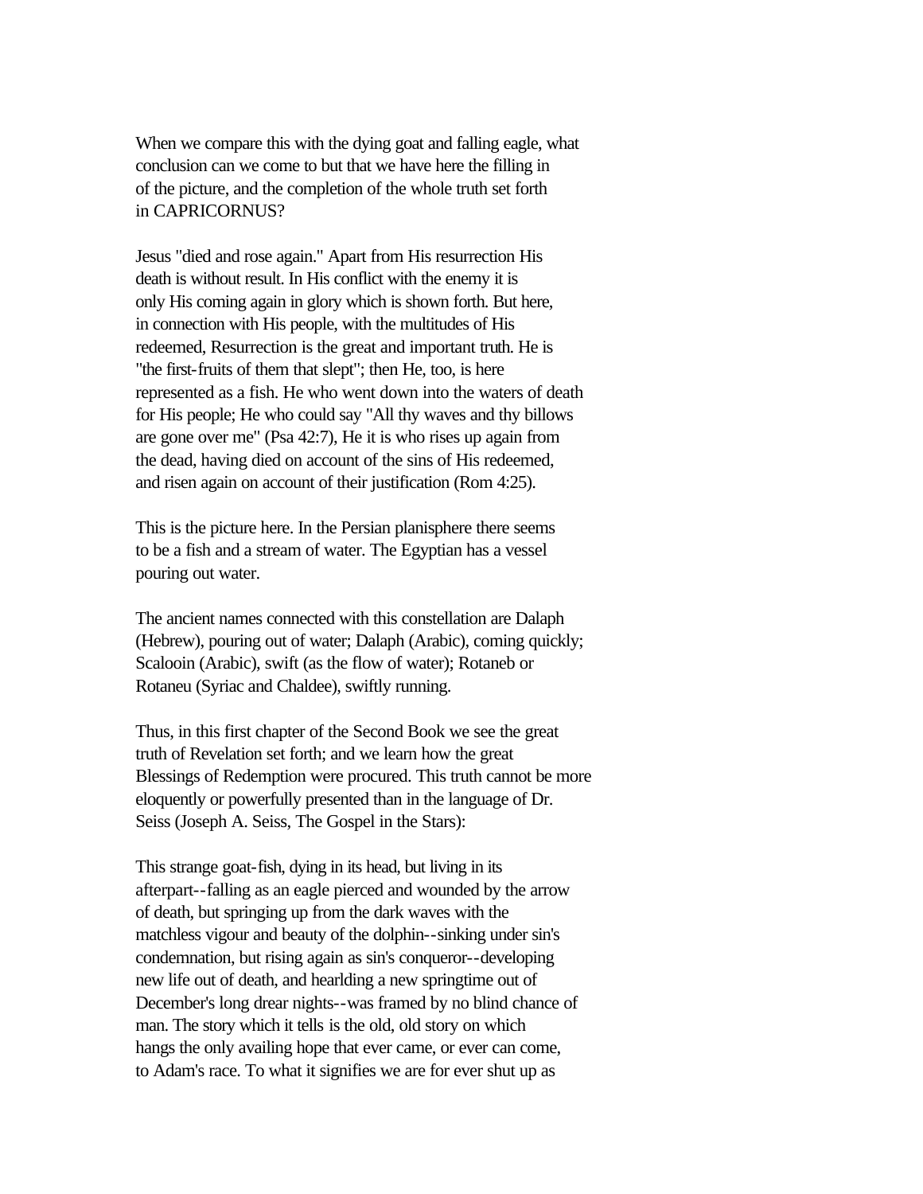When we compare this with the dying goat and falling eagle, what conclusion can we come to but that we have here the filling in of the picture, and the completion of the whole truth set forth in CAPRICORNUS?

Jesus "died and rose again." Apart from His resurrection His death is without result. In His conflict with the enemy it is only His coming again in glory which is shown forth. But here, in connection with His people, with the multitudes of His redeemed, Resurrection is the great and important truth. He is "the first-fruits of them that slept"; then He, too, is here represented as a fish. He who went down into the waters of death for His people; He who could say "All thy waves and thy billows are gone over me" (Psa 42:7), He it is who rises up again from the dead, having died on account of the sins of His redeemed, and risen again on account of their justification (Rom 4:25).

This is the picture here. In the Persian planisphere there seems to be a fish and a stream of water. The Egyptian has a vessel pouring out water.

The ancient names connected with this constellation are Dalaph (Hebrew), pouring out of water; Dalaph (Arabic), coming quickly; Scalooin (Arabic), swift (as the flow of water); Rotaneb or Rotaneu (Syriac and Chaldee), swiftly running.

Thus, in this first chapter of the Second Book we see the great truth of Revelation set forth; and we learn how the great Blessings of Redemption were procured. This truth cannot be more eloquently or powerfully presented than in the language of Dr. Seiss (Joseph A. Seiss, The Gospel in the Stars):

This strange goat-fish, dying in its head, but living in its afterpart--falling as an eagle pierced and wounded by the arrow of death, but springing up from the dark waves with the matchless vigour and beauty of the dolphin--sinking under sin's condemnation, but rising again as sin's conqueror--developing new life out of death, and hearlding a new springtime out of December's long drear nights--was framed by no blind chance of man. The story which it tells is the old, old story on which hangs the only availing hope that ever came, or ever can come, to Adam's race. To what it signifies we are for ever shut up as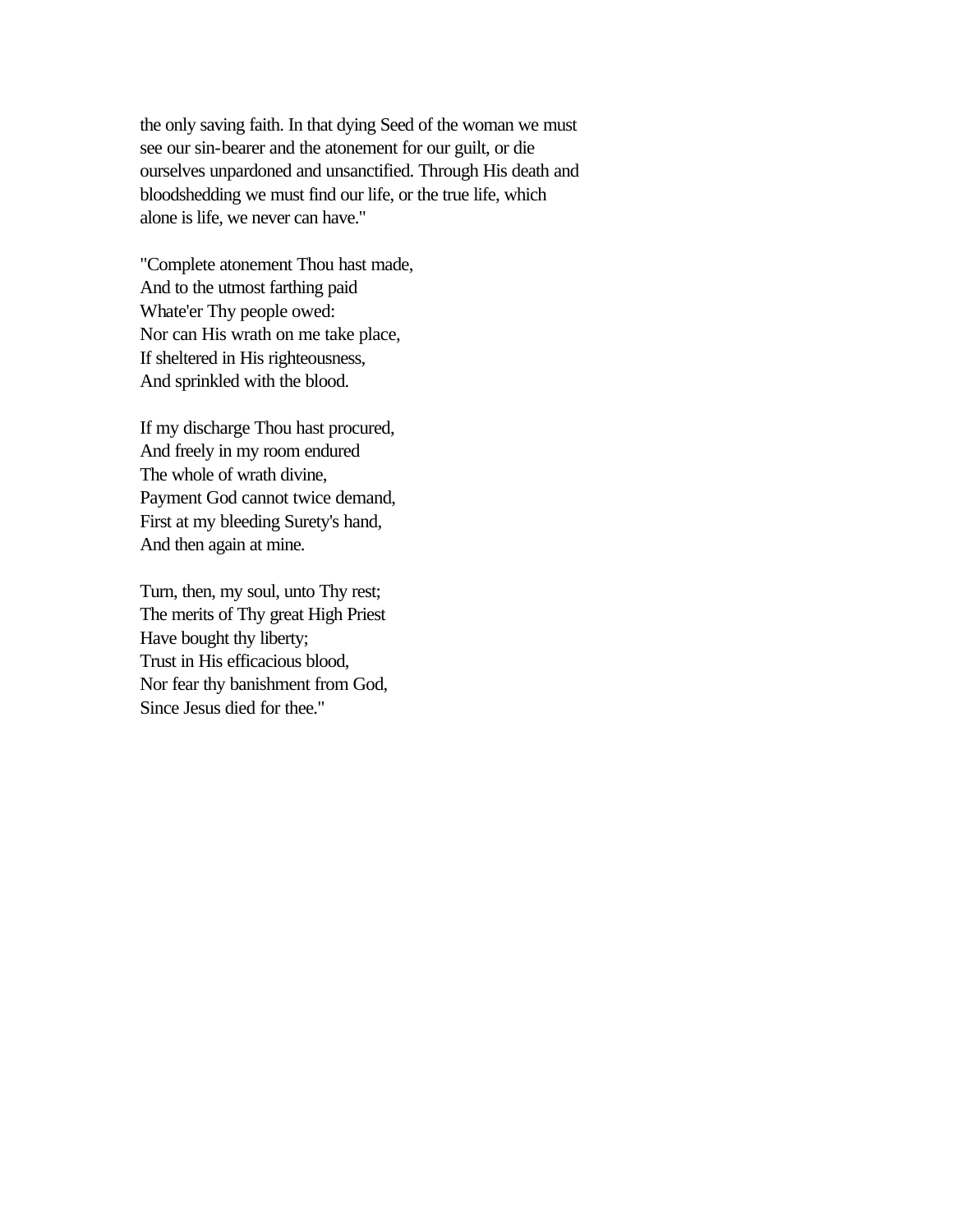the only saving faith. In that dying Seed of the woman we must see our sin-bearer and the atonement for our guilt, or die ourselves unpardoned and unsanctified. Through His death and bloodshedding we must find our life, or the true life, which alone is life, we never can have."

"Complete atonement Thou hast made,
And to the utmost farthing paid
Whate'er Thy people owed:
Nor can His wrath on me take place,
If sheltered in His righteousness,
And sprinkled with the blood.

If my discharge Thou hast procured,
And freely in my room endured
The whole of wrath divine,
Payment God cannot twice demand,
First at my bleeding Surety's hand,
And then again at mine.

Turn, then, my soul, unto Thy rest;
The merits of Thy great High Priest
Have bought thy liberty;
Trust in His efficacious blood,
Nor fear thy banishment from God,
Since Jesus died for thee."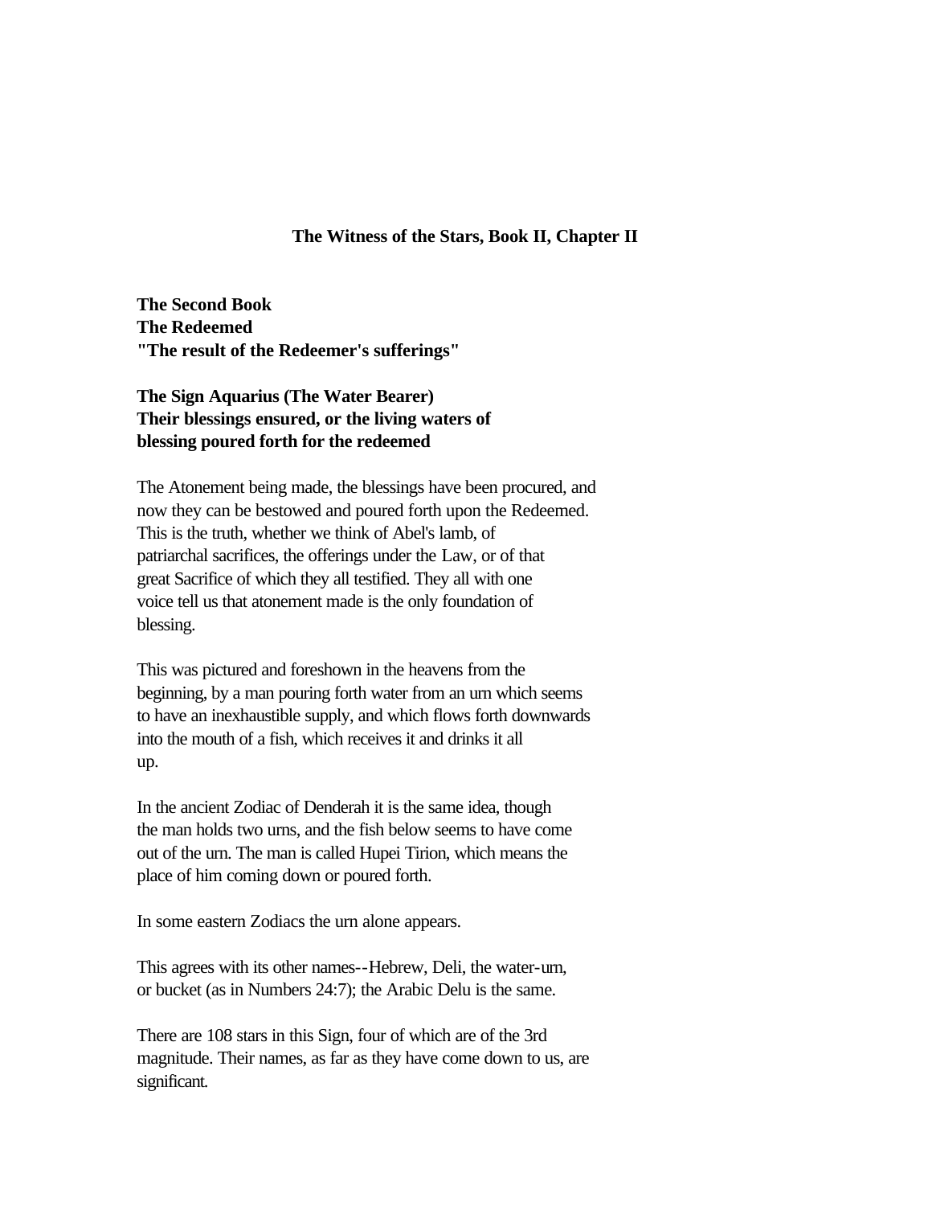**The Witness of the Stars, Book II, Chapter II**

**The Second Book**
**The Redeemed**
**"The result of the Redeemer's sufferings"**

**The Sign Aquarius (The Water Bearer)**
**Their blessings ensured, or the living waters of blessing poured forth for the redeemed**

The Atonement being made, the blessings have been procured, and now they can be bestowed and poured forth upon the Redeemed. This is the truth, whether we think of Abel's lamb, of patriarchal sacrifices, the offerings under the Law, or of that great Sacrifice of which they all testified. They all with one voice tell us that atonement made is the only foundation of blessing.

This was pictured and foreshown in the heavens from the beginning, by a man pouring forth water from an urn which seems to have an inexhaustible supply, and which flows forth downwards into the mouth of a fish, which receives it and drinks it all up.

In the ancient Zodiac of Denderah it is the same idea, though the man holds two urns, and the fish below seems to have come out of the urn. The man is called Hupei Tirion, which means the place of him coming down or poured forth.

In some eastern Zodiacs the urn alone appears.

This agrees with its other names--Hebrew, Deli, the water-urn, or bucket (as in Numbers 24:7); the Arabic Delu is the same.

There are 108 stars in this Sign, four of which are of the 3rd magnitude. Their names, as far as they have come down to us, are significant.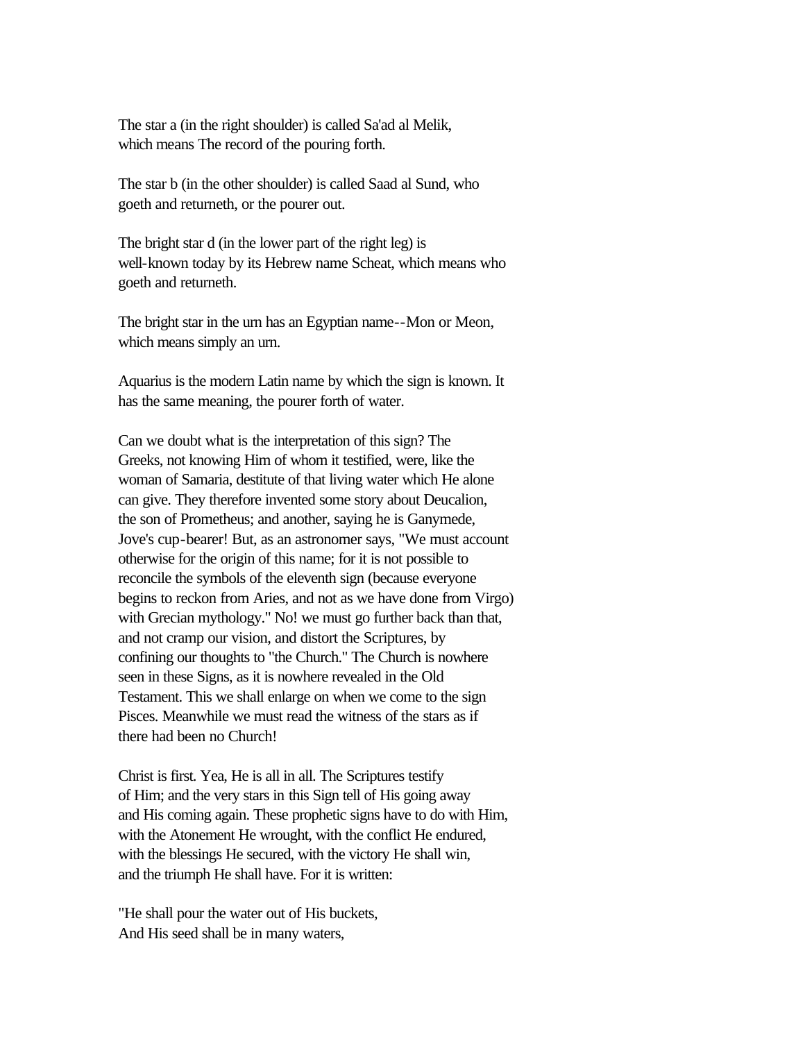The star a (in the right shoulder) is called Sa'ad al Melik, which means The record of the pouring forth.

The star b (in the other shoulder) is called Saad al Sund, who goeth and returneth, or the pourer out.

The bright star d (in the lower part of the right leg) is well-known today by its Hebrew name Scheat, which means who goeth and returneth.

The bright star in the urn has an Egyptian name--Mon or Meon, which means simply an urn.

Aquarius is the modern Latin name by which the sign is known. It has the same meaning, the pourer forth of water.

Can we doubt what is the interpretation of this sign? The Greeks, not knowing Him of whom it testified, were, like the woman of Samaria, destitute of that living water which He alone can give. They therefore invented some story about Deucalion, the son of Prometheus; and another, saying he is Ganymede, Jove's cup-bearer! But, as an astronomer says, "We must account otherwise for the origin of this name; for it is not possible to reconcile the symbols of the eleventh sign (because everyone begins to reckon from Aries, and not as we have done from Virgo) with Grecian mythology." No! we must go further back than that, and not cramp our vision, and distort the Scriptures, by confining our thoughts to "the Church." The Church is nowhere seen in these Signs, as it is nowhere revealed in the Old Testament. This we shall enlarge on when we come to the sign Pisces. Meanwhile we must read the witness of the stars as if there had been no Church!

Christ is first. Yea, He is all in all. The Scriptures testify of Him; and the very stars in this Sign tell of His going away and His coming again. These prophetic signs have to do with Him, with the Atonement He wrought, with the conflict He endured, with the blessings He secured, with the victory He shall win, and the triumph He shall have. For it is written:

"He shall pour the water out of His buckets,
And His seed shall be in many waters,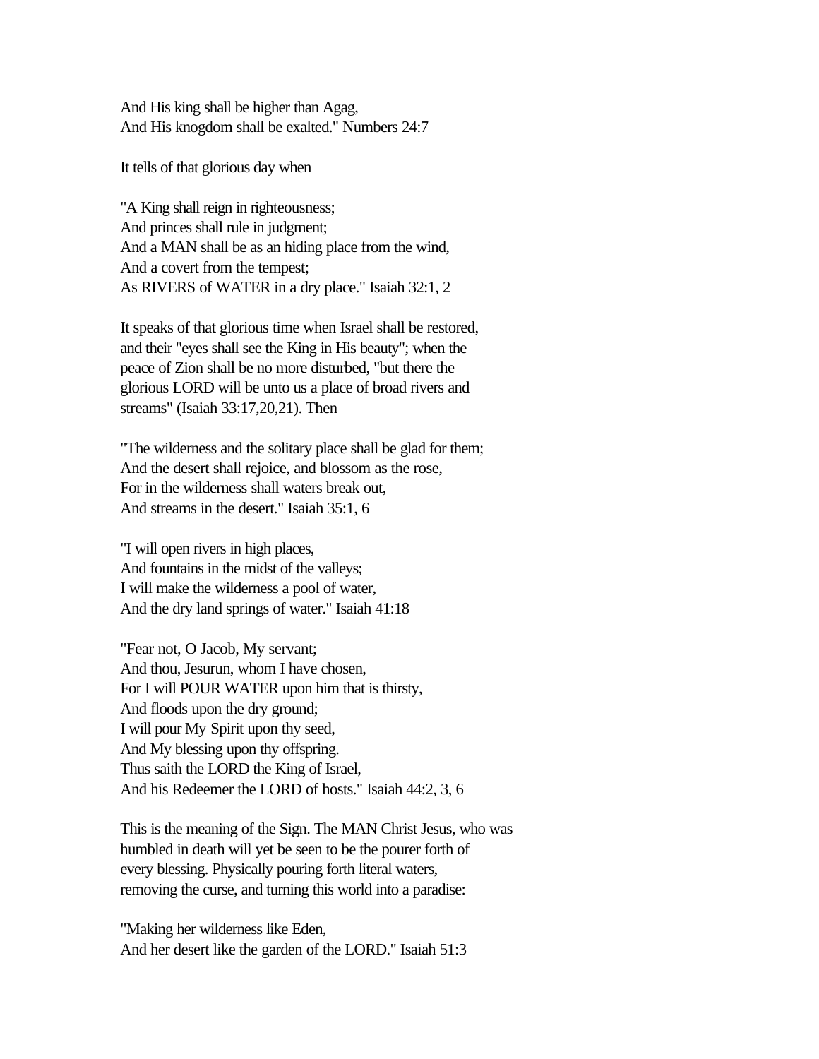And His king shall be higher than Agag,  
And His knogdom shall be exalted." Numbers 24:7

It tells of that glorious day when

"A King shall reign in righteousness;  
And princes shall rule in judgment;  
And a MAN shall be as an hiding place from the wind,  
And a covert from the tempest;  
As RIVERS of WATER in a dry place." Isaiah 32:1, 2

It speaks of that glorious time when Israel shall be restored, and their "eyes shall see the King in His beauty"; when the peace of Zion shall be no more disturbed, "but there the glorious LORD will be unto us a place of broad rivers and streams" (Isaiah 33:17,20,21). Then

"The wilderness and the solitary place shall be glad for them;  
And the desert shall rejoice, and blossom as the rose,  
For in the wilderness shall waters break out,  
And streams in the desert." Isaiah 35:1, 6

"I will open rivers in high places,  
And fountains in the midst of the valleys;  
I will make the wilderness a pool of water,  
And the dry land springs of water." Isaiah 41:18

"Fear not, O Jacob, My servant;  
And thou, Jesurun, whom I have chosen,  
For I will POUR WATER upon him that is thirsty,  
And floods upon the dry ground;  
I will pour My Spirit upon thy seed,  
And My blessing upon thy offspring.  
Thus saith the LORD the King of Israel,  
And his Redeemer the LORD of hosts." Isaiah 44:2, 3, 6

This is the meaning of the Sign. The MAN Christ Jesus, who was humbled in death will yet be seen to be the pourer forth of every blessing. Physically pouring forth literal waters, removing the curse, and turning this world into a paradise:

"Making her wilderness like Eden,  
And her desert like the garden of the LORD." Isaiah 51:3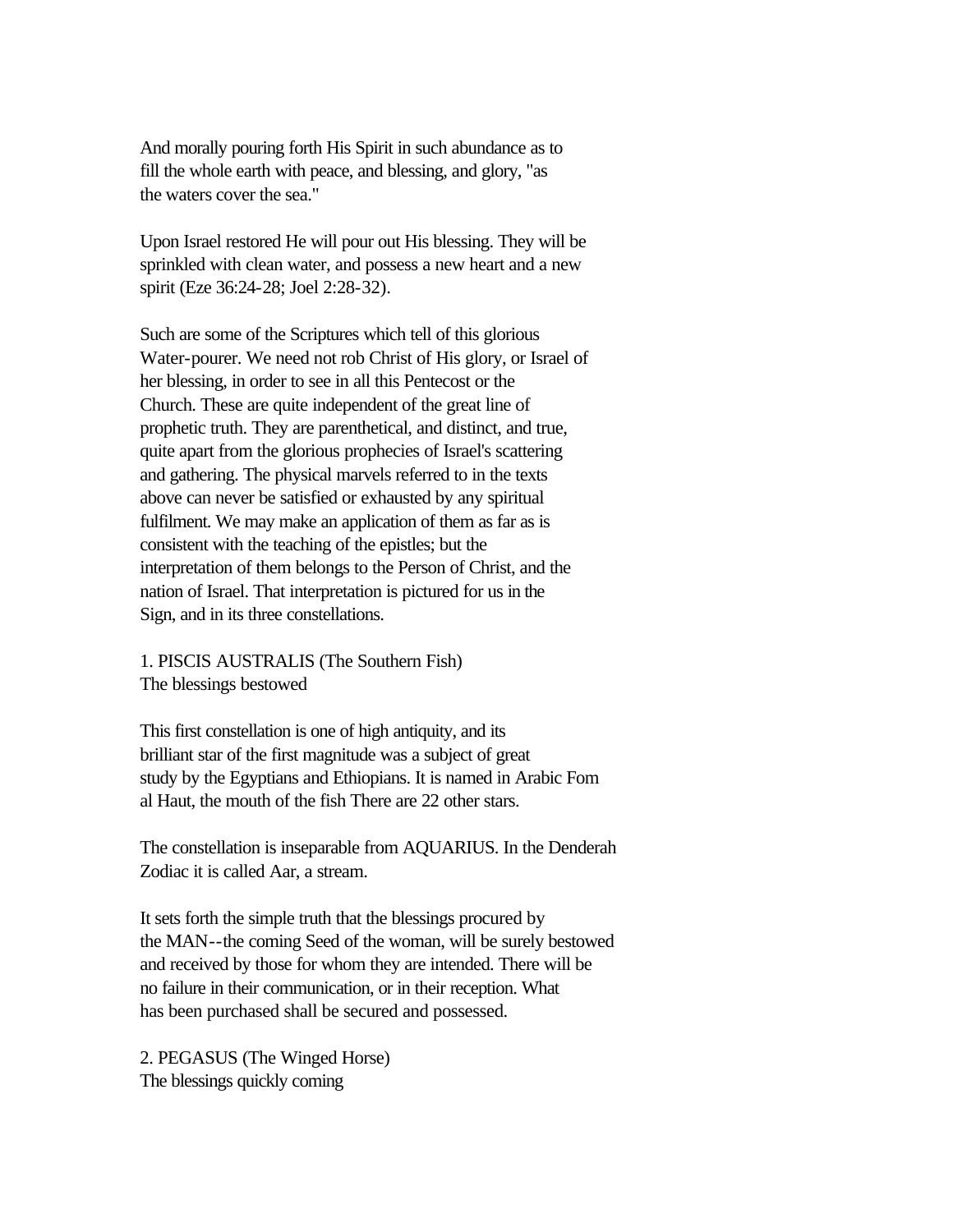And morally pouring forth His Spirit in such abundance as to fill the whole earth with peace, and blessing, and glory, "as the waters cover the sea."

Upon Israel restored He will pour out His blessing. They will be sprinkled with clean water, and possess a new heart and a new spirit (Eze 36:24-28; Joel 2:28-32).

Such are some of the Scriptures which tell of this glorious Water-pourer. We need not rob Christ of His glory, or Israel of her blessing, in order to see in all this Pentecost or the Church. These are quite independent of the great line of prophetic truth. They are parenthetical, and distinct, and true, quite apart from the glorious prophecies of Israel's scattering and gathering. The physical marvels referred to in the texts above can never be satisfied or exhausted by any spiritual fulfilment. We may make an application of them as far as is consistent with the teaching of the epistles; but the interpretation of them belongs to the Person of Christ, and the nation of Israel. That interpretation is pictured for us in the Sign, and in its three constellations.

1. PISCIS AUSTRALIS (The Southern Fish)
The blessings bestowed

This first constellation is one of high antiquity, and its brilliant star of the first magnitude was a subject of great study by the Egyptians and Ethiopians. It is named in Arabic Fom al Haut, the mouth of the fish There are 22 other stars.

The constellation is inseparable from AQUARIUS. In the Denderah Zodiac it is called Aar, a stream.

It sets forth the simple truth that the blessings procured by the MAN--the coming Seed of the woman, will be surely bestowed and received by those for whom they are intended. There will be no failure in their communication, or in their reception. What has been purchased shall be secured and possessed.

2. PEGASUS (The Winged Horse)
The blessings quickly coming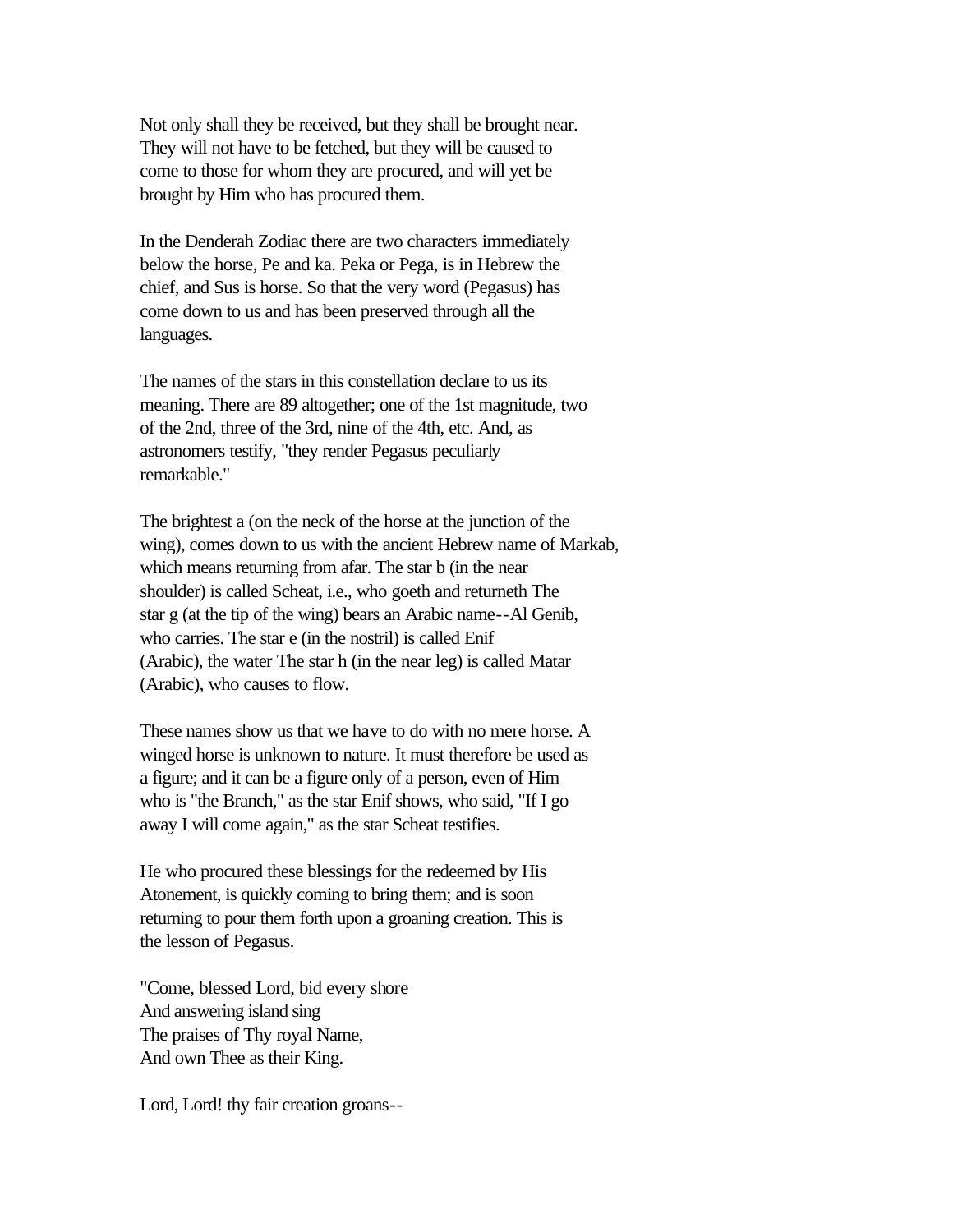Not only shall they be received, but they shall be brought near. They will not have to be fetched, but they will be caused to come to those for whom they are procured, and will yet be brought by Him who has procured them.

In the Denderah Zodiac there are two characters immediately below the horse, Pe and ka. Peka or Pega, is in Hebrew the chief, and Sus is horse. So that the very word (Pegasus) has come down to us and has been preserved through all the languages.

The names of the stars in this constellation declare to us its meaning. There are 89 altogether; one of the 1st magnitude, two of the 2nd, three of the 3rd, nine of the 4th, etc. And, as astronomers testify, "they render Pegasus peculiarly remarkable."

The brightest a (on the neck of the horse at the junction of the wing), comes down to us with the ancient Hebrew name of Markab, which means returning from afar. The star b (in the near shoulder) is called Scheat, i.e., who goeth and returneth The star g (at the tip of the wing) bears an Arabic name--Al Genib, who carries. The star e (in the nostril) is called Enif (Arabic), the water The star h (in the near leg) is called Matar (Arabic), who causes to flow.

These names show us that we have to do with no mere horse. A winged horse is unknown to nature. It must therefore be used as a figure; and it can be a figure only of a person, even of Him who is "the Branch," as the star Enif shows, who said, "If I go away I will come again," as the star Scheat testifies.

He who procured these blessings for the redeemed by His Atonement, is quickly coming to bring them; and is soon returning to pour them forth upon a groaning creation. This is the lesson of Pegasus.

"Come, blessed Lord, bid every shore  
And answering island sing  
The praises of Thy royal Name,  
And own Thee as their King.

Lord, Lord! thy fair creation groans--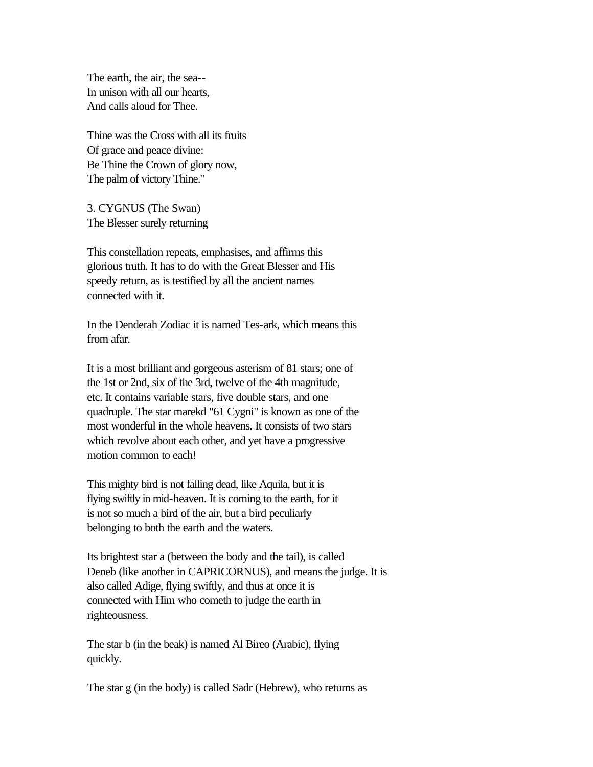The earth, the air, the sea--
In unison with all our hearts,
And calls aloud for Thee.

Thine was the Cross with all its fruits
Of grace and peace divine:
Be Thine the Crown of glory now,
The palm of victory Thine."

### 3. CYGNUS (The Swan)
The Blesser surely returning

This constellation repeats, emphasises, and affirms this glorious truth. It has to do with the Great Blesser and His speedy return, as is testified by all the ancient names connected with it.

In the Denderah Zodiac it is named Tes-ark, which means this from afar.

It is a most brilliant and gorgeous asterism of 81 stars; one of the 1st or 2nd, six of the 3rd, twelve of the 4th magnitude, etc. It contains variable stars, five double stars, and one quadruple. The star marekd "61 Cygni" is known as one of the most wonderful in the whole heavens. It consists of two stars which revolve about each other, and yet have a progressive motion common to each!

This mighty bird is not falling dead, like Aquila, but it is flying swiftly in mid-heaven. It is coming to the earth, for it is not so much a bird of the air, but a bird peculiarly belonging to both the earth and the waters.

Its brightest star a (between the body and the tail), is called Deneb (like another in CAPRICORNUS), and means the judge. It is also called Adige, flying swiftly, and thus at once it is connected with Him who cometh to judge the earth in righteousness.

The star b (in the beak) is named Al Bireo (Arabic), flying quickly.

The star g (in the body) is called Sadr (Hebrew), who returns as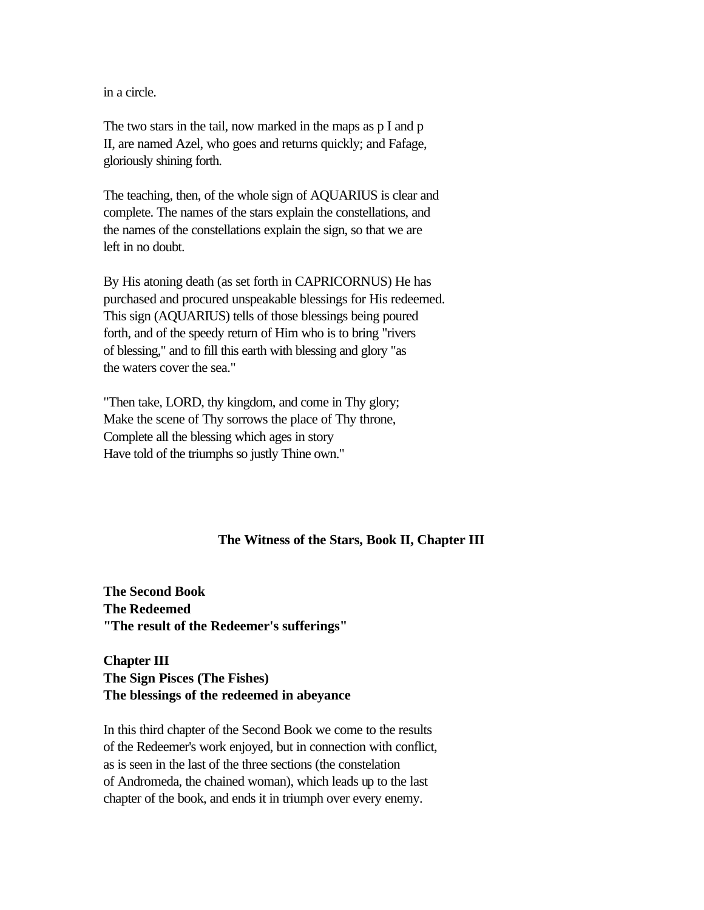in a circle.

The two stars in the tail, now marked in the maps as p I and p II, are named Azel, who goes and returns quickly; and Fafage, gloriously shining forth.

The teaching, then, of the whole sign of AQUARIUS is clear and complete. The names of the stars explain the constellations, and the names of the constellations explain the sign, so that we are left in no doubt.

By His atoning death (as set forth in CAPRICORNUS) He has purchased and procured unspeakable blessings for His redeemed. This sign (AQUARIUS) tells of those blessings being poured forth, and of the speedy return of Him who is to bring "rivers of blessing," and to fill this earth with blessing and glory "as the waters cover the sea."

"Then take, LORD, thy kingdom, and come in Thy glory;
Make the scene of Thy sorrows the place of Thy throne,
Complete all the blessing which ages in story
Have told of the triumphs so justly Thine own."

## The Witness of the Stars, Book II, Chapter III

**The Second Book**
**The Redeemed**
**"The result of the Redeemer's sufferings"**

**Chapter III**
**The Sign Pisces (The Fishes)**
**The blessings of the redeemed in abeyance**

In this third chapter of the Second Book we come to the results of the Redeemer's work enjoyed, but in connection with conflict, as is seen in the last of the three sections (the constelation of Andromeda, the chained woman), which leads up to the last chapter of the book, and ends it in triumph over every enemy.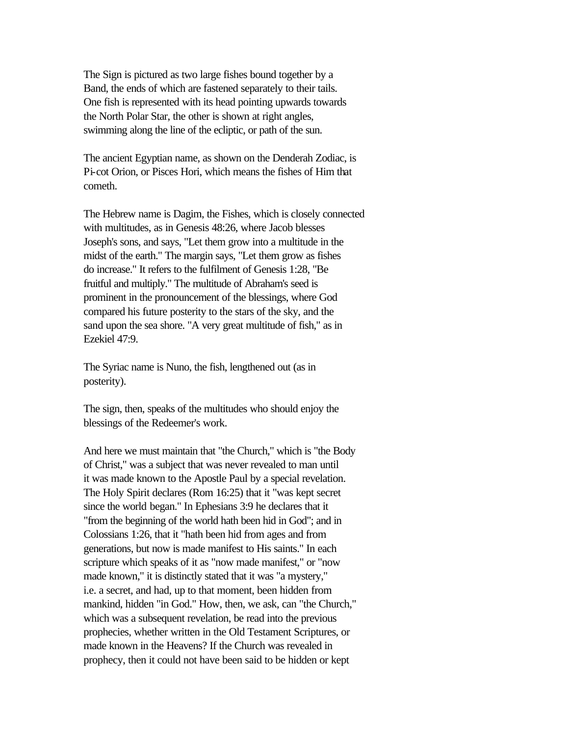The Sign is pictured as two large fishes bound together by a Band, the ends of which are fastened separately to their tails. One fish is represented with its head pointing upwards towards the North Polar Star, the other is shown at right angles, swimming along the line of the ecliptic, or path of the sun.

The ancient Egyptian name, as shown on the Denderah Zodiac, is Pi-cot Orion, or Pisces Hori, which means the fishes of Him that cometh.

The Hebrew name is Dagim, the Fishes, which is closely connected with multitudes, as in Genesis 48:26, where Jacob blesses Joseph's sons, and says, "Let them grow into a multitude in the midst of the earth." The margin says, "Let them grow as fishes do increase." It refers to the fulfilment of Genesis 1:28, "Be fruitful and multiply." The multitude of Abraham's seed is prominent in the pronouncement of the blessings, where God compared his future posterity to the stars of the sky, and the sand upon the sea shore. "A very great multitude of fish," as in Ezekiel 47:9.

The Syriac name is Nuno, the fish, lengthened out (as in posterity).

The sign, then, speaks of the multitudes who should enjoy the blessings of the Redeemer's work.

And here we must maintain that "the Church," which is "the Body of Christ," was a subject that was never revealed to man until it was made known to the Apostle Paul by a special revelation. The Holy Spirit declares (Rom 16:25) that it "was kept secret since the world began." In Ephesians 3:9 he declares that it "from the beginning of the world hath been hid in God"; and in Colossians 1:26, that it "hath been hid from ages and from generations, but now is made manifest to His saints." In each scripture which speaks of it as "now made manifest," or "now made known," it is distinctly stated that it was "a mystery," i.e. a secret, and had, up to that moment, been hidden from mankind, hidden "in God." How, then, we ask, can "the Church," which was a subsequent revelation, be read into the previous prophecies, whether written in the Old Testament Scriptures, or made known in the Heavens? If the Church was revealed in prophecy, then it could not have been said to be hidden or kept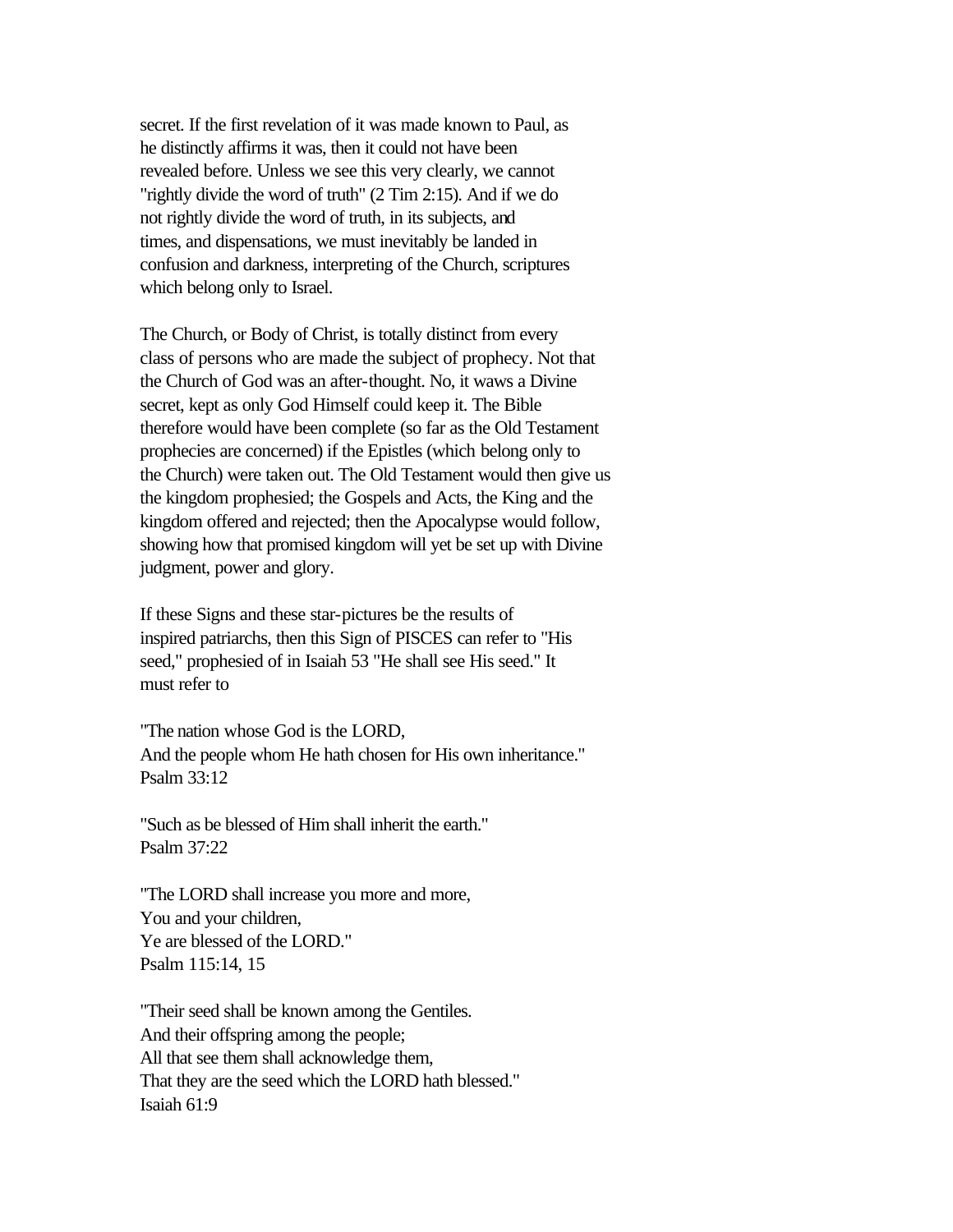secret. If the first revelation of it was made known to Paul, as he distinctly affirms it was, then it could not have been revealed before. Unless we see this very clearly, we cannot "rightly divide the word of truth" (2 Tim 2:15). And if we do not rightly divide the word of truth, in its subjects, and times, and dispensations, we must inevitably be landed in confusion and darkness, interpreting of the Church, scriptures which belong only to Israel.

The Church, or Body of Christ, is totally distinct from every class of persons who are made the subject of prophecy. Not that the Church of God was an after-thought. No, it waws a Divine secret, kept as only God Himself could keep it. The Bible therefore would have been complete (so far as the Old Testament prophecies are concerned) if the Epistles (which belong only to the Church) were taken out. The Old Testament would then give us the kingdom prophesied; the Gospels and Acts, the King and the kingdom offered and rejected; then the Apocalypse would follow, showing how that promised kingdom will yet be set up with Divine judgment, power and glory.

If these Signs and these star-pictures be the results of inspired patriarchs, then this Sign of PISCES can refer to "His seed," prophesied of in Isaiah 53 "He shall see His seed." It must refer to

"The nation whose God is the LORD,
And the people whom He hath chosen for His own inheritance."
Psalm 33:12

"Such as be blessed of Him shall inherit the earth."
Psalm 37:22

"The LORD shall increase you more and more,
You and your children,
Ye are blessed of the LORD."
Psalm 115:14, 15

"Their seed shall be known among the Gentiles.
And their offspring among the people;
All that see them shall acknowledge them,
That they are the seed which the LORD hath blessed."
Isaiah 61:9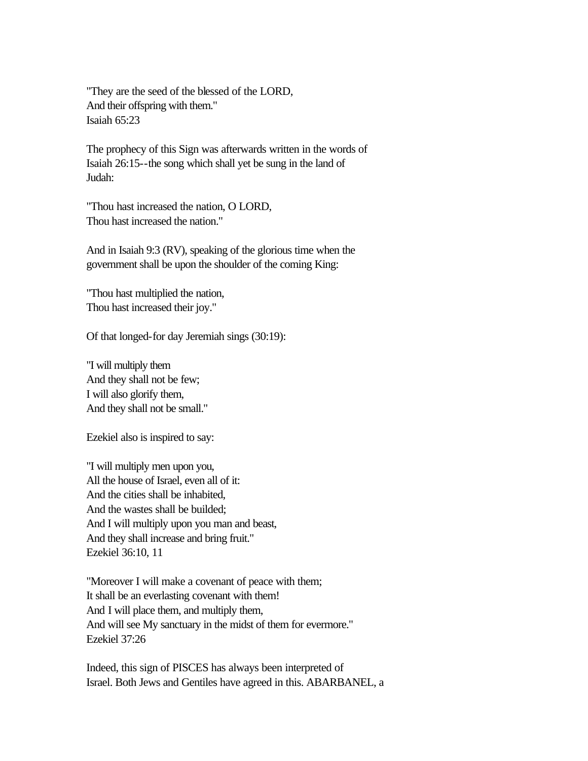"They are the seed of the blessed of the LORD,
And their offspring with them."
Isaiah 65:23

The prophecy of this Sign was afterwards written in the words of Isaiah 26:15--the song which shall yet be sung in the land of Judah:

"Thou hast increased the nation, O LORD,
Thou hast increased the nation."

And in Isaiah 9:3 (RV), speaking of the glorious time when the government shall be upon the shoulder of the coming King:

"Thou hast multiplied the nation,
Thou hast increased their joy."

Of that longed-for day Jeremiah sings (30:19):

"I will multiply them
And they shall not be few;
I will also glorify them,
And they shall not be small."

Ezekiel also is inspired to say:

"I will multiply men upon you,
All the house of Israel, even all of it:
And the cities shall be inhabited,
And the wastes shall be builded;
And I will multiply upon you man and beast,
And they shall increase and bring fruit."
Ezekiel 36:10, 11

"Moreover I will make a covenant of peace with them;
It shall be an everlasting covenant with them!
And I will place them, and multiply them,
And will see My sanctuary in the midst of them for evermore."
Ezekiel 37:26

Indeed, this sign of PISCES has always been interpreted of Israel. Both Jews and Gentiles have agreed in this. ABARBANEL, a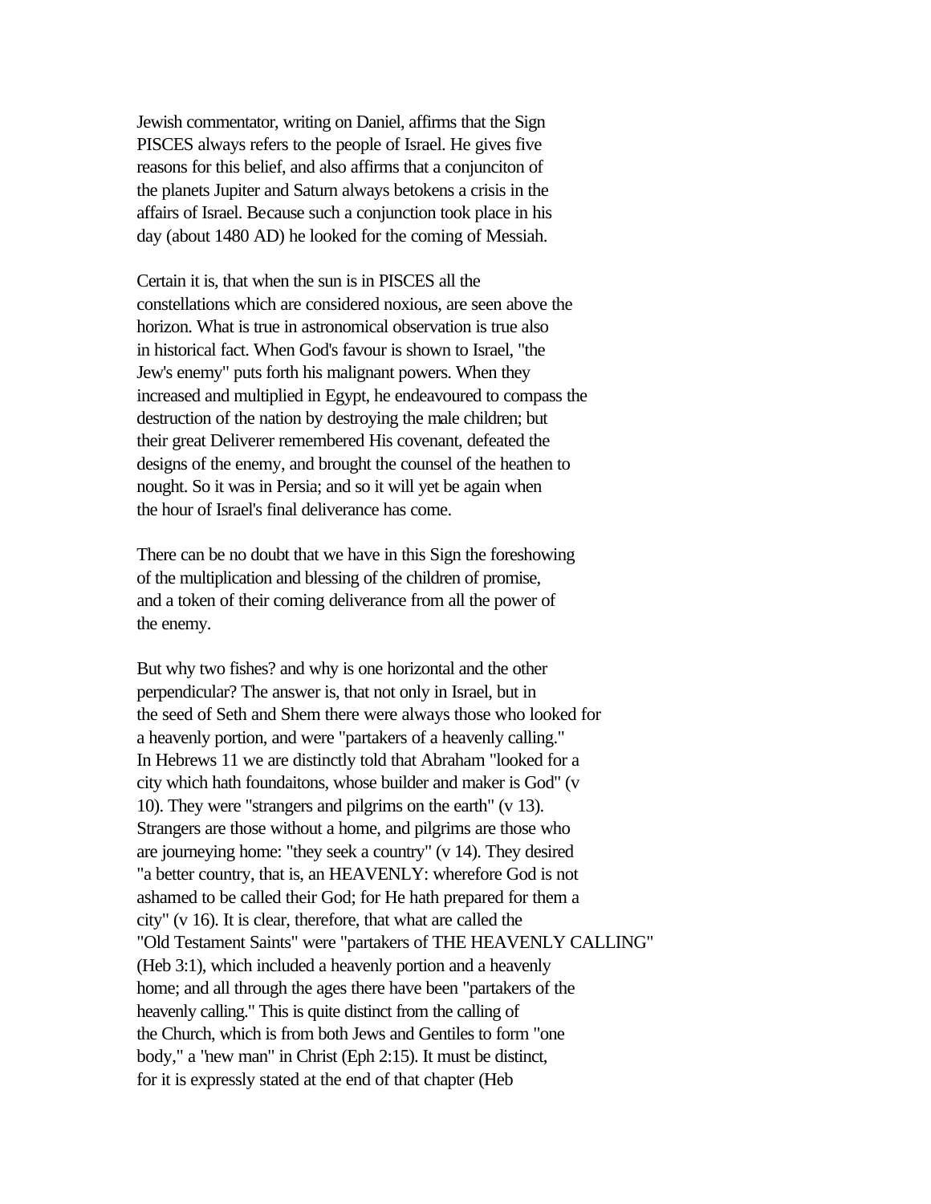Jewish commentator, writing on Daniel, affirms that the Sign PISCES always refers to the people of Israel. He gives five reasons for this belief, and also affirms that a conjunciton of the planets Jupiter and Saturn always betokens a crisis in the affairs of Israel. Because such a conjunction took place in his day (about 1480 AD) he looked for the coming of Messiah.

Certain it is, that when the sun is in PISCES all the constellations which are considered noxious, are seen above the horizon. What is true in astronomical observation is true also in historical fact. When God's favour is shown to Israel, "the Jew's enemy" puts forth his malignant powers. When they increased and multiplied in Egypt, he endeavoured to compass the destruction of the nation by destroying the male children; but their great Deliverer remembered His covenant, defeated the designs of the enemy, and brought the counsel of the heathen to nought. So it was in Persia; and so it will yet be again when the hour of Israel's final deliverance has come.

There can be no doubt that we have in this Sign the foreshowing of the multiplication and blessing of the children of promise, and a token of their coming deliverance from all the power of the enemy.

But why two fishes? and why is one horizontal and the other perpendicular? The answer is, that not only in Israel, but in the seed of Seth and Shem there were always those who looked for a heavenly portion, and were "partakers of a heavenly calling." In Hebrews 11 we are distinctly told that Abraham "looked for a city which hath foundaitons, whose builder and maker is God" (v 10). They were "strangers and pilgrims on the earth" (v 13). Strangers are those without a home, and pilgrims are those who are journeying home: "they seek a country" (v 14). They desired "a better country, that is, an HEAVENLY: wherefore God is not ashamed to be called their God; for He hath prepared for them a city" (v 16). It is clear, therefore, that what are called the "Old Testament Saints" were "partakers of THE HEAVENLY CALLING" (Heb 3:1), which included a heavenly portion and a heavenly home; and all through the ages there have been "partakers of the heavenly calling." This is quite distinct from the calling of the Church, which is from both Jews and Gentiles to form "one body," a "new man" in Christ (Eph 2:15). It must be distinct, for it is expressly stated at the end of that chapter (Heb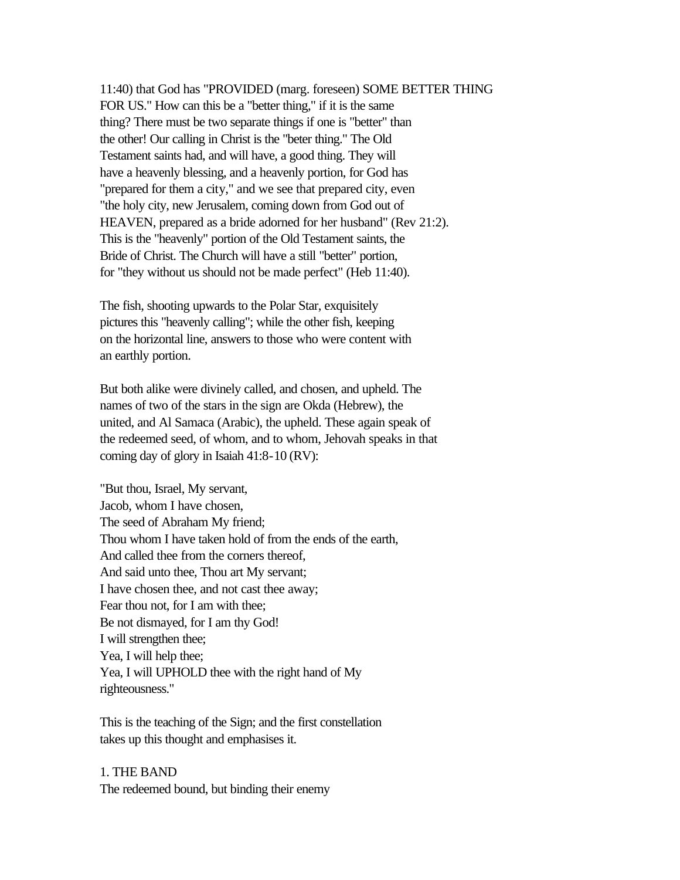11:40) that God has "PROVIDED (marg. foreseen) SOME BETTER THING FOR US." How can this be a "better thing," if it is the same thing? There must be two separate things if one is "better" than the other! Our calling in Christ is the "beter thing." The Old Testament saints had, and will have, a good thing. They will have a heavenly blessing, and a heavenly portion, for God has "prepared for them a city," and we see that prepared city, even "the holy city, new Jerusalem, coming down from God out of HEAVEN, prepared as a bride adorned for her husband" (Rev 21:2). This is the "heavenly" portion of the Old Testament saints, the Bride of Christ. The Church will have a still "better" portion, for "they without us should not be made perfect" (Heb 11:40).

The fish, shooting upwards to the Polar Star, exquisitely pictures this "heavenly calling"; while the other fish, keeping on the horizontal line, answers to those who were content with an earthly portion.

But both alike were divinely called, and chosen, and upheld. The names of two of the stars in the sign are Okda (Hebrew), the united, and Al Samaca (Arabic), the upheld. These again speak of the redeemed seed, of whom, and to whom, Jehovah speaks in that coming day of glory in Isaiah 41:8-10 (RV):

"But thou, Israel, My servant,  
Jacob, whom I have chosen,  
The seed of Abraham My friend;  
Thou whom I have taken hold of from the ends of the earth,  
And called thee from the corners thereof,  
And said unto thee, Thou art My servant;  
I have chosen thee, and not cast thee away;  
Fear thou not, for I am with thee;  
Be not dismayed, for I am thy God!  
I will strengthen thee;  
Yea, I will help thee;  
Yea, I will UPHOLD thee with the right hand of My righteousness."

This is the teaching of the Sign; and the first constellation takes up this thought and emphasises it.

1. THE BAND  
The redeemed bound, but binding their enemy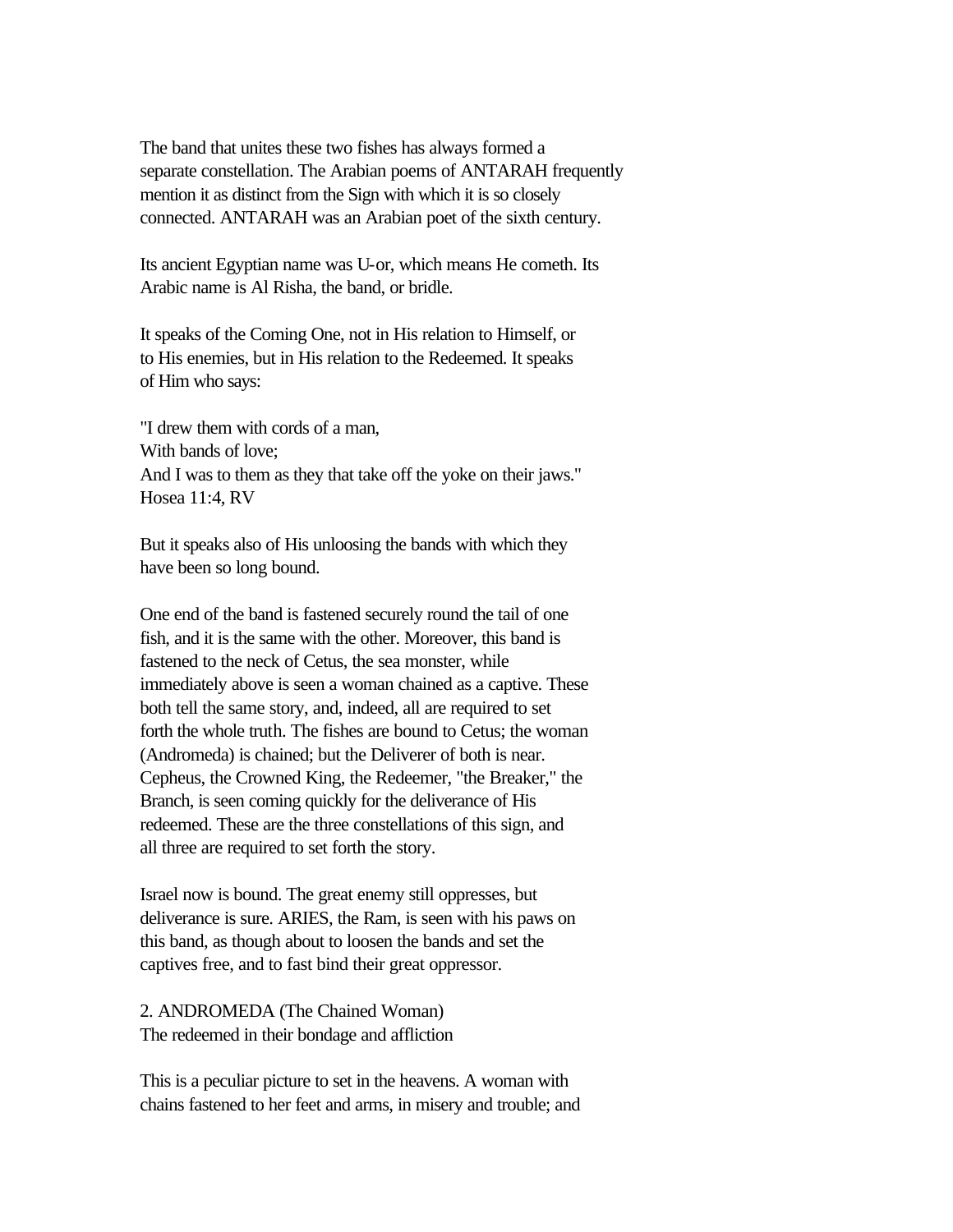The band that unites these two fishes has always formed a separate constellation. The Arabian poems of ANTARAH frequently mention it as distinct from the Sign with which it is so closely connected. ANTARAH was an Arabian poet of the sixth century.

Its ancient Egyptian name was U-or, which means He cometh. Its Arabic name is Al Risha, the band, or bridle.

It speaks of the Coming One, not in His relation to Himself, or to His enemies, but in His relation to the Redeemed. It speaks of Him who says:

"I drew them with cords of a man,  
With bands of love;  
And I was to them as they that take off the yoke on their jaws."  
Hosea 11:4, RV

But it speaks also of His unloosing the bands with which they have been so long bound.

One end of the band is fastened securely round the tail of one fish, and it is the same with the other. Moreover, this band is fastened to the neck of Cetus, the sea monster, while immediately above is seen a woman chained as a captive. These both tell the same story, and, indeed, all are required to set forth the whole truth. The fishes are bound to Cetus; the woman (Andromeda) is chained; but the Deliverer of both is near. Cepheus, the Crowned King, the Redeemer, "the Breaker," the Branch, is seen coming quickly for the deliverance of His redeemed. These are the three constellations of this sign, and all three are required to set forth the story.

Israel now is bound. The great enemy still oppresses, but deliverance is sure. ARIES, the Ram, is seen with his paws on this band, as though about to loosen the bands and set the captives free, and to fast bind their great oppressor.

## 2. ANDROMEDA (The Chained Woman)
The redeemed in their bondage and affliction

This is a peculiar picture to set in the heavens. A woman with chains fastened to her feet and arms, in misery and trouble; and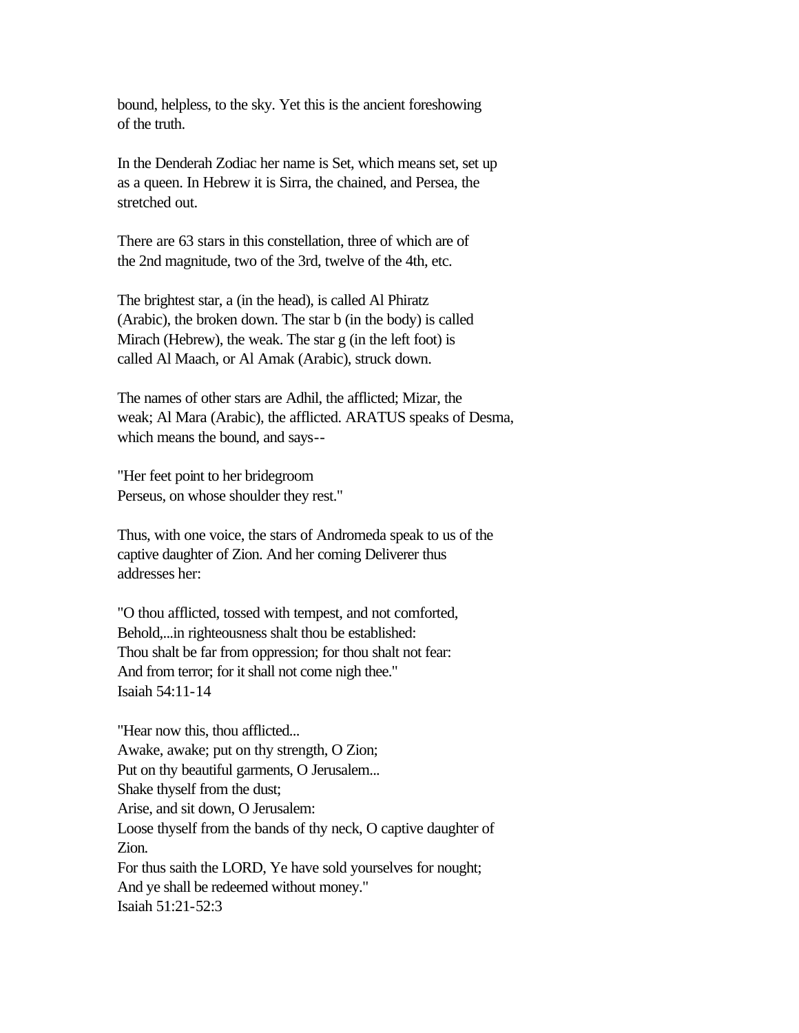bound, helpless, to the sky. Yet this is the ancient foreshowing of the truth.

In the Denderah Zodiac her name is Set, which means set, set up as a queen. In Hebrew it is Sirra, the chained, and Persea, the stretched out.

There are 63 stars in this constellation, three of which are of the 2nd magnitude, two of the 3rd, twelve of the 4th, etc.

The brightest star, a (in the head), is called Al Phiratz (Arabic), the broken down. The star b (in the body) is called Mirach (Hebrew), the weak. The star g (in the left foot) is called Al Maach, or Al Amak (Arabic), struck down.

The names of other stars are Adhil, the afflicted; Mizar, the weak; Al Mara (Arabic), the afflicted. ARATUS speaks of Desma, which means the bound, and says--

"Her feet point to her bridegroom
Perseus, on whose shoulder they rest."

Thus, with one voice, the stars of Andromeda speak to us of the captive daughter of Zion. And her coming Deliverer thus addresses her:

"O thou afflicted, tossed with tempest, and not comforted,
Behold,...in righteousness shalt thou be established:
Thou shalt be far from oppression; for thou shalt not fear:
And from terror; for it shall not come nigh thee."
Isaiah 54:11-14

"Hear now this, thou afflicted...
Awake, awake; put on thy strength, O Zion;
Put on thy beautiful garments, O Jerusalem...
Shake thyself from the dust;
Arise, and sit down, O Jerusalem:
Loose thyself from the bands of thy neck, O captive daughter of Zion.
For thus saith the LORD, Ye have sold yourselves for nought;
And ye shall be redeemed without money."
Isaiah 51:21-52:3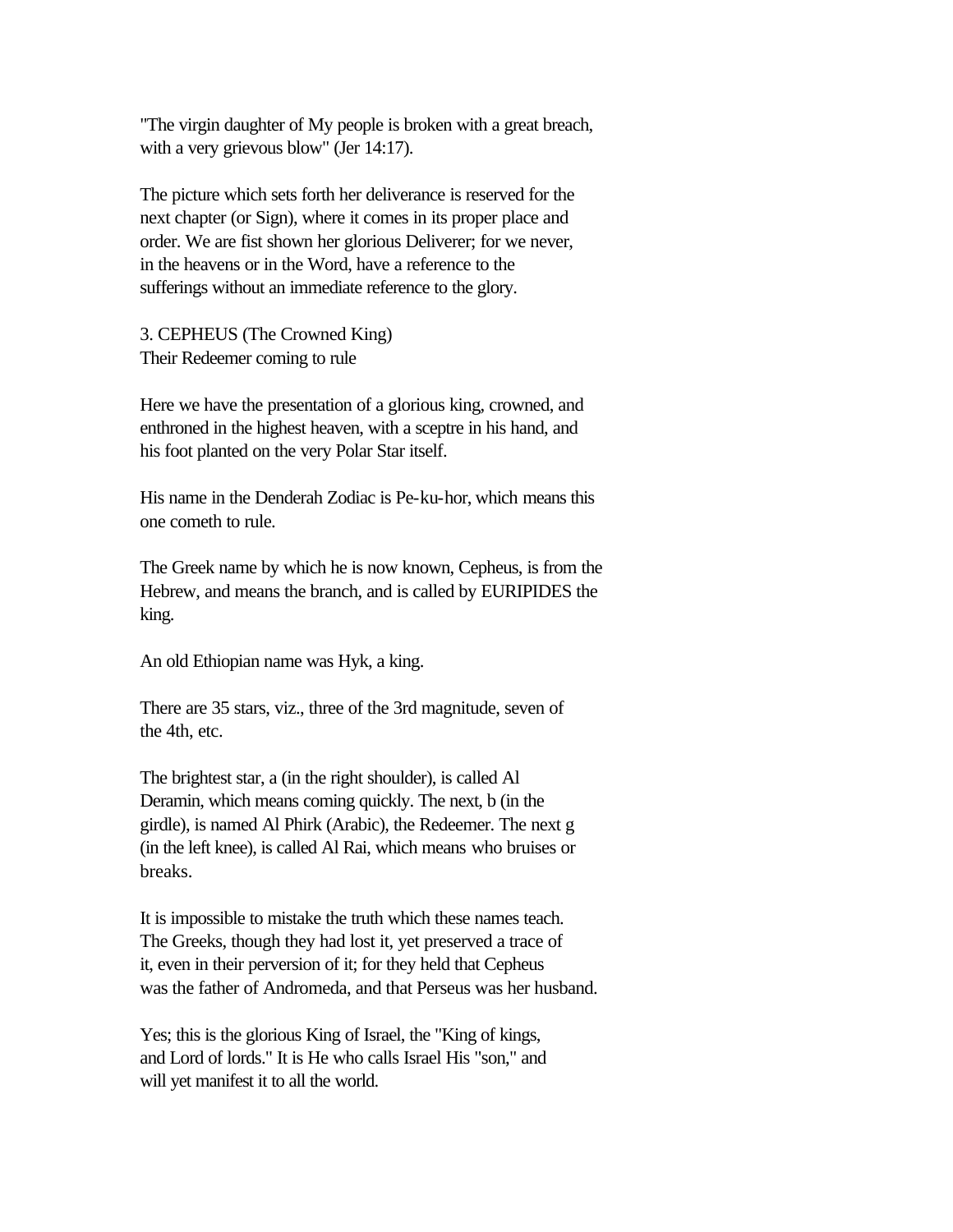"The virgin daughter of My people is broken with a great breach, with a very grievous blow" (Jer 14:17).

The picture which sets forth her deliverance is reserved for the next chapter (or Sign), where it comes in its proper place and order. We are fist shown her glorious Deliverer; for we never, in the heavens or in the Word, have a reference to the sufferings without an immediate reference to the glory.

3. CEPHEUS (The Crowned King)
Their Redeemer coming to rule

Here we have the presentation of a glorious king, crowned, and enthroned in the highest heaven, with a sceptre in his hand, and his foot planted on the very Polar Star itself.

His name in the Denderah Zodiac is Pe-ku-hor, which means this one cometh to rule.

The Greek name by which he is now known, Cepheus, is from the Hebrew, and means the branch, and is called by EURIPIDES the king.

An old Ethiopian name was Hyk, a king.

There are 35 stars, viz., three of the 3rd magnitude, seven of the 4th, etc.

The brightest star, a (in the right shoulder), is called Al Deramin, which means coming quickly. The next, b (in the girdle), is named Al Phirk (Arabic), the Redeemer. The next g (in the left knee), is called Al Rai, which means who bruises or breaks.

It is impossible to mistake the truth which these names teach. The Greeks, though they had lost it, yet preserved a trace of it, even in their perversion of it; for they held that Cepheus was the father of Andromeda, and that Perseus was her husband.

Yes; this is the glorious King of Israel, the "King of kings, and Lord of lords." It is He who calls Israel His "son," and will yet manifest it to all the world.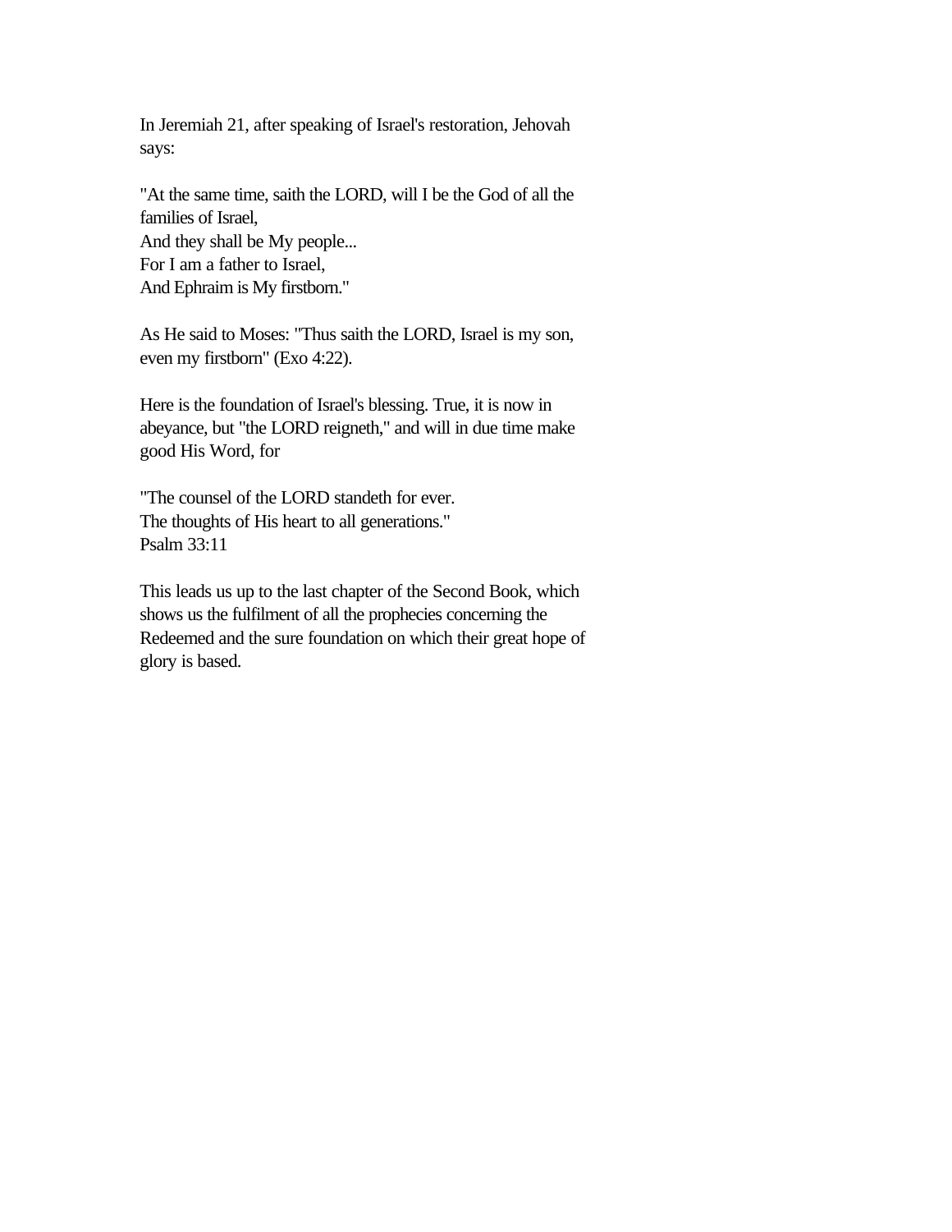In Jeremiah 21, after speaking of Israel's restoration, Jehovah says:

"At the same time, saith the LORD, will I be the God of all the families of Israel,
And they shall be My people...
For I am a father to Israel,
And Ephraim is My firstborn."

As He said to Moses: "Thus saith the LORD, Israel is my son, even my firstborn" (Exo 4:22).

Here is the foundation of Israel's blessing. True, it is now in abeyance, but "the LORD reigneth," and will in due time make good His Word, for

"The counsel of the LORD standeth for ever.
The thoughts of His heart to all generations."
Psalm 33:11

This leads us up to the last chapter of the Second Book, which shows us the fulfilment of all the prophecies concerning the Redeemed and the sure foundation on which their great hope of glory is based.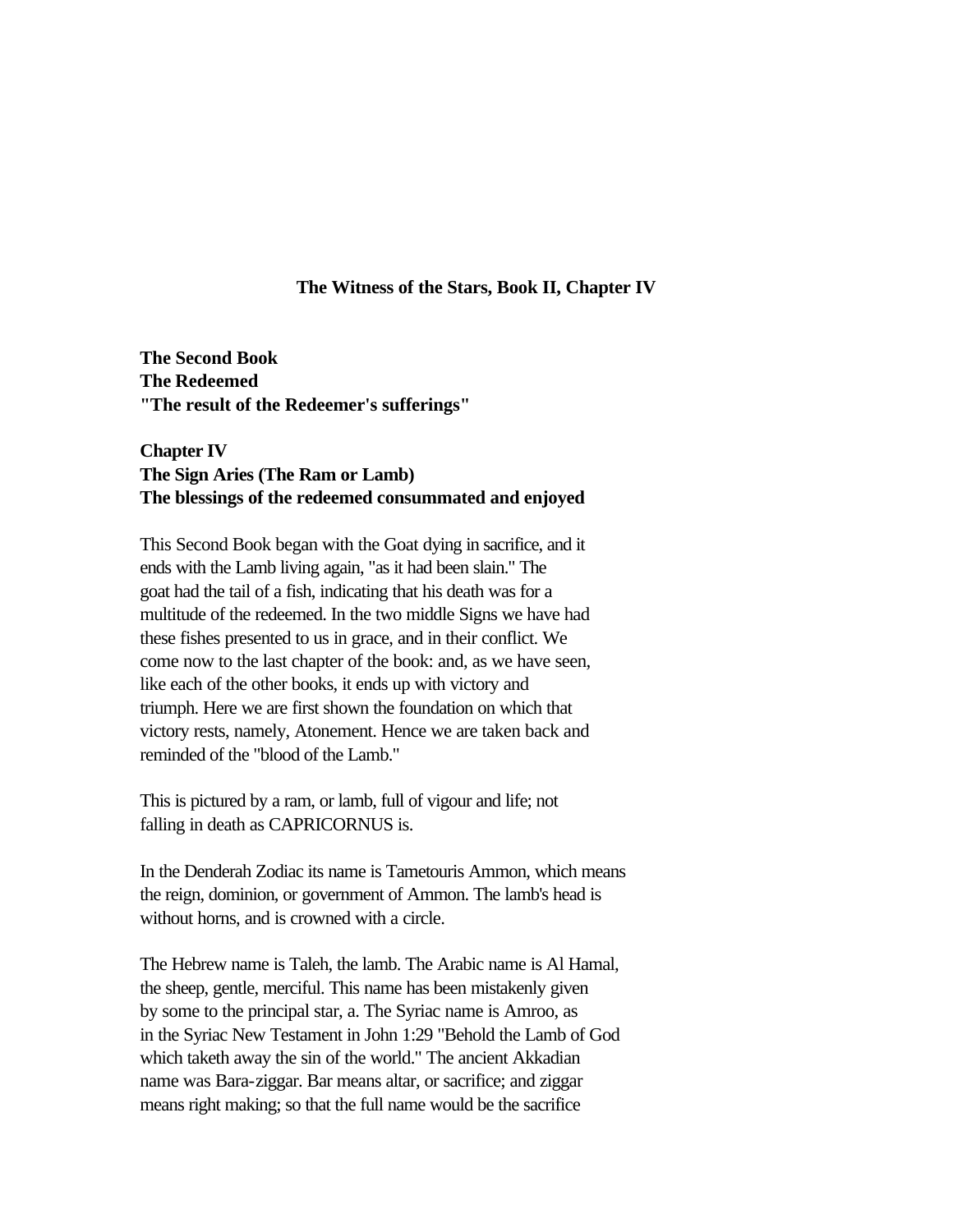**The Witness of the Stars, Book II, Chapter IV**

**The Second Book**
**The Redeemed**
**"The result of the Redeemer's sufferings"**

**Chapter IV**
**The Sign Aries (The Ram or Lamb)**
**The blessings of the redeemed consummated and enjoyed**

This Second Book began with the Goat dying in sacrifice, and it ends with the Lamb living again, "as it had been slain." The goat had the tail of a fish, indicating that his death was for a multitude of the redeemed. In the two middle Signs we have had these fishes presented to us in grace, and in their conflict. We come now to the last chapter of the book: and, as we have seen, like each of the other books, it ends up with victory and triumph. Here we are first shown the foundation on which that victory rests, namely, Atonement. Hence we are taken back and reminded of the "blood of the Lamb."

This is pictured by a ram, or lamb, full of vigour and life; not falling in death as CAPRICORNUS is.

In the Denderah Zodiac its name is Tametouris Ammon, which means the reign, dominion, or government of Ammon. The lamb's head is without horns, and is crowned with a circle.

The Hebrew name is Taleh, the lamb. The Arabic name is Al Hamal, the sheep, gentle, merciful. This name has been mistakenly given by some to the principal star, a. The Syriac name is Amroo, as in the Syriac New Testament in John 1:29 "Behold the Lamb of God which taketh away the sin of the world." The ancient Akkadian name was Bara-ziggar. Bar means altar, or sacrifice; and ziggar means right making; so that the full name would be the sacrifice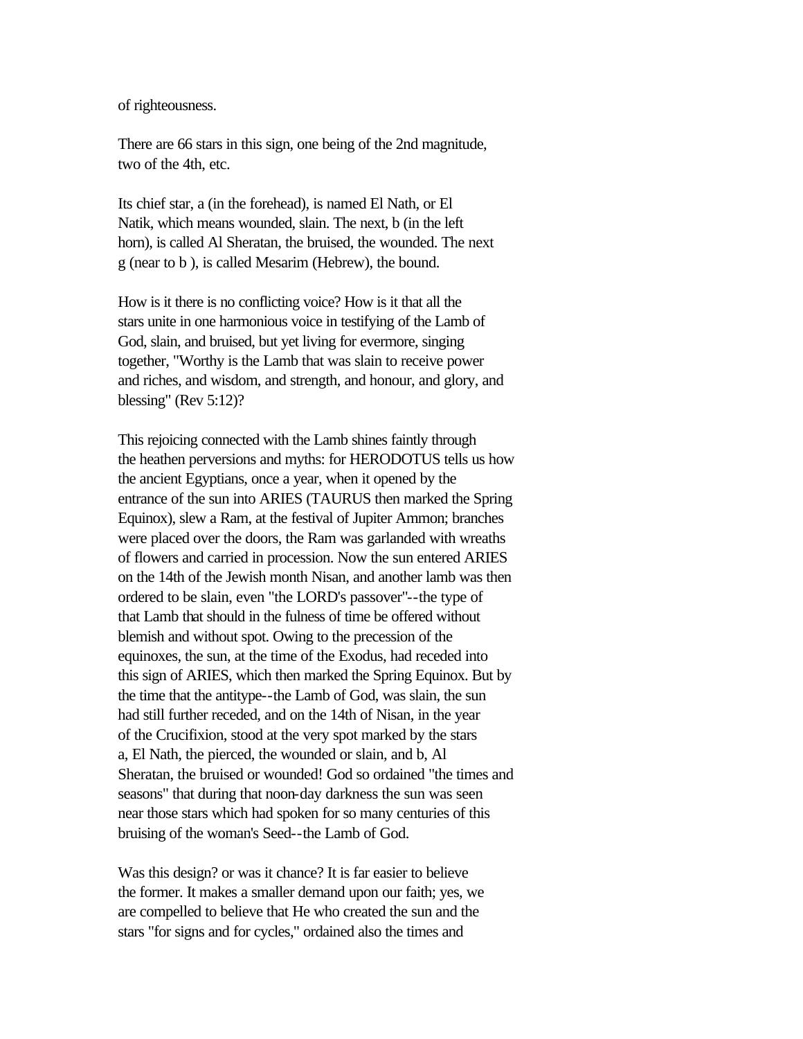of righteousness.

There are 66 stars in this sign, one being of the 2nd magnitude, two of the 4th, etc.

Its chief star, a (in the forehead), is named El Nath, or El Natik, which means wounded, slain. The next, b (in the left horn), is called Al Sheratan, the bruised, the wounded. The next g (near to b ), is called Mesarim (Hebrew), the bound.

How is it there is no conflicting voice? How is it that all the stars unite in one harmonious voice in testifying of the Lamb of God, slain, and bruised, but yet living for evermore, singing together, "Worthy is the Lamb that was slain to receive power and riches, and wisdom, and strength, and honour, and glory, and blessing" (Rev 5:12)?

This rejoicing connected with the Lamb shines faintly through the heathen perversions and myths: for HERODOTUS tells us how the ancient Egyptians, once a year, when it opened by the entrance of the sun into ARIES (TAURUS then marked the Spring Equinox), slew a Ram, at the festival of Jupiter Ammon; branches were placed over the doors, the Ram was garlanded with wreaths of flowers and carried in procession. Now the sun entered ARIES on the 14th of the Jewish month Nisan, and another lamb was then ordered to be slain, even "the LORD's passover"--the type of that Lamb that should in the fulness of time be offered without blemish and without spot. Owing to the precession of the equinoxes, the sun, at the time of the Exodus, had receded into this sign of ARIES, which then marked the Spring Equinox. But by the time that the antitype--the Lamb of God, was slain, the sun had still further receded, and on the 14th of Nisan, in the year of the Crucifixion, stood at the very spot marked by the stars a, El Nath, the pierced, the wounded or slain, and b, Al Sheratan, the bruised or wounded! God so ordained "the times and seasons" that during that noon-day darkness the sun was seen near those stars which had spoken for so many centuries of this bruising of the woman's Seed--the Lamb of God.

Was this design? or was it chance? It is far easier to believe the former. It makes a smaller demand upon our faith; yes, we are compelled to believe that He who created the sun and the stars "for signs and for cycles," ordained also the times and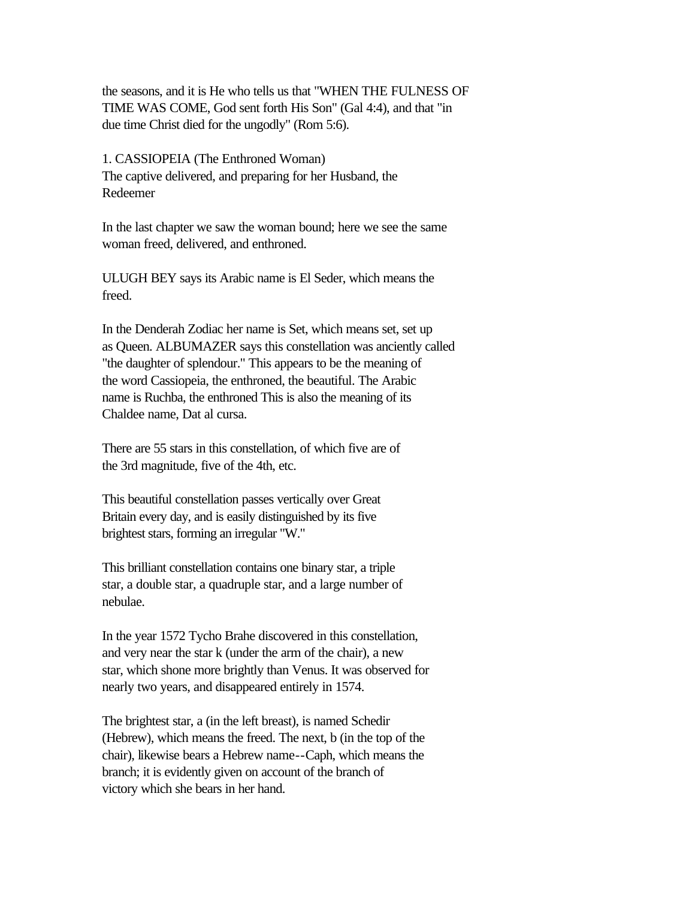the seasons, and it is He who tells us that "WHEN THE FULNESS OF TIME WAS COME, God sent forth His Son" (Gal 4:4), and that "in due time Christ died for the ungodly" (Rom 5:6).

## 1. CASSIOPEIA (The Enthroned Woman)

The captive delivered, and preparing for her Husband, the Redeemer

In the last chapter we saw the woman bound; here we see the same woman freed, delivered, and enthroned.

ULUGH BEY says its Arabic name is El Seder, which means the freed.

In the Denderah Zodiac her name is Set, which means set, set up as Queen. ALBUMAZER says this constellation was anciently called "the daughter of splendour." This appears to be the meaning of the word Cassiopeia, the enthroned, the beautiful. The Arabic name is Ruchba, the enthroned This is also the meaning of its Chaldee name, Dat al cursa.

There are 55 stars in this constellation, of which five are of the 3rd magnitude, five of the 4th, etc.

This beautiful constellation passes vertically over Great Britain every day, and is easily distinguished by its five brightest stars, forming an irregular "W."

This brilliant constellation contains one binary star, a triple star, a double star, a quadruple star, and a large number of nebulae.

In the year 1572 Tycho Brahe discovered in this constellation, and very near the star k (under the arm of the chair), a new star, which shone more brightly than Venus. It was observed for nearly two years, and disappeared entirely in 1574.

The brightest star, a (in the left breast), is named Schedir (Hebrew), which means the freed. The next, b (in the top of the chair), likewise bears a Hebrew name--Caph, which means the branch; it is evidently given on account of the branch of victory which she bears in her hand.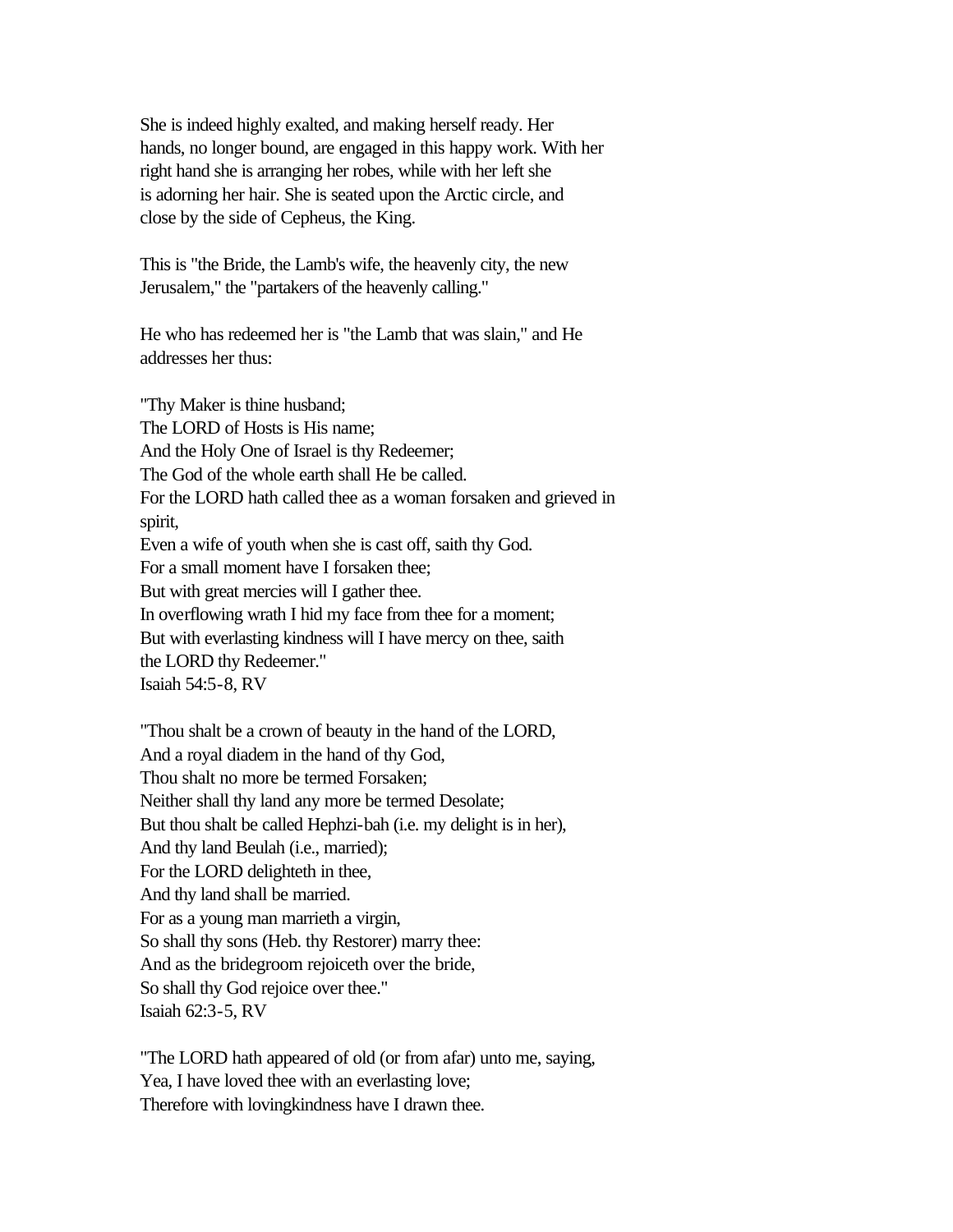She is indeed highly exalted, and making herself ready. Her hands, no longer bound, are engaged in this happy work. With her right hand she is arranging her robes, while with her left she is adorning her hair. She is seated upon the Arctic circle, and close by the side of Cepheus, the King.

This is "the Bride, the Lamb's wife, the heavenly city, the new Jerusalem," the "partakers of the heavenly calling."

He who has redeemed her is "the Lamb that was slain," and He addresses her thus:

"Thy Maker is thine husband;  
The LORD of Hosts is His name;  
And the Holy One of Israel is thy Redeemer;  
The God of the whole earth shall He be called.  
For the LORD hath called thee as a woman forsaken and grieved in spirit,  
Even a wife of youth when she is cast off, saith thy God.  
For a small moment have I forsaken thee;  
But with great mercies will I gather thee.  
In overflowing wrath I hid my face from thee for a moment;  
But with everlasting kindness will I have mercy on thee, saith the LORD thy Redeemer."  
Isaiah 54:5-8, RV

"Thou shalt be a crown of beauty in the hand of the LORD,  
And a royal diadem in the hand of thy God,  
Thou shalt no more be termed Forsaken;  
Neither shall thy land any more be termed Desolate;  
But thou shalt be called Hephzi-bah (i.e. my delight is in her),  
And thy land Beulah (i.e., married);  
For the LORD delighteth in thee,  
And thy land shall be married.  
For as a young man marrieth a virgin,  
So shall thy sons (Heb. thy Restorer) marry thee:  
And as the bridegroom rejoiceth over the bride,  
So shall thy God rejoice over thee."  
Isaiah 62:3-5, RV

"The LORD hath appeared of old (or from afar) unto me, saying,  
Yea, I have loved thee with an everlasting love;  
Therefore with lovingkindness have I drawn thee.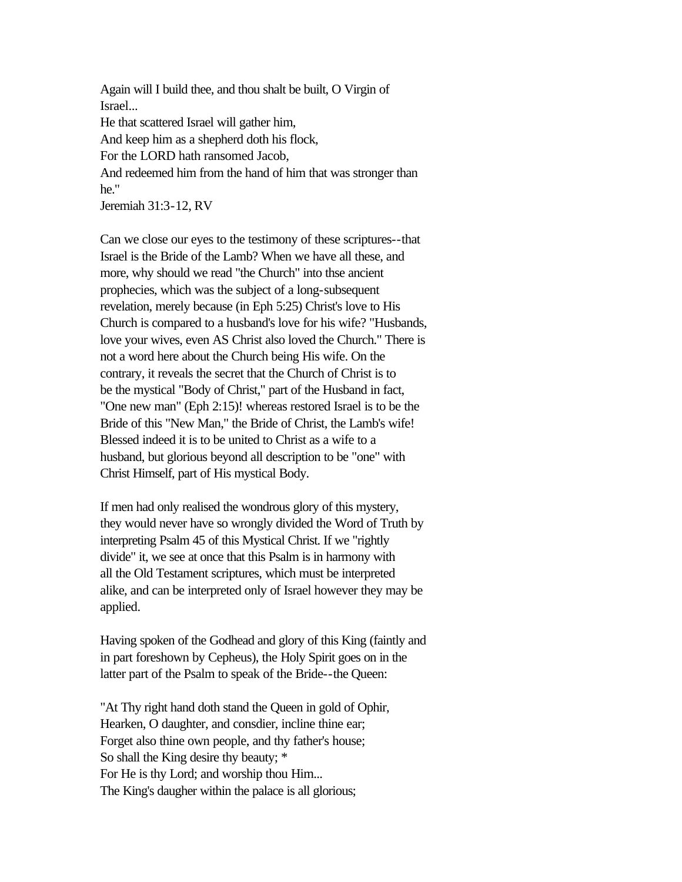Again will I build thee, and thou shalt be built, O Virgin of Israel...
He that scattered Israel will gather him,
And keep him as a shepherd doth his flock,
For the LORD hath ransomed Jacob,
And redeemed him from the hand of him that was stronger than he."
Jeremiah 31:3-12, RV

Can we close our eyes to the testimony of these scriptures--that Israel is the Bride of the Lamb? When we have all these, and more, why should we read "the Church" into thse ancient prophecies, which was the subject of a long-subsequent revelation, merely because (in Eph 5:25) Christ's love to His Church is compared to a husband's love for his wife? "Husbands, love your wives, even AS Christ also loved the Church." There is not a word here about the Church being His wife. On the contrary, it reveals the secret that the Church of Christ is to be the mystical "Body of Christ," part of the Husband in fact, "One new man" (Eph 2:15)! whereas restored Israel is to be the Bride of this "New Man," the Bride of Christ, the Lamb's wife! Blessed indeed it is to be united to Christ as a wife to a husband, but glorious beyond all description to be "one" with Christ Himself, part of His mystical Body.

If men had only realised the wondrous glory of this mystery, they would never have so wrongly divided the Word of Truth by interpreting Psalm 45 of this Mystical Christ. If we "rightly divide" it, we see at once that this Psalm is in harmony with all the Old Testament scriptures, which must be interpreted alike, and can be interpreted only of Israel however they may be applied.

Having spoken of the Godhead and glory of this King (faintly and in part foreshown by Cepheus), the Holy Spirit goes on in the latter part of the Psalm to speak of the Bride--the Queen:

"At Thy right hand doth stand the Queen in gold of Ophir,
Hearken, O daughter, and consdier, incline thine ear;
Forget also thine own people, and thy father's house;
So shall the King desire thy beauty; *
For He is thy Lord; and worship thou Him...
The King's daugher within the palace is all glorious;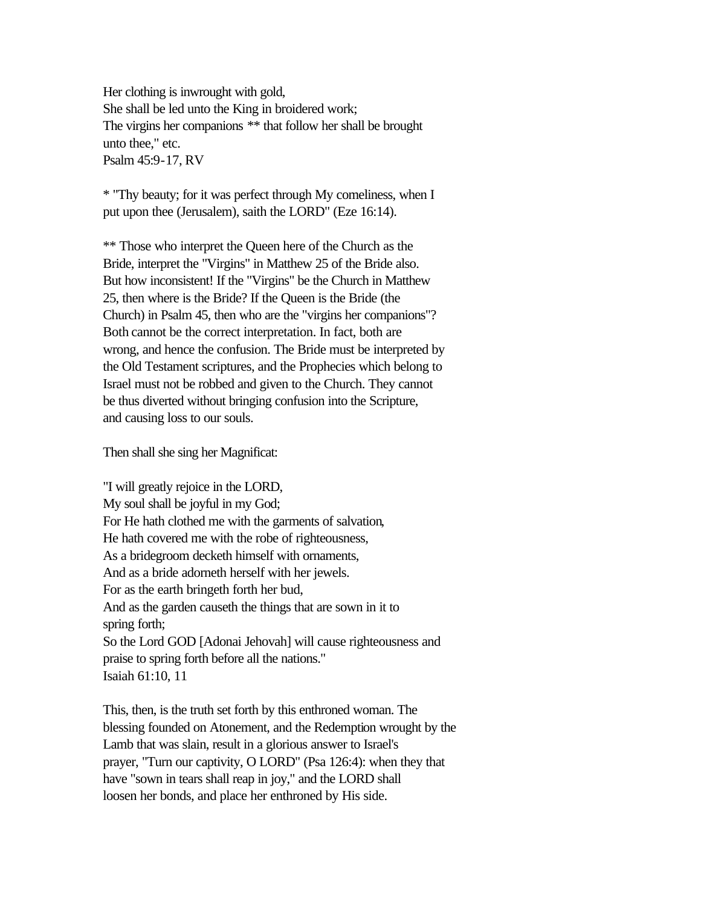Her clothing is inwrought with gold,
She shall be led unto the King in broidered work;
The virgins her companions ** that follow her shall be brought unto thee," etc.
Psalm 45:9-17, RV

* "Thy beauty; for it was perfect through My comeliness, when I put upon thee (Jerusalem), saith the LORD" (Eze 16:14).

** Those who interpret the Queen here of the Church as the Bride, interpret the "Virgins" in Matthew 25 of the Bride also. But how inconsistent! If the "Virgins" be the Church in Matthew 25, then where is the Bride? If the Queen is the Bride (the Church) in Psalm 45, then who are the "virgins her companions"? Both cannot be the correct interpretation. In fact, both are wrong, and hence the confusion. The Bride must be interpreted by the Old Testament scriptures, and the Prophecies which belong to Israel must not be robbed and given to the Church. They cannot be thus diverted without bringing confusion into the Scripture, and causing loss to our souls.

Then shall she sing her Magnificat:

"I will greatly rejoice in the LORD,
My soul shall be joyful in my God;
For He hath clothed me with the garments of salvation,
He hath covered me with the robe of righteousness,
As a bridegroom decketh himself with ornaments,
And as a bride adorneth herself with her jewels.
For as the earth bringeth forth her bud,
And as the garden causeth the things that are sown in it to spring forth;
So the Lord GOD [Adonai Jehovah] will cause righteousness and praise to spring forth before all the nations."
Isaiah 61:10, 11

This, then, is the truth set forth by this enthroned woman. The blessing founded on Atonement, and the Redemption wrought by the Lamb that was slain, result in a glorious answer to Israel's prayer, "Turn our captivity, O LORD" (Psa 126:4): when they that have "sown in tears shall reap in joy," and the LORD shall loosen her bonds, and place her enthroned by His side.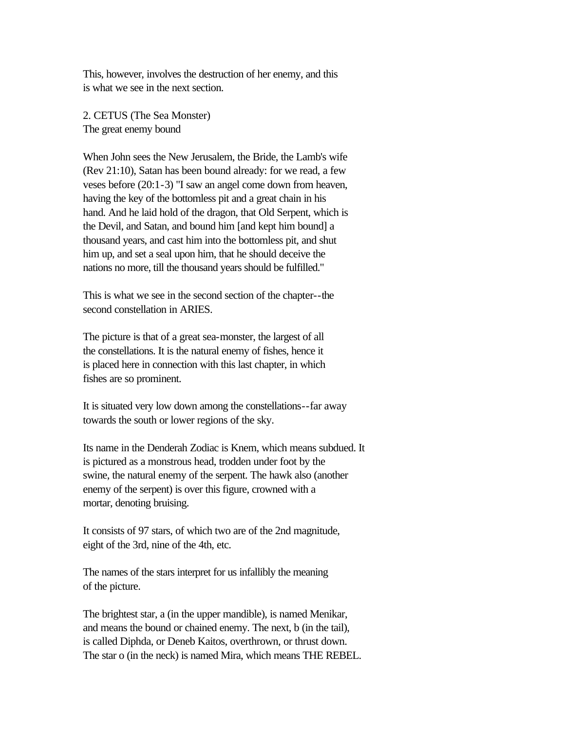This, however, involves the destruction of her enemy, and this is what we see in the next section.

## 2. CETUS (The Sea Monster)

The great enemy bound

When John sees the New Jerusalem, the Bride, the Lamb's wife (Rev 21:10), Satan has been bound already: for we read, a few veses before (20:1-3) "I saw an angel come down from heaven, having the key of the bottomless pit and a great chain in his hand. And he laid hold of the dragon, that Old Serpent, which is the Devil, and Satan, and bound him [and kept him bound] a thousand years, and cast him into the bottomless pit, and shut him up, and set a seal upon him, that he should deceive the nations no more, till the thousand years should be fulfilled."

This is what we see in the second section of the chapter--the second constellation in ARIES.

The picture is that of a great sea-monster, the largest of all the constellations. It is the natural enemy of fishes, hence it is placed here in connection with this last chapter, in which fishes are so prominent.

It is situated very low down among the constellations--far away towards the south or lower regions of the sky.

Its name in the Denderah Zodiac is Knem, which means subdued. It is pictured as a monstrous head, trodden under foot by the swine, the natural enemy of the serpent. The hawk also (another enemy of the serpent) is over this figure, crowned with a mortar, denoting bruising.

It consists of 97 stars, of which two are of the 2nd magnitude, eight of the 3rd, nine of the 4th, etc.

The names of the stars interpret for us infallibly the meaning of the picture.

The brightest star, a (in the upper mandible), is named Menikar, and means the bound or chained enemy. The next, b (in the tail), is called Diphda, or Deneb Kaitos, overthrown, or thrust down. The star o (in the neck) is named Mira, which means THE REBEL.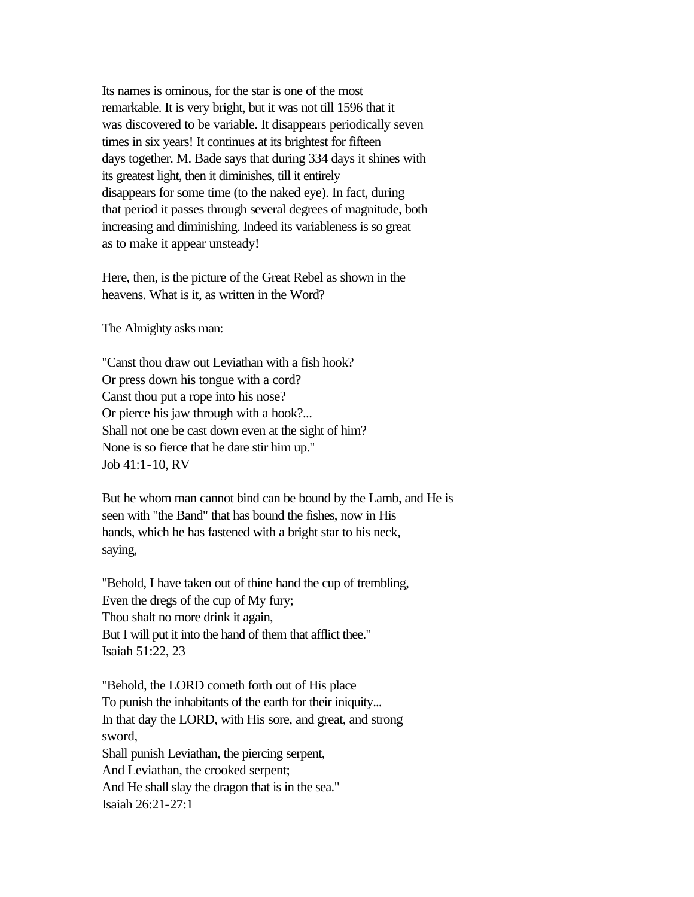Its names is ominous, for the star is one of the most remarkable. It is very bright, but it was not till 1596 that it was discovered to be variable. It disappears periodically seven times in six years! It continues at its brightest for fifteen days together. M. Bade says that during 334 days it shines with its greatest light, then it diminishes, till it entirely disappears for some time (to the naked eye). In fact, during that period it passes through several degrees of magnitude, both increasing and diminishing. Indeed its variableness is so great as to make it appear unsteady!

Here, then, is the picture of the Great Rebel as shown in the heavens. What is it, as written in the Word?

The Almighty asks man:

"Canst thou draw out Leviathan with a fish hook?
Or press down his tongue with a cord?
Canst thou put a rope into his nose?
Or pierce his jaw through with a hook?...
Shall not one be cast down even at the sight of him?
None is so fierce that he dare stir him up."
Job 41:1-10, RV

But he whom man cannot bind can be bound by the Lamb, and He is seen with "the Band" that has bound the fishes, now in His hands, which he has fastened with a bright star to his neck, saying,

"Behold, I have taken out of thine hand the cup of trembling,
Even the dregs of the cup of My fury;
Thou shalt no more drink it again,
But I will put it into the hand of them that afflict thee."
Isaiah 51:22, 23

"Behold, the LORD cometh forth out of His place
To punish the inhabitants of the earth for their iniquity...
In that day the LORD, with His sore, and great, and strong sword,
Shall punish Leviathan, the piercing serpent,
And Leviathan, the crooked serpent;
And He shall slay the dragon that is in the sea."
Isaiah 26:21-27:1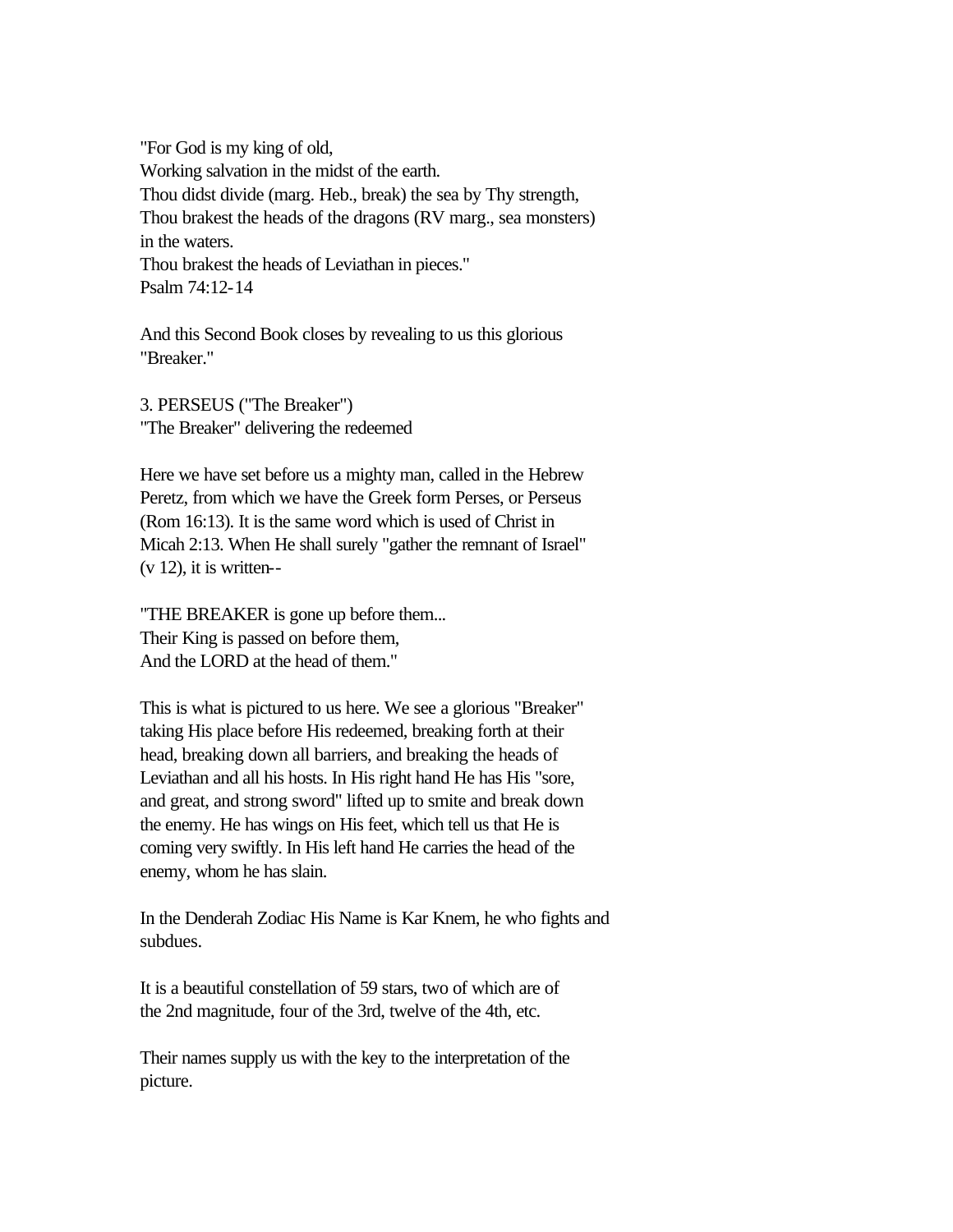"For God is my king of old,  
Working salvation in the midst of the earth.  
Thou didst divide (marg. Heb., break) the sea by Thy strength,  
Thou brakest the heads of the dragons (RV marg., sea monsters) in the waters.  
Thou brakest the heads of Leviathan in pieces."  
Psalm 74:12-14

And this Second Book closes by revealing to us this glorious "Breaker."

3. PERSEUS ("The Breaker")  
"The Breaker" delivering the redeemed

Here we have set before us a mighty man, called in the Hebrew Peretz, from which we have the Greek form Perses, or Perseus (Rom 16:13). It is the same word which is used of Christ in Micah 2:13. When He shall surely "gather the remnant of Israel" (v 12), it is written--

"THE BREAKER is gone up before them...  
Their King is passed on before them,  
And the LORD at the head of them."

This is what is pictured to us here. We see a glorious "Breaker" taking His place before His redeemed, breaking forth at their head, breaking down all barriers, and breaking the heads of Leviathan and all his hosts. In His right hand He has His "sore, and great, and strong sword" lifted up to smite and break down the enemy. He has wings on His feet, which tell us that He is coming very swiftly. In His left hand He carries the head of the enemy, whom he has slain.

In the Denderah Zodiac His Name is Kar Knem, he who fights and subdues.

It is a beautiful constellation of 59 stars, two of which are of the 2nd magnitude, four of the 3rd, twelve of the 4th, etc.

Their names supply us with the key to the interpretation of the picture.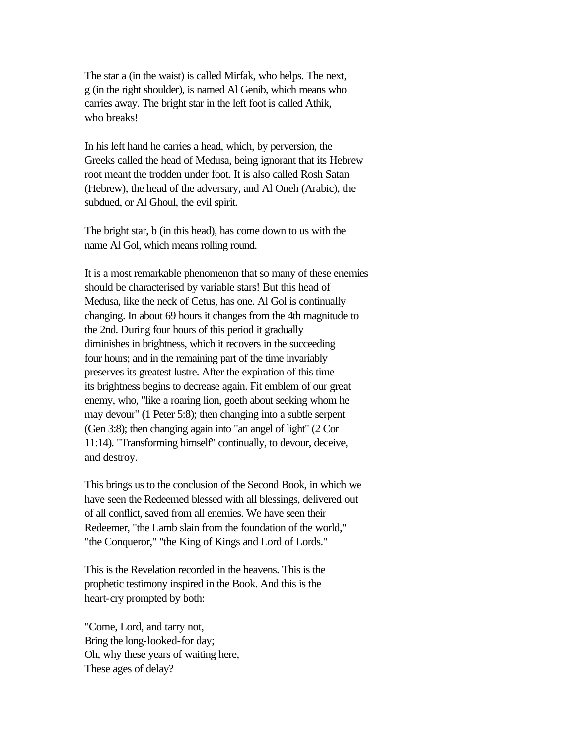The star a (in the waist) is called Mirfak, who helps. The next, g (in the right shoulder), is named Al Genib, which means who carries away. The bright star in the left foot is called Athik, who breaks!

In his left hand he carries a head, which, by perversion, the Greeks called the head of Medusa, being ignorant that its Hebrew root meant the trodden under foot. It is also called Rosh Satan (Hebrew), the head of the adversary, and Al Oneh (Arabic), the subdued, or Al Ghoul, the evil spirit.

The bright star, b (in this head), has come down to us with the name Al Gol, which means rolling round.

It is a most remarkable phenomenon that so many of these enemies should be characterised by variable stars! But this head of Medusa, like the neck of Cetus, has one. Al Gol is continually changing. In about 69 hours it changes from the 4th magnitude to the 2nd. During four hours of this period it gradually diminishes in brightness, which it recovers in the succeeding four hours; and in the remaining part of the time invariably preserves its greatest lustre. After the expiration of this time its brightness begins to decrease again. Fit emblem of our great enemy, who, "like a roaring lion, goeth about seeking whom he may devour" (1 Peter 5:8); then changing into a subtle serpent (Gen 3:8); then changing again into "an angel of light" (2 Cor 11:14). "Transforming himself" continually, to devour, deceive, and destroy.

This brings us to the conclusion of the Second Book, in which we have seen the Redeemed blessed with all blessings, delivered out of all conflict, saved from all enemies. We have seen their Redeemer, "the Lamb slain from the foundation of the world," "the Conqueror," "the King of Kings and Lord of Lords."

This is the Revelation recorded in the heavens. This is the prophetic testimony inspired in the Book. And this is the heart-cry prompted by both:

"Come, Lord, and tarry not,
Bring the long-looked-for day;
Oh, why these years of waiting here,
These ages of delay?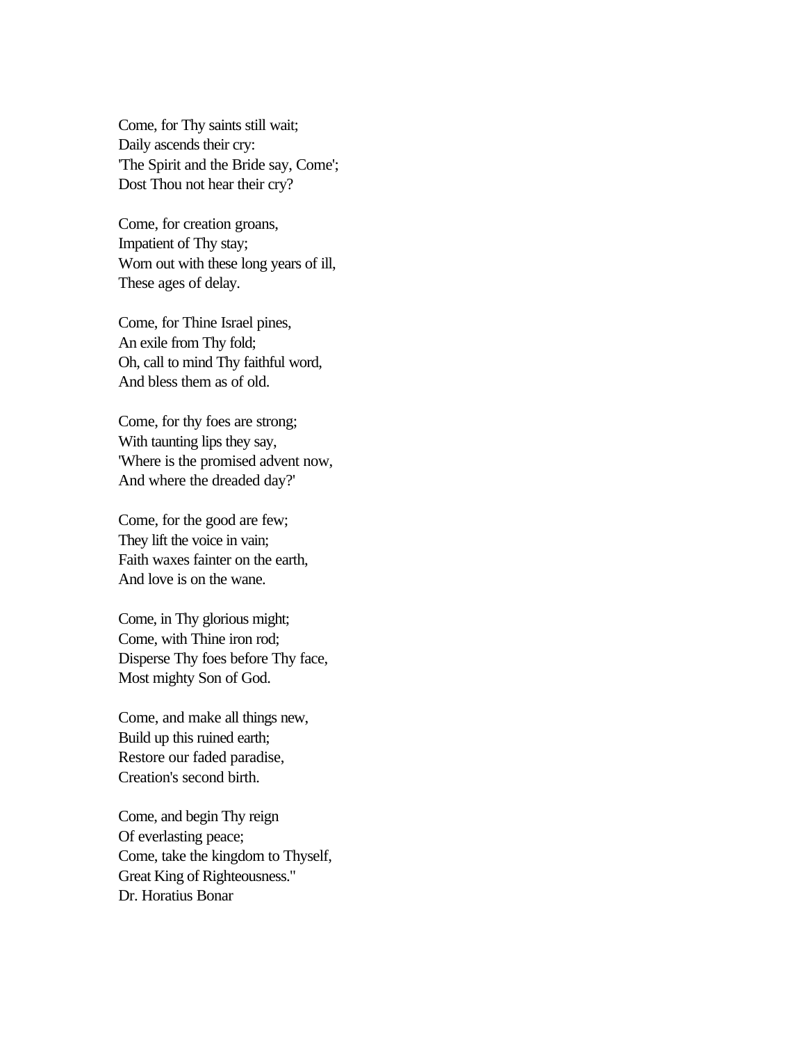Come, for Thy saints still wait;  
Daily ascends their cry:  
'The Spirit and the Bride say, Come';  
Dost Thou not hear their cry?

Come, for creation groans,  
Impatient of Thy stay;  
Worn out with these long years of ill,  
These ages of delay.

Come, for Thine Israel pines,  
An exile from Thy fold;  
Oh, call to mind Thy faithful word,  
And bless them as of old.

Come, for thy foes are strong;  
With taunting lips they say,  
'Where is the promised advent now,  
And where the dreaded day?'

Come, for the good are few;  
They lift the voice in vain;  
Faith waxes fainter on the earth,  
And love is on the wane.

Come, in Thy glorious might;  
Come, with Thine iron rod;  
Disperse Thy foes before Thy face,  
Most mighty Son of God.

Come, and make all things new,  
Build up this ruined earth;  
Restore our faded paradise,  
Creation's second birth.

Come, and begin Thy reign  
Of everlasting peace;  
Come, take the kingdom to Thyself,  
Great King of Righteousness."  
Dr. Horatius Bonar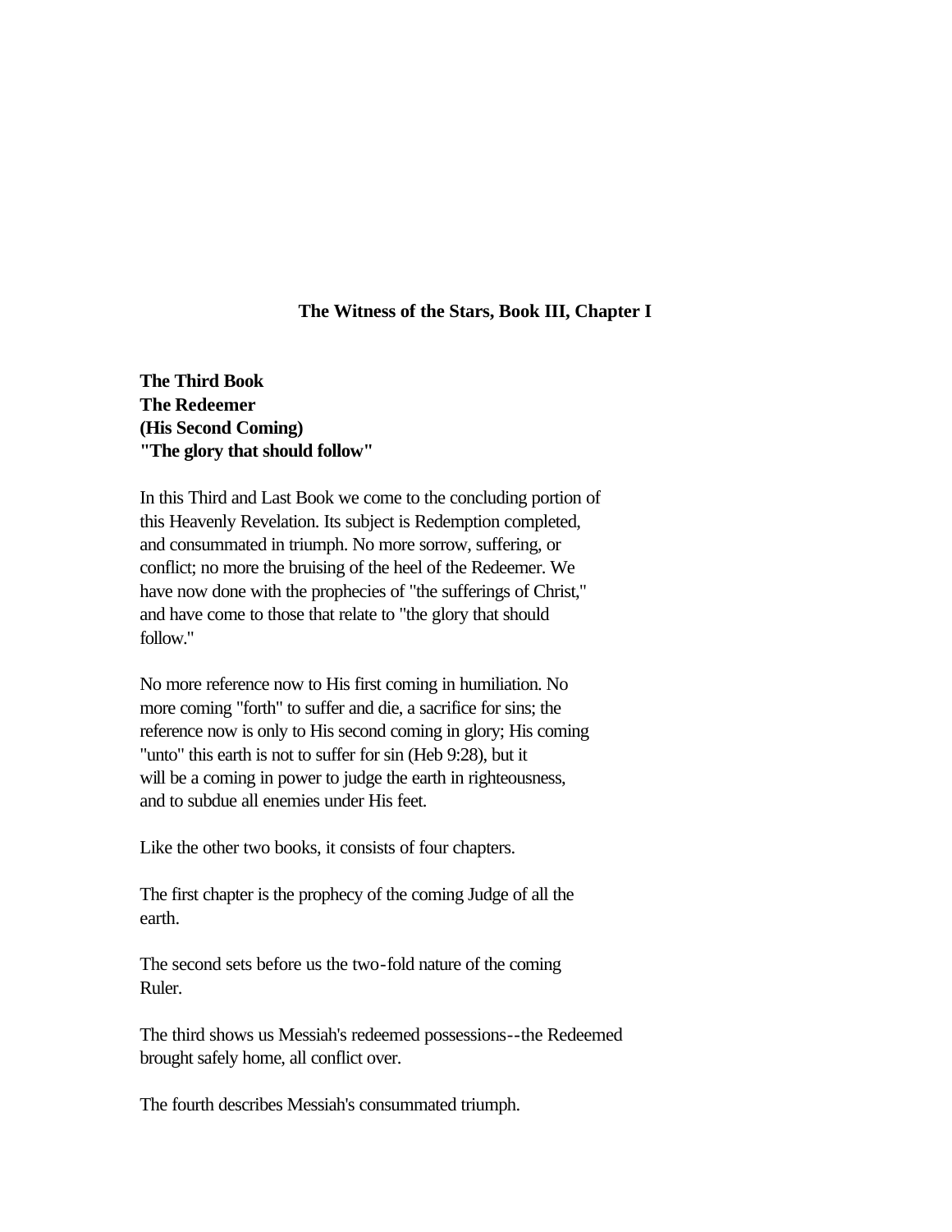## The Witness of the Stars, Book III, Chapter I

**The Third Book**
**The Redeemer**
**(His Second Coming)**
**"The glory that should follow"**

In this Third and Last Book we come to the concluding portion of this Heavenly Revelation. Its subject is Redemption completed, and consummated in triumph. No more sorrow, suffering, or conflict; no more the bruising of the heel of the Redeemer. We have now done with the prophecies of "the sufferings of Christ," and have come to those that relate to "the glory that should follow."

No more reference now to His first coming in humiliation. No more coming "forth" to suffer and die, a sacrifice for sins; the reference now is only to His second coming in glory; His coming "unto" this earth is not to suffer for sin (Heb 9:28), but it will be a coming in power to judge the earth in righteousness, and to subdue all enemies under His feet.

Like the other two books, it consists of four chapters.

The first chapter is the prophecy of the coming Judge of all the earth.

The second sets before us the two-fold nature of the coming Ruler.

The third shows us Messiah's redeemed possessions--the Redeemed brought safely home, all conflict over.

The fourth describes Messiah's consummated triumph.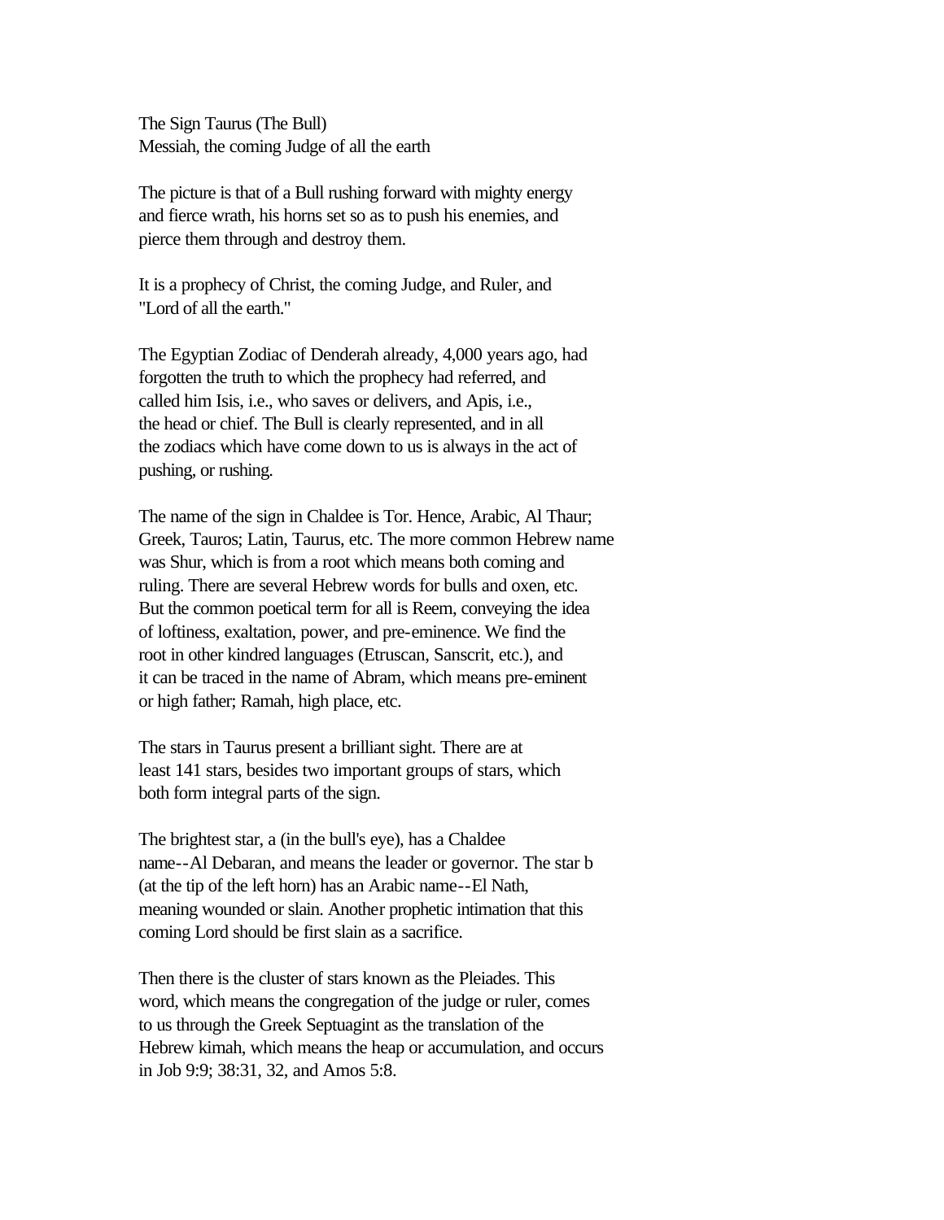# The Sign Taurus (The Bull)

## Messiah, the coming Judge of all the earth

The picture is that of a Bull rushing forward with mighty energy and fierce wrath, his horns set so as to push his enemies, and pierce them through and destroy them.

It is a prophecy of Christ, the coming Judge, and Ruler, and "Lord of all the earth."

The Egyptian Zodiac of Denderah already, 4,000 years ago, had forgotten the truth to which the prophecy had referred, and called him Isis, i.e., who saves or delivers, and Apis, i.e., the head or chief. The Bull is clearly represented, and in all the zodiacs which have come down to us is always in the act of pushing, or rushing.

The name of the sign in Chaldee is Tor. Hence, Arabic, Al Thaur; Greek, Tauros; Latin, Taurus, etc. The more common Hebrew name was Shur, which is from a root which means both coming and ruling. There are several Hebrew words for bulls and oxen, etc. But the common poetical term for all is Reem, conveying the idea of loftiness, exaltation, power, and pre-eminence. We find the root in other kindred languages (Etruscan, Sanscrit, etc.), and it can be traced in the name of Abram, which means pre-eminent or high father; Ramah, high place, etc.

The stars in Taurus present a brilliant sight. There are at least 141 stars, besides two important groups of stars, which both form integral parts of the sign.

The brightest star, a (in the bull's eye), has a Chaldee name--Al Debaran, and means the leader or governor. The star b (at the tip of the left horn) has an Arabic name--El Nath, meaning wounded or slain. Another prophetic intimation that this coming Lord should be first slain as a sacrifice.

Then there is the cluster of stars known as the Pleiades. This word, which means the congregation of the judge or ruler, comes to us through the Greek Septuagint as the translation of the Hebrew kimah, which means the heap or accumulation, and occurs in Job 9:9; 38:31, 32, and Amos 5:8.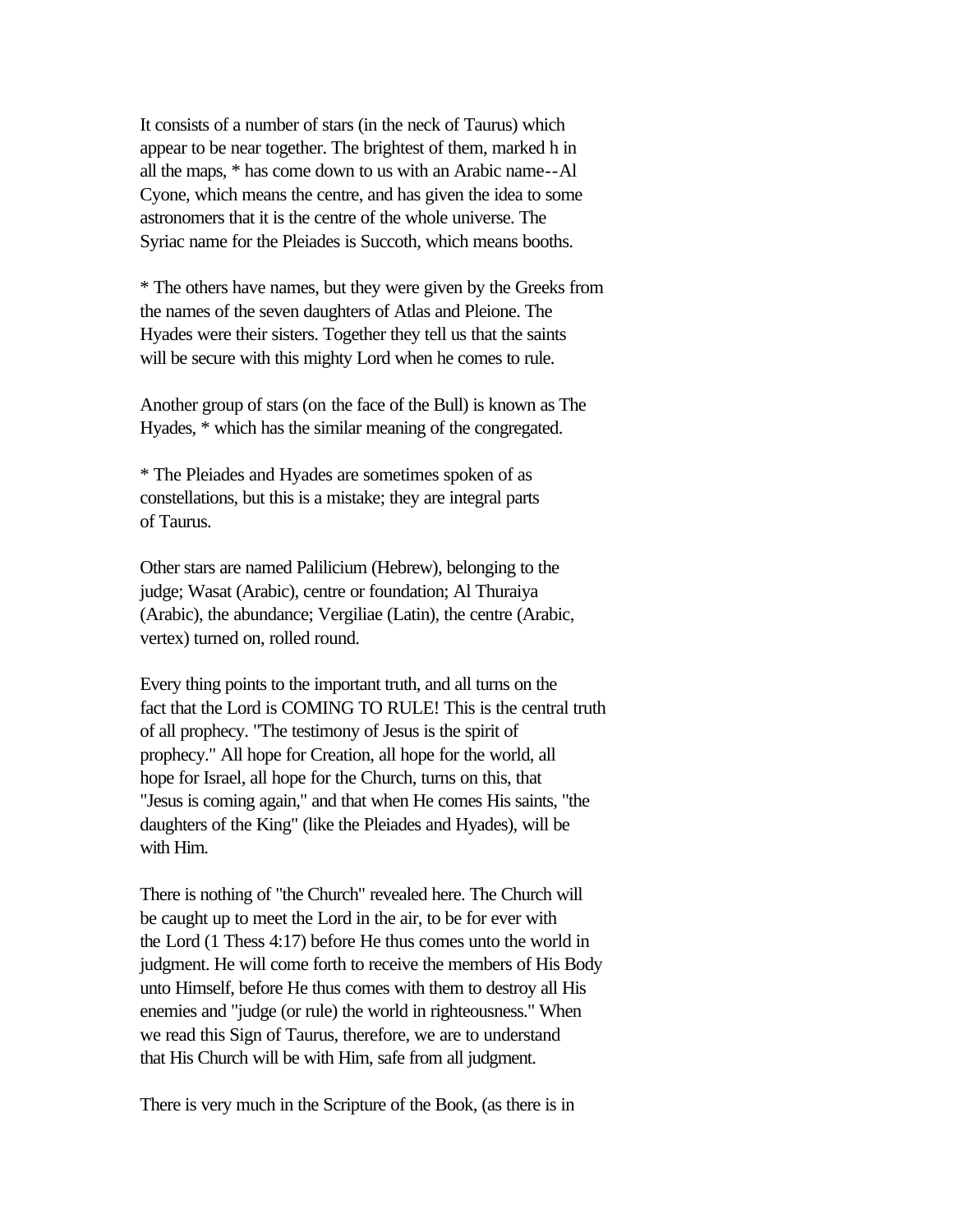It consists of a number of stars (in the neck of Taurus) which appear to be near together. The brightest of them, marked h in all the maps, * has come down to us with an Arabic name--Al Cyone, which means the centre, and has given the idea to some astronomers that it is the centre of the whole universe. The Syriac name for the Pleiades is Succoth, which means booths.

* The others have names, but they were given by the Greeks from the names of the seven daughters of Atlas and Pleione. The Hyades were their sisters. Together they tell us that the saints will be secure with this mighty Lord when he comes to rule.

Another group of stars (on the face of the Bull) is known as The Hyades, * which has the similar meaning of the congregated.

* The Pleiades and Hyades are sometimes spoken of as constellations, but this is a mistake; they are integral parts of Taurus.

Other stars are named Palilicium (Hebrew), belonging to the judge; Wasat (Arabic), centre or foundation; Al Thuraiya (Arabic), the abundance; Vergiliae (Latin), the centre (Arabic, vertex) turned on, rolled round.

Every thing points to the important truth, and all turns on the fact that the Lord is COMING TO RULE! This is the central truth of all prophecy. "The testimony of Jesus is the spirit of prophecy." All hope for Creation, all hope for the world, all hope for Israel, all hope for the Church, turns on this, that "Jesus is coming again," and that when He comes His saints, "the daughters of the King" (like the Pleiades and Hyades), will be with Him.

There is nothing of "the Church" revealed here. The Church will be caught up to meet the Lord in the air, to be for ever with the Lord (1 Thess 4:17) before He thus comes unto the world in judgment. He will come forth to receive the members of His Body unto Himself, before He thus comes with them to destroy all His enemies and "judge (or rule) the world in righteousness." When we read this Sign of Taurus, therefore, we are to understand that His Church will be with Him, safe from all judgment.

There is very much in the Scripture of the Book, (as there is in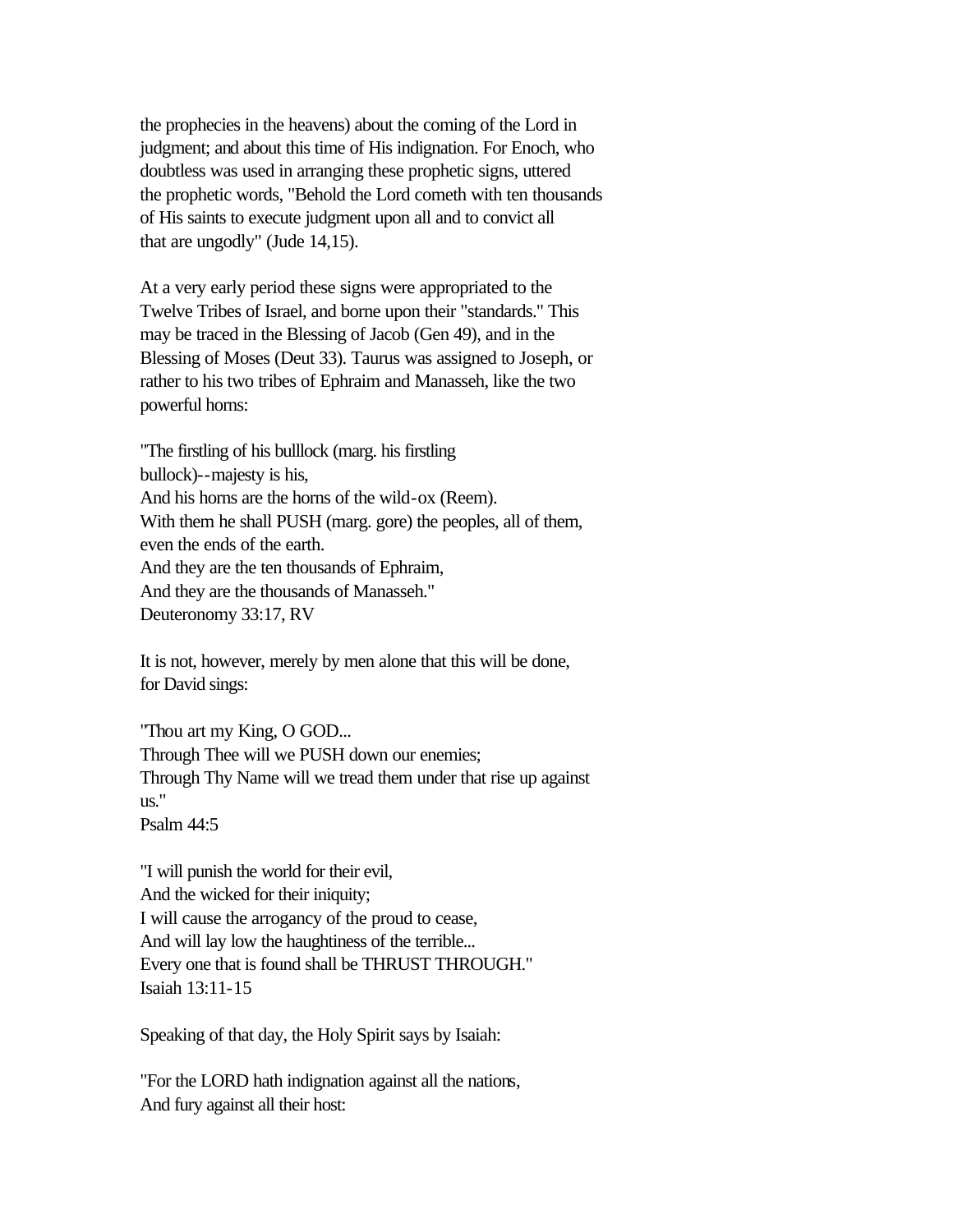the prophecies in the heavens) about the coming of the Lord in judgment; and about this time of His indignation. For Enoch, who doubtless was used in arranging these prophetic signs, uttered the prophetic words, "Behold the Lord cometh with ten thousands of His saints to execute judgment upon all and to convict all that are ungodly" (Jude 14,15).

At a very early period these signs were appropriated to the Twelve Tribes of Israel, and borne upon their "standards." This may be traced in the Blessing of Jacob (Gen 49), and in the Blessing of Moses (Deut 33). Taurus was assigned to Joseph, or rather to his two tribes of Ephraim and Manasseh, like the two powerful horns:

"The firstling of his bulllock (marg. his firstling bullock)--majesty is his,  
And his horns are the horns of the wild-ox (Reem).  
With them he shall PUSH (marg. gore) the peoples, all of them, even the ends of the earth.  
And they are the ten thousands of Ephraim,  
And they are the thousands of Manasseh."  
Deuteronomy 33:17, RV

It is not, however, merely by men alone that this will be done, for David sings:

"Thou art my King, O GOD...  
Through Thee will we PUSH down our enemies;  
Through Thy Name will we tread them under that rise up against us."  
Psalm 44:5

"I will punish the world for their evil,  
And the wicked for their iniquity;  
I will cause the arrogancy of the proud to cease,  
And will lay low the haughtiness of the terrible...  
Every one that is found shall be THRUST THROUGH."  
Isaiah 13:11-15

Speaking of that day, the Holy Spirit says by Isaiah:

"For the LORD hath indignation against all the nations,  
And fury against all their host: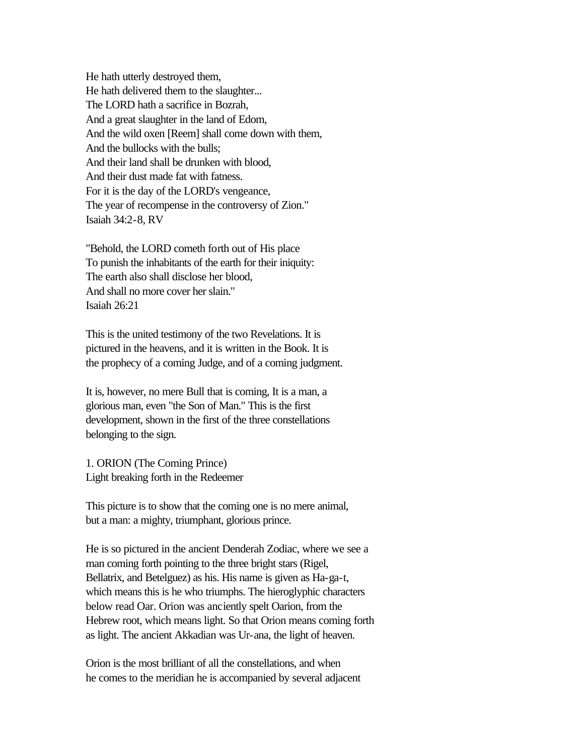He hath utterly destroyed them,  
He hath delivered them to the slaughter...  
The LORD hath a sacrifice in Bozrah,  
And a great slaughter in the land of Edom,  
And the wild oxen [Reem] shall come down with them,  
And the bullocks with the bulls;  
And their land shall be drunken with blood,  
And their dust made fat with fatness.  
For it is the day of the LORD's vengeance,  
The year of recompense in the controversy of Zion."  
Isaiah 34:2-8, RV

"Behold, the LORD cometh forth out of His place  
To punish the inhabitants of the earth for their iniquity:  
The earth also shall disclose her blood,  
And shall no more cover her slain."  
Isaiah 26:21

This is the united testimony of the two Revelations. It is pictured in the heavens, and it is written in the Book. It is the prophecy of a coming Judge, and of a coming judgment.

It is, however, no mere Bull that is coming, It is a man, a glorious man, even "the Son of Man." This is the first development, shown in the first of the three constellations belonging to the sign.

1. ORION (The Coming Prince)  
Light breaking forth in the Redeemer

This picture is to show that the coming one is no mere animal, but a man: a mighty, triumphant, glorious prince.

He is so pictured in the ancient Denderah Zodiac, where we see a man coming forth pointing to the three bright stars (Rigel, Bellatrix, and Betelguez) as his. His name is given as Ha-ga-t, which means this is he who triumphs. The hieroglyphic characters below read Oar. Orion was anciently spelt Oarion, from the Hebrew root, which means light. So that Orion means coming forth as light. The ancient Akkadian was Ur-ana, the light of heaven.

Orion is the most brilliant of all the constellations, and when he comes to the meridian he is accompanied by several adjacent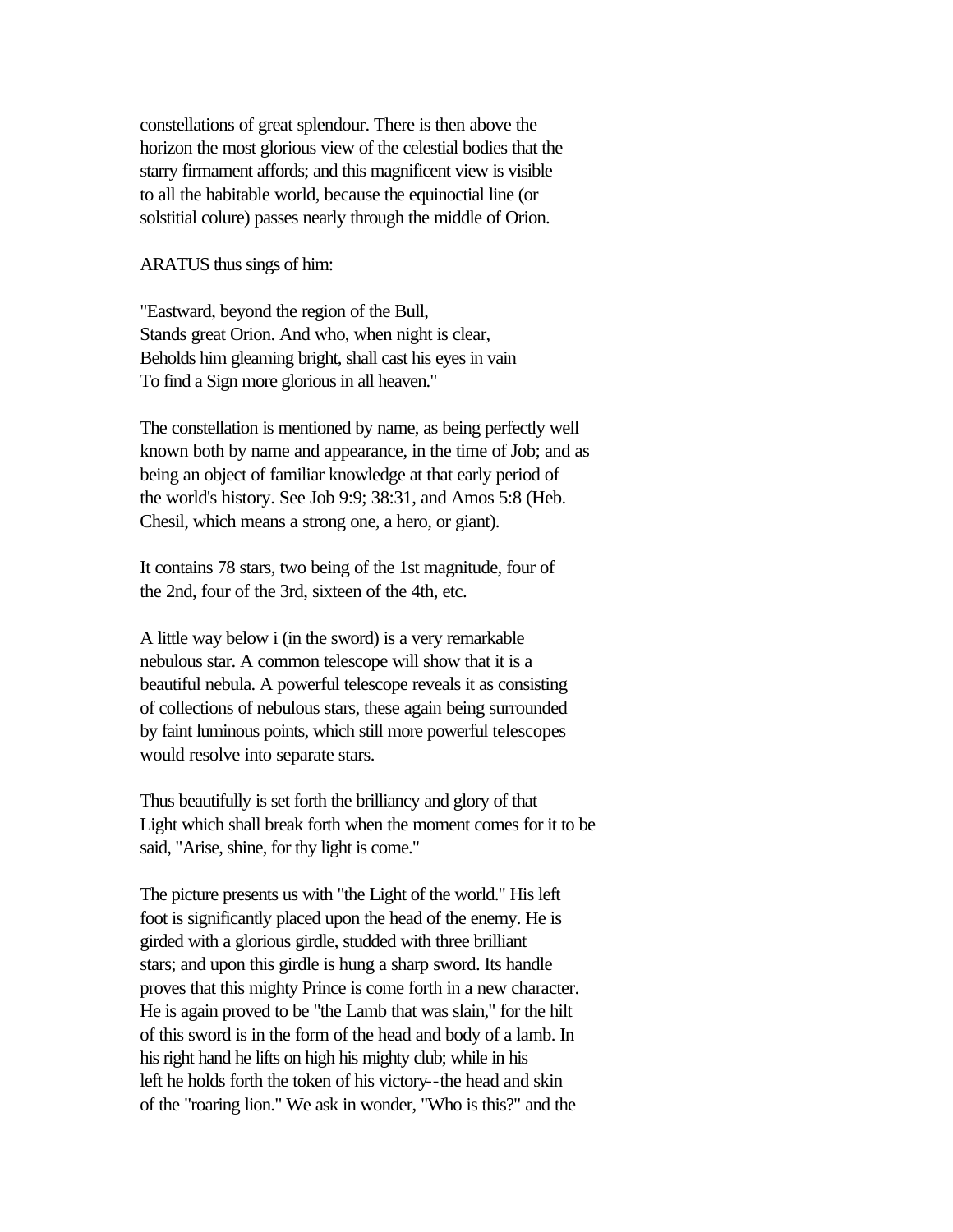constellations of great splendour. There is then above the horizon the most glorious view of the celestial bodies that the starry firmament affords; and this magnificent view is visible to all the habitable world, because the equinoctial line (or solstitial colure) passes nearly through the middle of Orion.

ARATUS thus sings of him:

"Eastward, beyond the region of the Bull,
Stands great Orion. And who, when night is clear,
Beholds him gleaming bright, shall cast his eyes in vain
To find a Sign more glorious in all heaven."

The constellation is mentioned by name, as being perfectly well known both by name and appearance, in the time of Job; and as being an object of familiar knowledge at that early period of the world's history. See Job 9:9; 38:31, and Amos 5:8 (Heb. Chesil, which means a strong one, a hero, or giant).

It contains 78 stars, two being of the 1st magnitude, four of the 2nd, four of the 3rd, sixteen of the 4th, etc.

A little way below i (in the sword) is a very remarkable nebulous star. A common telescope will show that it is a beautiful nebula. A powerful telescope reveals it as consisting of collections of nebulous stars, these again being surrounded by faint luminous points, which still more powerful telescopes would resolve into separate stars.

Thus beautifully is set forth the brilliancy and glory of that Light which shall break forth when the moment comes for it to be said, "Arise, shine, for thy light is come."

The picture presents us with "the Light of the world." His left foot is significantly placed upon the head of the enemy. He is girded with a glorious girdle, studded with three brilliant stars; and upon this girdle is hung a sharp sword. Its handle proves that this mighty Prince is come forth in a new character. He is again proved to be "the Lamb that was slain," for the hilt of this sword is in the form of the head and body of a lamb. In his right hand he lifts on high his mighty club; while in his left he holds forth the token of his victory--the head and skin of the "roaring lion." We ask in wonder, "Who is this?" and the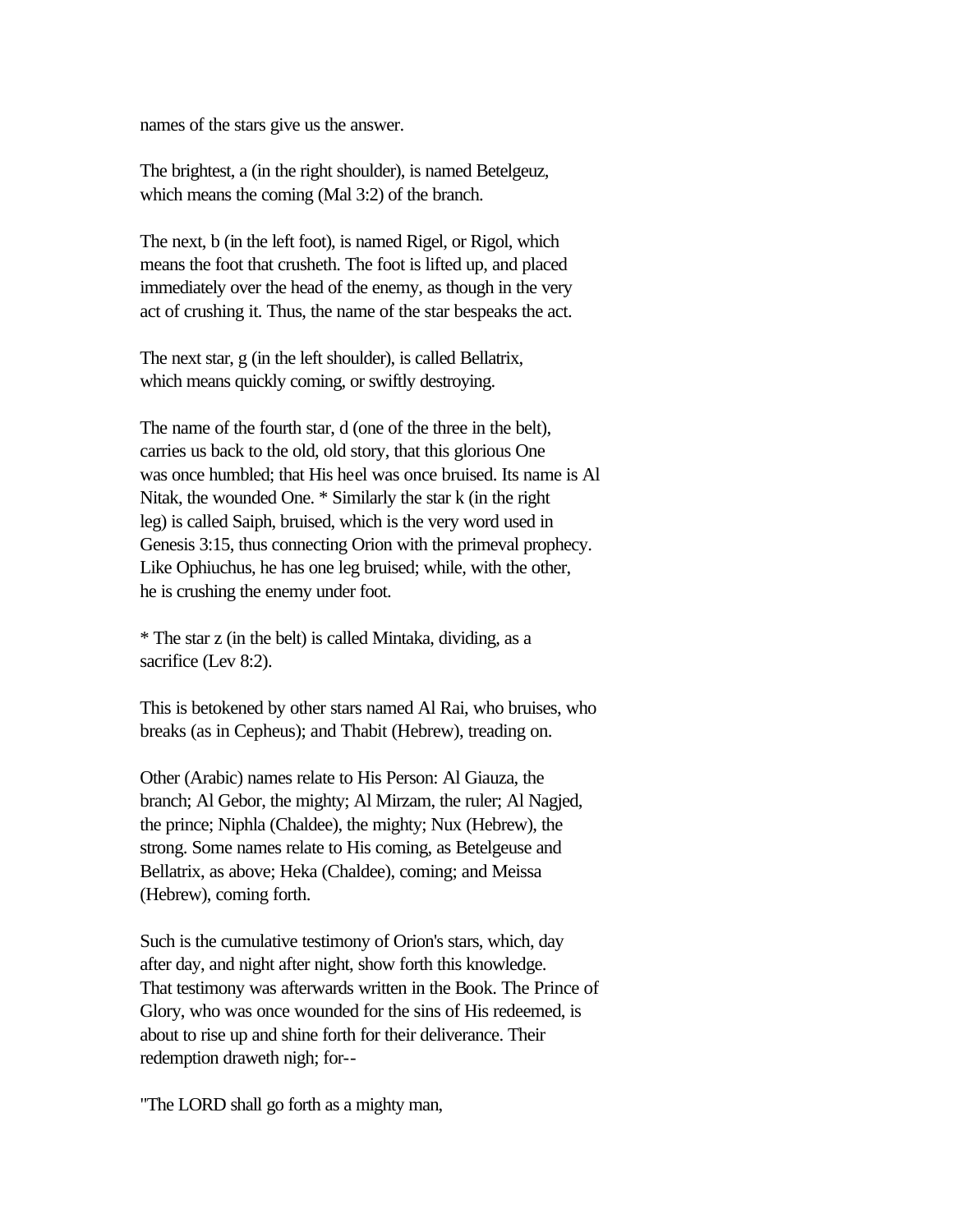names of the stars give us the answer.

The brightest, a (in the right shoulder), is named Betelgeuz, which means the coming (Mal 3:2) of the branch.

The next, b (in the left foot), is named Rigel, or Rigol, which means the foot that crusheth. The foot is lifted up, and placed immediately over the head of the enemy, as though in the very act of crushing it. Thus, the name of the star bespeaks the act.

The next star, g (in the left shoulder), is called Bellatrix, which means quickly coming, or swiftly destroying.

The name of the fourth star, d (one of the three in the belt), carries us back to the old, old story, that this glorious One was once humbled; that His heel was once bruised. Its name is Al Nitak, the wounded One. * Similarly the star k (in the right leg) is called Saiph, bruised, which is the very word used in Genesis 3:15, thus connecting Orion with the primeval prophecy. Like Ophiuchus, he has one leg bruised; while, with the other, he is crushing the enemy under foot.

* The star z (in the belt) is called Mintaka, dividing, as a sacrifice (Lev 8:2).

This is betokened by other stars named Al Rai, who bruises, who breaks (as in Cepheus); and Thabit (Hebrew), treading on.

Other (Arabic) names relate to His Person: Al Giauza, the branch; Al Gebor, the mighty; Al Mirzam, the ruler; Al Nagjed, the prince; Niphla (Chaldee), the mighty; Nux (Hebrew), the strong. Some names relate to His coming, as Betelgeuse and Bellatrix, as above; Heka (Chaldee), coming; and Meissa (Hebrew), coming forth.

Such is the cumulative testimony of Orion's stars, which, day after day, and night after night, show forth this knowledge. That testimony was afterwards written in the Book. The Prince of Glory, who was once wounded for the sins of His redeemed, is about to rise up and shine forth for their deliverance. Their redemption draweth nigh; for--

"The LORD shall go forth as a mighty man,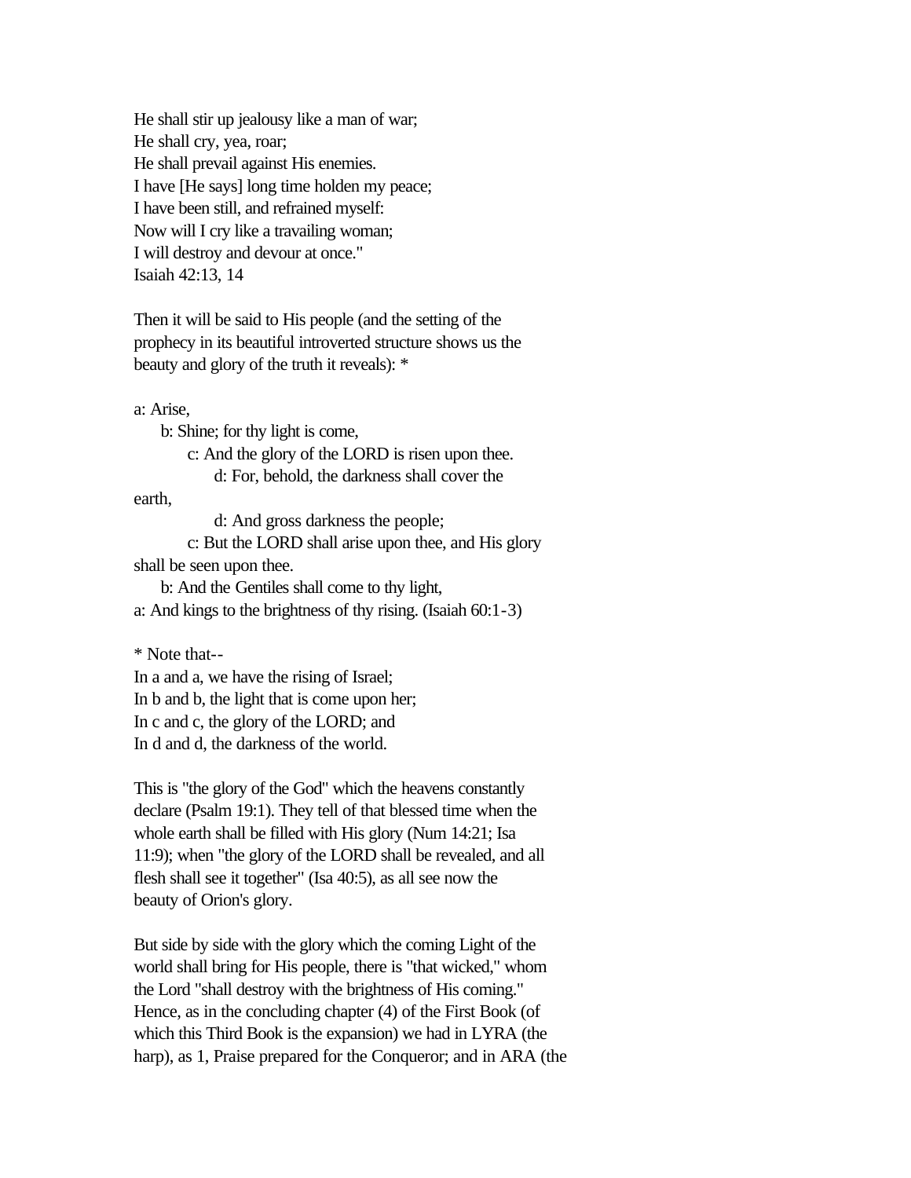He shall stir up jealousy like a man of war;
He shall cry, yea, roar;
He shall prevail against His enemies.
I have [He says] long time holden my peace;
I have been still, and refrained myself:
Now will I cry like a travailing woman;
I will destroy and devour at once."
Isaiah 42:13, 14

Then it will be said to His people (and the setting of the prophecy in its beautiful introverted structure shows us the beauty and glory of the truth it reveals): *

a: Arise,
    b: Shine; for thy light is come,
        c: And the glory of the LORD is risen upon thee.
            d: For, behold, the darkness shall cover the earth,
            d: And gross darkness the people;
        c: But the LORD shall arise upon thee, and His glory shall be seen upon thee.
    b: And the Gentiles shall come to thy light,
a: And kings to the brightness of thy rising. (Isaiah 60:1-3)

* Note that--
In a and a, we have the rising of Israel;
In b and b, the light that is come upon her;
In c and c, the glory of the LORD; and
In d and d, the darkness of the world.

This is "the glory of the God" which the heavens constantly declare (Psalm 19:1). They tell of that blessed time when the whole earth shall be filled with His glory (Num 14:21; Isa 11:9); when "the glory of the LORD shall be revealed, and all flesh shall see it together" (Isa 40:5), as all see now the beauty of Orion's glory.

But side by side with the glory which the coming Light of the world shall bring for His people, there is "that wicked," whom the Lord "shall destroy with the brightness of His coming." Hence, as in the concluding chapter (4) of the First Book (of which this Third Book is the expansion) we had in LYRA (the harp), as 1, Praise prepared for the Conqueror; and in ARA (the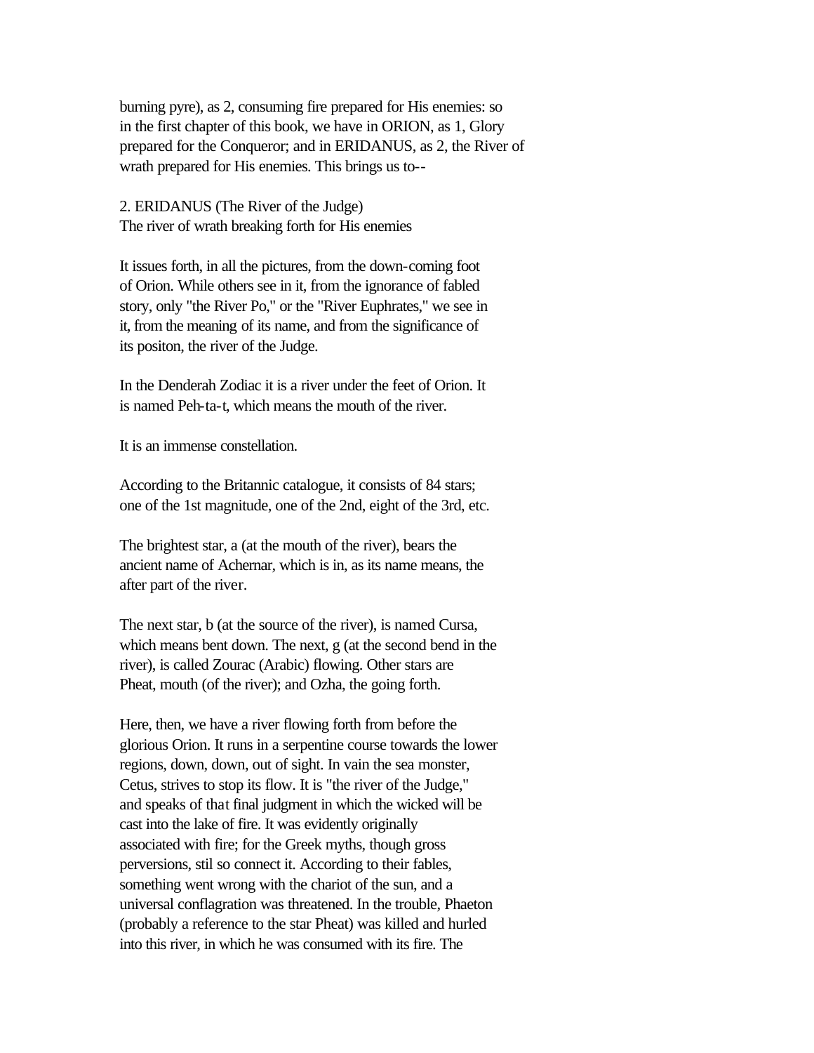burning pyre), as 2, consuming fire prepared for His enemies: so in the first chapter of this book, we have in ORION, as 1, Glory prepared for the Conqueror; and in ERIDANUS, as 2, the River of wrath prepared for His enemies. This brings us to--

## 2. ERIDANUS (The River of the Judge)

The river of wrath breaking forth for His enemies

It issues forth, in all the pictures, from the down-coming foot of Orion. While others see in it, from the ignorance of fabled story, only "the River Po," or the "River Euphrates," we see in it, from the meaning of its name, and from the significance of its positon, the river of the Judge.

In the Denderah Zodiac it is a river under the feet of Orion. It is named Peh-ta-t, which means the mouth of the river.

It is an immense constellation.

According to the Britannic catalogue, it consists of 84 stars; one of the 1st magnitude, one of the 2nd, eight of the 3rd, etc.

The brightest star, a (at the mouth of the river), bears the ancient name of Achernar, which is in, as its name means, the after part of the river.

The next star, b (at the source of the river), is named Cursa, which means bent down. The next, g (at the second bend in the river), is called Zourac (Arabic) flowing. Other stars are Pheat, mouth (of the river); and Ozha, the going forth.

Here, then, we have a river flowing forth from before the glorious Orion. It runs in a serpentine course towards the lower regions, down, down, out of sight. In vain the sea monster, Cetus, strives to stop its flow. It is "the river of the Judge," and speaks of that final judgment in which the wicked will be cast into the lake of fire. It was evidently originally associated with fire; for the Greek myths, though gross perversions, stil so connect it. According to their fables, something went wrong with the chariot of the sun, and a universal conflagration was threatened. In the trouble, Phaeton (probably a reference to the star Pheat) was killed and hurled into this river, in which he was consumed with its fire. The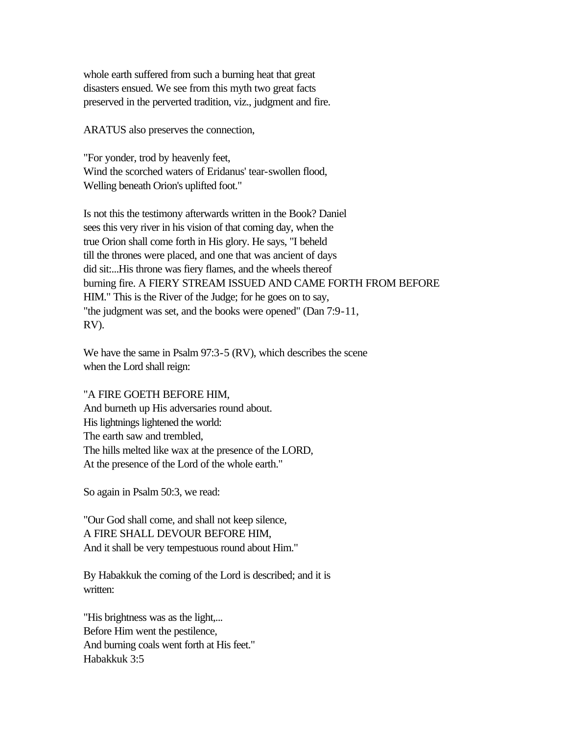whole earth suffered from such a burning heat that great disasters ensued. We see from this myth two great facts preserved in the perverted tradition, viz., judgment and fire.

ARATUS also preserves the connection,

"For yonder, trod by heavenly feet,
Wind the scorched waters of Eridanus' tear-swollen flood,
Welling beneath Orion's uplifted foot."

Is not this the testimony afterwards written in the Book? Daniel sees this very river in his vision of that coming day, when the true Orion shall come forth in His glory. He says, "I beheld till the thrones were placed, and one that was ancient of days did sit:...His throne was fiery flames, and the wheels thereof burning fire. A FIERY STREAM ISSUED AND CAME FORTH FROM BEFORE HIM." This is the River of the Judge; for he goes on to say, "the judgment was set, and the books were opened" (Dan 7:9-11, RV).

We have the same in Psalm 97:3-5 (RV), which describes the scene when the Lord shall reign:

"A FIRE GOETH BEFORE HIM,
And burneth up His adversaries round about.
His lightnings lightened the world:
The earth saw and trembled,
The hills melted like wax at the presence of the LORD,
At the presence of the Lord of the whole earth."

So again in Psalm 50:3, we read:

"Our God shall come, and shall not keep silence,
A FIRE SHALL DEVOUR BEFORE HIM,
And it shall be very tempestuous round about Him."

By Habakkuk the coming of the Lord is described; and it is written:

"His brightness was as the light,...
Before Him went the pestilence,
And burning coals went forth at His feet."
Habakkuk 3:5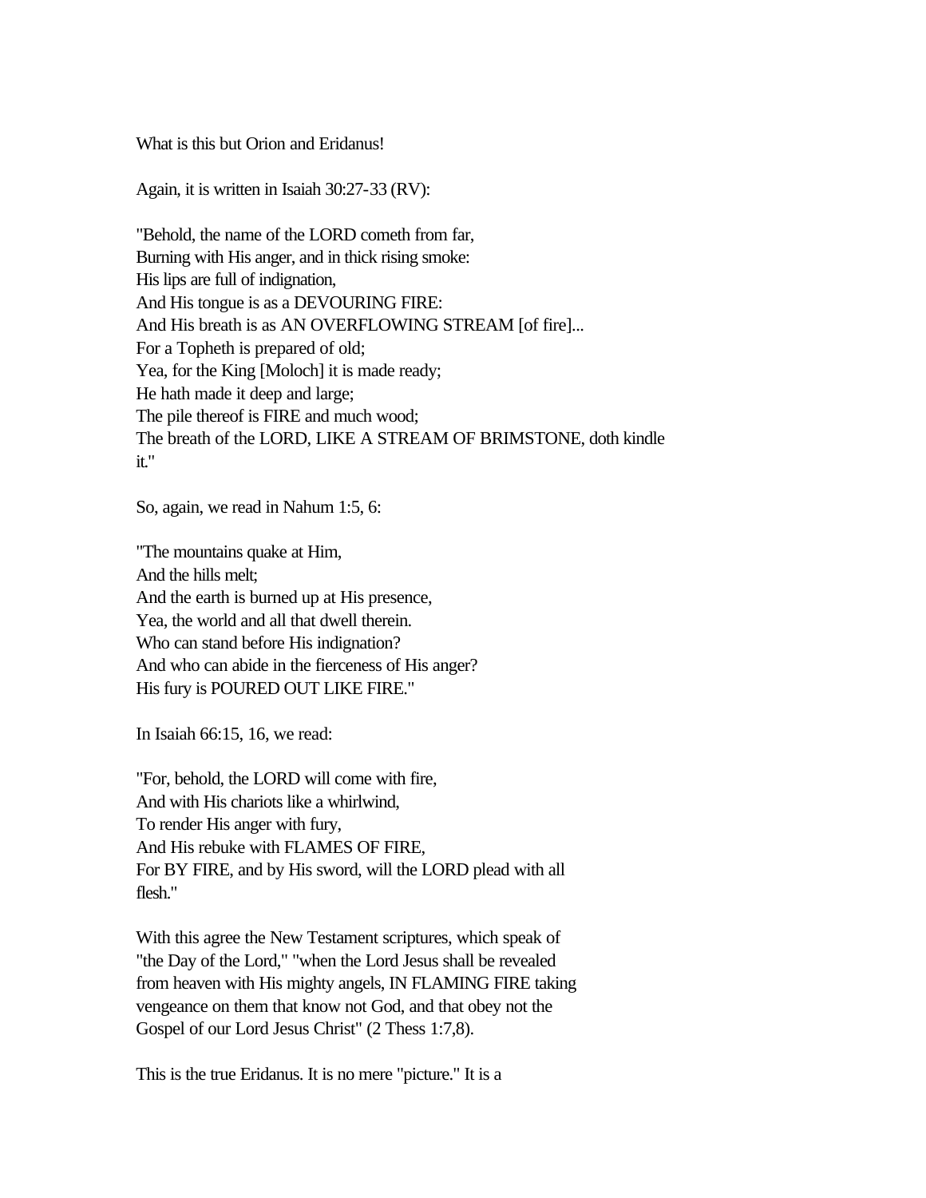What is this but Orion and Eridanus!

Again, it is written in Isaiah 30:27-33 (RV):

"Behold, the name of the LORD cometh from far,
Burning with His anger, and in thick rising smoke:
His lips are full of indignation,
And His tongue is as a DEVOURING FIRE:
And His breath is as AN OVERFLOWING STREAM [of fire]...
For a Topheth is prepared of old;
Yea, for the King [Moloch] it is made ready;
He hath made it deep and large;
The pile thereof is FIRE and much wood;
The breath of the LORD, LIKE A STREAM OF BRIMSTONE, doth kindle
it."

So, again, we read in Nahum 1:5, 6:

"The mountains quake at Him,
And the hills melt;
And the earth is burned up at His presence,
Yea, the world and all that dwell therein.
Who can stand before His indignation?
And who can abide in the fierceness of His anger?
His fury is POURED OUT LIKE FIRE."

In Isaiah 66:15, 16, we read:

"For, behold, the LORD will come with fire,
And with His chariots like a whirlwind,
To render His anger with fury,
And His rebuke with FLAMES OF FIRE,
For BY FIRE, and by His sword, will the LORD plead with all
flesh."

With this agree the New Testament scriptures, which speak of
"the Day of the Lord," "when the Lord Jesus shall be revealed
from heaven with His mighty angels, IN FLAMING FIRE taking
vengeance on them that know not God, and that obey not the
Gospel of our Lord Jesus Christ" (2 Thess 1:7,8).

This is the true Eridanus. It is no mere "picture." It is a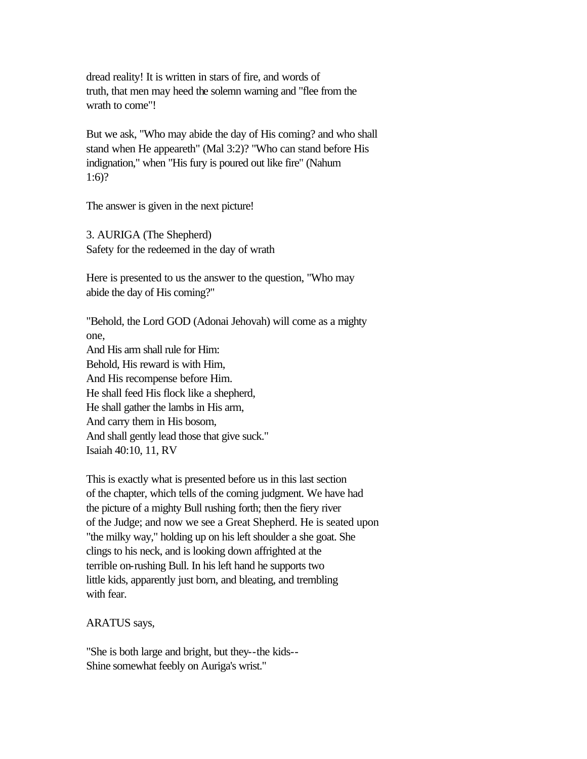dread reality! It is written in stars of fire, and words of truth, that men may heed the solemn warning and "flee from the wrath to come"!

But we ask, "Who may abide the day of His coming? and who shall stand when He appeareth" (Mal 3:2)? "Who can stand before His indignation," when "His fury is poured out like fire" (Nahum 1:6)?

The answer is given in the next picture!

### 3. AURIGA (The Shepherd)

Safety for the redeemed in the day of wrath

Here is presented to us the answer to the question, "Who may abide the day of His coming?"

"Behold, the Lord GOD (Adonai Jehovah) will come as a mighty one,  
And His arm shall rule for Him:  
Behold, His reward is with Him,  
And His recompense before Him.  
He shall feed His flock like a shepherd,  
He shall gather the lambs in His arm,  
And carry them in His bosom,  
And shall gently lead those that give suck."  
Isaiah 40:10, 11, RV

This is exactly what is presented before us in this last section of the chapter, which tells of the coming judgment. We have had the picture of a mighty Bull rushing forth; then the fiery river of the Judge; and now we see a Great Shepherd. He is seated upon "the milky way," holding up on his left shoulder a she goat. She clings to his neck, and is looking down affrighted at the terrible on-rushing Bull. In his left hand he supports two little kids, apparently just born, and bleating, and trembling with fear.

ARATUS says,

"She is both large and bright, but they--the kids--  
Shine somewhat feebly on Auriga's wrist."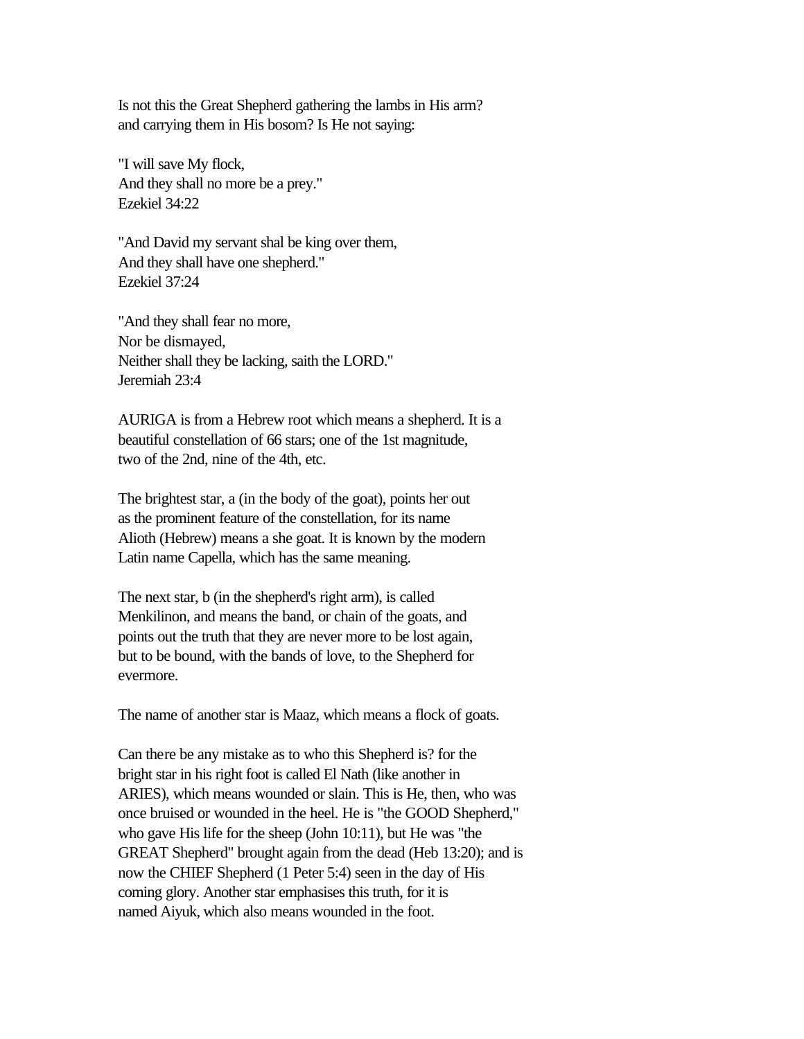Is not this the Great Shepherd gathering the lambs in His arm? and carrying them in His bosom? Is He not saying:

"I will save My flock,
And they shall no more be a prey."
Ezekiel 34:22

"And David my servant shal be king over them,
And they shall have one shepherd."
Ezekiel 37:24

"And they shall fear no more,
Nor be dismayed,
Neither shall they be lacking, saith the LORD."
Jeremiah 23:4

AURIGA is from a Hebrew root which means a shepherd. It is a beautiful constellation of 66 stars; one of the 1st magnitude, two of the 2nd, nine of the 4th, etc.

The brightest star, a (in the body of the goat), points her out as the prominent feature of the constellation, for its name Alioth (Hebrew) means a she goat. It is known by the modern Latin name Capella, which has the same meaning.

The next star, b (in the shepherd's right arm), is called Menkilinon, and means the band, or chain of the goats, and points out the truth that they are never more to be lost again, but to be bound, with the bands of love, to the Shepherd for evermore.

The name of another star is Maaz, which means a flock of goats.

Can there be any mistake as to who this Shepherd is? for the bright star in his right foot is called El Nath (like another in ARIES), which means wounded or slain. This is He, then, who was once bruised or wounded in the heel. He is "the GOOD Shepherd," who gave His life for the sheep (John 10:11), but He was "the GREAT Shepherd" brought again from the dead (Heb 13:20); and is now the CHIEF Shepherd (1 Peter 5:4) seen in the day of His coming glory. Another star emphasises this truth, for it is named Aiyuk, which also means wounded in the foot.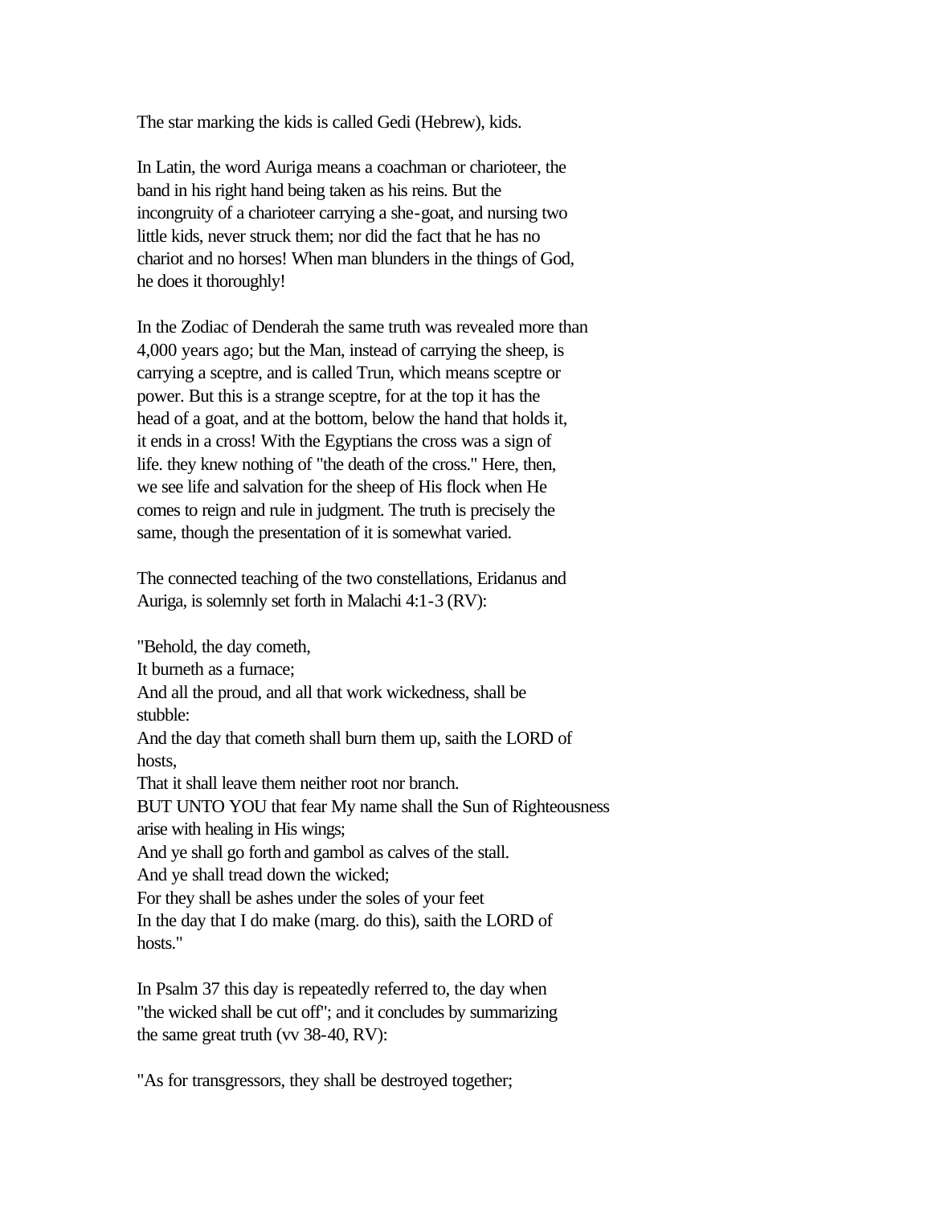The star marking the kids is called Gedi (Hebrew), kids.

In Latin, the word Auriga means a coachman or charioteer, the band in his right hand being taken as his reins. But the incongruity of a charioteer carrying a she-goat, and nursing two little kids, never struck them; nor did the fact that he has no chariot and no horses! When man blunders in the things of God, he does it thoroughly!

In the Zodiac of Denderah the same truth was revealed more than 4,000 years ago; but the Man, instead of carrying the sheep, is carrying a sceptre, and is called Trun, which means sceptre or power. But this is a strange sceptre, for at the top it has the head of a goat, and at the bottom, below the hand that holds it, it ends in a cross! With the Egyptians the cross was a sign of life. they knew nothing of "the death of the cross." Here, then, we see life and salvation for the sheep of His flock when He comes to reign and rule in judgment. The truth is precisely the same, though the presentation of it is somewhat varied.

The connected teaching of the two constellations, Eridanus and Auriga, is solemnly set forth in Malachi 4:1-3 (RV):

"Behold, the day cometh,  
It burneth as a furnace;  
And all the proud, and all that work wickedness, shall be stubble:  
And the day that cometh shall burn them up, saith the LORD of hosts,  
That it shall leave them neither root nor branch.  
BUT UNTO YOU that fear My name shall the Sun of Righteousness arise with healing in His wings;  
And ye shall go forth and gambol as calves of the stall.  
And ye shall tread down the wicked;  
For they shall be ashes under the soles of your feet  
In the day that I do make (marg. do this), saith the LORD of hosts."

In Psalm 37 this day is repeatedly referred to, the day when "the wicked shall be cut off"; and it concludes by summarizing the same great truth (vv 38-40, RV):

"As for transgressors, they shall be destroyed together;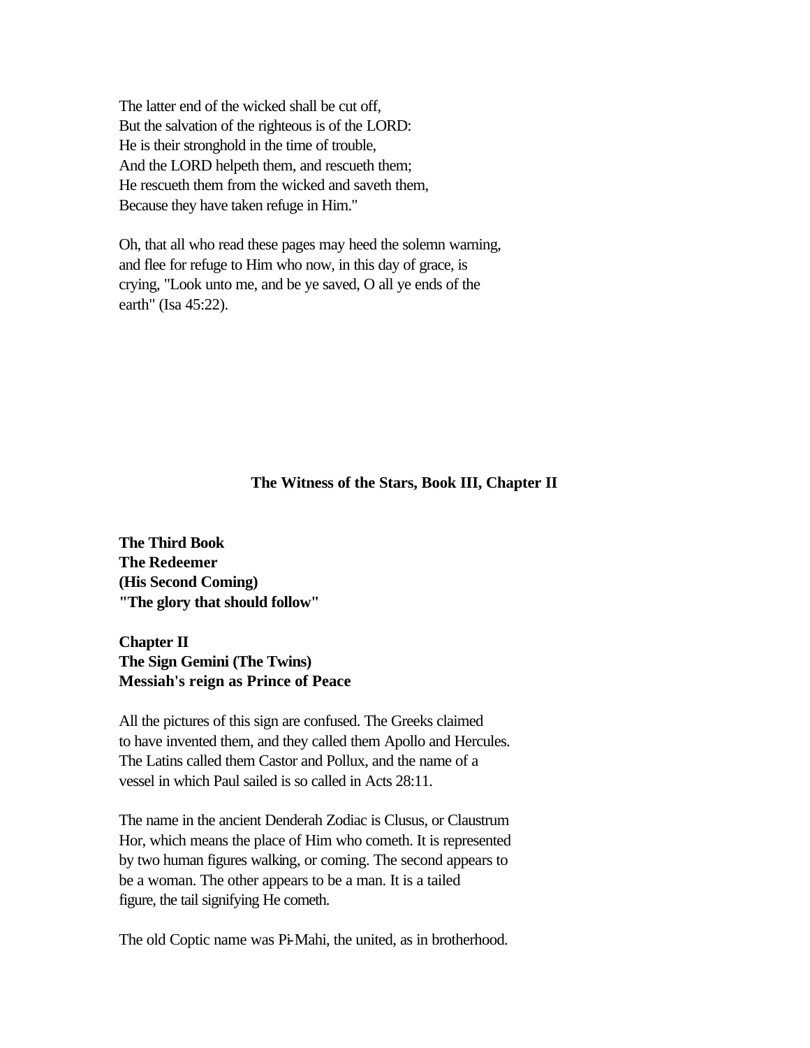The latter end of the wicked shall be cut off,
But the salvation of the righteous is of the LORD:
He is their stronghold in the time of trouble,
And the LORD helpeth them, and rescueth them;
He rescueth them from the wicked and saveth them,
Because they have taken refuge in Him."

Oh, that all who read these pages may heed the solemn warning, and flee for refuge to Him who now, in this day of grace, is crying, "Look unto me, and be ye saved, O all ye ends of the earth" (Isa 45:22).

## The Witness of the Stars, Book III, Chapter II

**The Third Book**
**The Redeemer**
**(His Second Coming)**
**"The glory that should follow"**

**Chapter II**
**The Sign Gemini (The Twins)**
**Messiah's reign as Prince of Peace**

All the pictures of this sign are confused. The Greeks claimed to have invented them, and they called them Apollo and Hercules. The Latins called them Castor and Pollux, and the name of a vessel in which Paul sailed is so called in Acts 28:11.

The name in the ancient Denderah Zodiac is Clusus, or Claustrum Hor, which means the place of Him who cometh. It is represented by two human figures walking, or coming. The second appears to be a woman. The other appears to be a man. It is a tailed figure, the tail signifying He cometh.

The old Coptic name was Pi-Mahi, the united, as in brotherhood.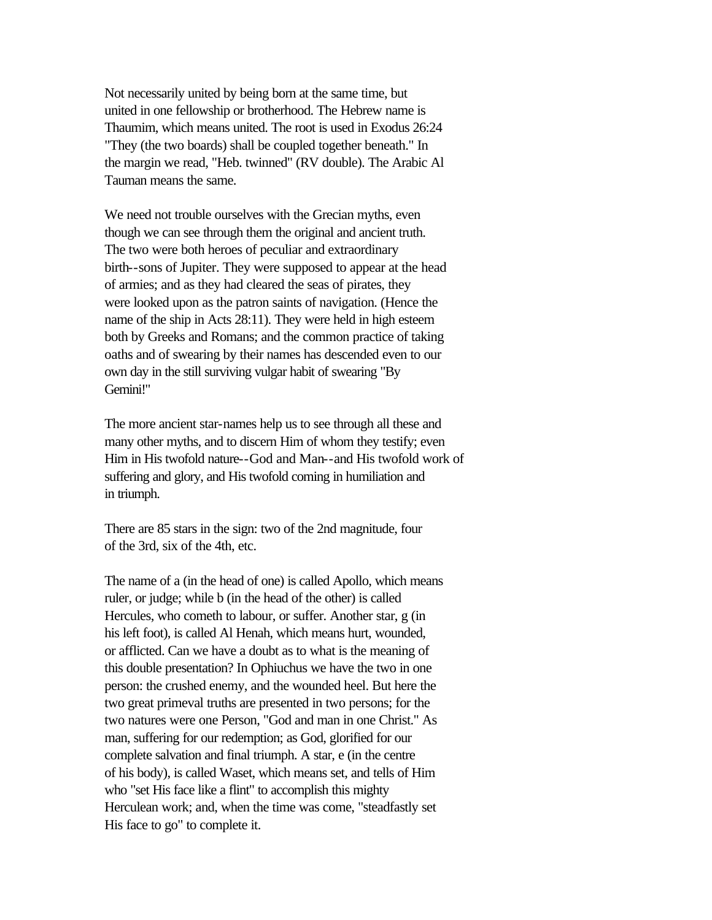Not necessarily united by being born at the same time, but united in one fellowship or brotherhood. The Hebrew name is Thaumim, which means united. The root is used in Exodus 26:24 "They (the two boards) shall be coupled together beneath." In the margin we read, "Heb. twinned" (RV double). The Arabic Al Tauman means the same.

We need not trouble ourselves with the Grecian myths, even though we can see through them the original and ancient truth. The two were both heroes of peculiar and extraordinary birth--sons of Jupiter. They were supposed to appear at the head of armies; and as they had cleared the seas of pirates, they were looked upon as the patron saints of navigation. (Hence the name of the ship in Acts 28:11). They were held in high esteem both by Greeks and Romans; and the common practice of taking oaths and of swearing by their names has descended even to our own day in the still surviving vulgar habit of swearing "By Gemini!"

The more ancient star-names help us to see through all these and many other myths, and to discern Him of whom they testify; even Him in His twofold nature--God and Man--and His twofold work of suffering and glory, and His twofold coming in humiliation and in triumph.

There are 85 stars in the sign: two of the 2nd magnitude, four of the 3rd, six of the 4th, etc.

The name of a (in the head of one) is called Apollo, which means ruler, or judge; while b (in the head of the other) is called Hercules, who cometh to labour, or suffer. Another star, g (in his left foot), is called Al Henah, which means hurt, wounded, or afflicted. Can we have a doubt as to what is the meaning of this double presentation? In Ophiuchus we have the two in one person: the crushed enemy, and the wounded heel. But here the two great primeval truths are presented in two persons; for the two natures were one Person, "God and man in one Christ." As man, suffering for our redemption; as God, glorified for our complete salvation and final triumph. A star, e (in the centre of his body), is called Waset, which means set, and tells of Him who "set His face like a flint" to accomplish this mighty Herculean work; and, when the time was come, "steadfastly set His face to go" to complete it.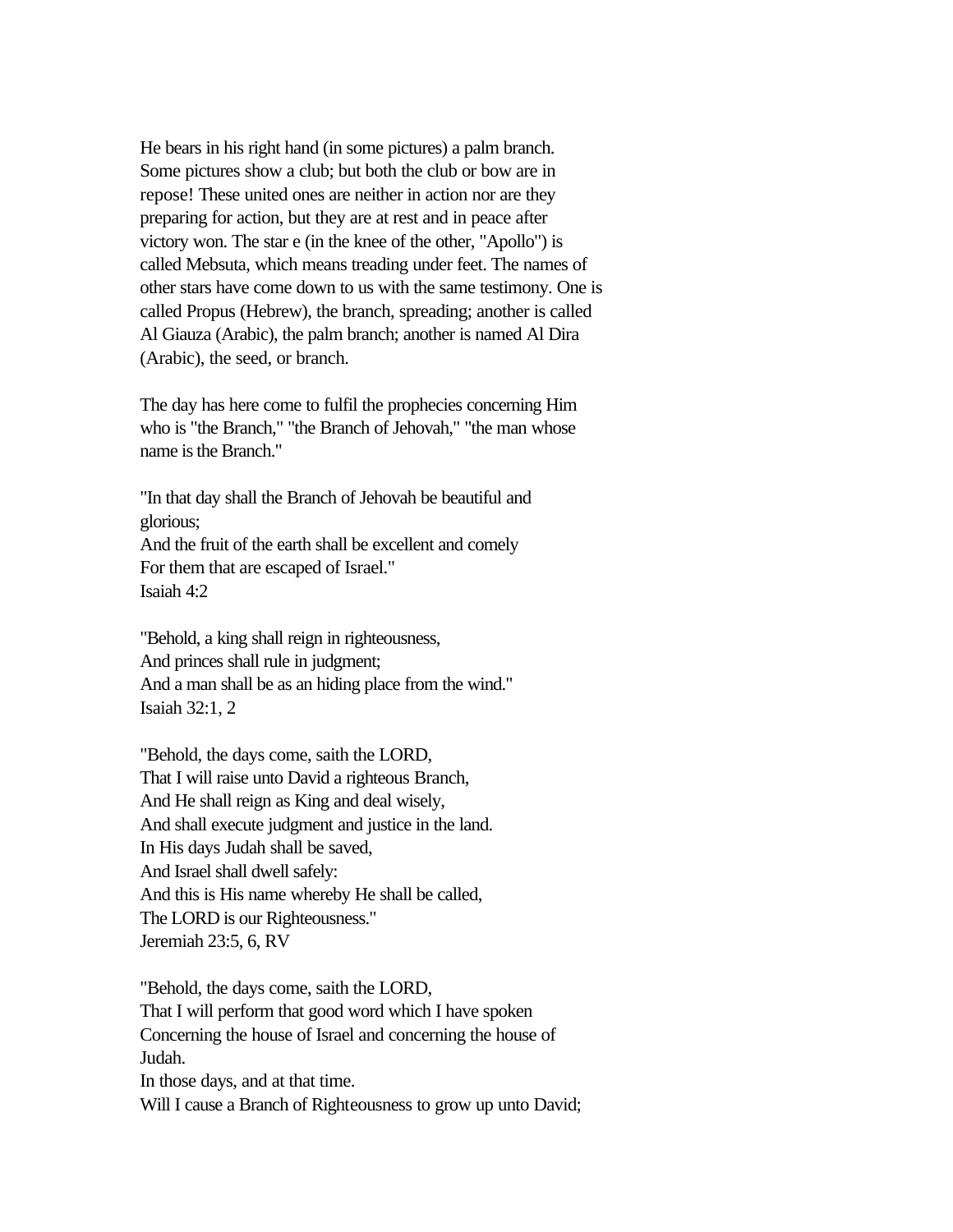He bears in his right hand (in some pictures) a palm branch. Some pictures show a club; but both the club or bow are in repose! These united ones are neither in action nor are they preparing for action, but they are at rest and in peace after victory won. The star e (in the knee of the other, "Apollo") is called Mebsuta, which means treading under feet. The names of other stars have come down to us with the same testimony. One is called Propus (Hebrew), the branch, spreading; another is called Al Giauza (Arabic), the palm branch; another is named Al Dira (Arabic), the seed, or branch.

The day has here come to fulfil the prophecies concerning Him who is "the Branch," "the Branch of Jehovah," "the man whose name is the Branch."

"In that day shall the Branch of Jehovah be beautiful and glorious;
And the fruit of the earth shall be excellent and comely
For them that are escaped of Israel."
Isaiah 4:2

"Behold, a king shall reign in righteousness,
And princes shall rule in judgment;
And a man shall be as an hiding place from the wind."
Isaiah 32:1, 2

"Behold, the days come, saith the LORD,
That I will raise unto David a righteous Branch,
And He shall reign as King and deal wisely,
And shall execute judgment and justice in the land.
In His days Judah shall be saved,
And Israel shall dwell safely:
And this is His name whereby He shall be called,
The LORD is our Righteousness."
Jeremiah 23:5, 6, RV

"Behold, the days come, saith the LORD,
That I will perform that good word which I have spoken
Concerning the house of Israel and concerning the house of Judah.
In those days, and at that time.
Will I cause a Branch of Righteousness to grow up unto David;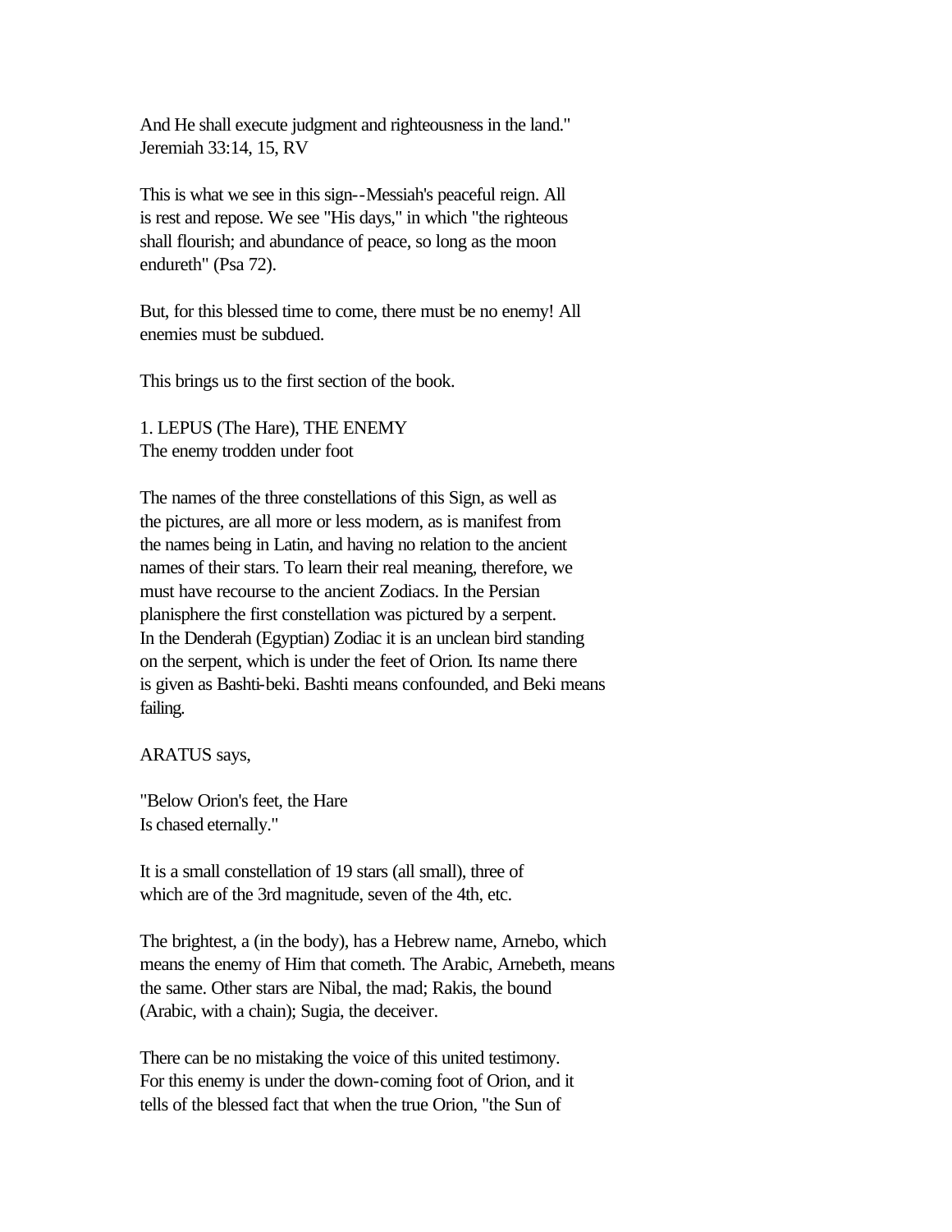And He shall execute judgment and righteousness in the land."
Jeremiah 33:14, 15, RV

This is what we see in this sign--Messiah's peaceful reign. All is rest and repose. We see "His days," in which "the righteous shall flourish; and abundance of peace, so long as the moon endureth" (Psa 72).

But, for this blessed time to come, there must be no enemy! All enemies must be subdued.

This brings us to the first section of the book.

## 1. LEPUS (The Hare), THE ENEMY

The enemy trodden under foot

The names of the three constellations of this Sign, as well as the pictures, are all more or less modern, as is manifest from the names being in Latin, and having no relation to the ancient names of their stars. To learn their real meaning, therefore, we must have recourse to the ancient Zodiacs. In the Persian planisphere the first constellation was pictured by a serpent. In the Denderah (Egyptian) Zodiac it is an unclean bird standing on the serpent, which is under the feet of Orion. Its name there is given as Bashti-beki. Bashti means confounded, and Beki means failing.

ARATUS says,

"Below Orion's feet, the Hare
Is chased eternally."

It is a small constellation of 19 stars (all small), three of which are of the 3rd magnitude, seven of the 4th, etc.

The brightest, a (in the body), has a Hebrew name, Arnebo, which means the enemy of Him that cometh. The Arabic, Arnebeth, means the same. Other stars are Nibal, the mad; Rakis, the bound (Arabic, with a chain); Sugia, the deceiver.

There can be no mistaking the voice of this united testimony. For this enemy is under the down-coming foot of Orion, and it tells of the blessed fact that when the true Orion, "the Sun of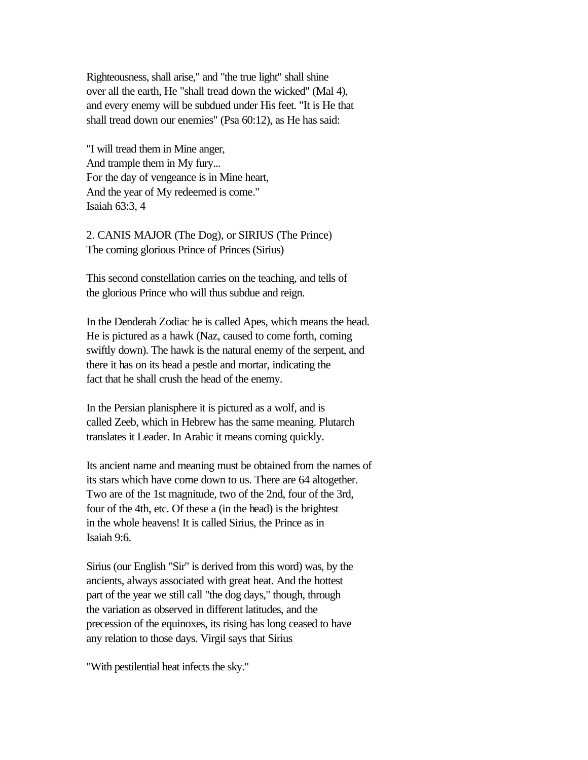Righteousness, shall arise," and "the true light" shall shine over all the earth, He "shall tread down the wicked" (Mal 4), and every enemy will be subdued under His feet. "It is He that shall tread down our enemies" (Psa 60:12), as He has said:

"I will tread them in Mine anger,
And trample them in My fury...
For the day of vengeance is in Mine heart,
And the year of My redeemed is come."
Isaiah 63:3, 4

## 2. CANIS MAJOR (The Dog), or SIRIUS (The Prince)

The coming glorious Prince of Princes (Sirius)

This second constellation carries on the teaching, and tells of the glorious Prince who will thus subdue and reign.

In the Denderah Zodiac he is called Apes, which means the head. He is pictured as a hawk (Naz, caused to come forth, coming swiftly down). The hawk is the natural enemy of the serpent, and there it has on its head a pestle and mortar, indicating the fact that he shall crush the head of the enemy.

In the Persian planisphere it is pictured as a wolf, and is called Zeeb, which in Hebrew has the same meaning. Plutarch translates it Leader. In Arabic it means coming quickly.

Its ancient name and meaning must be obtained from the names of its stars which have come down to us. There are 64 altogether. Two are of the 1st magnitude, two of the 2nd, four of the 3rd, four of the 4th, etc. Of these a (in the head) is the brightest in the whole heavens! It is called Sirius, the Prince as in Isaiah 9:6.

Sirius (our English "Sir" is derived from this word) was, by the ancients, always associated with great heat. And the hottest part of the year we still call "the dog days," though, through the variation as observed in different latitudes, and the precession of the equinoxes, its rising has long ceased to have any relation to those days. Virgil says that Sirius

"With pestilential heat infects the sky."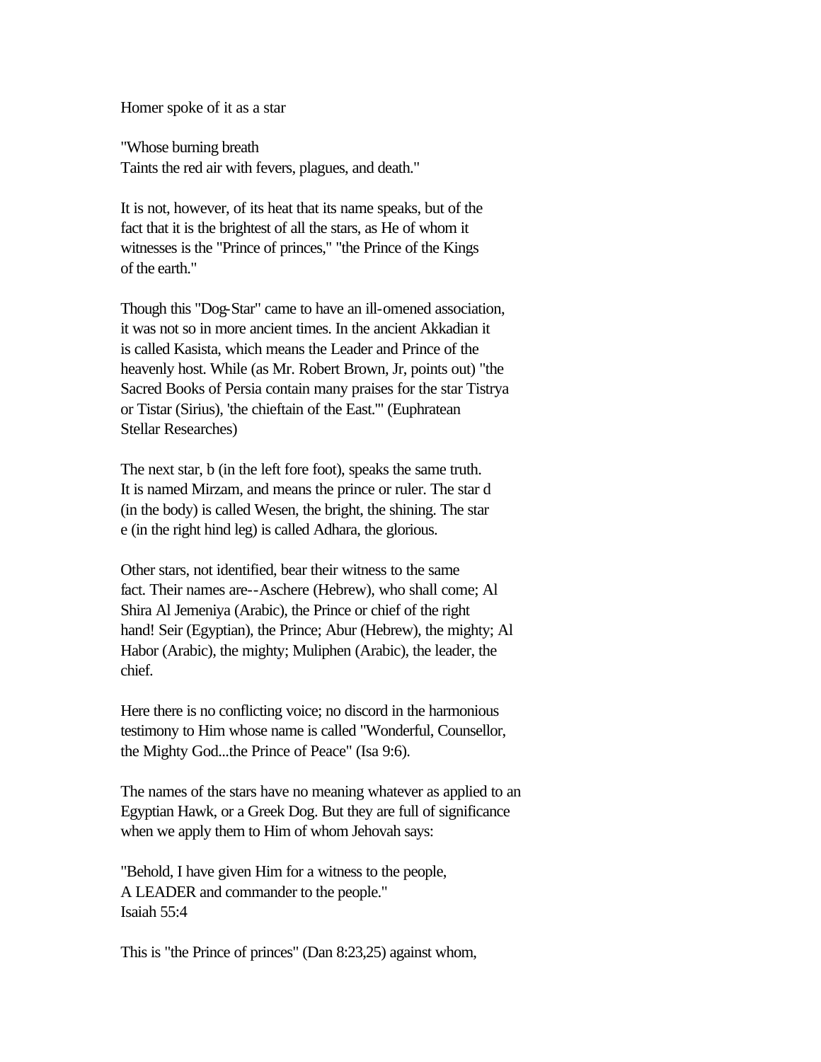Homer spoke of it as a star

"Whose burning breath
Taints the red air with fevers, plagues, and death."

It is not, however, of its heat that its name speaks, but of the fact that it is the brightest of all the stars, as He of whom it witnesses is the "Prince of princes," "the Prince of the Kings of the earth."

Though this "Dog-Star" came to have an ill-omened association, it was not so in more ancient times. In the ancient Akkadian it is called Kasista, which means the Leader and Prince of the heavenly host. While (as Mr. Robert Brown, Jr, points out) "the Sacred Books of Persia contain many praises for the star Tistrya or Tistar (Sirius), 'the chieftain of the East.'" (Euphratean Stellar Researches)

The next star, b (in the left fore foot), speaks the same truth. It is named Mirzam, and means the prince or ruler. The star d (in the body) is called Wesen, the bright, the shining. The star e (in the right hind leg) is called Adhara, the glorious.

Other stars, not identified, bear their witness to the same fact. Their names are--Aschere (Hebrew), who shall come; Al Shira Al Jemeniya (Arabic), the Prince or chief of the right hand! Seir (Egyptian), the Prince; Abur (Hebrew), the mighty; Al Habor (Arabic), the mighty; Muliphen (Arabic), the leader, the chief.

Here there is no conflicting voice; no discord in the harmonious testimony to Him whose name is called "Wonderful, Counsellor, the Mighty God...the Prince of Peace" (Isa 9:6).

The names of the stars have no meaning whatever as applied to an Egyptian Hawk, or a Greek Dog. But they are full of significance when we apply them to Him of whom Jehovah says:

"Behold, I have given Him for a witness to the people,
A LEADER and commander to the people."
Isaiah 55:4

This is "the Prince of princes" (Dan 8:23,25) against whom,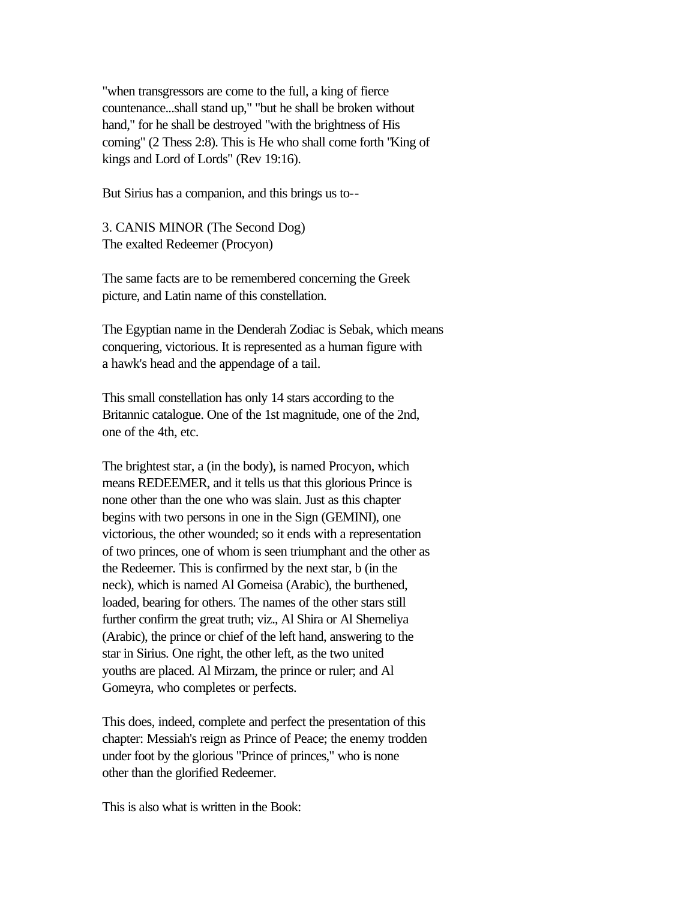"when transgressors are come to the full, a king of fierce countenance...shall stand up," "but he shall be broken without hand," for he shall be destroyed "with the brightness of His coming" (2 Thess 2:8). This is He who shall come forth "King of kings and Lord of Lords" (Rev 19:16).

But Sirius has a companion, and this brings us to--

### 3. CANIS MINOR (The Second Dog)
### The exalted Redeemer (Procyon)

The same facts are to be remembered concerning the Greek picture, and Latin name of this constellation.

The Egyptian name in the Denderah Zodiac is Sebak, which means conquering, victorious. It is represented as a human figure with a hawk's head and the appendage of a tail.

This small constellation has only 14 stars according to the Britannic catalogue. One of the 1st magnitude, one of the 2nd, one of the 4th, etc.

The brightest star, a (in the body), is named Procyon, which means REDEEMER, and it tells us that this glorious Prince is none other than the one who was slain. Just as this chapter begins with two persons in one in the Sign (GEMINI), one victorious, the other wounded; so it ends with a representation of two princes, one of whom is seen triumphant and the other as the Redeemer. This is confirmed by the next star, b (in the neck), which is named Al Gomeisa (Arabic), the burthened, loaded, bearing for others. The names of the other stars still further confirm the great truth; viz., Al Shira or Al Shemeliya (Arabic), the prince or chief of the left hand, answering to the star in Sirius. One right, the other left, as the two united youths are placed. Al Mirzam, the prince or ruler; and Al Gomeyra, who completes or perfects.

This does, indeed, complete and perfect the presentation of this chapter: Messiah's reign as Prince of Peace; the enemy trodden under foot by the glorious "Prince of princes," who is none other than the glorified Redeemer.

This is also what is written in the Book: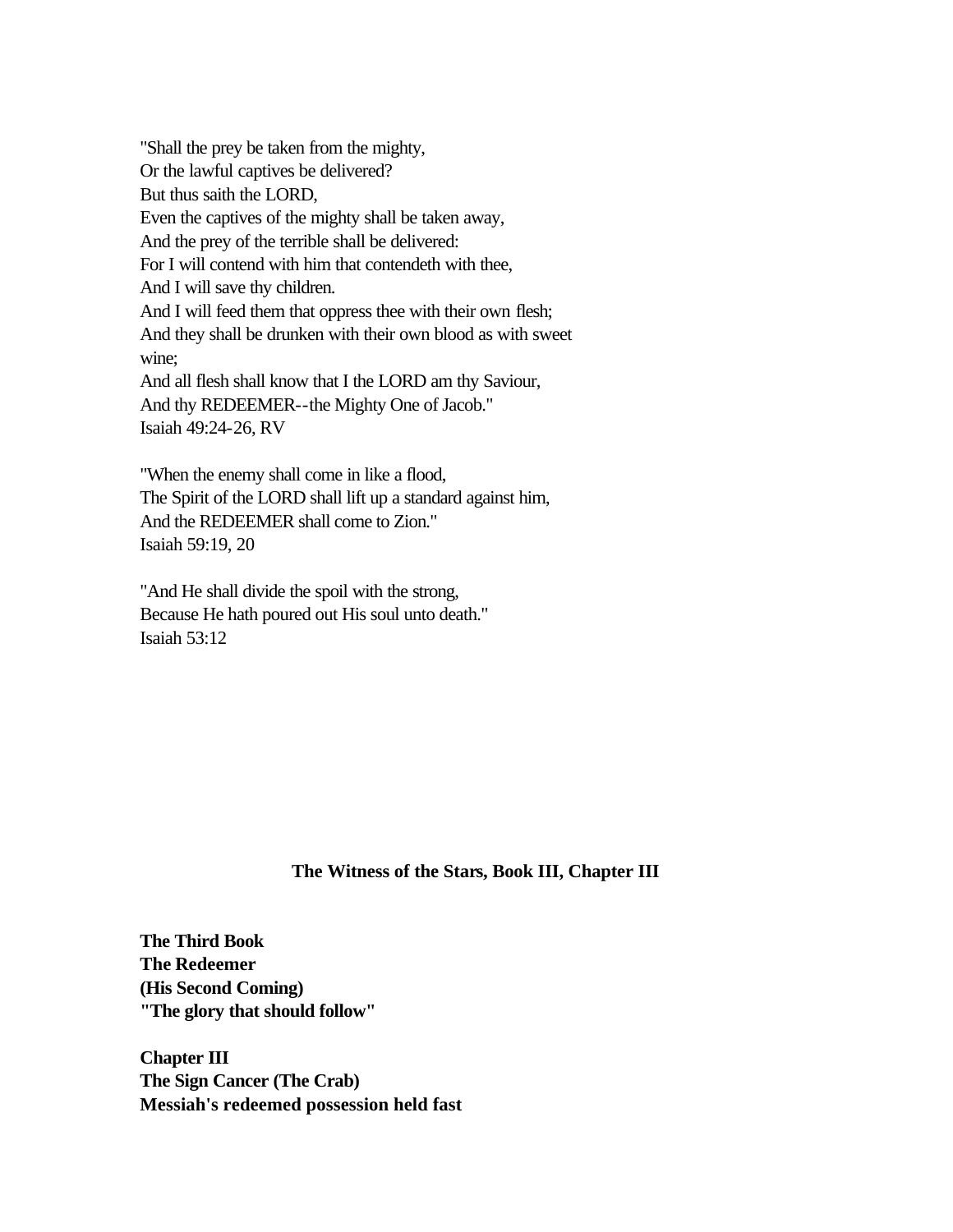"Shall the prey be taken from the mighty,
Or the lawful captives be delivered?
But thus saith the LORD,
Even the captives of the mighty shall be taken away,
And the prey of the terrible shall be delivered:
For I will contend with him that contendeth with thee,
And I will save thy children.
And I will feed them that oppress thee with their own flesh;
And they shall be drunken with their own blood as with sweet wine;
And all flesh shall know that I the LORD am thy Saviour,
And thy REDEEMER--the Mighty One of Jacob."
Isaiah 49:24-26, RV

"When the enemy shall come in like a flood,
The Spirit of the LORD shall lift up a standard against him,
And the REDEEMER shall come to Zion."
Isaiah 59:19, 20

"And He shall divide the spoil with the strong,
Because He hath poured out His soul unto death."
Isaiah 53:12

## The Witness of the Stars, Book III, Chapter III

**The Third Book**
**The Redeemer**
**(His Second Coming)**
**"The glory that should follow"**

**Chapter III**
**The Sign Cancer (The Crab)**
**Messiah's redeemed possession held fast**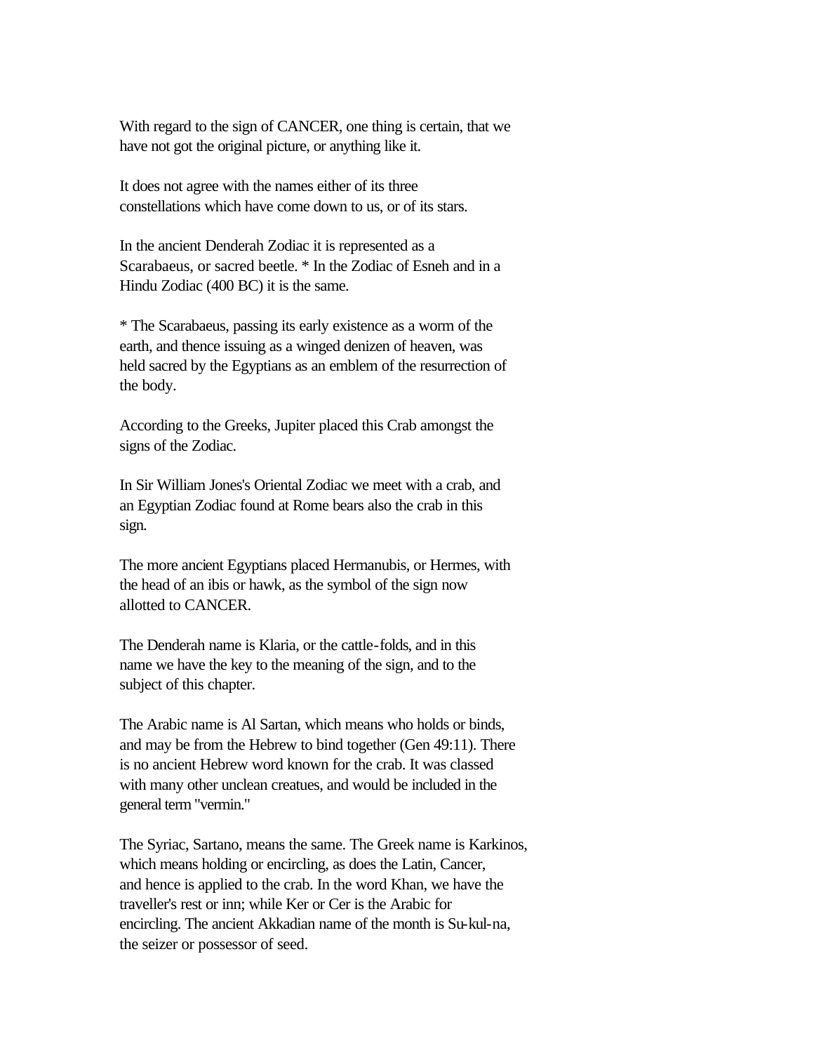With regard to the sign of CANCER, one thing is certain, that we have not got the original picture, or anything like it.

It does not agree with the names either of its three constellations which have come down to us, or of its stars.

In the ancient Denderah Zodiac it is represented as a Scarabaeus, or sacred beetle. * In the Zodiac of Esneh and in a Hindu Zodiac (400 BC) it is the same.

* The Scarabaeus, passing its early existence as a worm of the earth, and thence issuing as a winged denizen of heaven, was held sacred by the Egyptians as an emblem of the resurrection of the body.

According to the Greeks, Jupiter placed this Crab amongst the signs of the Zodiac.

In Sir William Jones's Oriental Zodiac we meet with a crab, and an Egyptian Zodiac found at Rome bears also the crab in this sign.

The more ancient Egyptians placed Hermanubis, or Hermes, with the head of an ibis or hawk, as the symbol of the sign now allotted to CANCER.

The Denderah name is Klaria, or the cattle-folds, and in this name we have the key to the meaning of the sign, and to the subject of this chapter.

The Arabic name is Al Sartan, which means who holds or binds, and may be from the Hebrew to bind together (Gen 49:11). There is no ancient Hebrew word known for the crab. It was classed with many other unclean creatues, and would be included in the general term "vermin."

The Syriac, Sartano, means the same. The Greek name is Karkinos, which means holding or encircling, as does the Latin, Cancer, and hence is applied to the crab. In the word Khan, we have the traveller's rest or inn; while Ker or Cer is the Arabic for encircling. The ancient Akkadian name of the month is Su-kul-na, the seizer or possessor of seed.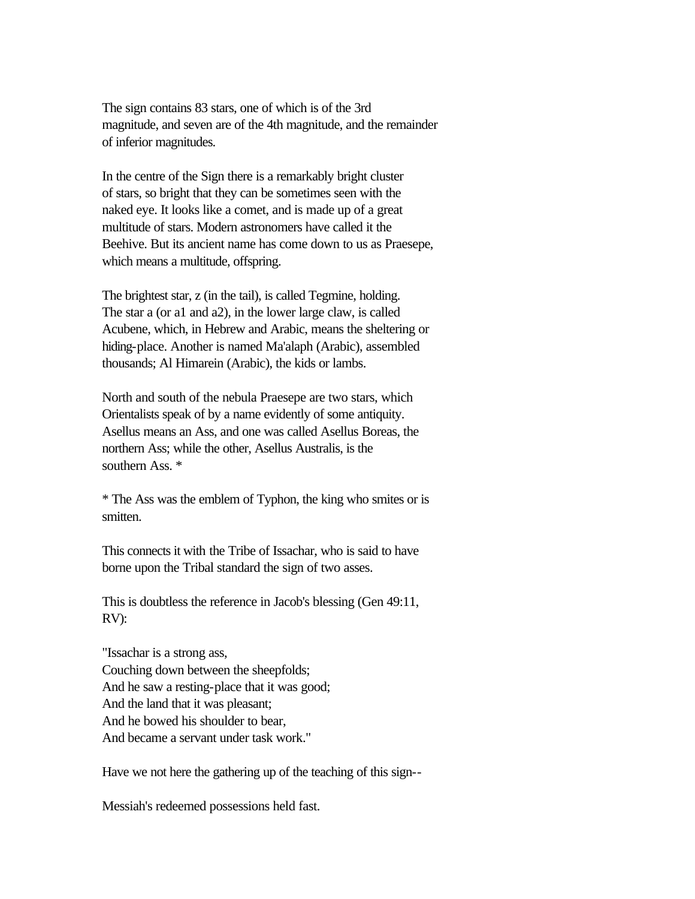The sign contains 83 stars, one of which is of the 3rd magnitude, and seven are of the 4th magnitude, and the remainder of inferior magnitudes.

In the centre of the Sign there is a remarkably bright cluster of stars, so bright that they can be sometimes seen with the naked eye. It looks like a comet, and is made up of a great multitude of stars. Modern astronomers have called it the Beehive. But its ancient name has come down to us as Praesepe, which means a multitude, offspring.

The brightest star, z (in the tail), is called Tegmine, holding. The star a (or a1 and a2), in the lower large claw, is called Acubene, which, in Hebrew and Arabic, means the sheltering or hiding-place. Another is named Ma'alaph (Arabic), assembled thousands; Al Himarein (Arabic), the kids or lambs.

North and south of the nebula Praesepe are two stars, which Orientalists speak of by a name evidently of some antiquity. Asellus means an Ass, and one was called Asellus Boreas, the northern Ass; while the other, Asellus Australis, is the southern Ass. *

* The Ass was the emblem of Typhon, the king who smites or is smitten.

This connects it with the Tribe of Issachar, who is said to have borne upon the Tribal standard the sign of two asses.

This is doubtless the reference in Jacob's blessing (Gen 49:11, RV):

"Issachar is a strong ass,
Couching down between the sheepfolds;
And he saw a resting-place that it was good;
And the land that it was pleasant;
And he bowed his shoulder to bear,
And became a servant under task work."

Have we not here the gathering up of the teaching of this sign--

Messiah's redeemed possessions held fast.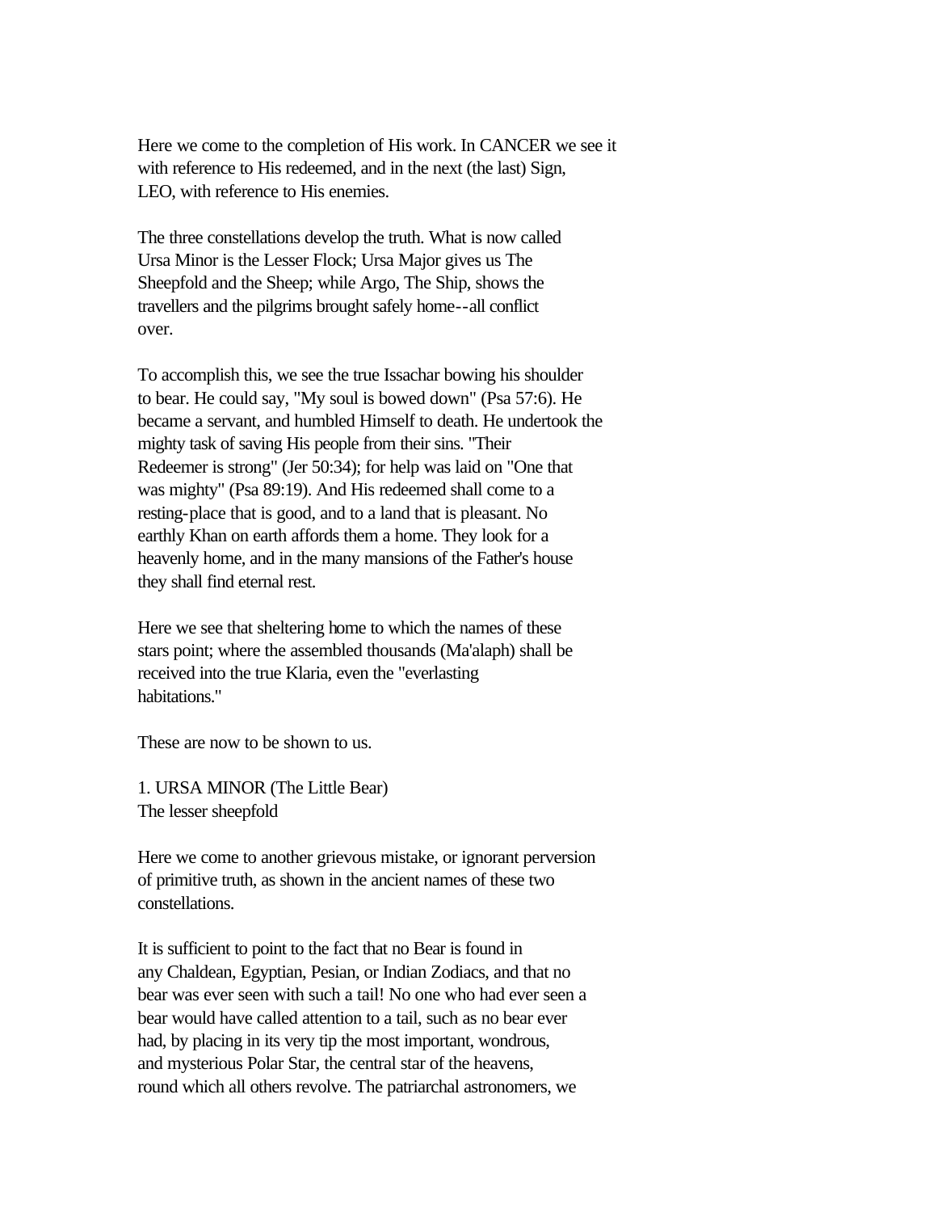Here we come to the completion of His work. In CANCER we see it with reference to His redeemed, and in the next (the last) Sign, LEO, with reference to His enemies.

The three constellations develop the truth. What is now called Ursa Minor is the Lesser Flock; Ursa Major gives us The Sheepfold and the Sheep; while Argo, The Ship, shows the travellers and the pilgrims brought safely home--all conflict over.

To accomplish this, we see the true Issachar bowing his shoulder to bear. He could say, "My soul is bowed down" (Psa 57:6). He became a servant, and humbled Himself to death. He undertook the mighty task of saving His people from their sins. "Their Redeemer is strong" (Jer 50:34); for help was laid on "One that was mighty" (Psa 89:19). And His redeemed shall come to a resting-place that is good, and to a land that is pleasant. No earthly Khan on earth affords them a home. They look for a heavenly home, and in the many mansions of the Father's house they shall find eternal rest.

Here we see that sheltering home to which the names of these stars point; where the assembled thousands (Ma'alaph) shall be received into the true Klaria, even the "everlasting habitations."

These are now to be shown to us.

1. URSA MINOR (The Little Bear)
The lesser sheepfold

Here we come to another grievous mistake, or ignorant perversion of primitive truth, as shown in the ancient names of these two constellations.

It is sufficient to point to the fact that no Bear is found in any Chaldean, Egyptian, Pesian, or Indian Zodiacs, and that no bear was ever seen with such a tail! No one who had ever seen a bear would have called attention to a tail, such as no bear ever had, by placing in its very tip the most important, wondrous, and mysterious Polar Star, the central star of the heavens, round which all others revolve. The patriarchal astronomers, we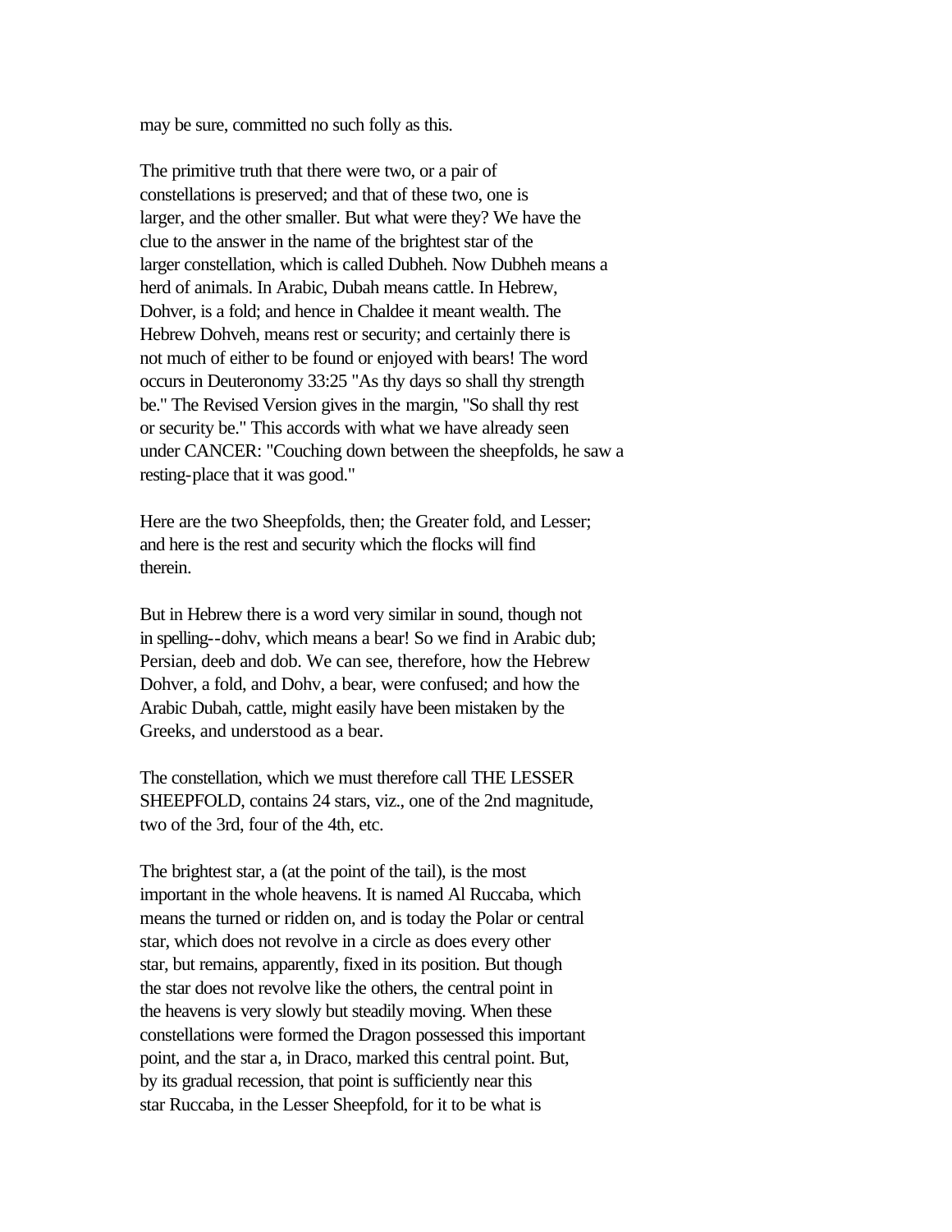may be sure, committed no such folly as this.

The primitive truth that there were two, or a pair of constellations is preserved; and that of these two, one is larger, and the other smaller. But what were they? We have the clue to the answer in the name of the brightest star of the larger constellation, which is called Dubheh. Now Dubheh means a herd of animals. In Arabic, Dubah means cattle. In Hebrew, Dohver, is a fold; and hence in Chaldee it meant wealth. The Hebrew Dohveh, means rest or security; and certainly there is not much of either to be found or enjoyed with bears! The word occurs in Deuteronomy 33:25 "As thy days so shall thy strength be." The Revised Version gives in the margin, "So shall thy rest or security be." This accords with what we have already seen under CANCER: "Couching down between the sheepfolds, he saw a resting-place that it was good."

Here are the two Sheepfolds, then; the Greater fold, and Lesser; and here is the rest and security which the flocks will find therein.

But in Hebrew there is a word very similar in sound, though not in spelling--dohv, which means a bear! So we find in Arabic dub; Persian, deeb and dob. We can see, therefore, how the Hebrew Dohver, a fold, and Dohv, a bear, were confused; and how the Arabic Dubah, cattle, might easily have been mistaken by the Greeks, and understood as a bear.

The constellation, which we must therefore call THE LESSER SHEEPFOLD, contains 24 stars, viz., one of the 2nd magnitude, two of the 3rd, four of the 4th, etc.

The brightest star, a (at the point of the tail), is the most important in the whole heavens. It is named Al Ruccaba, which means the turned or ridden on, and is today the Polar or central star, which does not revolve in a circle as does every other star, but remains, apparently, fixed in its position. But though the star does not revolve like the others, the central point in the heavens is very slowly but steadily moving. When these constellations were formed the Dragon possessed this important point, and the star a, in Draco, marked this central point. But, by its gradual recession, that point is sufficiently near this star Ruccaba, in the Lesser Sheepfold, for it to be what is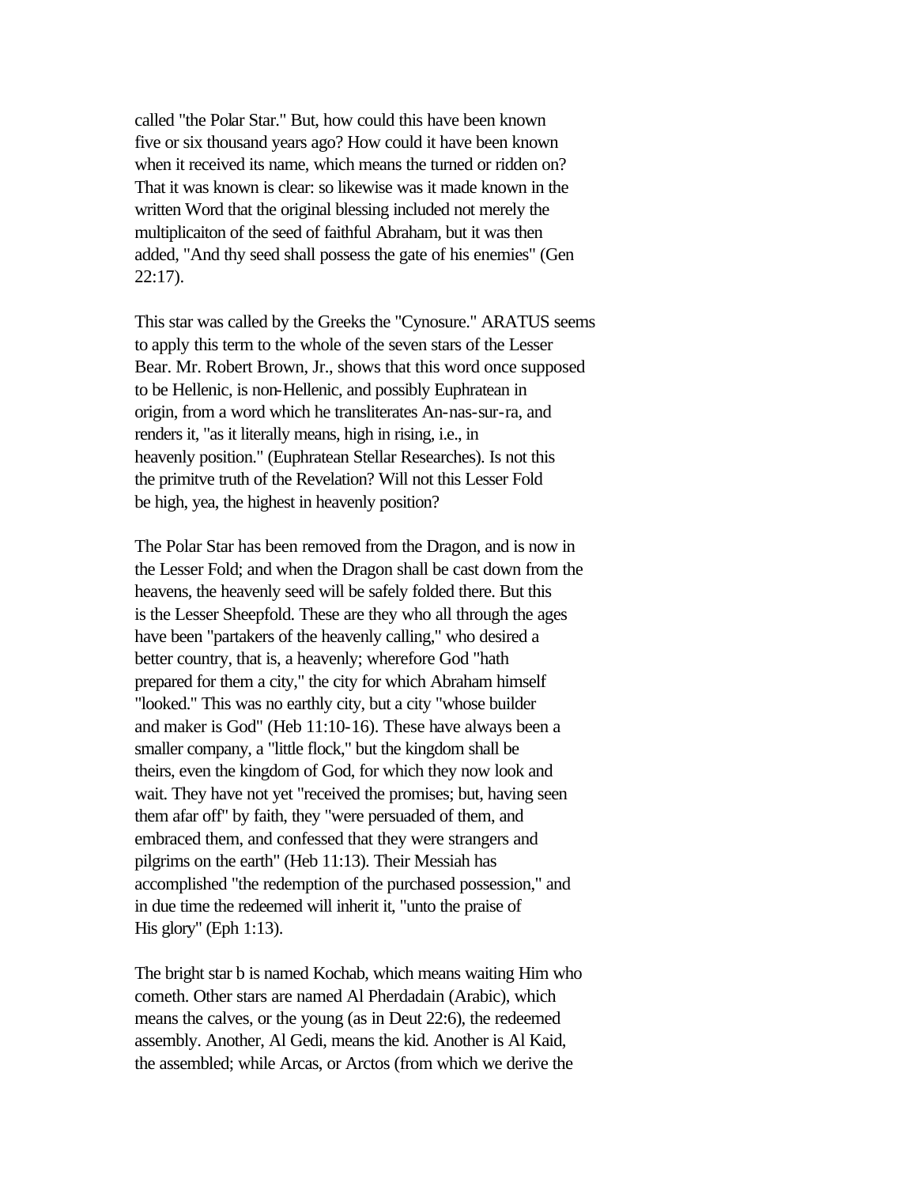called "the Polar Star." But, how could this have been known five or six thousand years ago? How could it have been known when it received its name, which means the turned or ridden on? That it was known is clear: so likewise was it made known in the written Word that the original blessing included not merely the multiplicaiton of the seed of faithful Abraham, but it was then added, "And thy seed shall possess the gate of his enemies" (Gen 22:17).

This star was called by the Greeks the "Cynosure." ARATUS seems to apply this term to the whole of the seven stars of the Lesser Bear. Mr. Robert Brown, Jr., shows that this word once supposed to be Hellenic, is non-Hellenic, and possibly Euphratean in origin, from a word which he transliterates An-nas-sur-ra, and renders it, "as it literally means, high in rising, i.e., in heavenly position." (Euphratean Stellar Researches). Is not this the primitve truth of the Revelation? Will not this Lesser Fold be high, yea, the highest in heavenly position?

The Polar Star has been removed from the Dragon, and is now in the Lesser Fold; and when the Dragon shall be cast down from the heavens, the heavenly seed will be safely folded there. But this is the Lesser Sheepfold. These are they who all through the ages have been "partakers of the heavenly calling," who desired a better country, that is, a heavenly; wherefore God "hath prepared for them a city," the city for which Abraham himself "looked." This was no earthly city, but a city "whose builder and maker is God" (Heb 11:10-16). These have always been a smaller company, a "little flock," but the kingdom shall be theirs, even the kingdom of God, for which they now look and wait. They have not yet "received the promises; but, having seen them afar off" by faith, they "were persuaded of them, and embraced them, and confessed that they were strangers and pilgrims on the earth" (Heb 11:13). Their Messiah has accomplished "the redemption of the purchased possession," and in due time the redeemed will inherit it, "unto the praise of His glory" (Eph 1:13).

The bright star b is named Kochab, which means waiting Him who cometh. Other stars are named Al Pherdadain (Arabic), which means the calves, or the young (as in Deut 22:6), the redeemed assembly. Another, Al Gedi, means the kid. Another is Al Kaid, the assembled; while Arcas, or Arctos (from which we derive the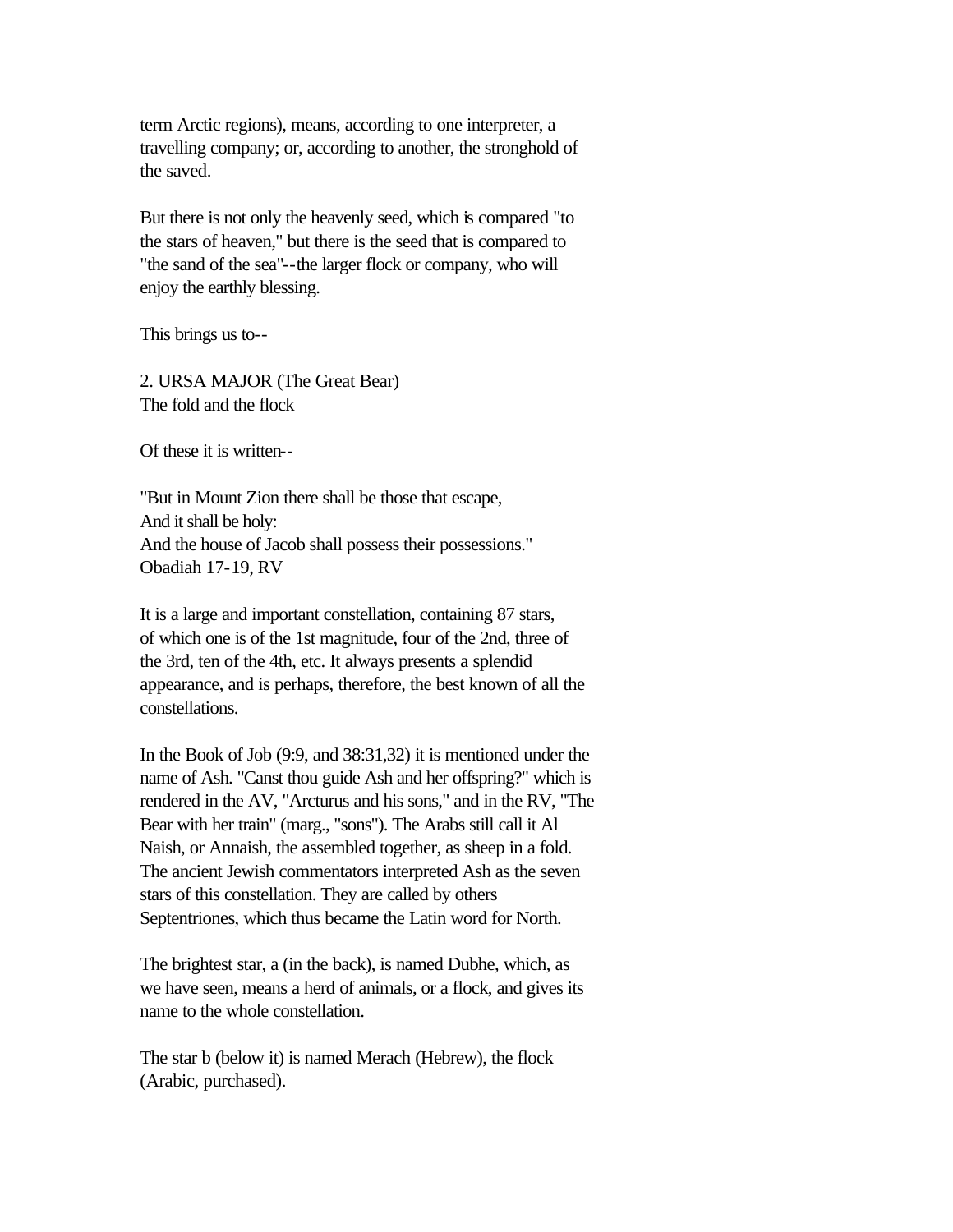term Arctic regions), means, according to one interpreter, a travelling company; or, according to another, the stronghold of the saved.

But there is not only the heavenly seed, which is compared "to the stars of heaven," but there is the seed that is compared to "the sand of the sea"--the larger flock or company, who will enjoy the earthly blessing.

This brings us to--

## 2. URSA MAJOR (The Great Bear)

The fold and the flock

Of these it is written--

"But in Mount Zion there shall be those that escape,  
And it shall be holy:  
And the house of Jacob shall possess their possessions."  
Obadiah 17-19, RV

It is a large and important constellation, containing 87 stars, of which one is of the 1st magnitude, four of the 2nd, three of the 3rd, ten of the 4th, etc. It always presents a splendid appearance, and is perhaps, therefore, the best known of all the constellations.

In the Book of Job (9:9, and 38:31,32) it is mentioned under the name of Ash. "Canst thou guide Ash and her offspring?" which is rendered in the AV, "Arcturus and his sons," and in the RV, "The Bear with her train" (marg., "sons"). The Arabs still call it Al Naish, or Annaish, the assembled together, as sheep in a fold. The ancient Jewish commentators interpreted Ash as the seven stars of this constellation. They are called by others Septentriones, which thus became the Latin word for North.

The brightest star, a (in the back), is named Dubhe, which, as we have seen, means a herd of animals, or a flock, and gives its name to the whole constellation.

The star b (below it) is named Merach (Hebrew), the flock (Arabic, purchased).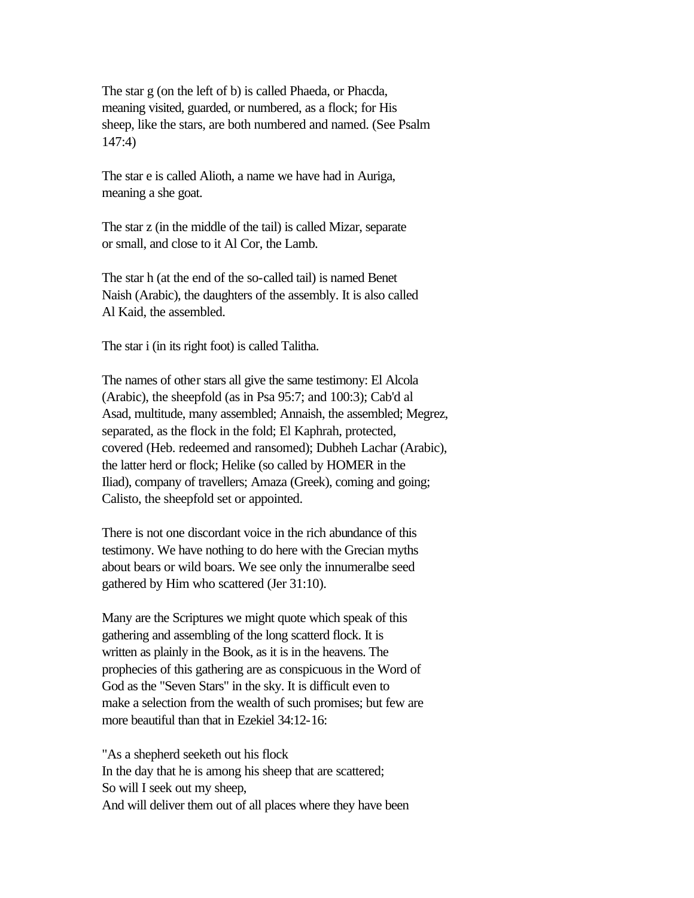The star g (on the left of b) is called Phaeda, or Phacda, meaning visited, guarded, or numbered, as a flock; for His sheep, like the stars, are both numbered and named. (See Psalm 147:4)

The star e is called Alioth, a name we have had in Auriga, meaning a she goat.

The star z (in the middle of the tail) is called Mizar, separate or small, and close to it Al Cor, the Lamb.

The star h (at the end of the so-called tail) is named Benet Naish (Arabic), the daughters of the assembly. It is also called Al Kaid, the assembled.

The star i (in its right foot) is called Talitha.

The names of other stars all give the same testimony: El Alcola (Arabic), the sheepfold (as in Psa 95:7; and 100:3); Cab'd al Asad, multitude, many assembled; Annaish, the assembled; Megrez, separated, as the flock in the fold; El Kaphrah, protected, covered (Heb. redeemed and ransomed); Dubheh Lachar (Arabic), the latter herd or flock; Helike (so called by HOMER in the Iliad), company of travellers; Amaza (Greek), coming and going; Calisto, the sheepfold set or appointed.

There is not one discordant voice in the rich abundance of this testimony. We have nothing to do here with the Grecian myths about bears or wild boars. We see only the innumeralbe seed gathered by Him who scattered (Jer 31:10).

Many are the Scriptures we might quote which speak of this gathering and assembling of the long scatterd flock. It is written as plainly in the Book, as it is in the heavens. The prophecies of this gathering are as conspicuous in the Word of God as the "Seven Stars" in the sky. It is difficult even to make a selection from the wealth of such promises; but few are more beautiful than that in Ezekiel 34:12-16:

"As a shepherd seeketh out his flock
In the day that he is among his sheep that are scattered;
So will I seek out my sheep,
And will deliver them out of all places where they have been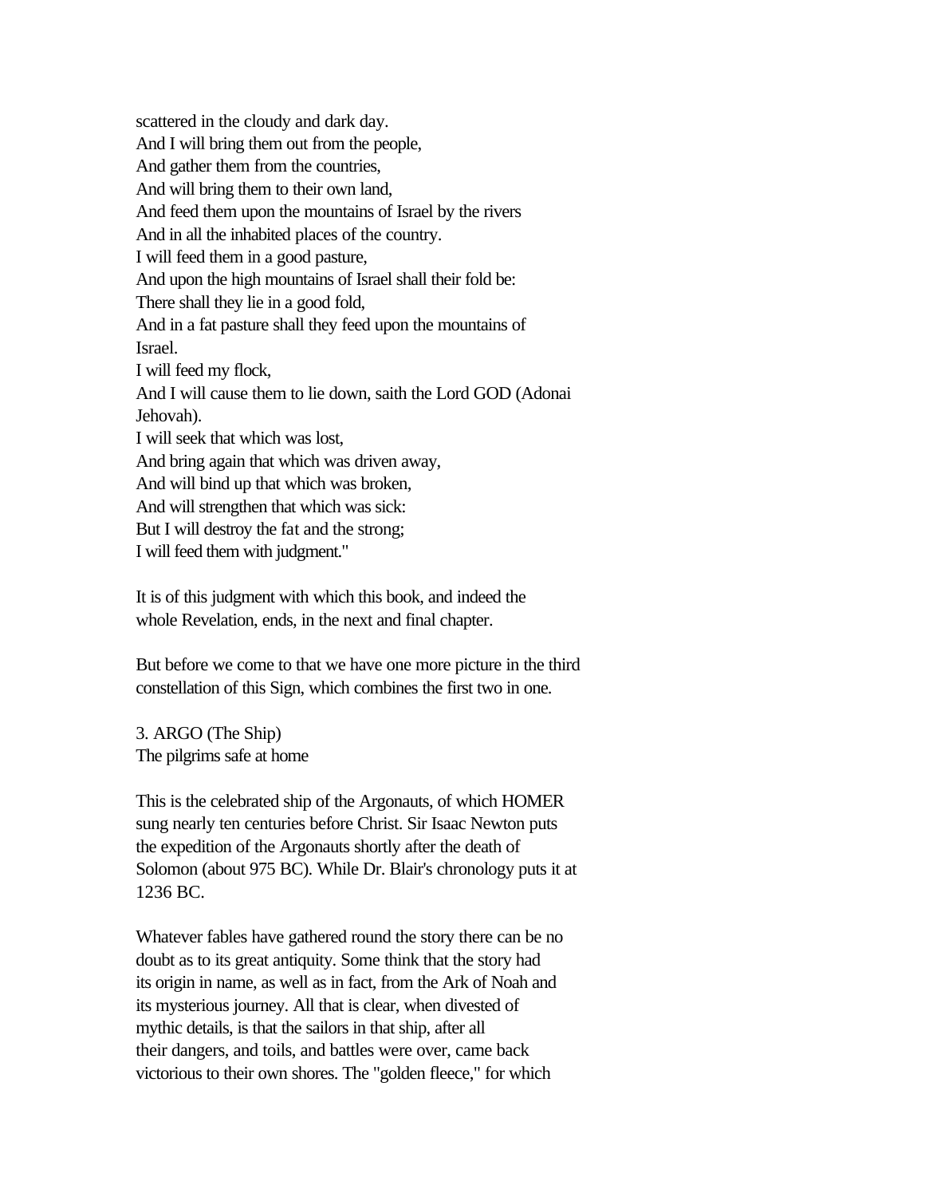scattered in the cloudy and dark day.
And I will bring them out from the people,
And gather them from the countries,
And will bring them to their own land,
And feed them upon the mountains of Israel by the rivers
And in all the inhabited places of the country.
I will feed them in a good pasture,
And upon the high mountains of Israel shall their fold be:
There shall they lie in a good fold,
And in a fat pasture shall they feed upon the mountains of Israel.
I will feed my flock,
And I will cause them to lie down, saith the Lord GOD (Adonai Jehovah).
I will seek that which was lost,
And bring again that which was driven away,
And will bind up that which was broken,
And will strengthen that which was sick:
But I will destroy the fat and the strong;
I will feed them with judgment."

It is of this judgment with which this book, and indeed the whole Revelation, ends, in the next and final chapter.

But before we come to that we have one more picture in the third constellation of this Sign, which combines the first two in one.

### 3. ARGO (The Ship)
The pilgrims safe at home

This is the celebrated ship of the Argonauts, of which HOMER sung nearly ten centuries before Christ. Sir Isaac Newton puts the expedition of the Argonauts shortly after the death of Solomon (about 975 BC). While Dr. Blair's chronology puts it at 1236 BC.

Whatever fables have gathered round the story there can be no doubt as to its great antiquity. Some think that the story had its origin in name, as well as in fact, from the Ark of Noah and its mysterious journey. All that is clear, when divested of mythic details, is that the sailors in that ship, after all their dangers, and toils, and battles were over, came back victorious to their own shores. The "golden fleece," for which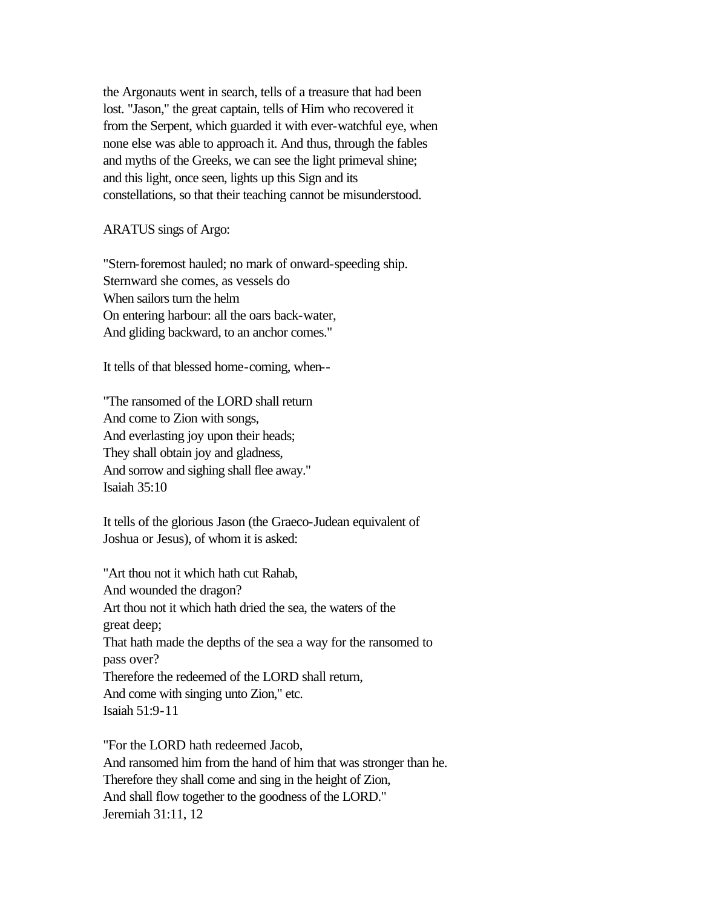the Argonauts went in search, tells of a treasure that had been lost. "Jason," the great captain, tells of Him who recovered it from the Serpent, which guarded it with ever-watchful eye, when none else was able to approach it. And thus, through the fables and myths of the Greeks, we can see the light primeval shine; and this light, once seen, lights up this Sign and its constellations, so that their teaching cannot be misunderstood.

ARATUS sings of Argo:

"Stern-foremost hauled; no mark of onward-speeding ship.  
Sternward she comes, as vessels do  
When sailors turn the helm  
On entering harbour: all the oars back-water,  
And gliding backward, to an anchor comes."

It tells of that blessed home-coming, when--

"The ransomed of the LORD shall return  
And come to Zion with songs,  
And everlasting joy upon their heads;  
They shall obtain joy and gladness,  
And sorrow and sighing shall flee away."  
Isaiah 35:10

It tells of the glorious Jason (the Graeco-Judean equivalent of Joshua or Jesus), of whom it is asked:

"Art thou not it which hath cut Rahab,  
And wounded the dragon?  
Art thou not it which hath dried the sea, the waters of the great deep;  
That hath made the depths of the sea a way for the ransomed to pass over?  
Therefore the redeemed of the LORD shall return,  
And come with singing unto Zion," etc.  
Isaiah 51:9-11

"For the LORD hath redeemed Jacob,  
And ransomed him from the hand of him that was stronger than he.  
Therefore they shall come and sing in the height of Zion,  
And shall flow together to the goodness of the LORD."  
Jeremiah 31:11, 12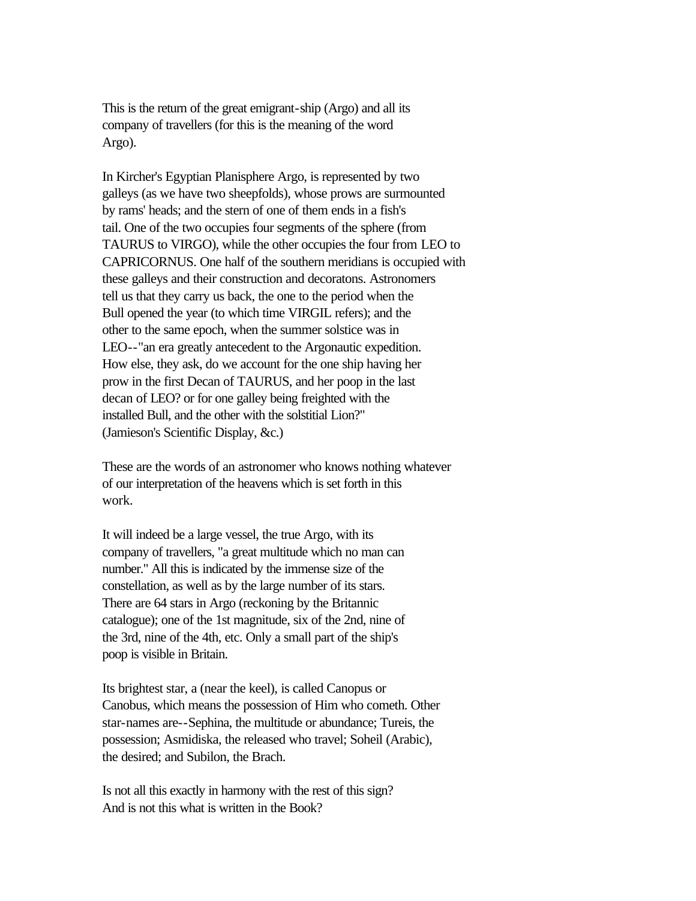This is the return of the great emigrant-ship (Argo) and all its company of travellers (for this is the meaning of the word Argo).

In Kircher's Egyptian Planisphere Argo, is represented by two galleys (as we have two sheepfolds), whose prows are surmounted by rams' heads; and the stern of one of them ends in a fish's tail. One of the two occupies four segments of the sphere (from TAURUS to VIRGO), while the other occupies the four from LEO to CAPRICORNUS. One half of the southern meridians is occupied with these galleys and their construction and decoratons. Astronomers tell us that they carry us back, the one to the period when the Bull opened the year (to which time VIRGIL refers); and the other to the same epoch, when the summer solstice was in LEO--"an era greatly antecedent to the Argonautic expedition. How else, they ask, do we account for the one ship having her prow in the first Decan of TAURUS, and her poop in the last decan of LEO? or for one galley being freighted with the installed Bull, and the other with the solstitial Lion?" (Jamieson's Scientific Display, &c.)

These are the words of an astronomer who knows nothing whatever of our interpretation of the heavens which is set forth in this work.

It will indeed be a large vessel, the true Argo, with its company of travellers, "a great multitude which no man can number." All this is indicated by the immense size of the constellation, as well as by the large number of its stars. There are 64 stars in Argo (reckoning by the Britannic catalogue); one of the 1st magnitude, six of the 2nd, nine of the 3rd, nine of the 4th, etc. Only a small part of the ship's poop is visible in Britain.

Its brightest star, a (near the keel), is called Canopus or Canobus, which means the possession of Him who cometh. Other star-names are--Sephina, the multitude or abundance; Tureis, the possession; Asmidiska, the released who travel; Soheil (Arabic), the desired; and Subilon, the Brach.

Is not all this exactly in harmony with the rest of this sign? And is not this what is written in the Book?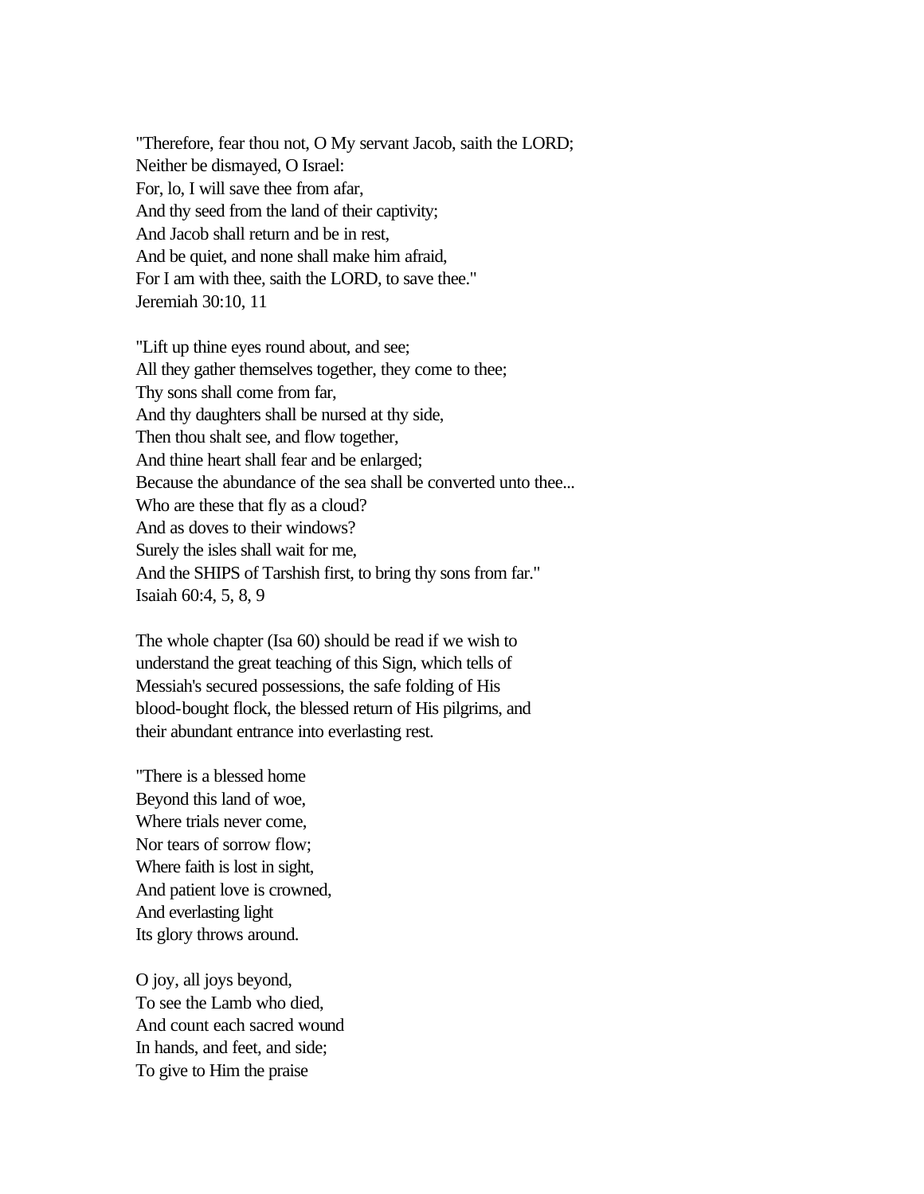"Therefore, fear thou not, O My servant Jacob, saith the LORD;
Neither be dismayed, O Israel:
For, lo, I will save thee from afar,
And thy seed from the land of their captivity;
And Jacob shall return and be in rest,
And be quiet, and none shall make him afraid,
For I am with thee, saith the LORD, to save thee."
Jeremiah 30:10, 11

"Lift up thine eyes round about, and see;
All they gather themselves together, they come to thee;
Thy sons shall come from far,
And thy daughters shall be nursed at thy side,
Then thou shalt see, and flow together,
And thine heart shall fear and be enlarged;
Because the abundance of the sea shall be converted unto thee...
Who are these that fly as a cloud?
And as doves to their windows?
Surely the isles shall wait for me,
And the SHIPS of Tarshish first, to bring thy sons from far."
Isaiah 60:4, 5, 8, 9

The whole chapter (Isa 60) should be read if we wish to understand the great teaching of this Sign, which tells of Messiah's secured possessions, the safe folding of His blood-bought flock, the blessed return of His pilgrims, and their abundant entrance into everlasting rest.

"There is a blessed home
Beyond this land of woe,
Where trials never come,
Nor tears of sorrow flow;
Where faith is lost in sight,
And patient love is crowned,
And everlasting light
Its glory throws around.

O joy, all joys beyond,
To see the Lamb who died,
And count each sacred wound
In hands, and feet, and side;
To give to Him the praise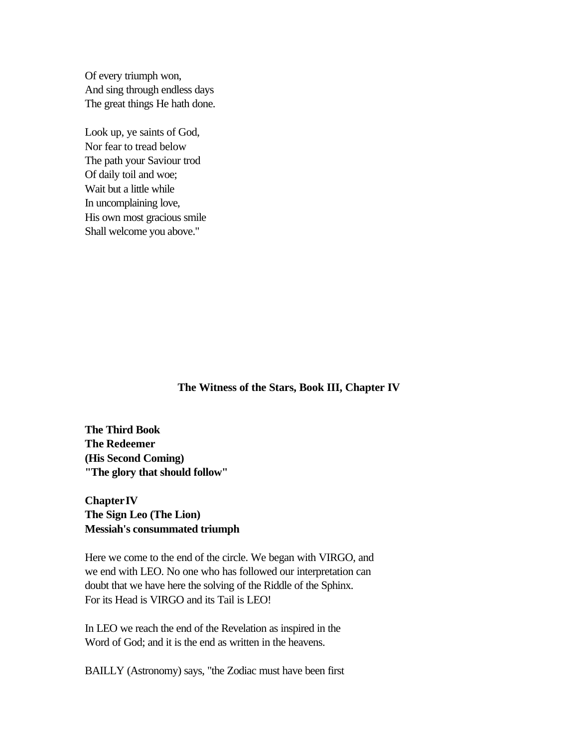Of every triumph won,
And sing through endless days
The great things He hath done.

Look up, ye saints of God,
Nor fear to tread below
The path your Saviour trod
Of daily toil and woe;
Wait but a little while
In uncomplaining love,
His own most gracious smile
Shall welcome you above."

## The Witness of the Stars, Book III, Chapter IV

**The Third Book**
**The Redeemer**
**(His Second Coming)**
**"The glory that should follow"**

**Chapter IV**
**The Sign Leo (The Lion)**
**Messiah's consummated triumph**

Here we come to the end of the circle. We began with VIRGO, and we end with LEO. No one who has followed our interpretation can doubt that we have here the solving of the Riddle of the Sphinx. For its Head is VIRGO and its Tail is LEO!

In LEO we reach the end of the Revelation as inspired in the Word of God; and it is the end as written in the heavens.

BAILLY (Astronomy) says, "the Zodiac must have been first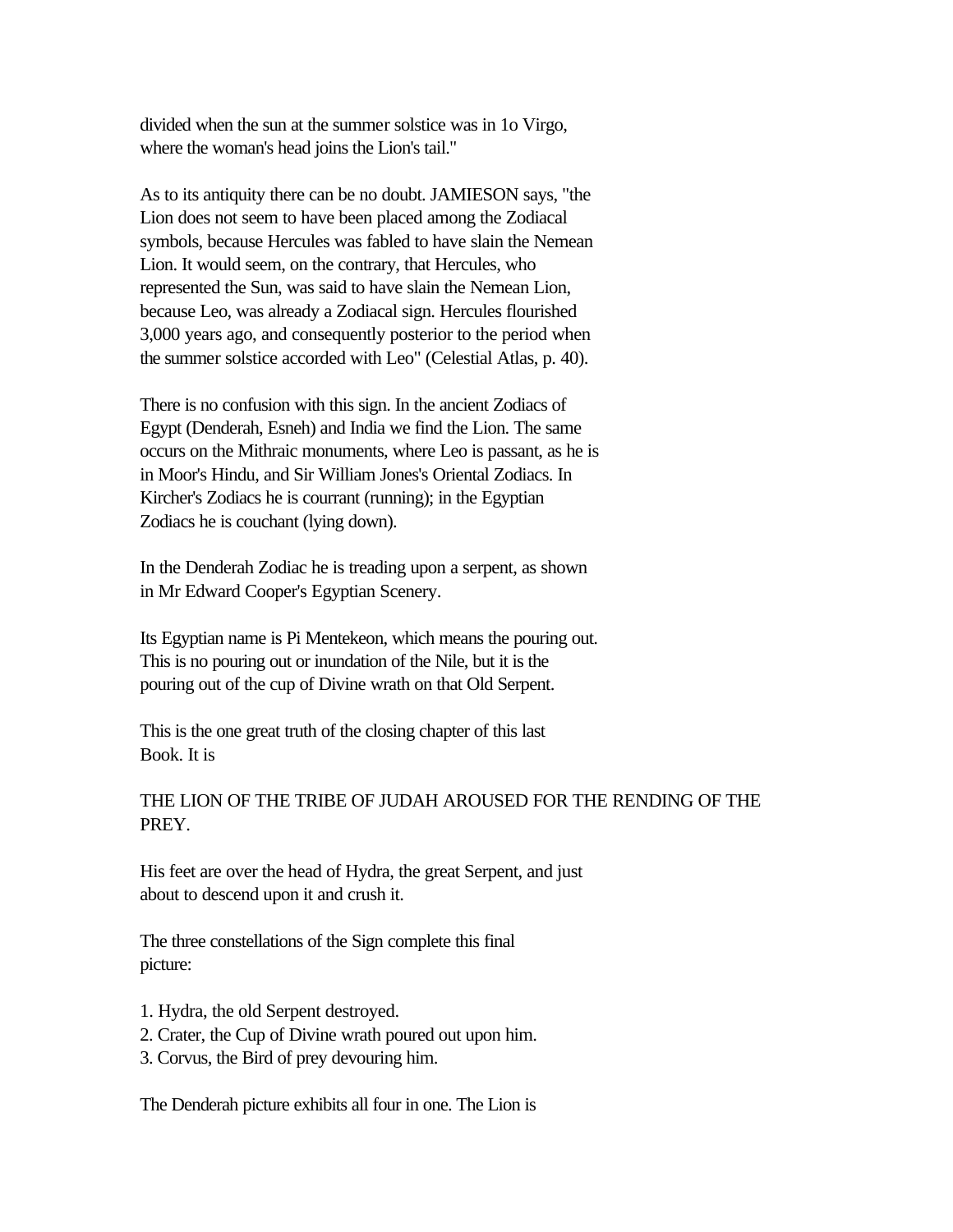divided when the sun at the summer solstice was in 1o Virgo, where the woman's head joins the Lion's tail."

As to its antiquity there can be no doubt. JAMIESON says, "the Lion does not seem to have been placed among the Zodiacal symbols, because Hercules was fabled to have slain the Nemean Lion. It would seem, on the contrary, that Hercules, who represented the Sun, was said to have slain the Nemean Lion, because Leo, was already a Zodiacal sign. Hercules flourished 3,000 years ago, and consequently posterior to the period when the summer solstice accorded with Leo" (Celestial Atlas, p. 40).

There is no confusion with this sign. In the ancient Zodiacs of Egypt (Denderah, Esneh) and India we find the Lion. The same occurs on the Mithraic monuments, where Leo is passant, as he is in Moor's Hindu, and Sir William Jones's Oriental Zodiacs. In Kircher's Zodiacs he is courrant (running); in the Egyptian Zodiacs he is couchant (lying down).

In the Denderah Zodiac he is treading upon a serpent, as shown in Mr Edward Cooper's Egyptian Scenery.

Its Egyptian name is Pi Mentekeon, which means the pouring out. This is no pouring out or inundation of the Nile, but it is the pouring out of the cup of Divine wrath on that Old Serpent.

This is the one great truth of the closing chapter of this last Book. It is

THE LION OF THE TRIBE OF JUDAH AROUSED FOR THE RENDING OF THE PREY.

His feet are over the head of Hydra, the great Serpent, and just about to descend upon it and crush it.

The three constellations of the Sign complete this final picture:

1. Hydra, the old Serpent destroyed.
2. Crater, the Cup of Divine wrath poured out upon him.
3. Corvus, the Bird of prey devouring him.

The Denderah picture exhibits all four in one. The Lion is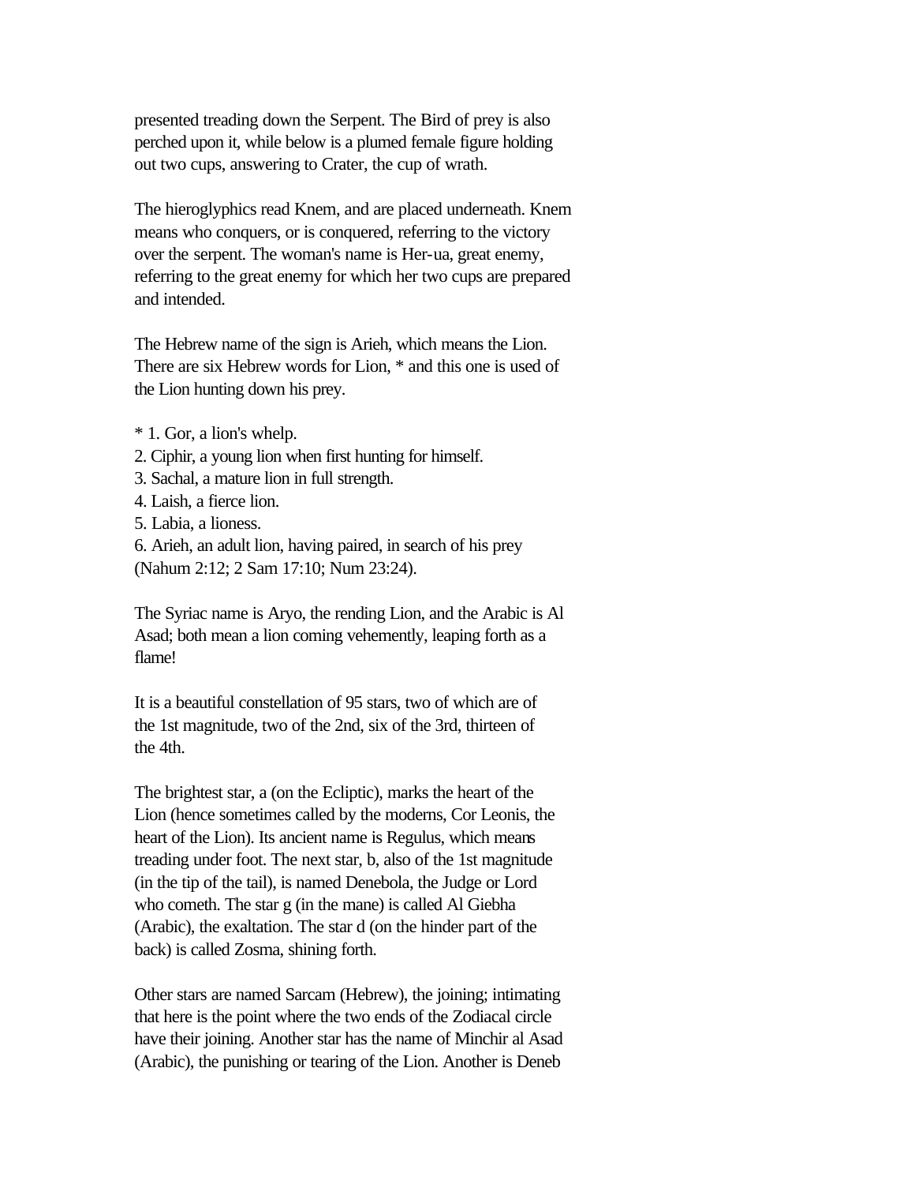presented treading down the Serpent. The Bird of prey is also perched upon it, while below is a plumed female figure holding out two cups, answering to Crater, the cup of wrath.

The hieroglyphics read Knem, and are placed underneath. Knem means who conquers, or is conquered, referring to the victory over the serpent. The woman's name is Her-ua, great enemy, referring to the great enemy for which her two cups are prepared and intended.

The Hebrew name of the sign is Arieh, which means the Lion. There are six Hebrew words for Lion, * and this one is used of the Lion hunting down his prey.

* 1. Gor, a lion's whelp.
2. Ciphir, a young lion when first hunting for himself.
3. Sachal, a mature lion in full strength.
4. Laish, a fierce lion.
5. Labia, a lioness.
6. Arieh, an adult lion, having paired, in search of his prey (Nahum 2:12; 2 Sam 17:10; Num 23:24).

The Syriac name is Aryo, the rending Lion, and the Arabic is Al Asad; both mean a lion coming vehemently, leaping forth as a flame!

It is a beautiful constellation of 95 stars, two of which are of the 1st magnitude, two of the 2nd, six of the 3rd, thirteen of the 4th.

The brightest star, a (on the Ecliptic), marks the heart of the Lion (hence sometimes called by the moderns, Cor Leonis, the heart of the Lion). Its ancient name is Regulus, which means treading under foot. The next star, b, also of the 1st magnitude (in the tip of the tail), is named Denebola, the Judge or Lord who cometh. The star g (in the mane) is called Al Giebha (Arabic), the exaltation. The star d (on the hinder part of the back) is called Zosma, shining forth.

Other stars are named Sarcam (Hebrew), the joining; intimating that here is the point where the two ends of the Zodiacal circle have their joining. Another star has the name of Minchir al Asad (Arabic), the punishing or tearing of the Lion. Another is Deneb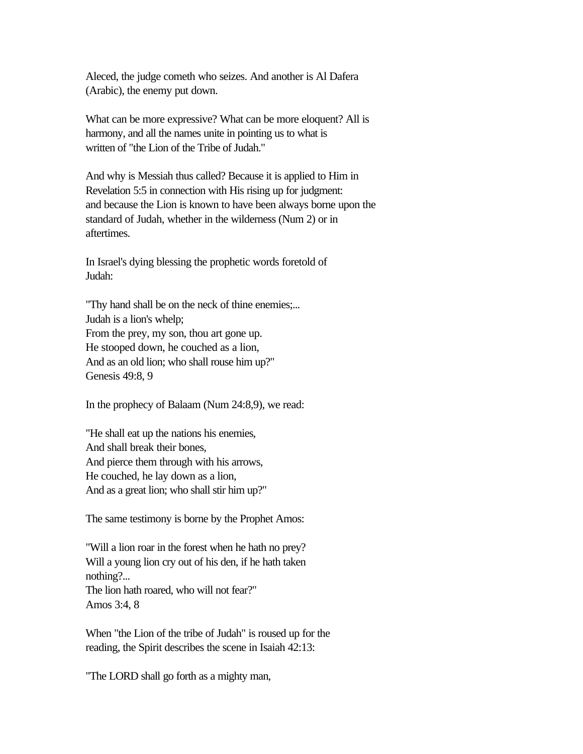Aleced, the judge cometh who seizes. And another is Al Dafera (Arabic), the enemy put down.

What can be more expressive? What can be more eloquent? All is harmony, and all the names unite in pointing us to what is written of "the Lion of the Tribe of Judah."

And why is Messiah thus called? Because it is applied to Him in Revelation 5:5 in connection with His rising up for judgment: and because the Lion is known to have been always borne upon the standard of Judah, whether in the wilderness (Num 2) or in aftertimes.

In Israel's dying blessing the prophetic words foretold of Judah:

"Thy hand shall be on the neck of thine enemies;...
Judah is a lion's whelp;
From the prey, my son, thou art gone up.
He stooped down, he couched as a lion,
And as an old lion; who shall rouse him up?"
Genesis 49:8, 9

In the prophecy of Balaam (Num 24:8,9), we read:

"He shall eat up the nations his enemies,
And shall break their bones,
And pierce them through with his arrows,
He couched, he lay down as a lion,
And as a great lion; who shall stir him up?"

The same testimony is borne by the Prophet Amos:

"Will a lion roar in the forest when he hath no prey?
Will a young lion cry out of his den, if he hath taken nothing?...
The lion hath roared, who will not fear?"
Amos 3:4, 8

When "the Lion of the tribe of Judah" is roused up for the reading, the Spirit describes the scene in Isaiah 42:13:

"The LORD shall go forth as a mighty man,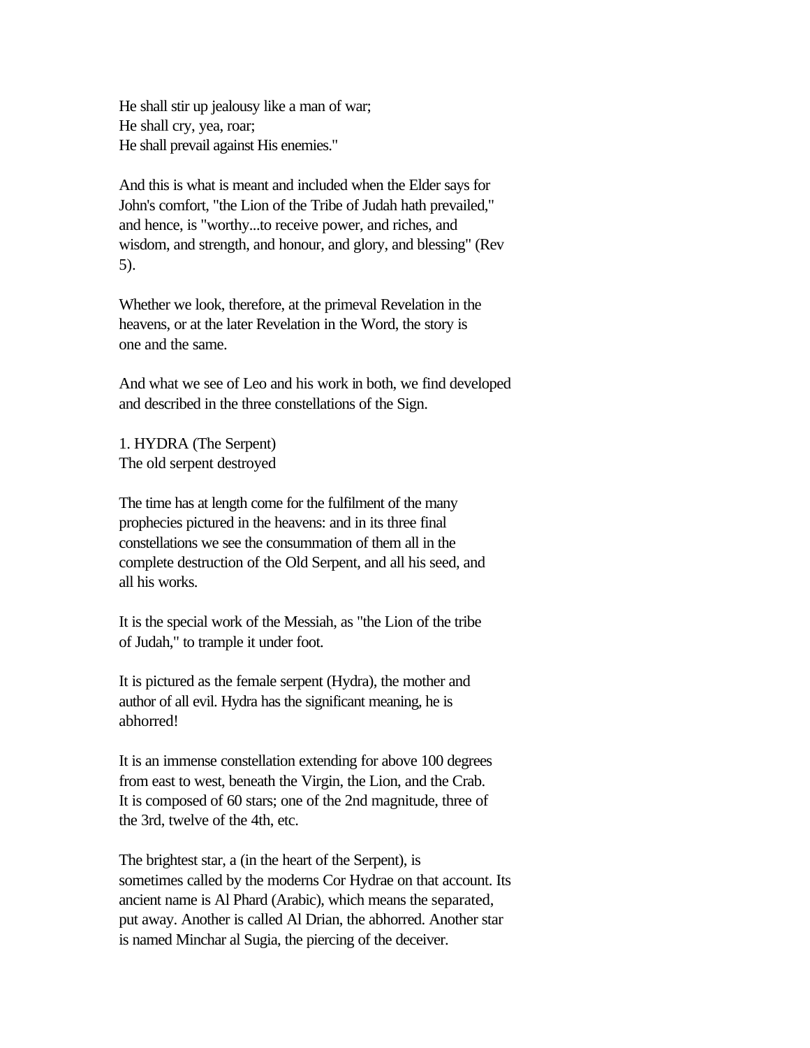He shall stir up jealousy like a man of war;
He shall cry, yea, roar;
He shall prevail against His enemies."

And this is what is meant and included when the Elder says for John's comfort, "the Lion of the Tribe of Judah hath prevailed," and hence, is "worthy...to receive power, and riches, and wisdom, and strength, and honour, and glory, and blessing" (Rev 5).

Whether we look, therefore, at the primeval Revelation in the heavens, or at the later Revelation in the Word, the story is one and the same.

And what we see of Leo and his work in both, we find developed and described in the three constellations of the Sign.

1. HYDRA (The Serpent)
The old serpent destroyed

The time has at length come for the fulfilment of the many prophecies pictured in the heavens: and in its three final constellations we see the consummation of them all in the complete destruction of the Old Serpent, and all his seed, and all his works.

It is the special work of the Messiah, as "the Lion of the tribe of Judah," to trample it under foot.

It is pictured as the female serpent (Hydra), the mother and author of all evil. Hydra has the significant meaning, he is abhorred!

It is an immense constellation extending for above 100 degrees from east to west, beneath the Virgin, the Lion, and the Crab. It is composed of 60 stars; one of the 2nd magnitude, three of the 3rd, twelve of the 4th, etc.

The brightest star, a (in the heart of the Serpent), is sometimes called by the moderns Cor Hydrae on that account. Its ancient name is Al Phard (Arabic), which means the separated, put away. Another is called Al Drian, the abhorred. Another star is named Minchar al Sugia, the piercing of the deceiver.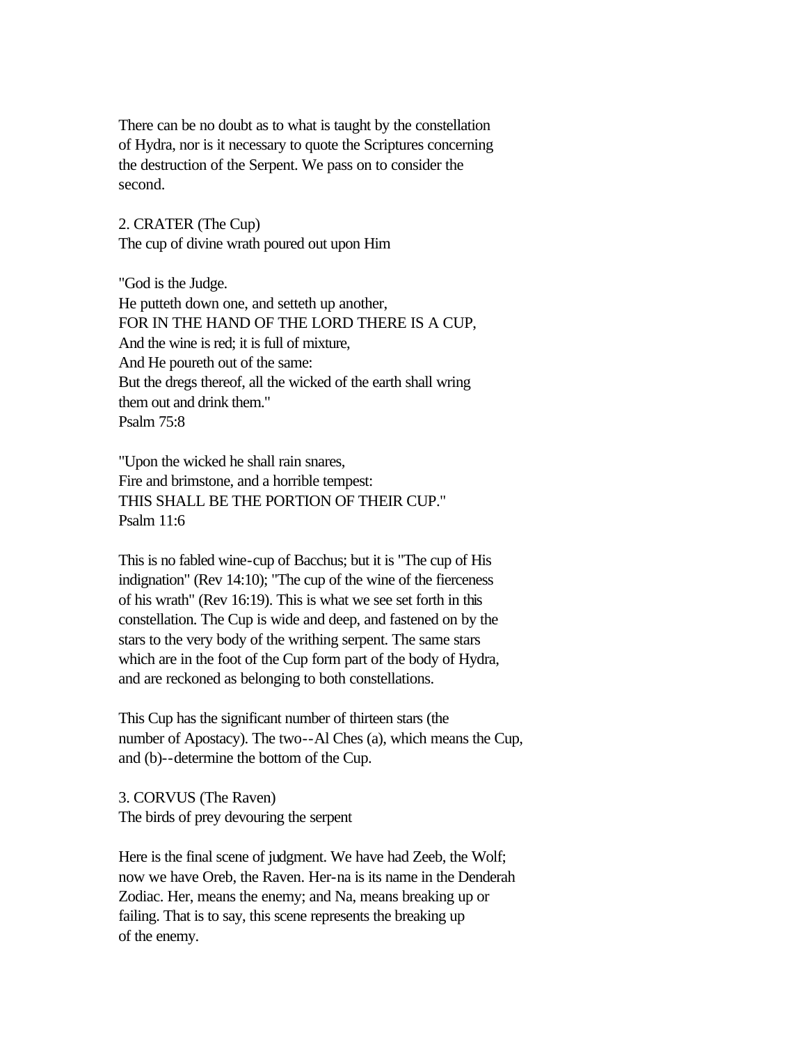There can be no doubt as to what is taught by the constellation of Hydra, nor is it necessary to quote the Scriptures concerning the destruction of the Serpent. We pass on to consider the second.

### 2. CRATER (The Cup)

The cup of divine wrath poured out upon Him

"God is the Judge.
He putteth down one, and setteth up another,
FOR IN THE HAND OF THE LORD THERE IS A CUP,
And the wine is red; it is full of mixture,
And He poureth out of the same:
But the dregs thereof, all the wicked of the earth shall wring them out and drink them."
Psalm 75:8

"Upon the wicked he shall rain snares,
Fire and brimstone, and a horrible tempest:
THIS SHALL BE THE PORTION OF THEIR CUP."
Psalm 11:6

This is no fabled wine-cup of Bacchus; but it is "The cup of His indignation" (Rev 14:10); "The cup of the wine of the fierceness of his wrath" (Rev 16:19). This is what we see set forth in this constellation. The Cup is wide and deep, and fastened on by the stars to the very body of the writhing serpent. The same stars which are in the foot of the Cup form part of the body of Hydra, and are reckoned as belonging to both constellations.

This Cup has the significant number of thirteen stars (the number of Apostacy). The two--Al Ches (a), which means the Cup, and (b)--determine the bottom of the Cup.

### 3. CORVUS (The Raven)

The birds of prey devouring the serpent

Here is the final scene of judgment. We have had Zeeb, the Wolf; now we have Oreb, the Raven. Her-na is its name in the Denderah Zodiac. Her, means the enemy; and Na, means breaking up or failing. That is to say, this scene represents the breaking up of the enemy.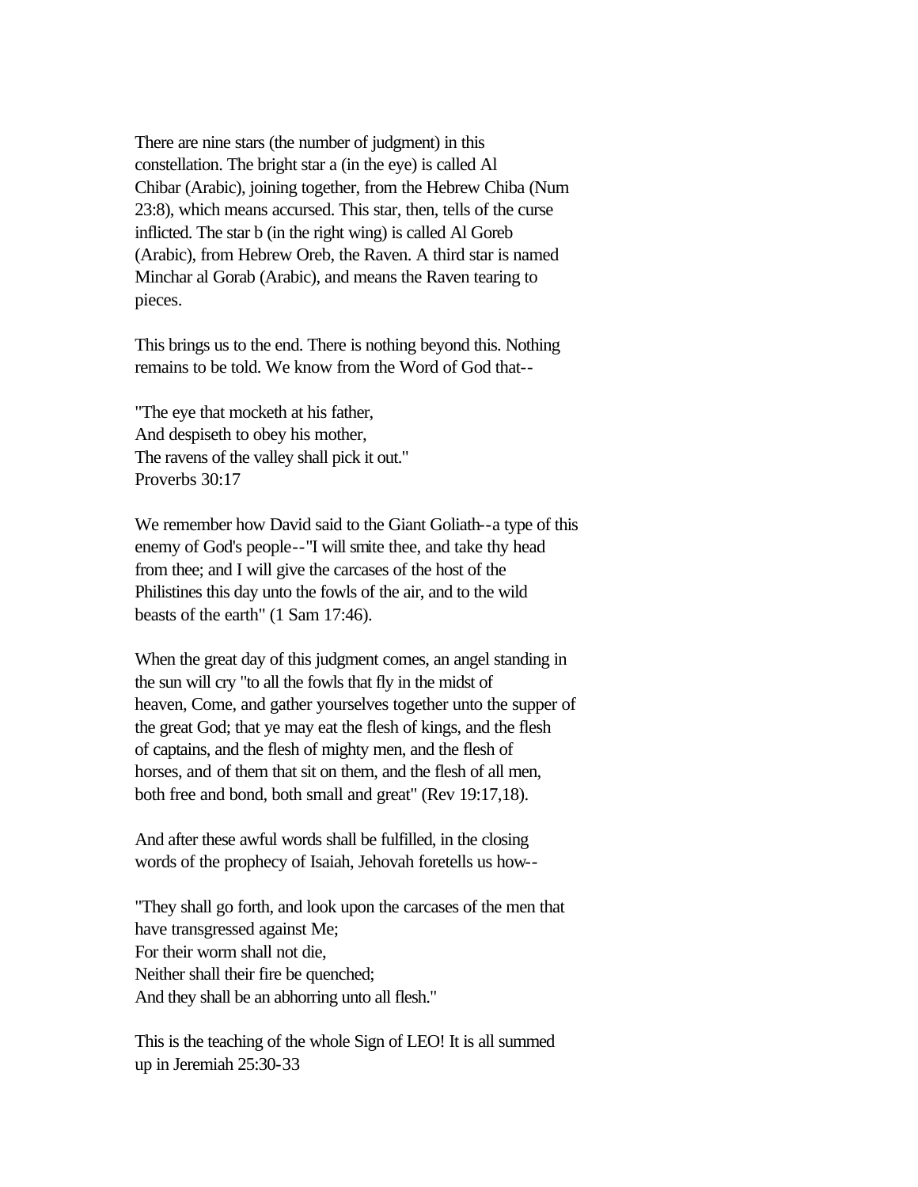There are nine stars (the number of judgment) in this constellation. The bright star a (in the eye) is called Al Chibar (Arabic), joining together, from the Hebrew Chiba (Num 23:8), which means accursed. This star, then, tells of the curse inflicted. The star b (in the right wing) is called Al Goreb (Arabic), from Hebrew Oreb, the Raven. A third star is named Minchar al Gorab (Arabic), and means the Raven tearing to pieces.

This brings us to the end. There is nothing beyond this. Nothing remains to be told. We know from the Word of God that--

"The eye that mocketh at his father,
And despiseth to obey his mother,
The ravens of the valley shall pick it out."
Proverbs 30:17

We remember how David said to the Giant Goliath--a type of this enemy of God's people--"I will smite thee, and take thy head from thee; and I will give the carcases of the host of the Philistines this day unto the fowls of the air, and to the wild beasts of the earth" (1 Sam 17:46).

When the great day of this judgment comes, an angel standing in the sun will cry "to all the fowls that fly in the midst of heaven, Come, and gather yourselves together unto the supper of the great God; that ye may eat the flesh of kings, and the flesh of captains, and the flesh of mighty men, and the flesh of horses, and of them that sit on them, and the flesh of all men, both free and bond, both small and great" (Rev 19:17,18).

And after these awful words shall be fulfilled, in the closing words of the prophecy of Isaiah, Jehovah foretells us how--

"They shall go forth, and look upon the carcases of the men that have transgressed against Me;
For their worm shall not die,
Neither shall their fire be quenched;
And they shall be an abhorring unto all flesh."

This is the teaching of the whole Sign of LEO! It is all summed up in Jeremiah 25:30-33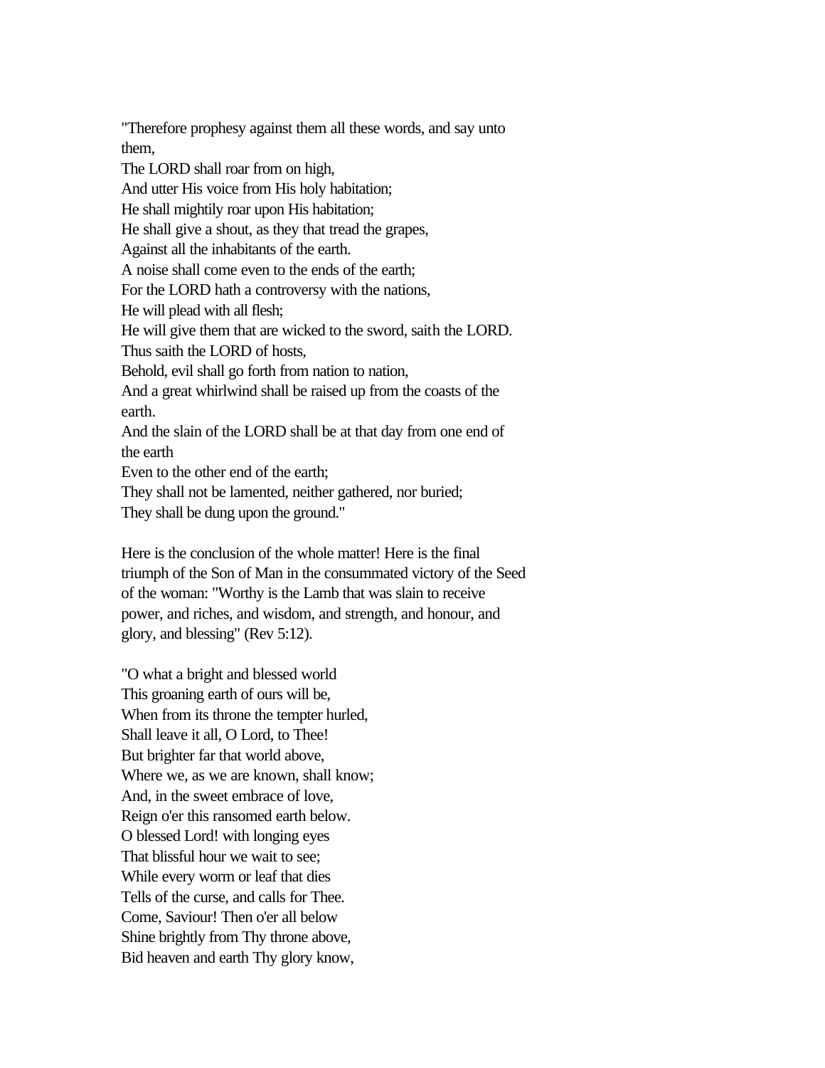"Therefore prophesy against them all these words, and say unto them,
The LORD shall roar from on high,
And utter His voice from His holy habitation;
He shall mightily roar upon His habitation;
He shall give a shout, as they that tread the grapes,
Against all the inhabitants of the earth.
A noise shall come even to the ends of the earth;
For the LORD hath a controversy with the nations,
He will plead with all flesh;
He will give them that are wicked to the sword, saith the LORD.
Thus saith the LORD of hosts,
Behold, evil shall go forth from nation to nation,
And a great whirlwind shall be raised up from the coasts of the earth.
And the slain of the LORD shall be at that day from one end of the earth
Even to the other end of the earth;
They shall not be lamented, neither gathered, nor buried;
They shall be dung upon the ground."

Here is the conclusion of the whole matter! Here is the final triumph of the Son of Man in the consummated victory of the Seed of the woman: "Worthy is the Lamb that was slain to receive power, and riches, and wisdom, and strength, and honour, and glory, and blessing" (Rev 5:12).

"O what a bright and blessed world
This groaning earth of ours will be,
When from its throne the tempter hurled,
Shall leave it all, O Lord, to Thee!
But brighter far that world above,
Where we, as we are known, shall know;
And, in the sweet embrace of love,
Reign o'er this ransomed earth below.
O blessed Lord! with longing eyes
That blissful hour we wait to see;
While every worm or leaf that dies
Tells of the curse, and calls for Thee.
Come, Saviour! Then o'er all below
Shine brightly from Thy throne above,
Bid heaven and earth Thy glory know,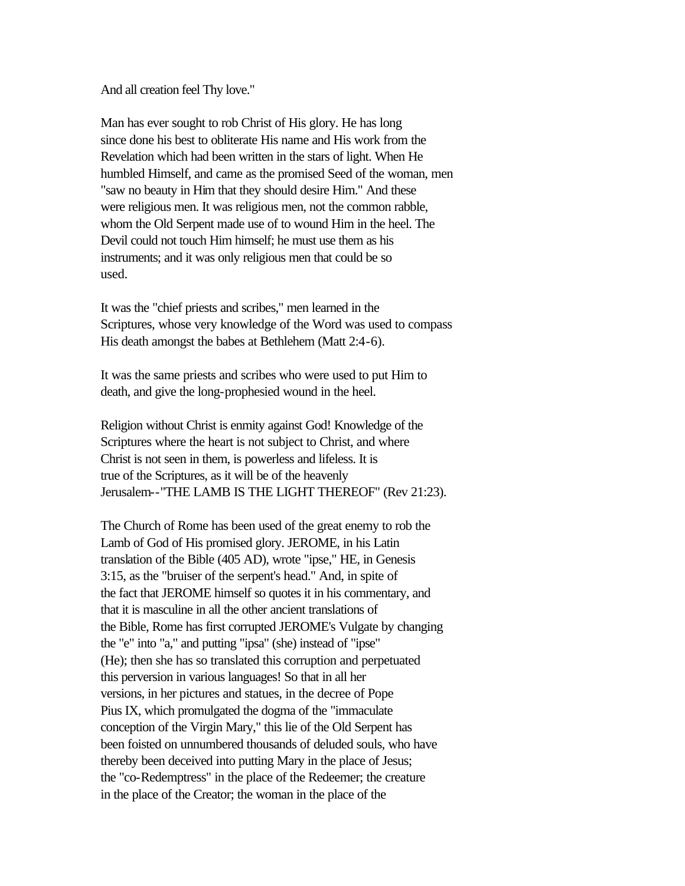And all creation feel Thy love."

Man has ever sought to rob Christ of His glory. He has long since done his best to obliterate His name and His work from the Revelation which had been written in the stars of light. When He humbled Himself, and came as the promised Seed of the woman, men "saw no beauty in Him that they should desire Him." And these were religious men. It was religious men, not the common rabble, whom the Old Serpent made use of to wound Him in the heel. The Devil could not touch Him himself; he must use them as his instruments; and it was only religious men that could be so used.

It was the "chief priests and scribes," men learned in the Scriptures, whose very knowledge of the Word was used to compass His death amongst the babes at Bethlehem (Matt 2:4-6).

It was the same priests and scribes who were used to put Him to death, and give the long-prophesied wound in the heel.

Religion without Christ is enmity against God! Knowledge of the Scriptures where the heart is not subject to Christ, and where Christ is not seen in them, is powerless and lifeless. It is true of the Scriptures, as it will be of the heavenly Jerusalem--"THE LAMB IS THE LIGHT THEREOF" (Rev 21:23).

The Church of Rome has been used of the great enemy to rob the Lamb of God of His promised glory. JEROME, in his Latin translation of the Bible (405 AD), wrote "ipse," HE, in Genesis 3:15, as the "bruiser of the serpent's head." And, in spite of the fact that JEROME himself so quotes it in his commentary, and that it is masculine in all the other ancient translations of the Bible, Rome has first corrupted JEROME's Vulgate by changing the "e" into "a," and putting "ipsa" (she) instead of "ipse" (He); then she has so translated this corruption and perpetuated this perversion in various languages! So that in all her versions, in her pictures and statues, in the decree of Pope Pius IX, which promulgated the dogma of the "immaculate conception of the Virgin Mary," this lie of the Old Serpent has been foisted on unnumbered thousands of deluded souls, who have thereby been deceived into putting Mary in the place of Jesus; the "co-Redemptress" in the place of the Redeemer; the creature in the place of the Creator; the woman in the place of the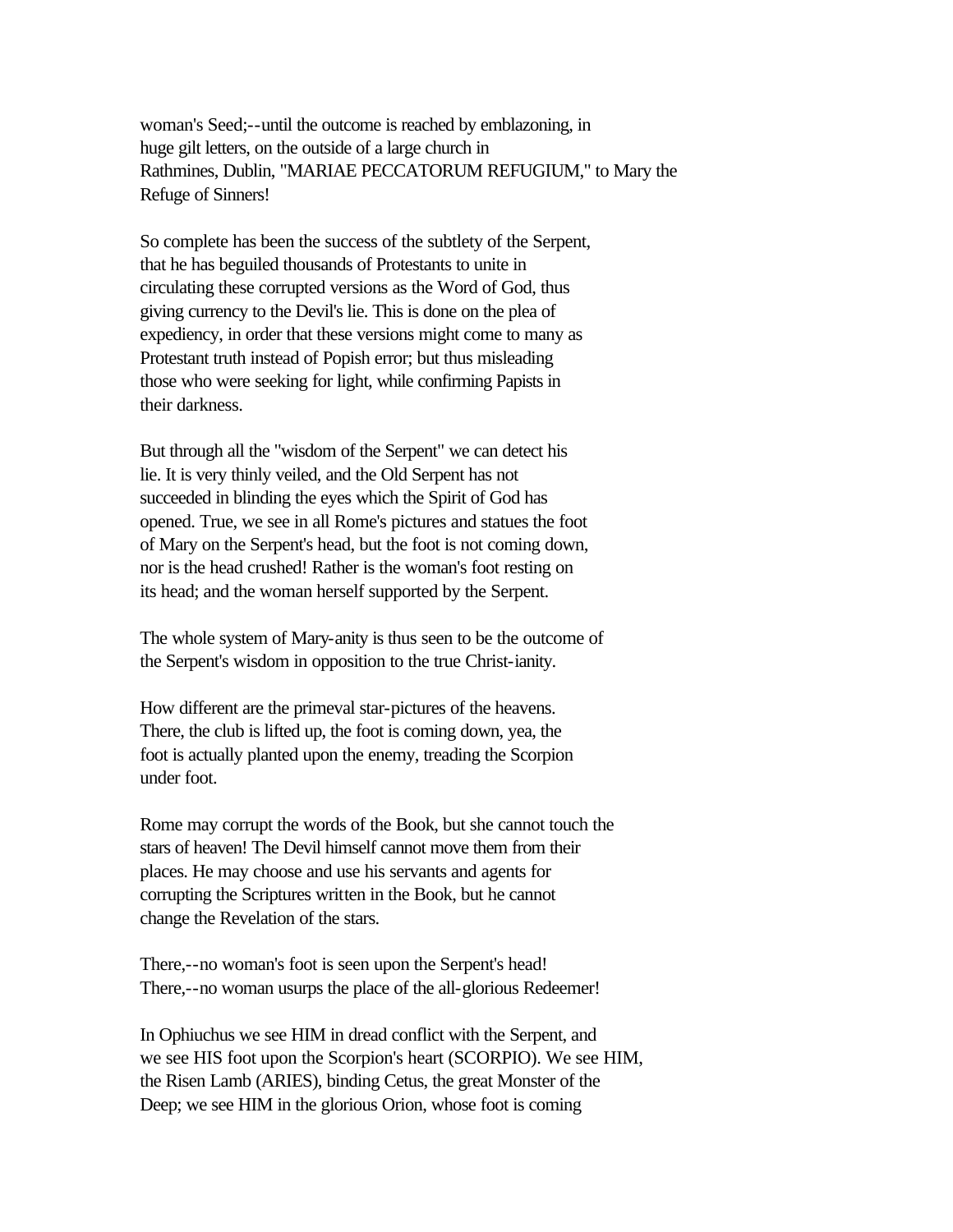woman's Seed;--until the outcome is reached by emblazoning, in huge gilt letters, on the outside of a large church in Rathmines, Dublin, "MARIAE PECCATORUM REFUGIUM," to Mary the Refuge of Sinners!

So complete has been the success of the subtlety of the Serpent, that he has beguiled thousands of Protestants to unite in circulating these corrupted versions as the Word of God, thus giving currency to the Devil's lie. This is done on the plea of expediency, in order that these versions might come to many as Protestant truth instead of Popish error; but thus misleading those who were seeking for light, while confirming Papists in their darkness.

But through all the "wisdom of the Serpent" we can detect his lie. It is very thinly veiled, and the Old Serpent has not succeeded in blinding the eyes which the Spirit of God has opened. True, we see in all Rome's pictures and statues the foot of Mary on the Serpent's head, but the foot is not coming down, nor is the head crushed! Rather is the woman's foot resting on its head; and the woman herself supported by the Serpent.

The whole system of Mary-anity is thus seen to be the outcome of the Serpent's wisdom in opposition to the true Christ-ianity.

How different are the primeval star-pictures of the heavens. There, the club is lifted up, the foot is coming down, yea, the foot is actually planted upon the enemy, treading the Scorpion under foot.

Rome may corrupt the words of the Book, but she cannot touch the stars of heaven! The Devil himself cannot move them from their places. He may choose and use his servants and agents for corrupting the Scriptures written in the Book, but he cannot change the Revelation of the stars.

There,--no woman's foot is seen upon the Serpent's head!
There,--no woman usurps the place of the all-glorious Redeemer!

In Ophiuchus we see HIM in dread conflict with the Serpent, and we see HIS foot upon the Scorpion's heart (SCORPIO). We see HIM, the Risen Lamb (ARIES), binding Cetus, the great Monster of the Deep; we see HIM in the glorious Orion, whose foot is coming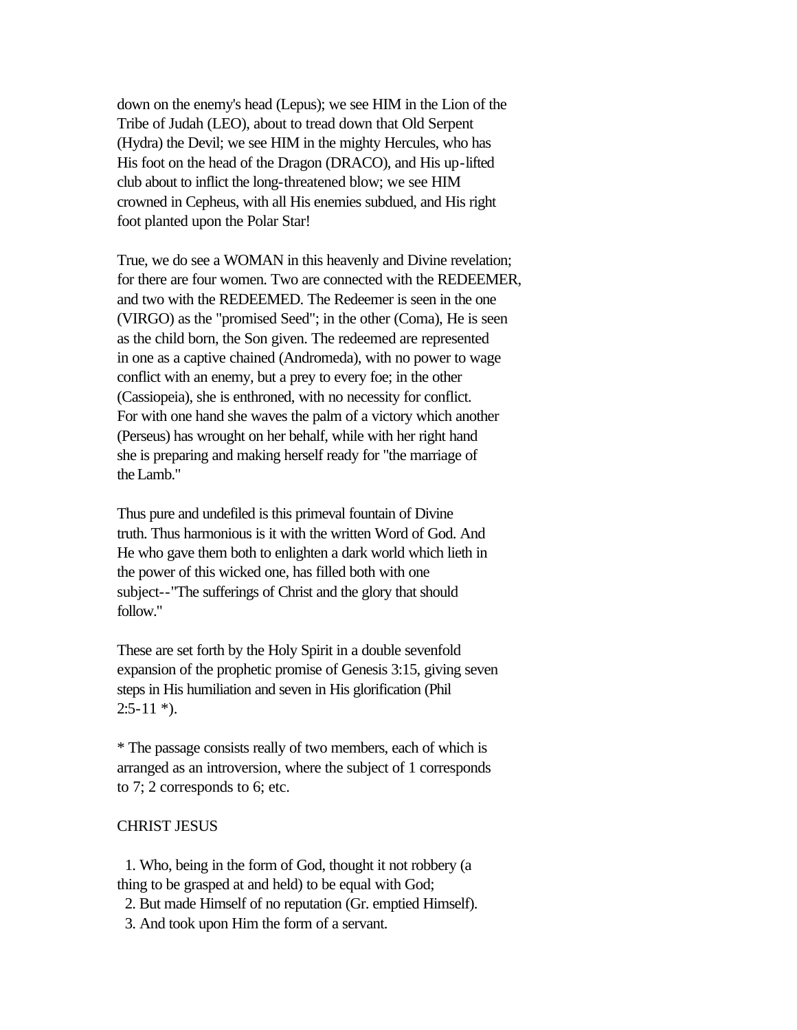down on the enemy's head (Lepus); we see HIM in the Lion of the Tribe of Judah (LEO), about to tread down that Old Serpent (Hydra) the Devil; we see HIM in the mighty Hercules, who has His foot on the head of the Dragon (DRACO), and His up-lifted club about to inflict the long-threatened blow; we see HIM crowned in Cepheus, with all His enemies subdued, and His right foot planted upon the Polar Star!

True, we do see a WOMAN in this heavenly and Divine revelation; for there are four women. Two are connected with the REDEEMER, and two with the REDEEMED. The Redeemer is seen in the one (VIRGO) as the "promised Seed"; in the other (Coma), He is seen as the child born, the Son given. The redeemed are represented in one as a captive chained (Andromeda), with no power to wage conflict with an enemy, but a prey to every foe; in the other (Cassiopeia), she is enthroned, with no necessity for conflict. For with one hand she waves the palm of a victory which another (Perseus) has wrought on her behalf, while with her right hand she is preparing and making herself ready for "the marriage of the Lamb."

Thus pure and undefiled is this primeval fountain of Divine truth. Thus harmonious is it with the written Word of God. And He who gave them both to enlighten a dark world which lieth in the power of this wicked one, has filled both with one subject--"The sufferings of Christ and the glory that should follow."

These are set forth by the Holy Spirit in a double sevenfold expansion of the prophetic promise of Genesis 3:15, giving seven steps in His humiliation and seven in His glorification (Phil 2:5-11 *).

* The passage consists really of two members, each of which is arranged as an introversion, where the subject of 1 corresponds to 7; 2 corresponds to 6; etc.

CHRIST JESUS

1. Who, being in the form of God, thought it not robbery (a thing to be grasped at and held) to be equal with God;
2. But made Himself of no reputation (Gr. emptied Himself).
3. And took upon Him the form of a servant.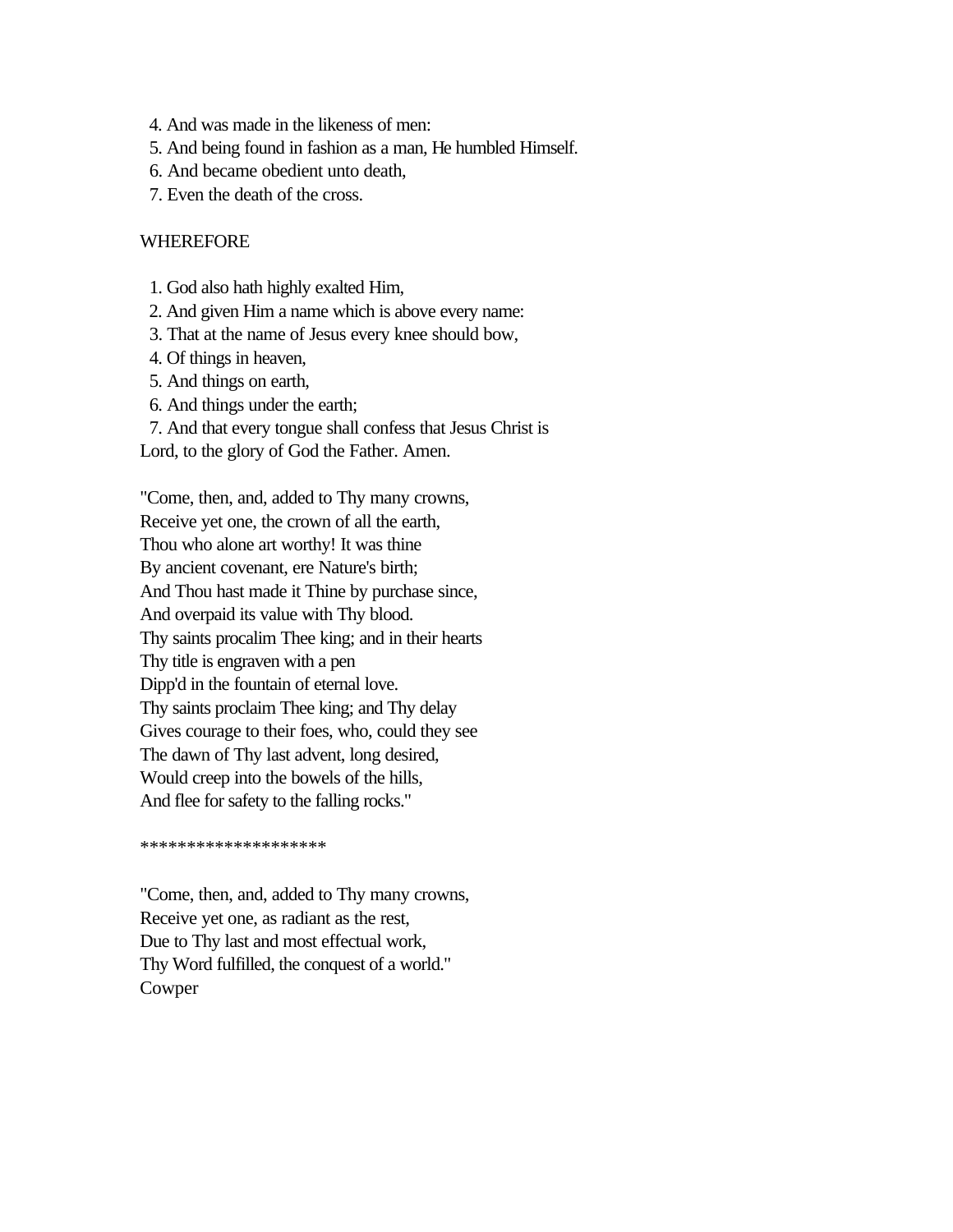4. And was made in the likeness of men:
5. And being found in fashion as a man, He humbled Himself.
6. And became obedient unto death,
7. Even the death of the cross.

WHEREFORE

1. God also hath highly exalted Him,
2. And given Him a name which is above every name:
3. That at the name of Jesus every knee should bow,
4. Of things in heaven,
5. And things on earth,
6. And things under the earth;
7. And that every tongue shall confess that Jesus Christ is Lord, to the glory of God the Father. Amen.

"Come, then, and, added to Thy many crowns,
Receive yet one, the crown of all the earth,
Thou who alone art worthy! It was thine
By ancient covenant, ere Nature's birth;
And Thou hast made it Thine by purchase since,
And overpaid its value with Thy blood.
Thy saints procalim Thee king; and in their hearts
Thy title is engraven with a pen
Dipp'd in the fountain of eternal love.
Thy saints proclaim Thee king; and Thy delay
Gives courage to their foes, who, could they see
The dawn of Thy last advent, long desired,
Would creep into the bowels of the hills,
And flee for safety to the falling rocks."

********************

"Come, then, and, added to Thy many crowns,
Receive yet one, as radiant as the rest,
Due to Thy last and most effectual work,
Thy Word fulfilled, the conquest of a world."
Cowper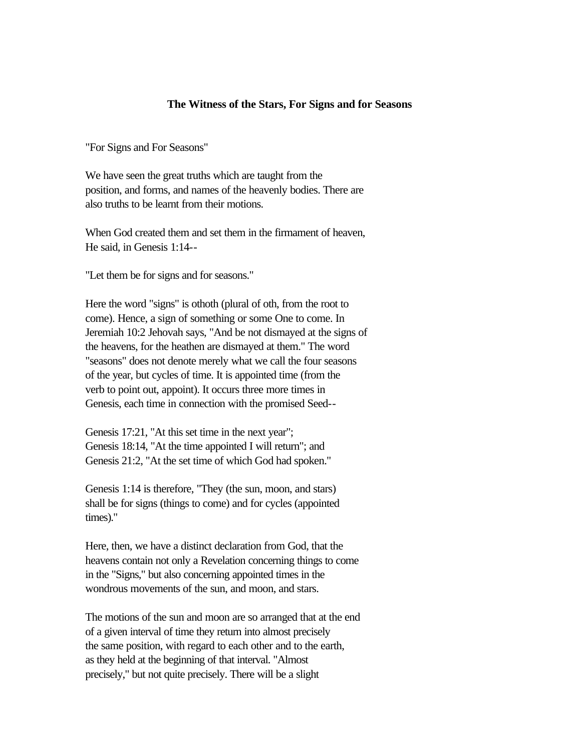**The Witness of the Stars, For Signs and for Seasons**

"For Signs and For Seasons"

We have seen the great truths which are taught from the position, and forms, and names of the heavenly bodies. There are also truths to be learnt from their motions.

When God created them and set them in the firmament of heaven, He said, in Genesis 1:14--

"Let them be for signs and for seasons."

Here the word "signs" is othoth (plural of oth, from the root to come). Hence, a sign of something or some One to come. In Jeremiah 10:2 Jehovah says, "And be not dismayed at the signs of the heavens, for the heathen are dismayed at them." The word "seasons" does not denote merely what we call the four seasons of the year, but cycles of time. It is appointed time (from the verb to point out, appoint). It occurs three more times in Genesis, each time in connection with the promised Seed--

Genesis 17:21, "At this set time in the next year";
Genesis 18:14, "At the time appointed I will return"; and
Genesis 21:2, "At the set time of which God had spoken."

Genesis 1:14 is therefore, "They (the sun, moon, and stars) shall be for signs (things to come) and for cycles (appointed times)."

Here, then, we have a distinct declaration from God, that the heavens contain not only a Revelation concerning things to come in the "Signs," but also concerning appointed times in the wondrous movements of the sun, and moon, and stars.

The motions of the sun and moon are so arranged that at the end of a given interval of time they return into almost precisely the same position, with regard to each other and to the earth, as they held at the beginning of that interval. "Almost precisely," but not quite precisely. There will be a slight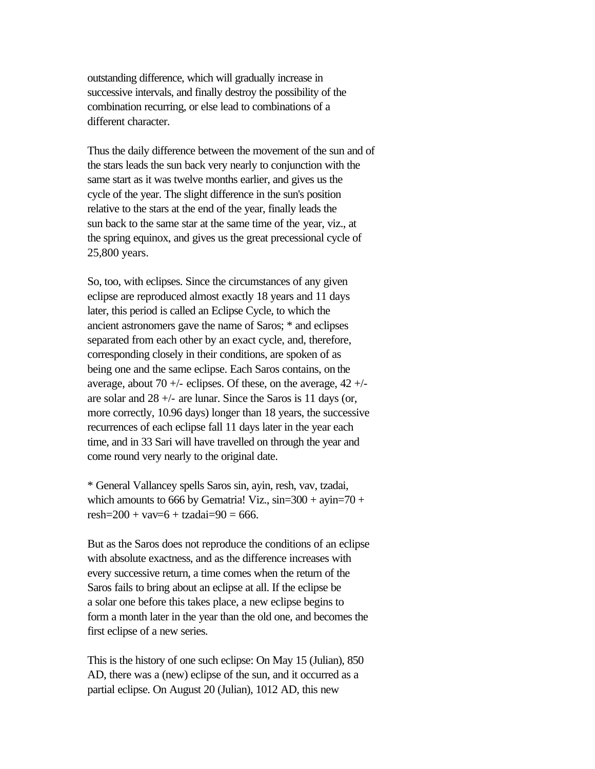outstanding difference, which will gradually increase in successive intervals, and finally destroy the possibility of the combination recurring, or else lead to combinations of a different character.

Thus the daily difference between the movement of the sun and of the stars leads the sun back very nearly to conjunction with the same start as it was twelve months earlier, and gives us the cycle of the year. The slight difference in the sun's position relative to the stars at the end of the year, finally leads the sun back to the same star at the same time of the year, viz., at the spring equinox, and gives us the great precessional cycle of 25,800 years.

So, too, with eclipses. Since the circumstances of any given eclipse are reproduced almost exactly 18 years and 11 days later, this period is called an Eclipse Cycle, to which the ancient astronomers gave the name of Saros; * and eclipses separated from each other by an exact cycle, and, therefore, corresponding closely in their conditions, are spoken of as being one and the same eclipse. Each Saros contains, on the average, about 70 +/- eclipses. Of these, on the average, 42 +/- are solar and 28 +/- are lunar. Since the Saros is 11 days (or, more correctly, 10.96 days) longer than 18 years, the successive recurrences of each eclipse fall 11 days later in the year each time, and in 33 Sari will have travelled on through the year and come round very nearly to the original date.

* General Vallancey spells Saros sin, ayin, resh, vav, tzadai, which amounts to 666 by Gematria! Viz., sin=300 + ayin=70 + resh=200 + vav=6 + tzadai=90 = 666.

But as the Saros does not reproduce the conditions of an eclipse with absolute exactness, and as the difference increases with every successive return, a time comes when the return of the Saros fails to bring about an eclipse at all. If the eclipse be a solar one before this takes place, a new eclipse begins to form a month later in the year than the old one, and becomes the first eclipse of a new series.

This is the history of one such eclipse: On May 15 (Julian), 850 AD, there was a (new) eclipse of the sun, and it occurred as a partial eclipse. On August 20 (Julian), 1012 AD, this new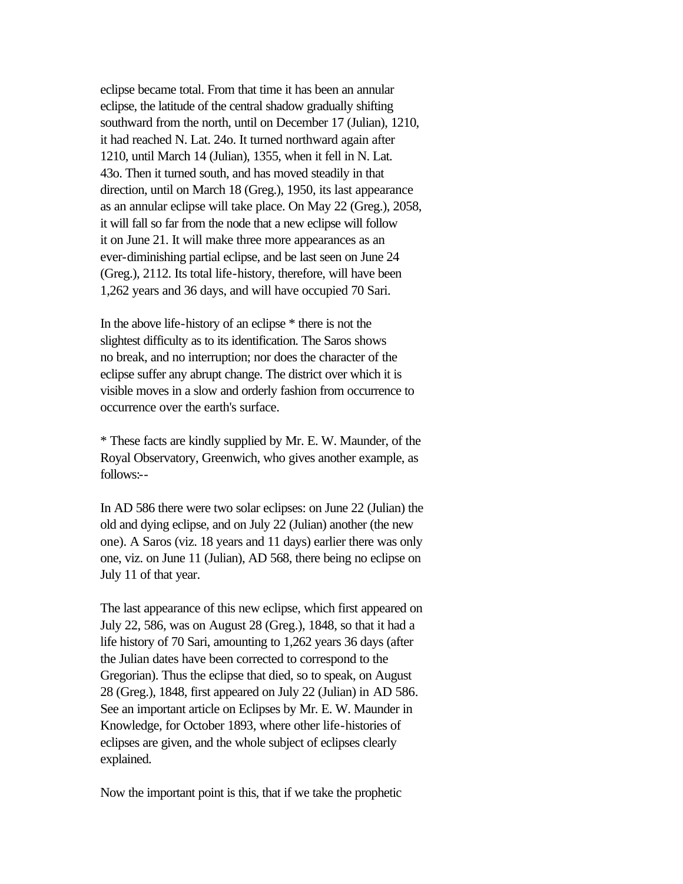eclipse became total. From that time it has been an annular eclipse, the latitude of the central shadow gradually shifting southward from the north, until on December 17 (Julian), 1210, it had reached N. Lat. 24o. It turned northward again after 1210, until March 14 (Julian), 1355, when it fell in N. Lat. 43o. Then it turned south, and has moved steadily in that direction, until on March 18 (Greg.), 1950, its last appearance as an annular eclipse will take place. On May 22 (Greg.), 2058, it will fall so far from the node that a new eclipse will follow it on June 21. It will make three more appearances as an ever-diminishing partial eclipse, and be last seen on June 24 (Greg.), 2112. Its total life-history, therefore, will have been 1,262 years and 36 days, and will have occupied 70 Sari.

In the above life-history of an eclipse * there is not the slightest difficulty as to its identification. The Saros shows no break, and no interruption; nor does the character of the eclipse suffer any abrupt change. The district over which it is visible moves in a slow and orderly fashion from occurrence to occurrence over the earth's surface.

* These facts are kindly supplied by Mr. E. W. Maunder, of the Royal Observatory, Greenwich, who gives another example, as follows:--

In AD 586 there were two solar eclipses: on June 22 (Julian) the old and dying eclipse, and on July 22 (Julian) another (the new one). A Saros (viz. 18 years and 11 days) earlier there was only one, viz. on June 11 (Julian), AD 568, there being no eclipse on July 11 of that year.

The last appearance of this new eclipse, which first appeared on July 22, 586, was on August 28 (Greg.), 1848, so that it had a life history of 70 Sari, amounting to 1,262 years 36 days (after the Julian dates have been corrected to correspond to the Gregorian). Thus the eclipse that died, so to speak, on August 28 (Greg.), 1848, first appeared on July 22 (Julian) in AD 586. See an important article on Eclipses by Mr. E. W. Maunder in Knowledge, for October 1893, where other life-histories of eclipses are given, and the whole subject of eclipses clearly explained.

Now the important point is this, that if we take the prophetic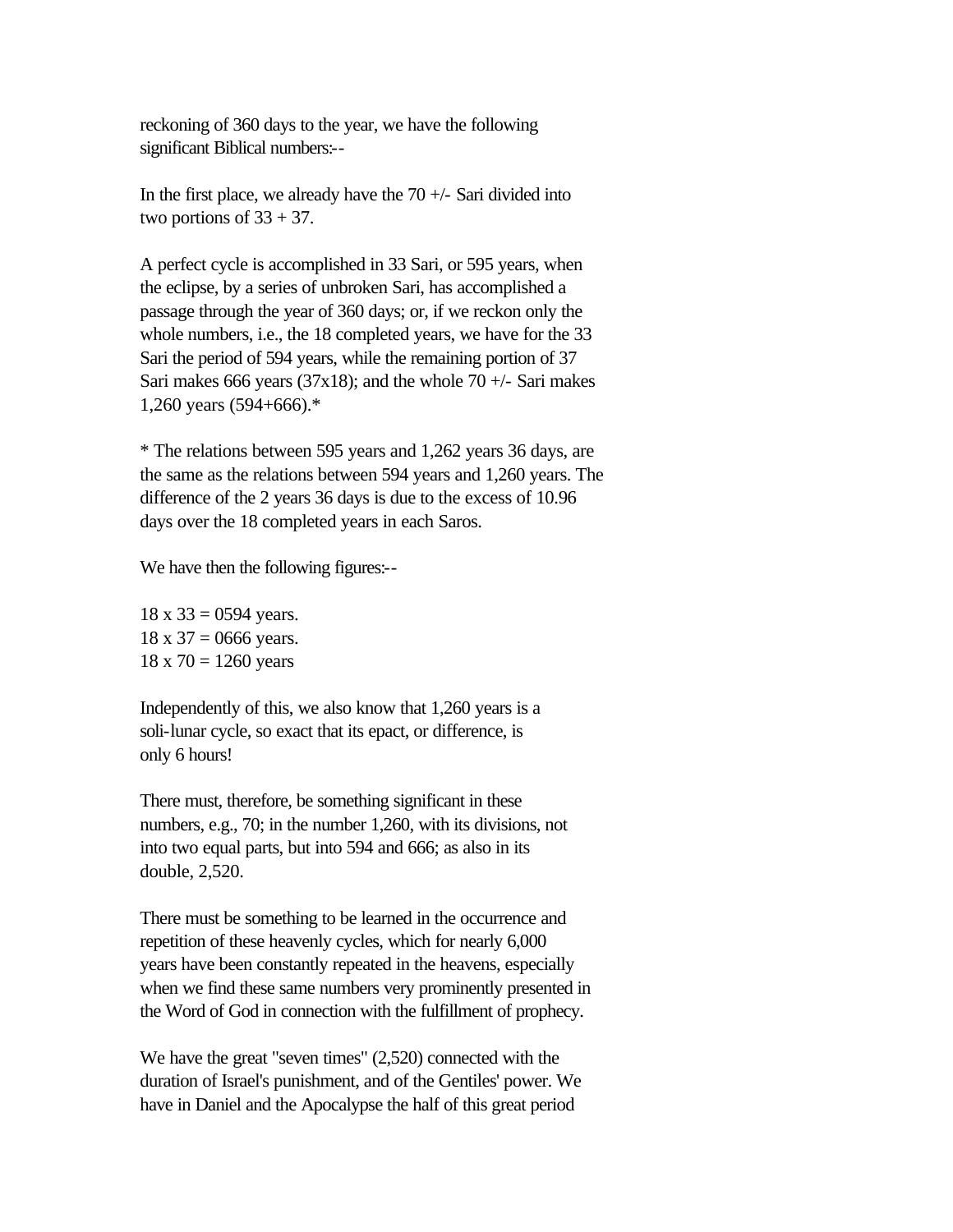reckoning of 360 days to the year, we have the following significant Biblical numbers:--

In the first place, we already have the 70 +/- Sari divided into two portions of 33 + 37.

A perfect cycle is accomplished in 33 Sari, or 595 years, when the eclipse, by a series of unbroken Sari, has accomplished a passage through the year of 360 days; or, if we reckon only the whole numbers, i.e., the 18 completed years, we have for the 33 Sari the period of 594 years, while the remaining portion of 37 Sari makes 666 years (37x18); and the whole 70 +/- Sari makes 1,260 years (594+666).*

* The relations between 595 years and 1,262 years 36 days, are the same as the relations between 594 years and 1,260 years. The difference of the 2 years 36 days is due to the excess of 10.96 days over the 18 completed years in each Saros.

We have then the following figures:--

18 x 33 = 0594 years.  
18 x 37 = 0666 years.  
18 x 70 = 1260 years

Independently of this, we also know that 1,260 years is a soli-lunar cycle, so exact that its epact, or difference, is only 6 hours!

There must, therefore, be something significant in these numbers, e.g., 70; in the number 1,260, with its divisions, not into two equal parts, but into 594 and 666; as also in its double, 2,520.

There must be something to be learned in the occurrence and repetition of these heavenly cycles, which for nearly 6,000 years have been constantly repeated in the heavens, especially when we find these same numbers very prominently presented in the Word of God in connection with the fulfillment of prophecy.

We have the great "seven times" (2,520) connected with the duration of Israel's punishment, and of the Gentiles' power. We have in Daniel and the Apocalypse the half of this great period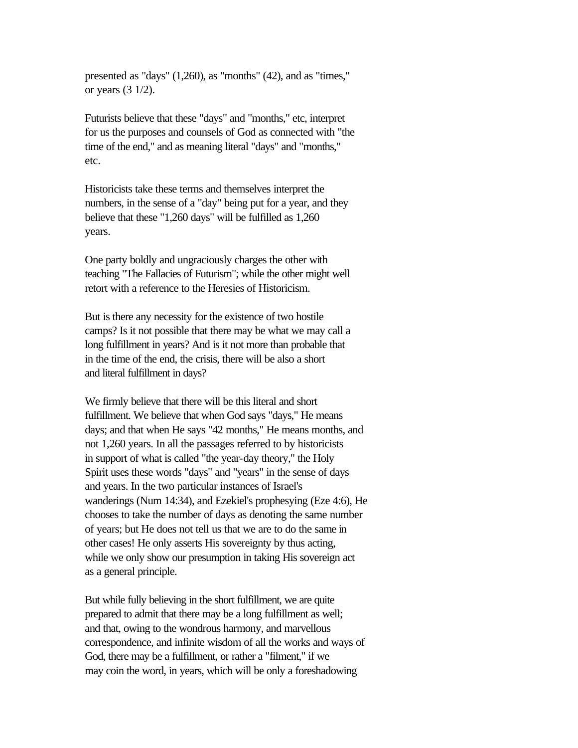presented as "days" (1,260), as "months" (42), and as "times," or years (3 1/2).

Futurists believe that these "days" and "months," etc, interpret for us the purposes and counsels of God as connected with "the time of the end," and as meaning literal "days" and "months," etc.

Historicists take these terms and themselves interpret the numbers, in the sense of a "day" being put for a year, and they believe that these "1,260 days" will be fulfilled as 1,260 years.

One party boldly and ungraciously charges the other with teaching "The Fallacies of Futurism"; while the other might well retort with a reference to the Heresies of Historicism.

But is there any necessity for the existence of two hostile camps? Is it not possible that there may be what we may call a long fulfillment in years? And is it not more than probable that in the time of the end, the crisis, there will be also a short and literal fulfillment in days?

We firmly believe that there will be this literal and short fulfillment. We believe that when God says "days," He means days; and that when He says "42 months," He means months, and not 1,260 years. In all the passages referred to by historicists in support of what is called "the year-day theory," the Holy Spirit uses these words "days" and "years" in the sense of days and years. In the two particular instances of Israel's wanderings (Num 14:34), and Ezekiel's prophesying (Eze 4:6), He chooses to take the number of days as denoting the same number of years; but He does not tell us that we are to do the same in other cases! He only asserts His sovereignty by thus acting, while we only show our presumption in taking His sovereign act as a general principle.

But while fully believing in the short fulfillment, we are quite prepared to admit that there may be a long fulfillment as well; and that, owing to the wondrous harmony, and marvellous correspondence, and infinite wisdom of all the works and ways of God, there may be a fulfillment, or rather a "filment," if we may coin the word, in years, which will be only a foreshadowing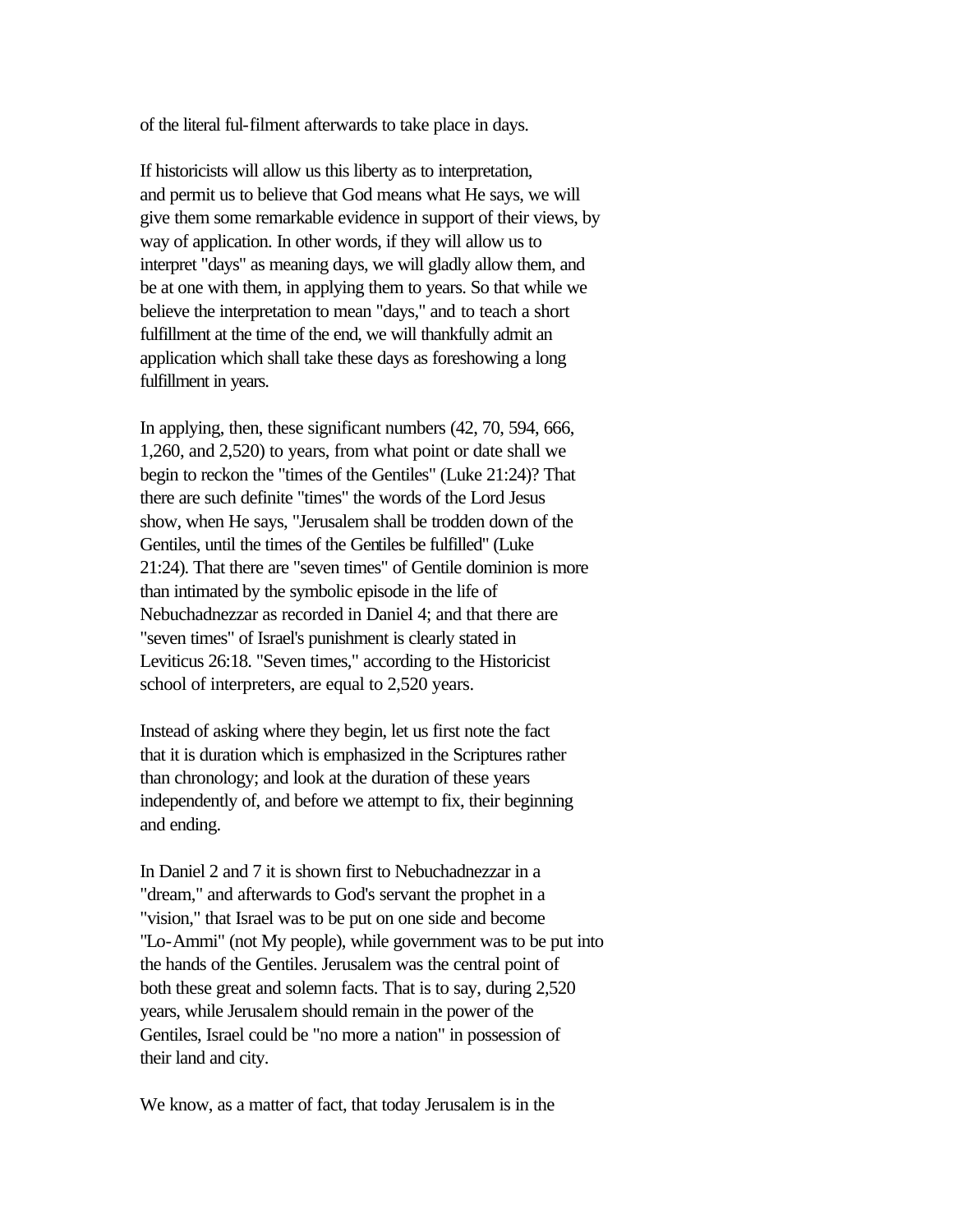of the literal ful-filment afterwards to take place in days.

If historicists will allow us this liberty as to interpretation, and permit us to believe that God means what He says, we will give them some remarkable evidence in support of their views, by way of application. In other words, if they will allow us to interpret "days" as meaning days, we will gladly allow them, and be at one with them, in applying them to years. So that while we believe the interpretation to mean "days," and to teach a short fulfillment at the time of the end, we will thankfully admit an application which shall take these days as foreshowing a long fulfillment in years.

In applying, then, these significant numbers (42, 70, 594, 666, 1,260, and 2,520) to years, from what point or date shall we begin to reckon the "times of the Gentiles" (Luke 21:24)? That there are such definite "times" the words of the Lord Jesus show, when He says, "Jerusalem shall be trodden down of the Gentiles, until the times of the Gentiles be fulfilled" (Luke 21:24). That there are "seven times" of Gentile dominion is more than intimated by the symbolic episode in the life of Nebuchadnezzar as recorded in Daniel 4; and that there are "seven times" of Israel's punishment is clearly stated in Leviticus 26:18. "Seven times," according to the Historicist school of interpreters, are equal to 2,520 years.

Instead of asking where they begin, let us first note the fact that it is duration which is emphasized in the Scriptures rather than chronology; and look at the duration of these years independently of, and before we attempt to fix, their beginning and ending.

In Daniel 2 and 7 it is shown first to Nebuchadnezzar in a "dream," and afterwards to God's servant the prophet in a "vision," that Israel was to be put on one side and become "Lo-Ammi" (not My people), while government was to be put into the hands of the Gentiles. Jerusalem was the central point of both these great and solemn facts. That is to say, during 2,520 years, while Jerusalem should remain in the power of the Gentiles, Israel could be "no more a nation" in possession of their land and city.

We know, as a matter of fact, that today Jerusalem is in the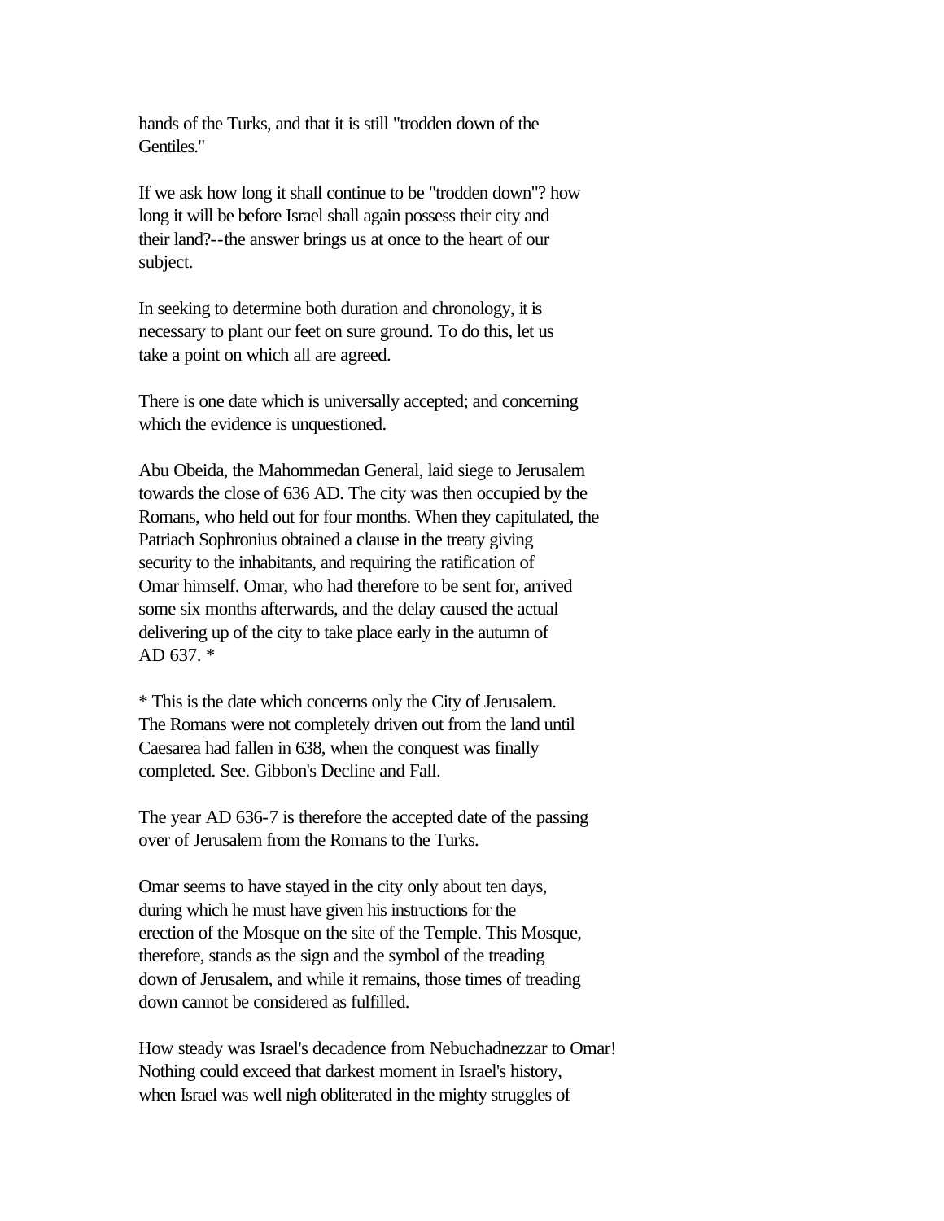hands of the Turks, and that it is still "trodden down of the Gentiles."

If we ask how long it shall continue to be "trodden down"? how long it will be before Israel shall again possess their city and their land?--the answer brings us at once to the heart of our subject.

In seeking to determine both duration and chronology, it is necessary to plant our feet on sure ground. To do this, let us take a point on which all are agreed.

There is one date which is universally accepted; and concerning which the evidence is unquestioned.

Abu Obeida, the Mahommedan General, laid siege to Jerusalem towards the close of 636 AD. The city was then occupied by the Romans, who held out for four months. When they capitulated, the Patriach Sophronius obtained a clause in the treaty giving security to the inhabitants, and requiring the ratification of Omar himself. Omar, who had therefore to be sent for, arrived some six months afterwards, and the delay caused the actual delivering up of the city to take place early in the autumn of AD 637. *

* This is the date which concerns only the City of Jerusalem. The Romans were not completely driven out from the land until Caesarea had fallen in 638, when the conquest was finally completed. See. Gibbon's Decline and Fall.

The year AD 636-7 is therefore the accepted date of the passing over of Jerusalem from the Romans to the Turks.

Omar seems to have stayed in the city only about ten days, during which he must have given his instructions for the erection of the Mosque on the site of the Temple. This Mosque, therefore, stands as the sign and the symbol of the treading down of Jerusalem, and while it remains, those times of treading down cannot be considered as fulfilled.

How steady was Israel's decadence from Nebuchadnezzar to Omar! Nothing could exceed that darkest moment in Israel's history, when Israel was well nigh obliterated in the mighty struggles of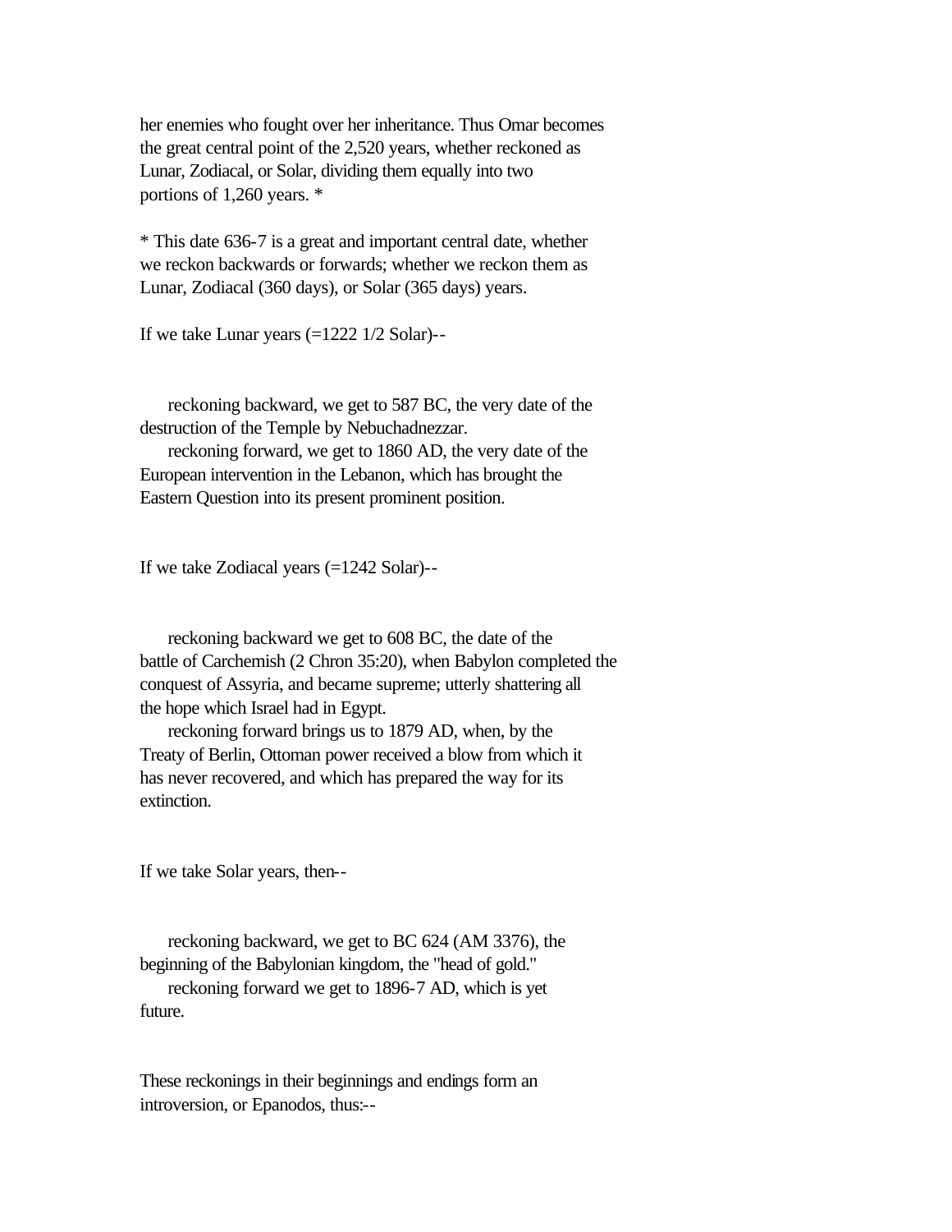her enemies who fought over her inheritance. Thus Omar becomes the great central point of the 2,520 years, whether reckoned as Lunar, Zodiacal, or Solar, dividing them equally into two portions of 1,260 years. *

* This date 636-7 is a great and important central date, whether we reckon backwards or forwards; whether we reckon them as Lunar, Zodiacal (360 days), or Solar (365 days) years.

If we take Lunar years (=1222 1/2 Solar)--

reckoning backward, we get to 587 BC, the very date of the destruction of the Temple by Nebuchadnezzar.

reckoning forward, we get to 1860 AD, the very date of the European intervention in the Lebanon, which has brought the Eastern Question into its present prominent position.

If we take Zodiacal years (=1242 Solar)--

reckoning backward we get to 608 BC, the date of the battle of Carchemish (2 Chron 35:20), when Babylon completed the conquest of Assyria, and became supreme; utterly shattering all the hope which Israel had in Egypt.

reckoning forward brings us to 1879 AD, when, by the Treaty of Berlin, Ottoman power received a blow from which it has never recovered, and which has prepared the way for its extinction.

If we take Solar years, then--

reckoning backward, we get to BC 624 (AM 3376), the beginning of the Babylonian kingdom, the "head of gold."

reckoning forward we get to 1896-7 AD, which is yet future.

These reckonings in their beginnings and endings form an introversion, or Epanodos, thus:--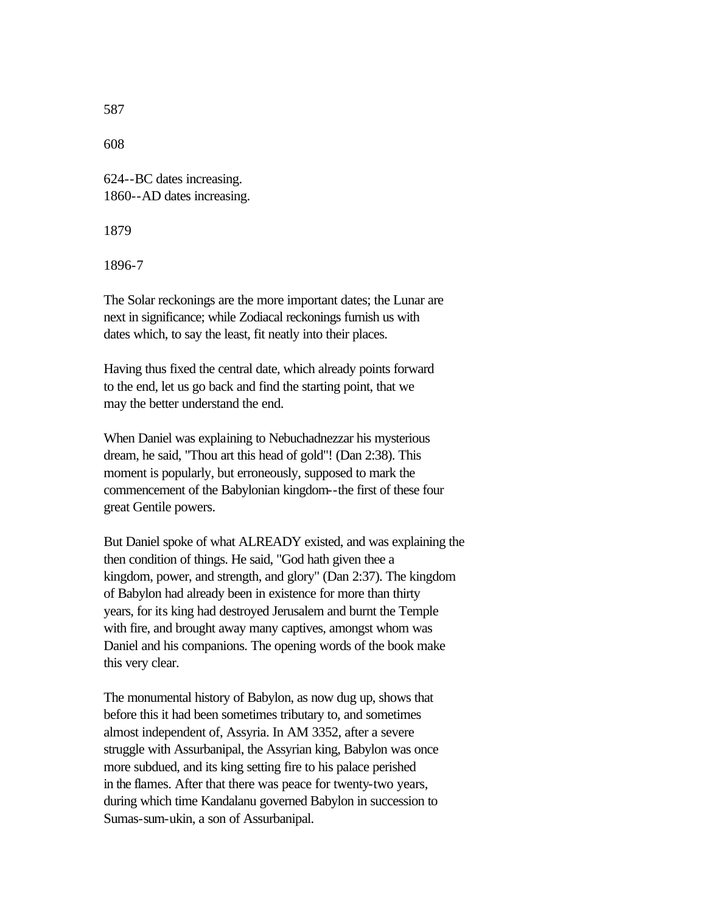587

608

624--BC dates increasing.
1860--AD dates increasing.

1879

1896-7

The Solar reckonings are the more important dates; the Lunar are next in significance; while Zodiacal reckonings furnish us with dates which, to say the least, fit neatly into their places.

Having thus fixed the central date, which already points forward to the end, let us go back and find the starting point, that we may the better understand the end.

When Daniel was explaining to Nebuchadnezzar his mysterious dream, he said, "Thou art this head of gold"! (Dan 2:38). This moment is popularly, but erroneously, supposed to mark the commencement of the Babylonian kingdom--the first of these four great Gentile powers.

But Daniel spoke of what ALREADY existed, and was explaining the then condition of things. He said, "God hath given thee a kingdom, power, and strength, and glory" (Dan 2:37). The kingdom of Babylon had already been in existence for more than thirty years, for its king had destroyed Jerusalem and burnt the Temple with fire, and brought away many captives, amongst whom was Daniel and his companions. The opening words of the book make this very clear.

The monumental history of Babylon, as now dug up, shows that before this it had been sometimes tributary to, and sometimes almost independent of, Assyria. In AM 3352, after a severe struggle with Assurbanipal, the Assyrian king, Babylon was once more subdued, and its king setting fire to his palace perished in the flames. After that there was peace for twenty-two years, during which time Kandalanu governed Babylon in succession to Sumas-sum-ukin, a son of Assurbanipal.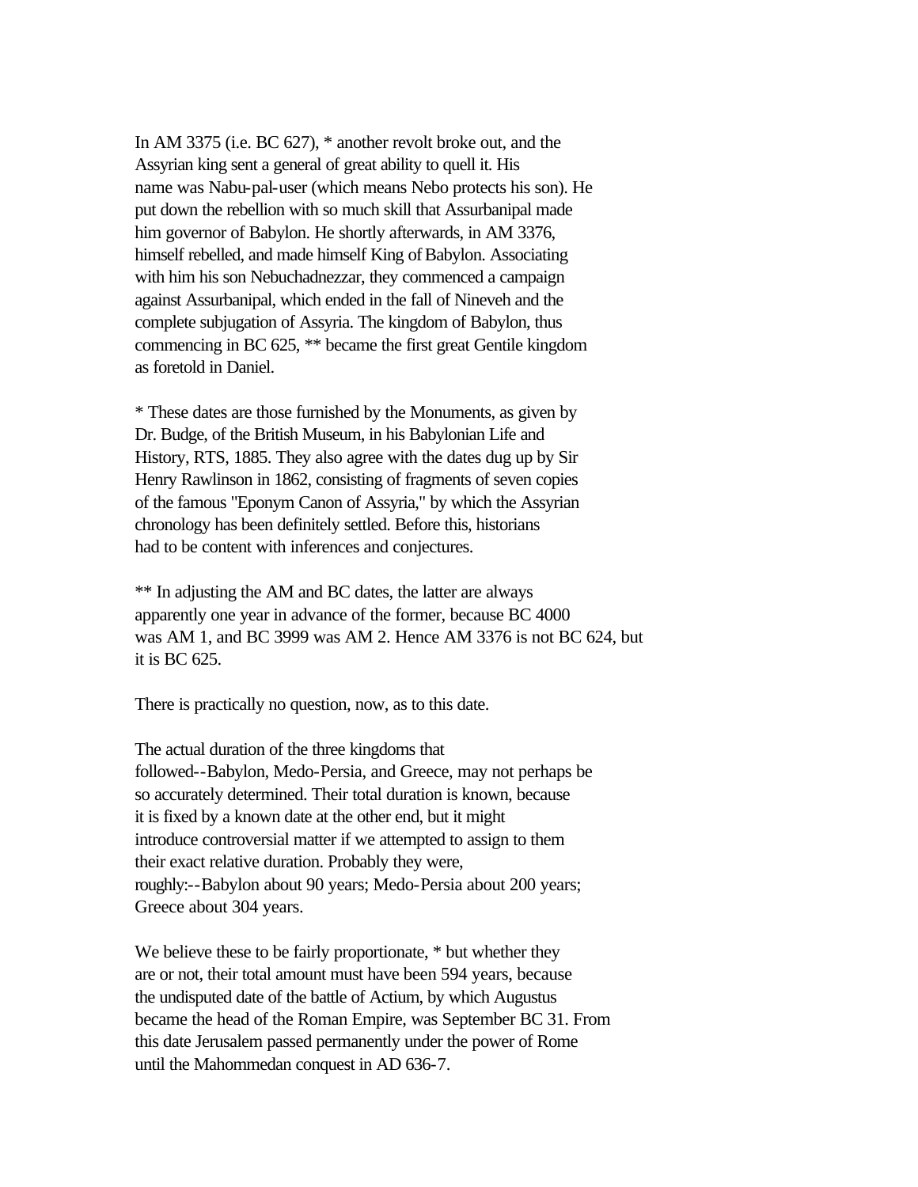In AM 3375 (i.e. BC 627), * another revolt broke out, and the Assyrian king sent a general of great ability to quell it. His name was Nabu-pal-user (which means Nebo protects his son). He put down the rebellion with so much skill that Assurbanipal made him governor of Babylon. He shortly afterwards, in AM 3376, himself rebelled, and made himself King of Babylon. Associating with him his son Nebuchadnezzar, they commenced a campaign against Assurbanipal, which ended in the fall of Nineveh and the complete subjugation of Assyria. The kingdom of Babylon, thus commencing in BC 625, ** became the first great Gentile kingdom as foretold in Daniel.

* These dates are those furnished by the Monuments, as given by Dr. Budge, of the British Museum, in his Babylonian Life and History, RTS, 1885. They also agree with the dates dug up by Sir Henry Rawlinson in 1862, consisting of fragments of seven copies of the famous "Eponym Canon of Assyria," by which the Assyrian chronology has been definitely settled. Before this, historians had to be content with inferences and conjectures.

** In adjusting the AM and BC dates, the latter are always apparently one year in advance of the former, because BC 4000 was AM 1, and BC 3999 was AM 2. Hence AM 3376 is not BC 624, but it is BC 625.

There is practically no question, now, as to this date.

The actual duration of the three kingdoms that followed--Babylon, Medo-Persia, and Greece, may not perhaps be so accurately determined. Their total duration is known, because it is fixed by a known date at the other end, but it might introduce controversial matter if we attempted to assign to them their exact relative duration. Probably they were, roughly:--Babylon about 90 years; Medo-Persia about 200 years; Greece about 304 years.

We believe these to be fairly proportionate, * but whether they are or not, their total amount must have been 594 years, because the undisputed date of the battle of Actium, by which Augustus became the head of the Roman Empire, was September BC 31. From this date Jerusalem passed permanently under the power of Rome until the Mahommedan conquest in AD 636-7.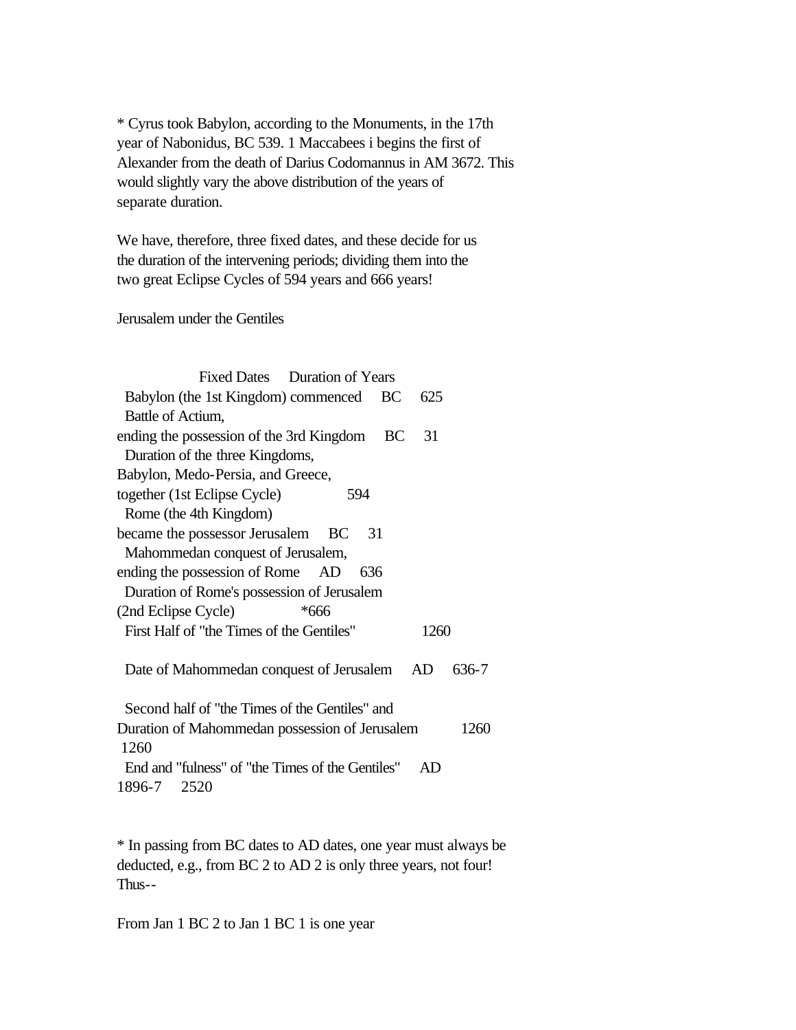* Cyrus took Babylon, according to the Monuments, in the 17th year of Nabonidus, BC 539. 1 Maccabees i begins the first of Alexander from the death of Darius Codomannus in AM 3672. This would slightly vary the above distribution of the years of separate duration.

We have, therefore, three fixed dates, and these decide for us the duration of the intervening periods; dividing them into the two great Eclipse Cycles of 594 years and 666 years!

Jerusalem under the Gentiles

| | Fixed Dates | | Duration of Years |
|---|---|---|---|
| Babylon (the 1st Kingdom) commenced | BC | 625 | |
| Battle of Actium, ending the possession of the 3rd Kingdom | BC | 31 | |
| Duration of the three Kingdoms, Babylon, Medo-Persia, and Greece, together (1st Eclipse Cycle) | | | 594 |
| Rome (the 4th Kingdom) became the possessor Jerusalem | BC | 31 | |
| Mahommedan conquest of Jerusalem, ending the possession of Rome | AD | 636 | |
| Duration of Rome's possession of Jerusalem (2nd Eclipse Cycle) | | | *666 |
| First Half of "the Times of the Gentiles" | | | 1260 |
| Date of Mahommedan conquest of Jerusalem | AD | 636-7 | |
| Second half of "the Times of the Gentiles" and Duration of Mahommedan possession of Jerusalem | | | 1260 |
| | | | 1260 |
| End and "fulness" of "the Times of the Gentiles" | AD | 1896-7 | 2520 |

* In passing from BC dates to AD dates, one year must always be deducted, e.g., from BC 2 to AD 2 is only three years, not four! Thus--

From Jan 1 BC 2 to Jan 1 BC 1 is one year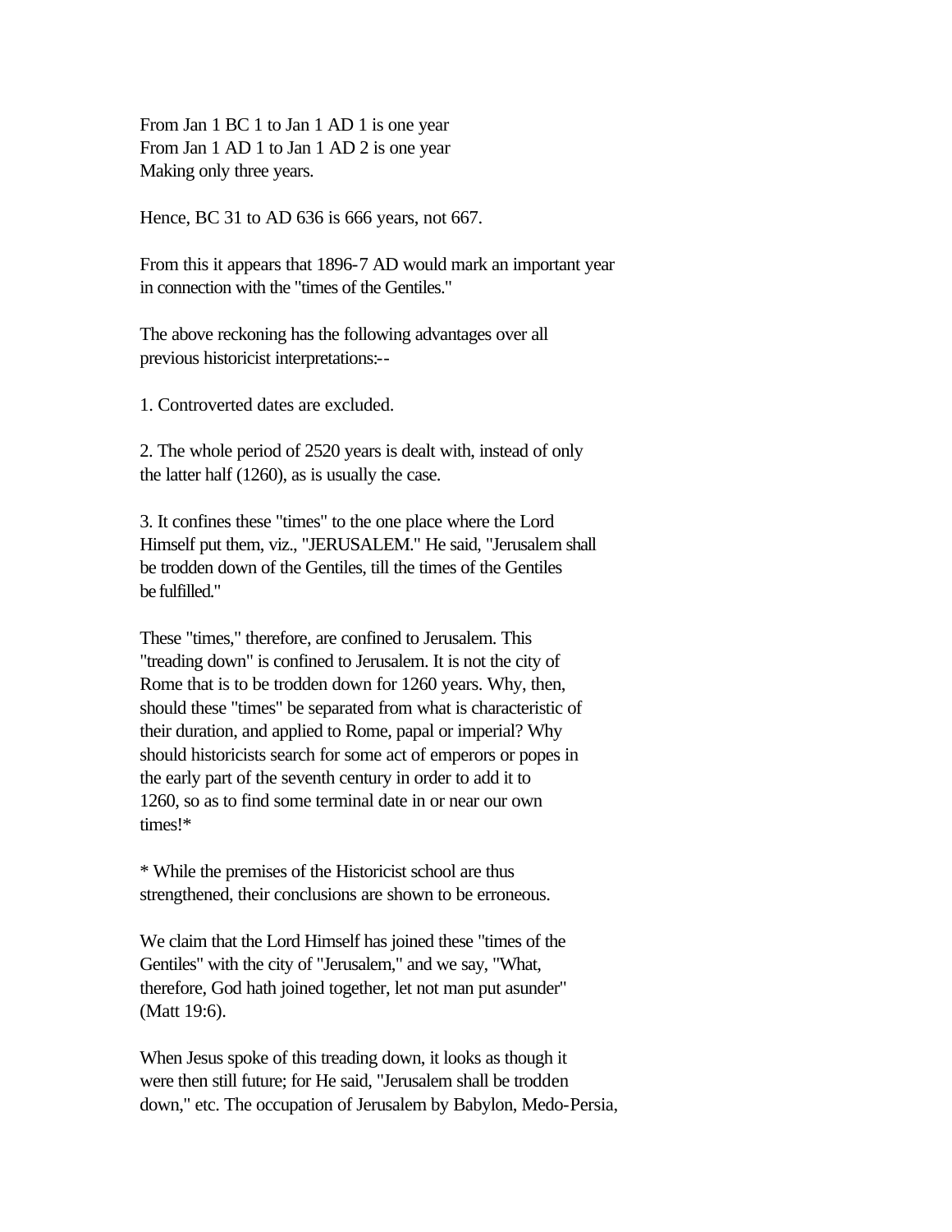From Jan 1 BC 1 to Jan 1 AD 1 is one year
From Jan 1 AD 1 to Jan 1 AD 2 is one year
Making only three years.

Hence, BC 31 to AD 636 is 666 years, not 667.

From this it appears that 1896-7 AD would mark an important year in connection with the "times of the Gentiles."

The above reckoning has the following advantages over all previous historicist interpretations:--

1. Controverted dates are excluded.

2. The whole period of 2520 years is dealt with, instead of only the latter half (1260), as is usually the case.

3. It confines these "times" to the one place where the Lord Himself put them, viz., "JERUSALEM." He said, "Jerusalem shall be trodden down of the Gentiles, till the times of the Gentiles be fulfilled."

These "times," therefore, are confined to Jerusalem. This "treading down" is confined to Jerusalem. It is not the city of Rome that is to be trodden down for 1260 years. Why, then, should these "times" be separated from what is characteristic of their duration, and applied to Rome, papal or imperial? Why should historicists search for some act of emperors or popes in the early part of the seventh century in order to add it to 1260, so as to find some terminal date in or near our own times!*

* While the premises of the Historicist school are thus strengthened, their conclusions are shown to be erroneous.

We claim that the Lord Himself has joined these "times of the Gentiles" with the city of "Jerusalem," and we say, "What, therefore, God hath joined together, let not man put asunder" (Matt 19:6).

When Jesus spoke of this treading down, it looks as though it were then still future; for He said, "Jerusalem shall be trodden down," etc. The occupation of Jerusalem by Babylon, Medo-Persia,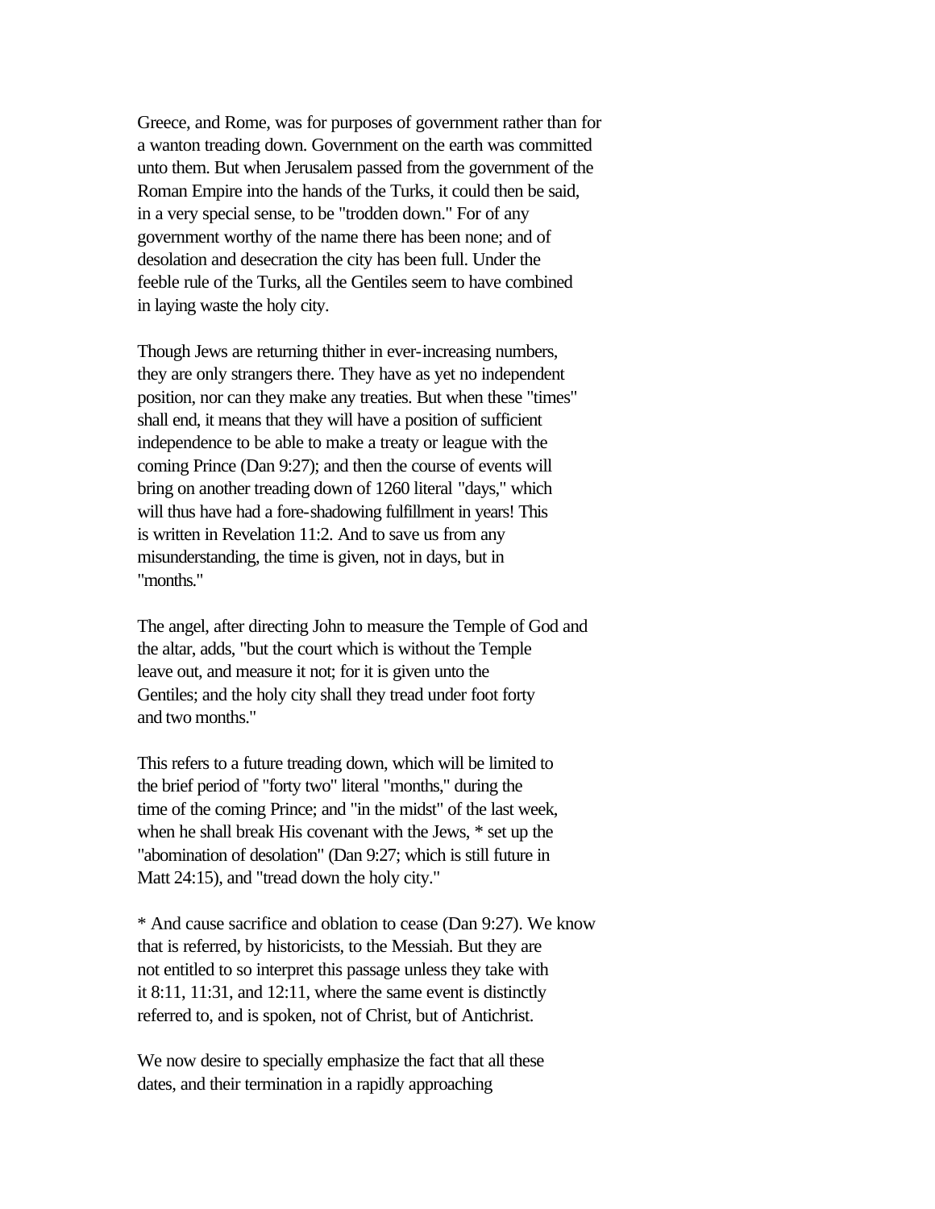Greece, and Rome, was for purposes of government rather than for a wanton treading down. Government on the earth was committed unto them. But when Jerusalem passed from the government of the Roman Empire into the hands of the Turks, it could then be said, in a very special sense, to be "trodden down." For of any government worthy of the name there has been none; and of desolation and desecration the city has been full. Under the feeble rule of the Turks, all the Gentiles seem to have combined in laying waste the holy city.

Though Jews are returning thither in ever-increasing numbers, they are only strangers there. They have as yet no independent position, nor can they make any treaties. But when these "times" shall end, it means that they will have a position of sufficient independence to be able to make a treaty or league with the coming Prince (Dan 9:27); and then the course of events will bring on another treading down of 1260 literal "days," which will thus have had a fore-shadowing fulfillment in years! This is written in Revelation 11:2. And to save us from any misunderstanding, the time is given, not in days, but in "months."

The angel, after directing John to measure the Temple of God and the altar, adds, "but the court which is without the Temple leave out, and measure it not; for it is given unto the Gentiles; and the holy city shall they tread under foot forty and two months."

This refers to a future treading down, which will be limited to the brief period of "forty two" literal "months," during the time of the coming Prince; and "in the midst" of the last week, when he shall break His covenant with the Jews, * set up the "abomination of desolation" (Dan 9:27; which is still future in Matt 24:15), and "tread down the holy city."

* And cause sacrifice and oblation to cease (Dan 9:27). We know that is referred, by historicists, to the Messiah. But they are not entitled to so interpret this passage unless they take with it 8:11, 11:31, and 12:11, where the same event is distinctly referred to, and is spoken, not of Christ, but of Antichrist.

We now desire to specially emphasize the fact that all these dates, and their termination in a rapidly approaching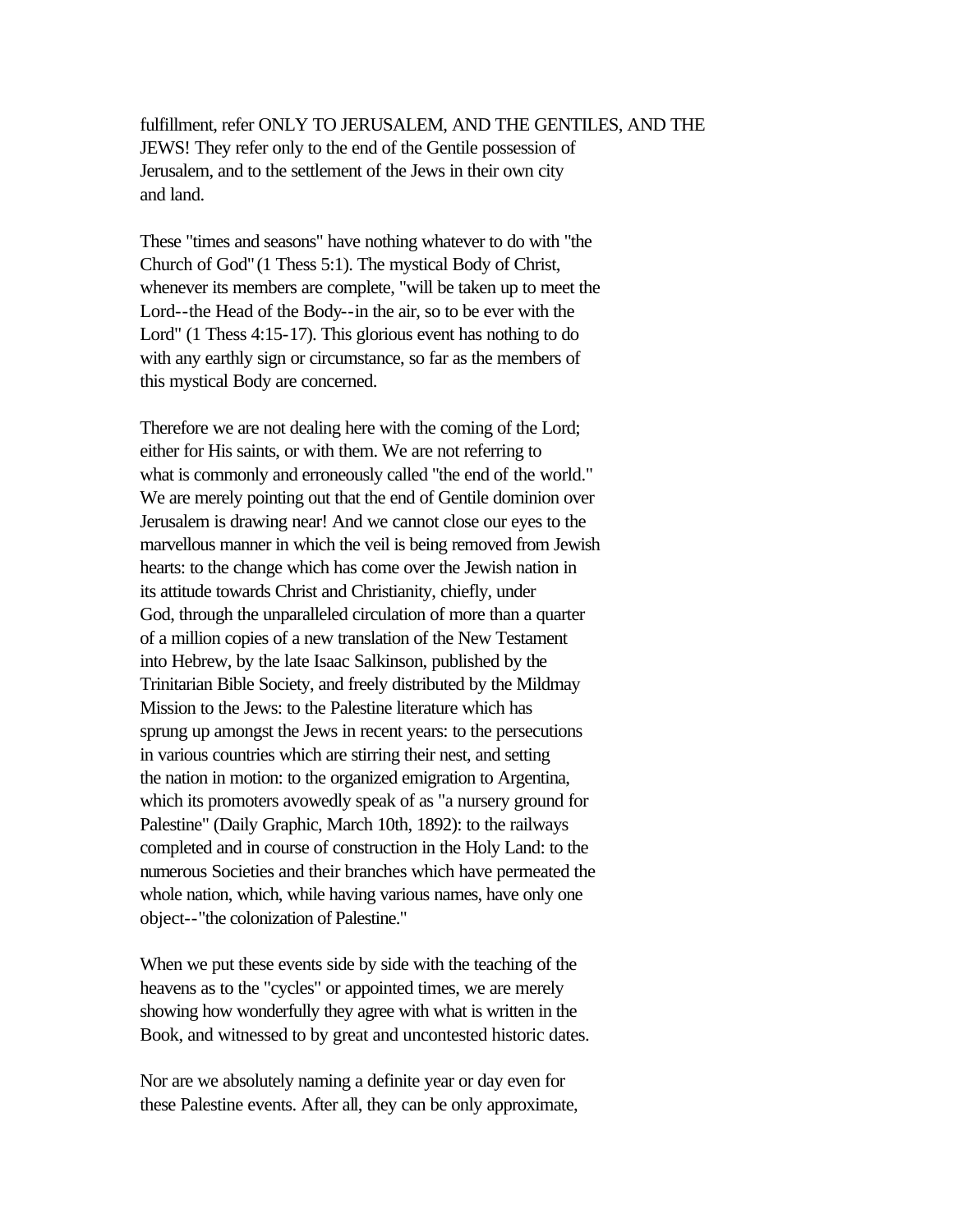fulfillment, refer ONLY TO JERUSALEM, AND THE GENTILES, AND THE JEWS! They refer only to the end of the Gentile possession of Jerusalem, and to the settlement of the Jews in their own city and land.

These "times and seasons" have nothing whatever to do with "the Church of God" (1 Thess 5:1). The mystical Body of Christ, whenever its members are complete, "will be taken up to meet the Lord--the Head of the Body--in the air, so to be ever with the Lord" (1 Thess 4:15-17). This glorious event has nothing to do with any earthly sign or circumstance, so far as the members of this mystical Body are concerned.

Therefore we are not dealing here with the coming of the Lord; either for His saints, or with them. We are not referring to what is commonly and erroneously called "the end of the world." We are merely pointing out that the end of Gentile dominion over Jerusalem is drawing near! And we cannot close our eyes to the marvellous manner in which the veil is being removed from Jewish hearts: to the change which has come over the Jewish nation in its attitude towards Christ and Christianity, chiefly, under God, through the unparalleled circulation of more than a quarter of a million copies of a new translation of the New Testament into Hebrew, by the late Isaac Salkinson, published by the Trinitarian Bible Society, and freely distributed by the Mildmay Mission to the Jews: to the Palestine literature which has sprung up amongst the Jews in recent years: to the persecutions in various countries which are stirring their nest, and setting the nation in motion: to the organized emigration to Argentina, which its promoters avowedly speak of as "a nursery ground for Palestine" (Daily Graphic, March 10th, 1892): to the railways completed and in course of construction in the Holy Land: to the numerous Societies and their branches which have permeated the whole nation, which, while having various names, have only one object--"the colonization of Palestine."

When we put these events side by side with the teaching of the heavens as to the "cycles" or appointed times, we are merely showing how wonderfully they agree with what is written in the Book, and witnessed to by great and uncontested historic dates.

Nor are we absolutely naming a definite year or day even for these Palestine events. After all, they can be only approximate,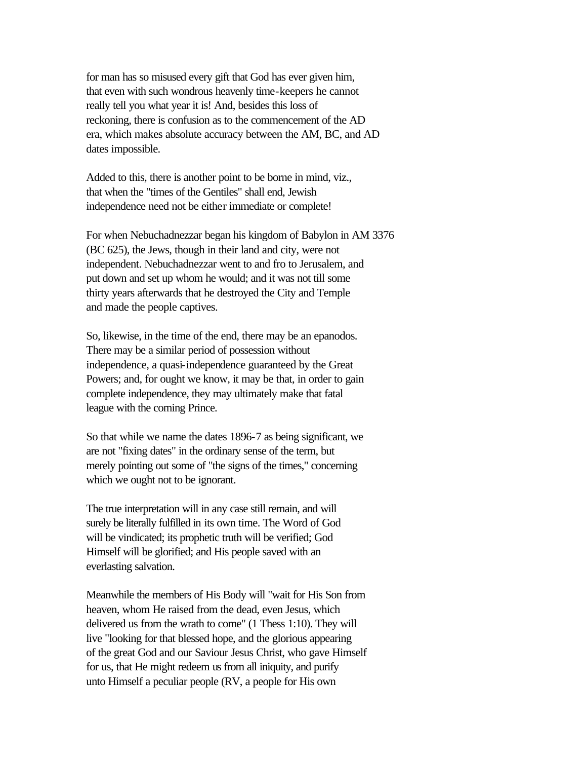for man has so misused every gift that God has ever given him, that even with such wondrous heavenly time-keepers he cannot really tell you what year it is! And, besides this loss of reckoning, there is confusion as to the commencement of the AD era, which makes absolute accuracy between the AM, BC, and AD dates impossible.

Added to this, there is another point to be borne in mind, viz., that when the "times of the Gentiles" shall end, Jewish independence need not be either immediate or complete!

For when Nebuchadnezzar began his kingdom of Babylon in AM 3376 (BC 625), the Jews, though in their land and city, were not independent. Nebuchadnezzar went to and fro to Jerusalem, and put down and set up whom he would; and it was not till some thirty years afterwards that he destroyed the City and Temple and made the people captives.

So, likewise, in the time of the end, there may be an epanodos. There may be a similar period of possession without independence, a quasi-independence guaranteed by the Great Powers; and, for ought we know, it may be that, in order to gain complete independence, they may ultimately make that fatal league with the coming Prince.

So that while we name the dates 1896-7 as being significant, we are not "fixing dates" in the ordinary sense of the term, but merely pointing out some of "the signs of the times," concerning which we ought not to be ignorant.

The true interpretation will in any case still remain, and will surely be literally fulfilled in its own time. The Word of God will be vindicated; its prophetic truth will be verified; God Himself will be glorified; and His people saved with an everlasting salvation.

Meanwhile the members of His Body will "wait for His Son from heaven, whom He raised from the dead, even Jesus, which delivered us from the wrath to come" (1 Thess 1:10). They will live "looking for that blessed hope, and the glorious appearing of the great God and our Saviour Jesus Christ, who gave Himself for us, that He might redeem us from all iniquity, and purify unto Himself a peculiar people (RV, a people for His own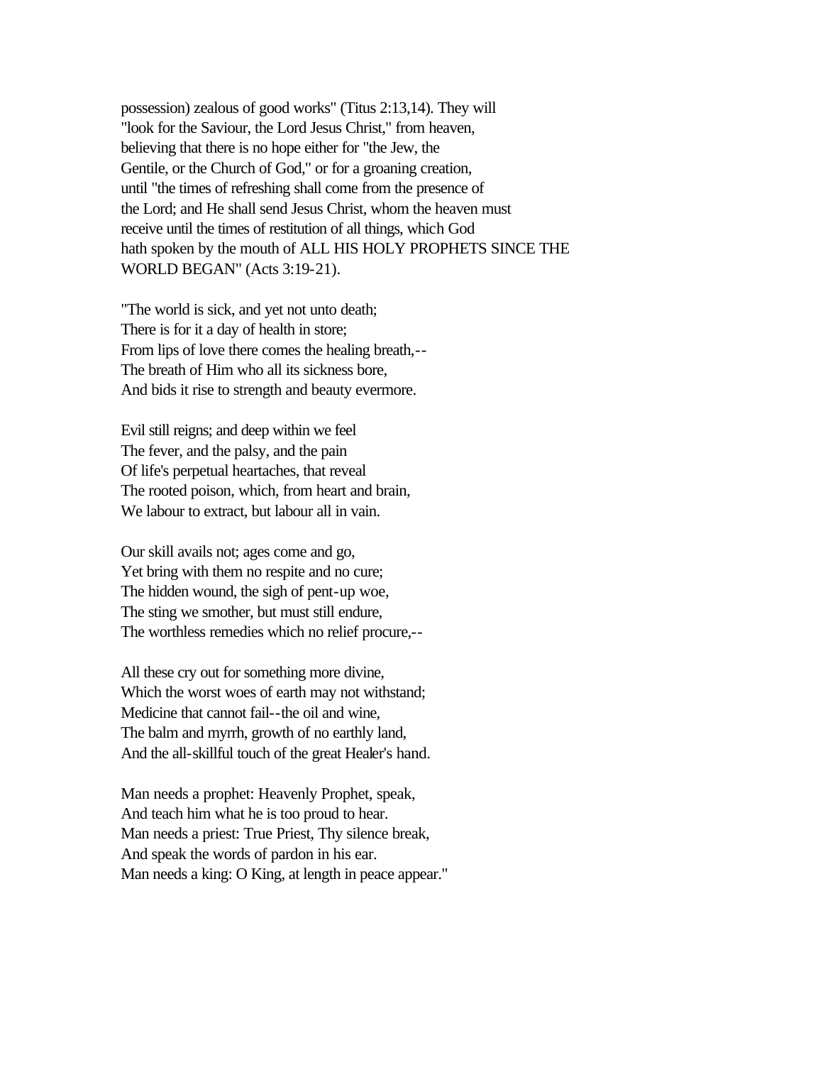possession) zealous of good works" (Titus 2:13,14). They will "look for the Saviour, the Lord Jesus Christ," from heaven, believing that there is no hope either for "the Jew, the Gentile, or the Church of God," or for a groaning creation, until "the times of refreshing shall come from the presence of the Lord; and He shall send Jesus Christ, whom the heaven must receive until the times of restitution of all things, which God hath spoken by the mouth of ALL HIS HOLY PROPHETS SINCE THE WORLD BEGAN" (Acts 3:19-21).

"The world is sick, and yet not unto death;  
There is for it a day of health in store;  
From lips of love there comes the healing breath,--  
The breath of Him who all its sickness bore,  
And bids it rise to strength and beauty evermore.

Evil still reigns; and deep within we feel  
The fever, and the palsy, and the pain  
Of life's perpetual heartaches, that reveal  
The rooted poison, which, from heart and brain,  
We labour to extract, but labour all in vain.

Our skill avails not; ages come and go,  
Yet bring with them no respite and no cure;  
The hidden wound, the sigh of pent-up woe,  
The sting we smother, but must still endure,  
The worthless remedies which no relief procure,--

All these cry out for something more divine,  
Which the worst woes of earth may not withstand;  
Medicine that cannot fail--the oil and wine,  
The balm and myrrh, growth of no earthly land,  
And the all-skillful touch of the great Healer's hand.

Man needs a prophet: Heavenly Prophet, speak,  
And teach him what he is too proud to hear.  
Man needs a priest: True Priest, Thy silence break,  
And speak the words of pardon in his ear.  
Man needs a king: O King, at length in peace appear."